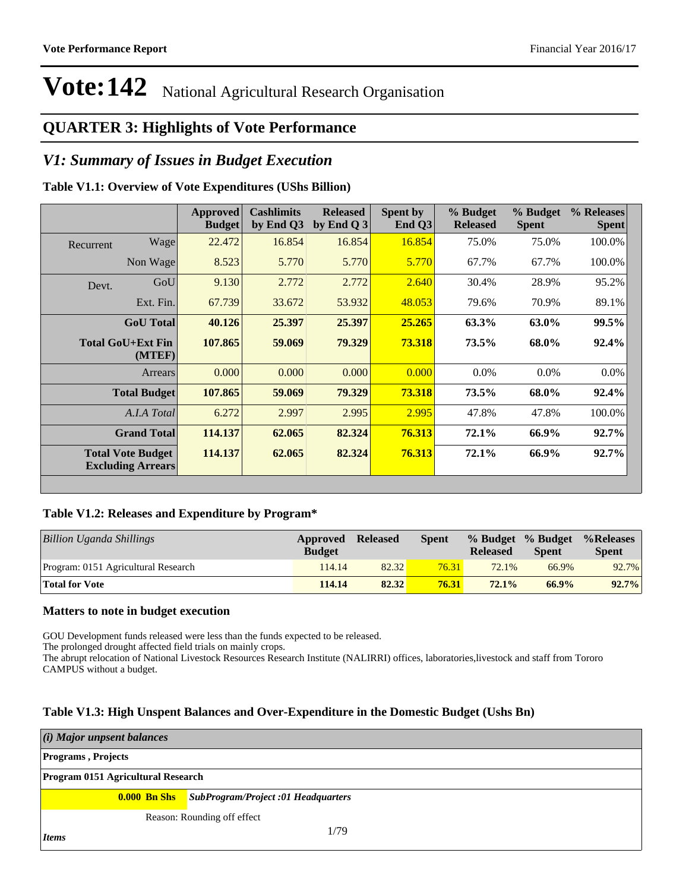# Vote:142 National Agricultural Research Organisation

## QUARTER 3: Highlights of Vote Performance

## *V1: Summary of Issues in Budget Execution*

**Table V1.1: Overview of Vote Expenditures (UShs Billion)**

| | | Approved Budget | Cashlimits by End Q3 | Released by End Q 3 | Spent by End Q3 | % Budget Released | % Budget Spent | % Releases Spent |
|---|---|---|---|---|---|---|---|---|
| Recurrent | Wage | 22.472 | 16.854 | 16.854 | 16.854 | 75.0% | 75.0% | 100.0% |
| | Non Wage | 8.523 | 5.770 | 5.770 | 5.770 | 67.7% | 67.7% | 100.0% |
| Devt. | GoU | 9.130 | 2.772 | 2.772 | 2.640 | 30.4% | 28.9% | 95.2% |
| | Ext. Fin. | 67.739 | 33.672 | 53.932 | 48.053 | 79.6% | 70.9% | 89.1% |
| **GoU Total** | | **40.126** | **25.397** | **25.397** | **25.265** | **63.3%** | **63.0%** | **99.5%** |
| **Total GoU+Ext Fin (MTEF)** | | **107.865** | **59.069** | **79.329** | **73.318** | **73.5%** | **68.0%** | **92.4%** |
| Arrears | | 0.000 | 0.000 | 0.000 | 0.000 | 0.0% | 0.0% | 0.0% |
| **Total Budget** | | **107.865** | **59.069** | **79.329** | **73.318** | **73.5%** | **68.0%** | **92.4%** |
| *A.I.A Total* | | 6.272 | 2.997 | 2.995 | 2.995 | 47.8% | 47.8% | 100.0% |
| **Grand Total** | | **114.137** | **62.065** | **82.324** | **76.313** | **72.1%** | **66.9%** | **92.7%** |
| **Total Vote Budget Excluding Arrears** | | **114.137** | **62.065** | **82.324** | **76.313** | **72.1%** | **66.9%** | **92.7%** |

**Table V1.2: Releases and Expenditure by Program***

| *Billion Uganda Shillings* | Approved Budget | Released | Spent | % Budget Released | % Budget Spent | %Releases Spent |
|---|---|---|---|---|---|---|
| Program: 0151 Agricultural Research | 114.14 | 82.32 | 76.31 | 72.1% | 66.9% | 92.7% |
| **Total for Vote** | **114.14** | **82.32** | **76.31** | **72.1%** | **66.9%** | **92.7%** |

### Matters to note in budget execution

GOU Development funds released were less than the funds expected to be released.

The prolonged drought affected field trials on mainly crops.

The abrupt relocation of National Livestock Resources Research Institute (NALIRRI) offices, laboratories,livestock and staff from Tororo CAMPUS without a budget.

**Table V1.3: High Unspent Balances and Over-Expenditure in the Domestic Budget (Ushs Bn)**

*(i) Major unpsent balances*

**Programs , Projects**

**Program 0151 Agricultural Research**

**0.000 Bn Shs** *SubProgram/Project :01 Headquarters*

Reason: Rounding off effect

*Items*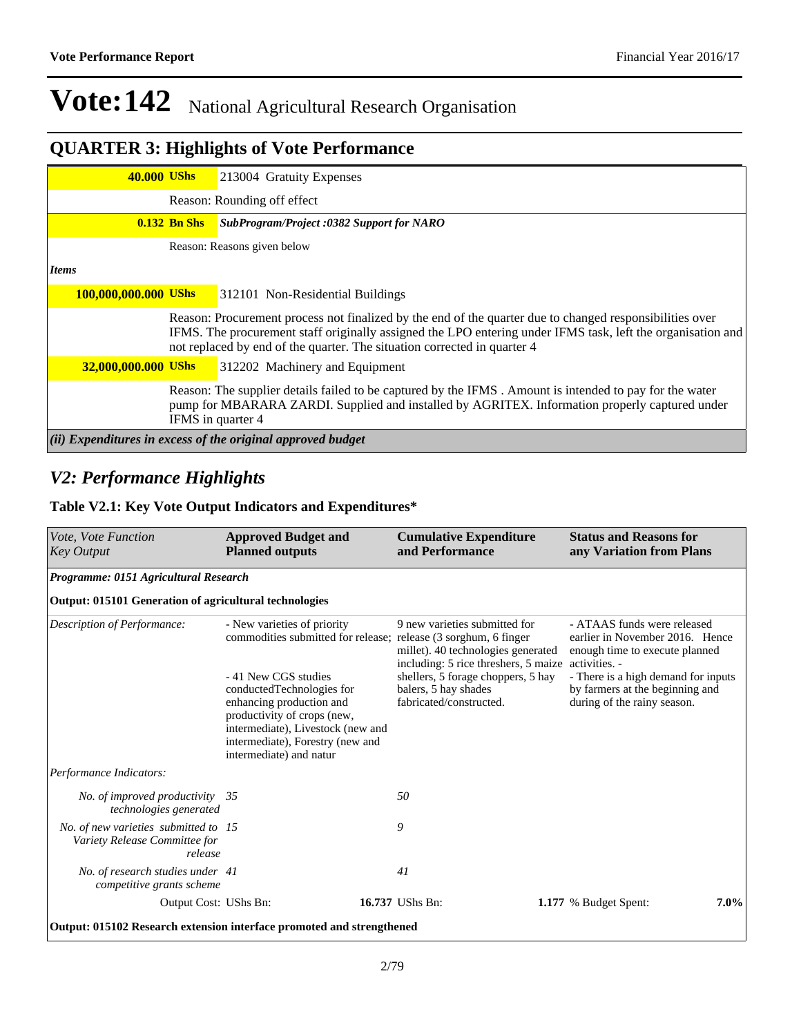# Vote:142 National Agricultural Research Organisation

## QUARTER 3: Highlights of Vote Performance

| | | |
|---|---|---|
| **40.000** | **UShs** | 213004 Gratuity Expenses |
| | | Reason: Rounding off effect |
| **0.132** | **Bn Shs** | ***SubProgram/Project :0382 Support for NARO*** |
| | | Reason: Reasons given below |
| ***Items*** | | |
| **100,000,000.000** | **UShs** | 312101 Non-Residential Buildings |
| | | Reason: Procurement process not finalized by the end of the quarter due to changed responsibilities over IFMS. The procurement staff originally assigned the LPO entering under IFMS task, left the organisation and not replaced by end of the quarter. The situation corrected in quarter 4 |
| **32,000,000.000** | **UShs** | 312202 Machinery and Equipment |
| | | Reason: The supplier details failed to be captured by the IFMS . Amount is intended to pay for the water pump for MBARARA ZARDI. Supplied and installed by AGRITEX. Information properly captured under IFMS in quarter 4 |

***(ii) Expenditures in excess of the original approved budget***

## *V2: Performance Highlights*

### Table V2.1: Key Vote Output Indicators and Expenditures*

| *Vote, Vote Function Key Output* | **Approved Budget and Planned outputs** | **Cumulative Expenditure and Performance** | **Status and Reasons for any Variation from Plans** |
|---|---|---|---|
| ***Programme: 0151 Agricultural Research*** | | | |
| **Output: 015101 Generation of agricultural technologies** | | | |
| *Description of Performance:* | - New varieties of priority commodities submitted for release;<br><br>- 41 New CGS studies conductedTechnologies for enhancing production and productivity of crops (new, intermediate), Livestock (new and intermediate), Forestry (new and intermediate) and natur | 9 new varieties submitted for release (3 sorghum, 6 finger millet). 40 technologies generated including: 5 rice threshers, 5 maize shellers, 5 forage choppers, 5 hay balers, 5 hay shades fabricated/constructed. | - ATAAS funds were released earlier in November 2016. Hence enough time to execute planned activities. -<br>- There is a high demand for inputs by farmers at the beginning and during of the rainy season. |
| *Performance Indicators:* | | | |
| *No. of improved productivity technologies generated* | *35* | *50* | |
| *No. of new varieties submitted to Variety Release Committee for release* | *15* | *9* | |
| *No. of research studies under competitive grants scheme* | *41* | *41* | |
| Output Cost: UShs Bn: | **16.737** UShs Bn: | **1.177** % Budget Spent: | **7.0%** |
| **Output: 015102 Research extension interface promoted and strengthened** | | | |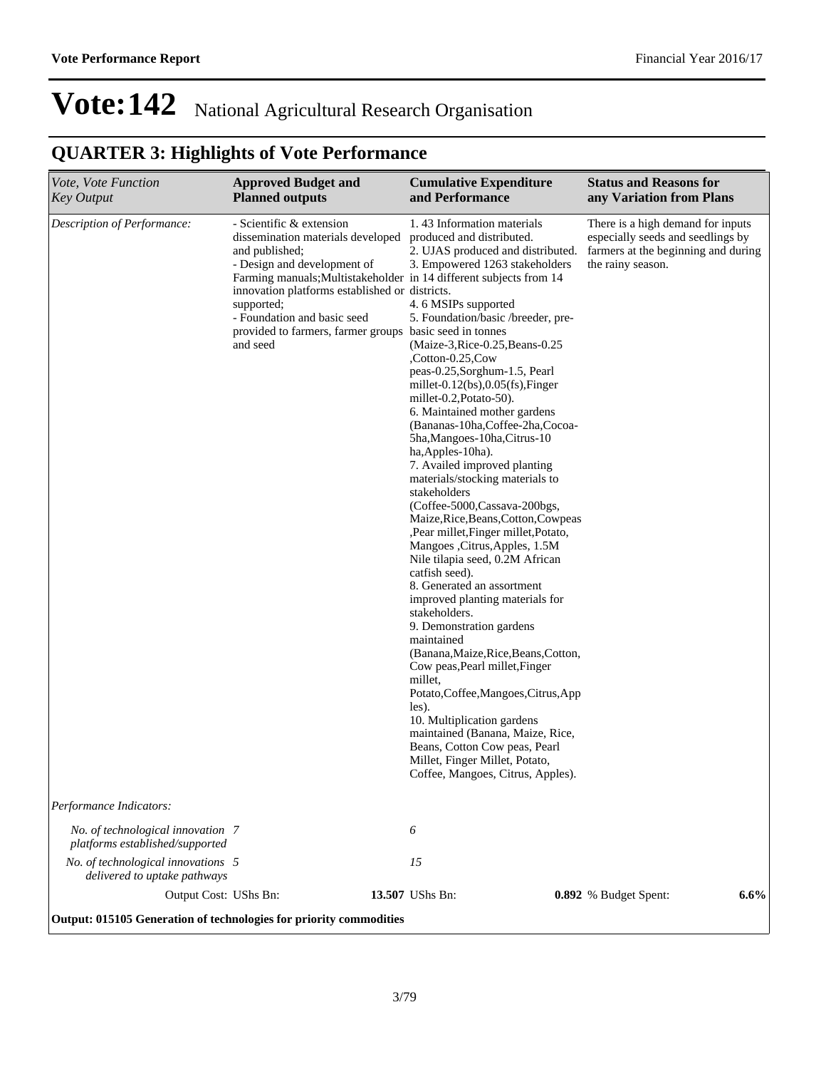# Vote:142 National Agricultural Research Organisation

## QUARTER 3: Highlights of Vote Performance

| *Vote, Vote Function Key Output* | **Approved Budget and Planned outputs** | **Cumulative Expenditure and Performance** | **Status and Reasons for any Variation from Plans** |
|---|---|---|---|
| *Description of Performance:* | - Scientific & extension dissemination materials developed and published;<br>- Design and development of Farming manuals;Multistakeholder innovation platforms established or supported;<br>- Foundation and basic seed provided to farmers, farmer groups and seed | 1. 43 Information materials produced and distributed.<br>2. UJAS produced and distributed.<br>3. Empowered 1263 stakeholders in 14 different subjects from 14 districts.<br>4. 6 MSIPs supported<br>5. Foundation/basic /breeder, pre-basic seed in tonnes (Maize-3,Rice-0.25,Beans-0.25 ,Cotton-0.25,Cow peas-0.25,Sorghum-1.5, Pearl millet-0.12(bs),0.05(fs),Finger millet-0.2,Potato-50).<br>6. Maintained mother gardens (Bananas-10ha,Coffee-2ha,Cocoa-5ha,Mangoes-10ha,Citrus-10 ha,Apples-10ha).<br>7. Availed improved planting materials/stocking materials to stakeholders (Coffee-5000,Cassava-200bgs, Maize,Rice,Beans,Cotton,Cowpeas ,Pear millet,Finger millet,Potato, Mangoes ,Citrus,Apples, 1.5M Nile tilapia seed, 0.2M African catfish seed).<br>8. Generated an assortment improved planting materials for stakeholders.<br>9. Demonstration gardens maintained (Banana,Maize,Rice,Beans,Cotton, Cow peas,Pearl millet,Finger millet, Potato,Coffee,Mangoes,Citrus,Apples).<br>10. Multiplication gardens maintained (Banana, Maize, Rice, Beans, Cotton Cow peas, Pearl Millet, Finger Millet, Potato, Coffee, Mangoes, Citrus, Apples). | There is a high demand for inputs especially seeds and seedlings by farmers at the beginning and during the rainy season. |
| *Performance Indicators:* | | | |
| *No. of technological innovation platforms established/supported* | *7* | *6* | |
| *No. of technological innovations delivered to uptake pathways* | *5* | *15* | |
| Output Cost: UShs Bn: | **13.507** | UShs Bn: **0.892** | % Budget Spent: **6.6%** |

**Output: 015105 Generation of technologies for priority commodities**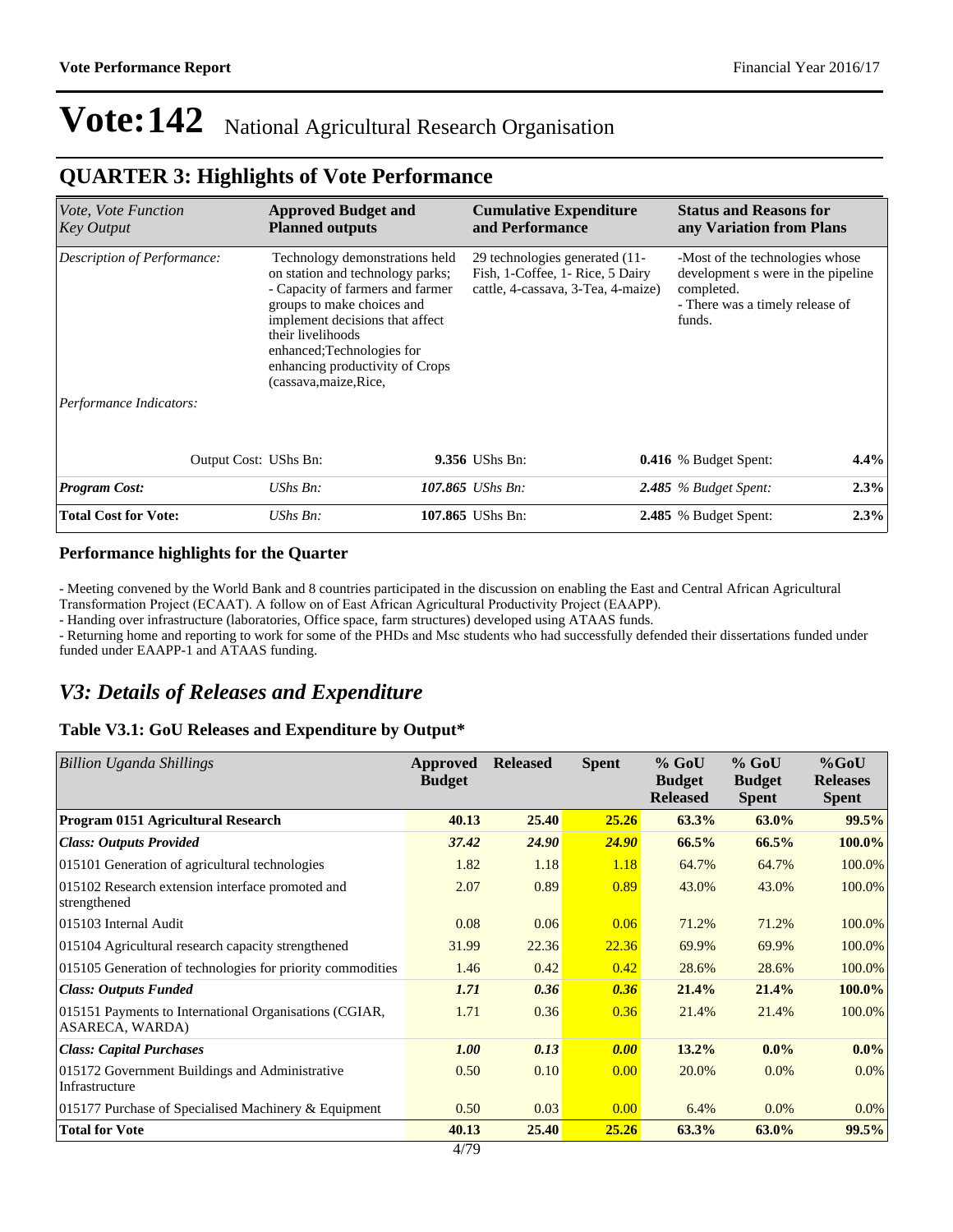# Vote:142 National Agricultural Research Organisation

## QUARTER 3: Highlights of Vote Performance

| *Vote, Vote Function Key Output* | **Approved Budget and Planned outputs** | | **Cumulative Expenditure and Performance** | | **Status and Reasons for any Variation from Plans** | |
|---|---|---|---|---|---|---|
| *Description of Performance:* | Technology demonstrations held on station and technology parks; - Capacity of farmers and farmer groups to make choices and implement decisions that affect their livelihoods enhanced;Technologies for enhancing productivity of Crops (cassava,maize,Rice, | | 29 technologies generated (11-Fish, 1-Coffee, 1- Rice, 5 Dairy cattle, 4-cassava, 3-Tea, 4-maize) | | -Most of the technologies whose development s were in the pipeline completed. - There was a timely release of funds. | |
| *Performance Indicators:* | | | | | | |
| Output Cost: | UShs Bn: | **9.356** | UShs Bn: | **0.416** | % Budget Spent: | **4.4%** |
| ***Program Cost:*** | *UShs Bn:* | ***107.865*** | *UShs Bn:* | ***2.485*** | *% Budget Spent:* | ***2.3%*** |
| **Total Cost for Vote:** | *UShs Bn:* | **107.865** | UShs Bn: | **2.485** | % Budget Spent: | **2.3%** |

### Performance highlights for the Quarter

- Meeting convened by the World Bank and 8 countries participated in the discussion on enabling the East and Central African Agricultural Transformation Project (ECAAT). A follow on of East African Agricultural Productivity Project (EAAPP).
- Handing over infrastructure (laboratories, Office space, farm structures) developed using ATAAS funds.
- Returning home and reporting to work for some of the PHDs and Msc students who had successfully defended their dissertations funded under funded under EAAPP-1 and ATAAS funding.

## *V3: Details of Releases and Expenditure*

### Table V3.1: GoU Releases and Expenditure by Output*

| *Billion Uganda Shillings* | **Approved Budget** | **Released** | **Spent** | **% GoU Budget Released** | **% GoU Budget Spent** | **%GoU Releases Spent** |
|---|---|---|---|---|---|---|
| **Program 0151 Agricultural Research** | **40.13** | **25.40** | **25.26** | **63.3%** | **63.0%** | **99.5%** |
| ***Class: Outputs Provided*** | ***37.42*** | ***24.90*** | ***24.90*** | **66.5%** | **66.5%** | **100.0%** |
| 015101 Generation of agricultural technologies | 1.82 | 1.18 | 1.18 | 64.7% | 64.7% | 100.0% |
| 015102 Research extension interface promoted and strengthened | 2.07 | 0.89 | 0.89 | 43.0% | 43.0% | 100.0% |
| 015103 Internal Audit | 0.08 | 0.06 | 0.06 | 71.2% | 71.2% | 100.0% |
| 015104 Agricultural research capacity strengthened | 31.99 | 22.36 | 22.36 | 69.9% | 69.9% | 100.0% |
| 015105 Generation of technologies for priority commodities | 1.46 | 0.42 | 0.42 | 28.6% | 28.6% | 100.0% |
| ***Class: Outputs Funded*** | ***1.71*** | ***0.36*** | ***0.36*** | **21.4%** | **21.4%** | **100.0%** |
| 015151 Payments to International Organisations (CGIAR, ASARECA, WARDA) | 1.71 | 0.36 | 0.36 | 21.4% | 21.4% | 100.0% |
| ***Class: Capital Purchases*** | ***1.00*** | ***0.13*** | ***0.00*** | **13.2%** | **0.0%** | **0.0%** |
| 015172 Government Buildings and Administrative Infrastructure | 0.50 | 0.10 | 0.00 | 20.0% | 0.0% | 0.0% |
| 015177 Purchase of Specialised Machinery & Equipment | 0.50 | 0.03 | 0.00 | 6.4% | 0.0% | 0.0% |
| **Total for Vote** | **40.13** | **25.40** | **25.26** | **63.3%** | **63.0%** | **99.5%** |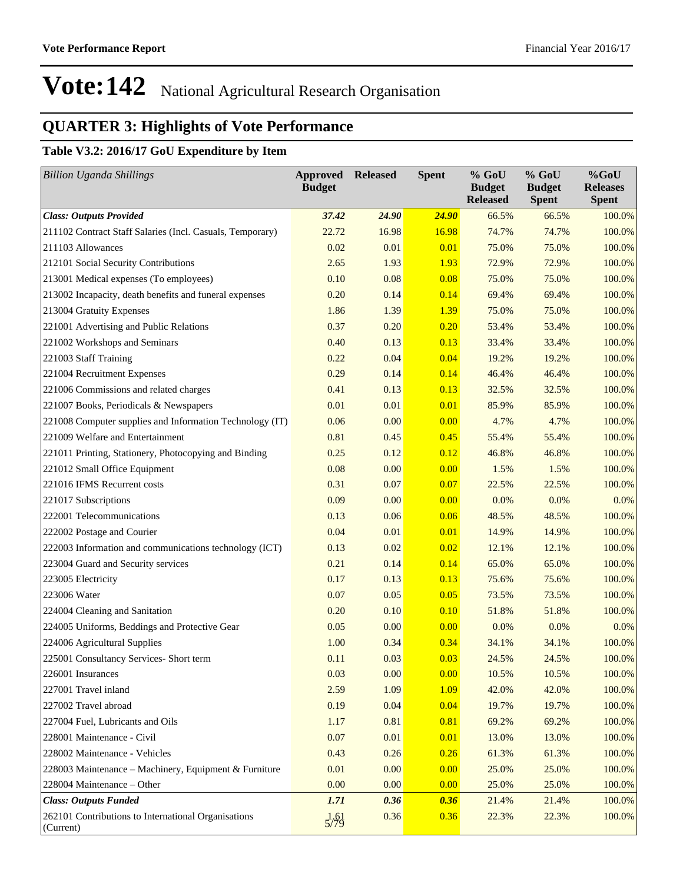# Vote:142 National Agricultural Research Organisation

## QUARTER 3: Highlights of Vote Performance

### Table V3.2: 2016/17 GoU Expenditure by Item

| *Billion Uganda Shillings* | Approved Budget | Released | Spent | % GoU Budget Released | % GoU Budget Spent | %GoU Releases Spent |
|---|---|---|---|---|---|---|
| ***Class: Outputs Provided*** | ***37.42*** | ***24.90*** | ***24.90*** | 66.5% | 66.5% | 100.0% |
| 211102 Contract Staff Salaries (Incl. Casuals, Temporary) | 22.72 | 16.98 | 16.98 | 74.7% | 74.7% | 100.0% |
| 211103 Allowances | 0.02 | 0.01 | 0.01 | 75.0% | 75.0% | 100.0% |
| 212101 Social Security Contributions | 2.65 | 1.93 | 1.93 | 72.9% | 72.9% | 100.0% |
| 213001 Medical expenses (To employees) | 0.10 | 0.08 | 0.08 | 75.0% | 75.0% | 100.0% |
| 213002 Incapacity, death benefits and funeral expenses | 0.20 | 0.14 | 0.14 | 69.4% | 69.4% | 100.0% |
| 213004 Gratuity Expenses | 1.86 | 1.39 | 1.39 | 75.0% | 75.0% | 100.0% |
| 221001 Advertising and Public Relations | 0.37 | 0.20 | 0.20 | 53.4% | 53.4% | 100.0% |
| 221002 Workshops and Seminars | 0.40 | 0.13 | 0.13 | 33.4% | 33.4% | 100.0% |
| 221003 Staff Training | 0.22 | 0.04 | 0.04 | 19.2% | 19.2% | 100.0% |
| 221004 Recruitment Expenses | 0.29 | 0.14 | 0.14 | 46.4% | 46.4% | 100.0% |
| 221006 Commissions and related charges | 0.41 | 0.13 | 0.13 | 32.5% | 32.5% | 100.0% |
| 221007 Books, Periodicals & Newspapers | 0.01 | 0.01 | 0.01 | 85.9% | 85.9% | 100.0% |
| 221008 Computer supplies and Information Technology (IT) | 0.06 | 0.00 | 0.00 | 4.7% | 4.7% | 100.0% |
| 221009 Welfare and Entertainment | 0.81 | 0.45 | 0.45 | 55.4% | 55.4% | 100.0% |
| 221011 Printing, Stationery, Photocopying and Binding | 0.25 | 0.12 | 0.12 | 46.8% | 46.8% | 100.0% |
| 221012 Small Office Equipment | 0.08 | 0.00 | 0.00 | 1.5% | 1.5% | 100.0% |
| 221016 IFMS Recurrent costs | 0.31 | 0.07 | 0.07 | 22.5% | 22.5% | 100.0% |
| 221017 Subscriptions | 0.09 | 0.00 | 0.00 | 0.0% | 0.0% | 0.0% |
| 222001 Telecommunications | 0.13 | 0.06 | 0.06 | 48.5% | 48.5% | 100.0% |
| 222002 Postage and Courier | 0.04 | 0.01 | 0.01 | 14.9% | 14.9% | 100.0% |
| 222003 Information and communications technology (ICT) | 0.13 | 0.02 | 0.02 | 12.1% | 12.1% | 100.0% |
| 223004 Guard and Security services | 0.21 | 0.14 | 0.14 | 65.0% | 65.0% | 100.0% |
| 223005 Electricity | 0.17 | 0.13 | 0.13 | 75.6% | 75.6% | 100.0% |
| 223006 Water | 0.07 | 0.05 | 0.05 | 73.5% | 73.5% | 100.0% |
| 224004 Cleaning and Sanitation | 0.20 | 0.10 | 0.10 | 51.8% | 51.8% | 100.0% |
| 224005 Uniforms, Beddings and Protective Gear | 0.05 | 0.00 | 0.00 | 0.0% | 0.0% | 0.0% |
| 224006 Agricultural Supplies | 1.00 | 0.34 | 0.34 | 34.1% | 34.1% | 100.0% |
| 225001 Consultancy Services- Short term | 0.11 | 0.03 | 0.03 | 24.5% | 24.5% | 100.0% |
| 226001 Insurances | 0.03 | 0.00 | 0.00 | 10.5% | 10.5% | 100.0% |
| 227001 Travel inland | 2.59 | 1.09 | 1.09 | 42.0% | 42.0% | 100.0% |
| 227002 Travel abroad | 0.19 | 0.04 | 0.04 | 19.7% | 19.7% | 100.0% |
| 227004 Fuel, Lubricants and Oils | 1.17 | 0.81 | 0.81 | 69.2% | 69.2% | 100.0% |
| 228001 Maintenance - Civil | 0.07 | 0.01 | 0.01 | 13.0% | 13.0% | 100.0% |
| 228002 Maintenance - Vehicles | 0.43 | 0.26 | 0.26 | 61.3% | 61.3% | 100.0% |
| 228003 Maintenance – Machinery, Equipment & Furniture | 0.01 | 0.00 | 0.00 | 25.0% | 25.0% | 100.0% |
| 228004 Maintenance – Other | 0.00 | 0.00 | 0.00 | 25.0% | 25.0% | 100.0% |
| ***Class: Outputs Funded*** | ***1.71*** | ***0.36*** | ***0.36*** | 21.4% | 21.4% | 100.0% |
| 262101 Contributions to International Organisations (Current) | 1.61 | 0.36 | 0.36 | 22.3% | 22.3% | 100.0% |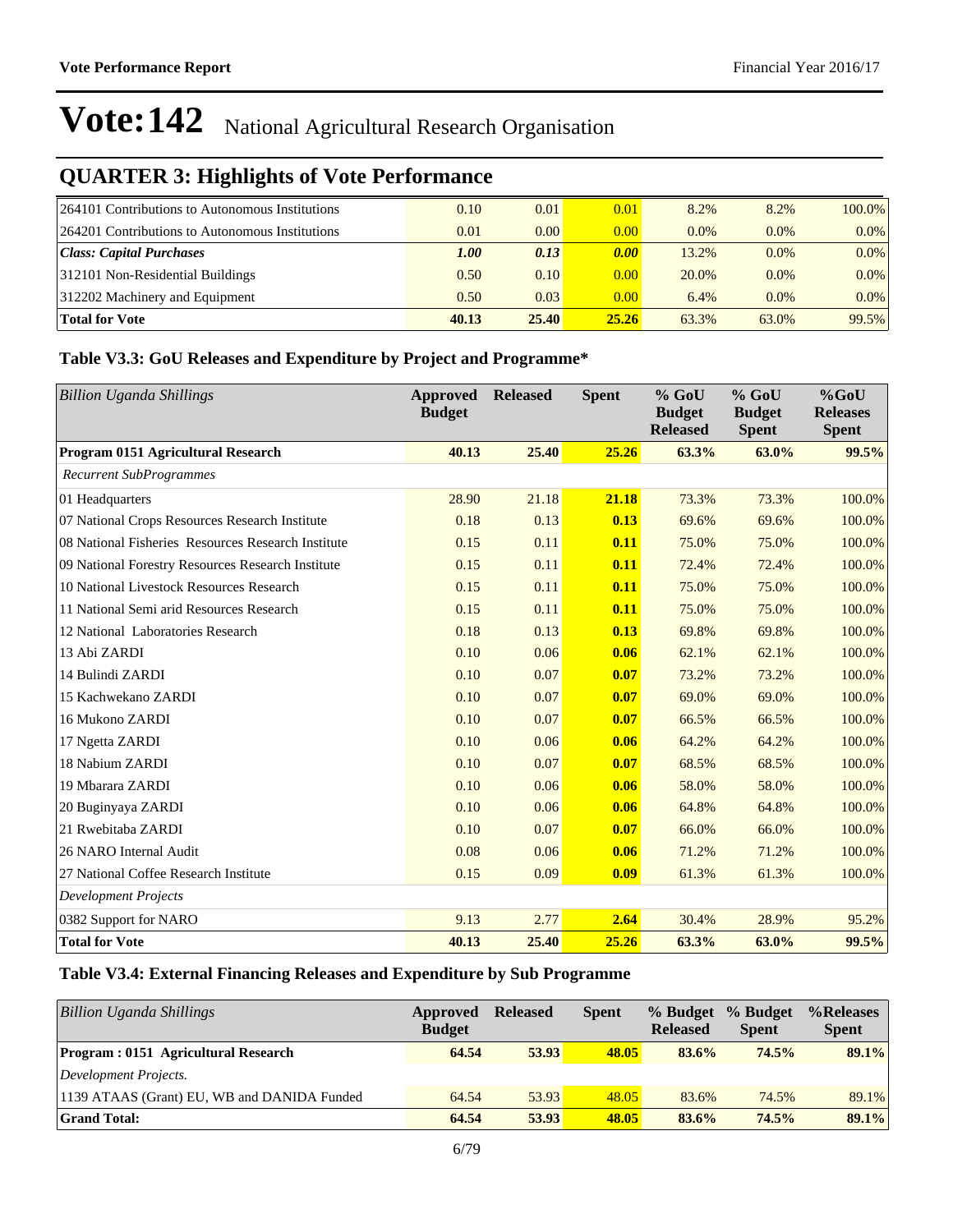# Vote:142 National Agricultural Research Organisation

## QUARTER 3: Highlights of Vote Performance

| | | | | | | |
|---|---|---|---|---|---|---|
| 264101 Contributions to Autonomous Institutions | 0.10 | 0.01 | 0.01 | 8.2% | 8.2% | 100.0% |
| 264201 Contributions to Autonomous Institutions | 0.01 | 0.00 | 0.00 | 0.0% | 0.0% | 0.0% |
| ***Class: Capital Purchases*** | ***1.00*** | ***0.13*** | ***0.00*** | 13.2% | 0.0% | 0.0% |
| 312101 Non-Residential Buildings | 0.50 | 0.10 | 0.00 | 20.0% | 0.0% | 0.0% |
| 312202 Machinery and Equipment | 0.50 | 0.03 | 0.00 | 6.4% | 0.0% | 0.0% |
| **Total for Vote** | **40.13** | **25.40** | **25.26** | 63.3% | 63.0% | 99.5% |

### Table V3.3: GoU Releases and Expenditure by Project and Programme*

| *Billion Uganda Shillings* | Approved Budget | Released | Spent | % GoU Budget Released | % GoU Budget Spent | %GoU Releases Spent |
|---|---|---|---|---|---|---|
| **Program 0151 Agricultural Research** | **40.13** | **25.40** | **25.26** | **63.3%** | **63.0%** | **99.5%** |
| *Recurrent SubProgrammes* | | | | | | |
| 01 Headquarters | 28.90 | 21.18 | **21.18** | 73.3% | 73.3% | 100.0% |
| 07 National Crops Resources Research Institute | 0.18 | 0.13 | **0.13** | 69.6% | 69.6% | 100.0% |
| 08 National Fisheries Resources Research Institute | 0.15 | 0.11 | **0.11** | 75.0% | 75.0% | 100.0% |
| 09 National Forestry Resources Research Institute | 0.15 | 0.11 | **0.11** | 72.4% | 72.4% | 100.0% |
| 10 National Livestock Resources Research | 0.15 | 0.11 | **0.11** | 75.0% | 75.0% | 100.0% |
| 11 National Semi arid Resources Research | 0.15 | 0.11 | **0.11** | 75.0% | 75.0% | 100.0% |
| 12 National Laboratories Research | 0.18 | 0.13 | **0.13** | 69.8% | 69.8% | 100.0% |
| 13 Abi ZARDI | 0.10 | 0.06 | **0.06** | 62.1% | 62.1% | 100.0% |
| 14 Bulindi ZARDI | 0.10 | 0.07 | **0.07** | 73.2% | 73.2% | 100.0% |
| 15 Kachwekano ZARDI | 0.10 | 0.07 | **0.07** | 69.0% | 69.0% | 100.0% |
| 16 Mukono ZARDI | 0.10 | 0.07 | **0.07** | 66.5% | 66.5% | 100.0% |
| 17 Ngetta ZARDI | 0.10 | 0.06 | **0.06** | 64.2% | 64.2% | 100.0% |
| 18 Nabium ZARDI | 0.10 | 0.07 | **0.07** | 68.5% | 68.5% | 100.0% |
| 19 Mbarara ZARDI | 0.10 | 0.06 | **0.06** | 58.0% | 58.0% | 100.0% |
| 20 Buginyaya ZARDI | 0.10 | 0.06 | **0.06** | 64.8% | 64.8% | 100.0% |
| 21 Rwebitaba ZARDI | 0.10 | 0.07 | **0.07** | 66.0% | 66.0% | 100.0% |
| 26 NARO Internal Audit | 0.08 | 0.06 | **0.06** | 71.2% | 71.2% | 100.0% |
| 27 National Coffee Research Institute | 0.15 | 0.09 | **0.09** | 61.3% | 61.3% | 100.0% |
| *Development Projects* | | | | | | |
| 0382 Support for NARO | 9.13 | 2.77 | **2.64** | 30.4% | 28.9% | 95.2% |
| **Total for Vote** | **40.13** | **25.40** | **25.26** | **63.3%** | **63.0%** | **99.5%** |

### Table V3.4: External Financing Releases and Expenditure by Sub Programme

| *Billion Uganda Shillings* | Approved Budget | Released | Spent | % Budget Released | % Budget Spent | %Releases Spent |
|---|---|---|---|---|---|---|
| **Program : 0151 Agricultural Research** | **64.54** | **53.93** | **48.05** | **83.6%** | **74.5%** | **89.1%** |
| *Development Projects.* | | | | | | |
| 1139 ATAAS (Grant) EU, WB and DANIDA Funded | 64.54 | 53.93 | 48.05 | 83.6% | 74.5% | 89.1% |
| **Grand Total:** | **64.54** | **53.93** | **48.05** | **83.6%** | **74.5%** | **89.1%** |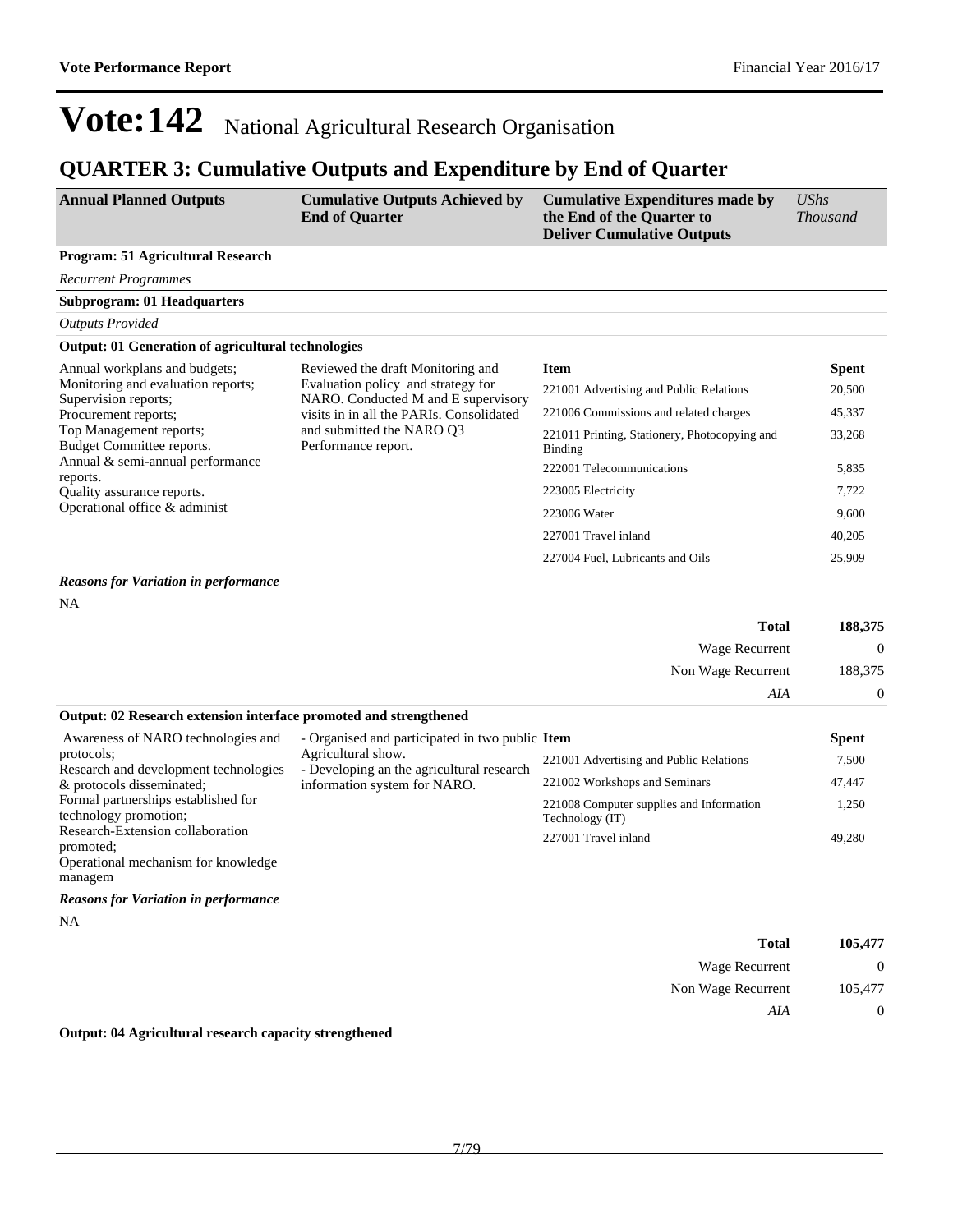# Vote:142 National Agricultural Research Organisation

## QUARTER 3: Cumulative Outputs and Expenditure by End of Quarter

| Annual Planned Outputs | Cumulative Outputs Achieved by End of Quarter | Cumulative Expenditures made by the End of the Quarter to Deliver Cumulative Outputs | *UShs Thousand* |
|---|---|---|---|

**Program: 51 Agricultural Research**

*Recurrent Programmes*

**Subprogram: 01 Headquarters**

*Outputs Provided*

**Output: 01 Generation of agricultural technologies**

Annual workplans and budgets;
Monitoring and evaluation reports;
Supervision reports;
Procurement reports;
Top Management reports;
Budget Committee reports.
Annual & semi-annual performance reports.
Quality assurance reports.
Operational office & administ

Reviewed the draft Monitoring and Evaluation policy and strategy for NARO. Conducted M and E supervisory visits in in all the PARIs. Consolidated and submitted the NARO Q3 Performance report.

| Item | Spent |
|---|---|
| 221001 Advertising and Public Relations | 20,500 |
| 221006 Commissions and related charges | 45,337 |
| 221011 Printing, Stationery, Photocopying and Binding | 33,268 |
| 222001 Telecommunications | 5,835 |
| 223005 Electricity | 7,722 |
| 223006 Water | 9,600 |
| 227001 Travel inland | 40,205 |
| 227004 Fuel, Lubricants and Oils | 25,909 |

***Reasons for Variation in performance***

NA

| | |
|---|---|
| **Total** | **188,375** |
| Wage Recurrent | 0 |
| Non Wage Recurrent | 188,375 |
| *AIA* | 0 |

**Output: 02 Research extension interface promoted and strengthened**

Awareness of NARO technologies and protocols;
Research and development technologies & protocols disseminated;
Formal partnerships established for technology promotion;
Research-Extension collaboration promoted;
Operational mechanism for knowledge managem

- Organised and participated in two public Agricultural show.
- Developing an the agricultural research information system for NARO.

| Item | Spent |
|---|---|
| 221001 Advertising and Public Relations | 7,500 |
| 221002 Workshops and Seminars | 47,447 |
| 221008 Computer supplies and Information Technology (IT) | 1,250 |
| 227001 Travel inland | 49,280 |

***Reasons for Variation in performance***

NA

| | |
|---|---|
| **Total** | **105,477** |
| Wage Recurrent | 0 |
| Non Wage Recurrent | 105,477 |
| *AIA* | 0 |

**Output: 04 Agricultural research capacity strengthened**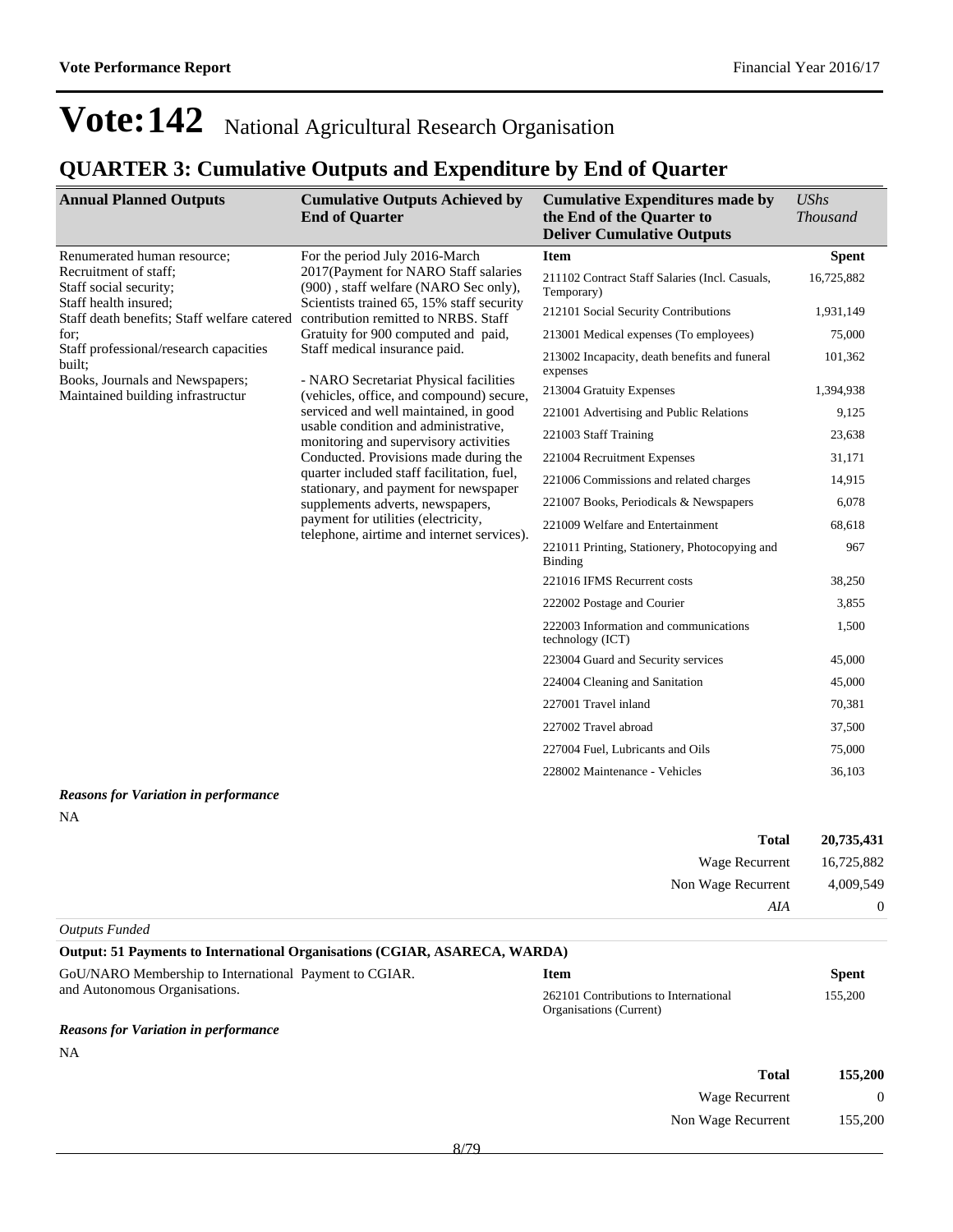# Vote:142 National Agricultural Research Organisation

## QUARTER 3: Cumulative Outputs and Expenditure by End of Quarter

| Annual Planned Outputs | Cumulative Outputs Achieved by End of Quarter | Cumulative Expenditures made by the End of the Quarter to Deliver Cumulative Outputs | *UShs Thousand* |
|---|---|---|---|
| Renumerated human resource; Recruitment of staff; Staff social security; Staff health insured; Staff death benefits; Staff welfare catered for; Staff professional/research capacities built; Books, Journals and Newspapers; Maintained building infrastructur | For the period July 2016-March 2017(Payment for NARO Staff salaries (900) , staff welfare (NARO Sec only), Scientists trained 65, 15% staff security contribution remitted to NRBS. Staff Gratuity for 900 computed and paid, Staff medical insurance paid.<br><br>- NARO Secretariat Physical facilities (vehicles, office, and compound) secure, serviced and well maintained, in good usable condition and administrative, monitoring and supervisory activities Conducted. Provisions made during the quarter included staff facilitation, fuel, stationary, and payment for newspaper supplements adverts, newspapers, payment for utilities (electricity, telephone, airtime and internet services). | **Item** | **Spent** |
| | | 211102 Contract Staff Salaries (Incl. Casuals, Temporary) | 16,725,882 |
| | | 212101 Social Security Contributions | 1,931,149 |
| | | 213001 Medical expenses (To employees) | 75,000 |
| | | 213002 Incapacity, death benefits and funeral expenses | 101,362 |
| | | 213004 Gratuity Expenses | 1,394,938 |
| | | 221001 Advertising and Public Relations | 9,125 |
| | | 221003 Staff Training | 23,638 |
| | | 221004 Recruitment Expenses | 31,171 |
| | | 221006 Commissions and related charges | 14,915 |
| | | 221007 Books, Periodicals & Newspapers | 6,078 |
| | | 221009 Welfare and Entertainment | 68,618 |
| | | 221011 Printing, Stationery, Photocopying and Binding | 967 |
| | | 221016 IFMS Recurrent costs | 38,250 |
| | | 222002 Postage and Courier | 3,855 |
| | | 222003 Information and communications technology (ICT) | 1,500 |
| | | 223004 Guard and Security services | 45,000 |
| | | 224004 Cleaning and Sanitation | 45,000 |
| | | 227001 Travel inland | 70,381 |
| | | 227002 Travel abroad | 37,500 |
| | | 227004 Fuel, Lubricants and Oils | 75,000 |
| | | 228002 Maintenance - Vehicles | 36,103 |

***Reasons for Variation in performance***

NA

| | |
|---|---|
| **Total** | **20,735,431** |
| Wage Recurrent | 16,725,882 |
| Non Wage Recurrent | 4,009,549 |
| *AIA* | 0 |

*Outputs Funded*

**Output: 51 Payments to International Organisations (CGIAR, ASARECA, WARDA)**

| Annual Planned Outputs | Cumulative Outputs Achieved by End of Quarter | Item | Spent |
|---|---|---|---|
| GoU/NARO Membership to International and Autonomous Organisations. | Payment to CGIAR. | 262101 Contributions to International Organisations (Current) | 155,200 |

***Reasons for Variation in performance***

NA

| | |
|---|---|
| **Total** | **155,200** |
| Wage Recurrent | 0 |
| Non Wage Recurrent | 155,200 |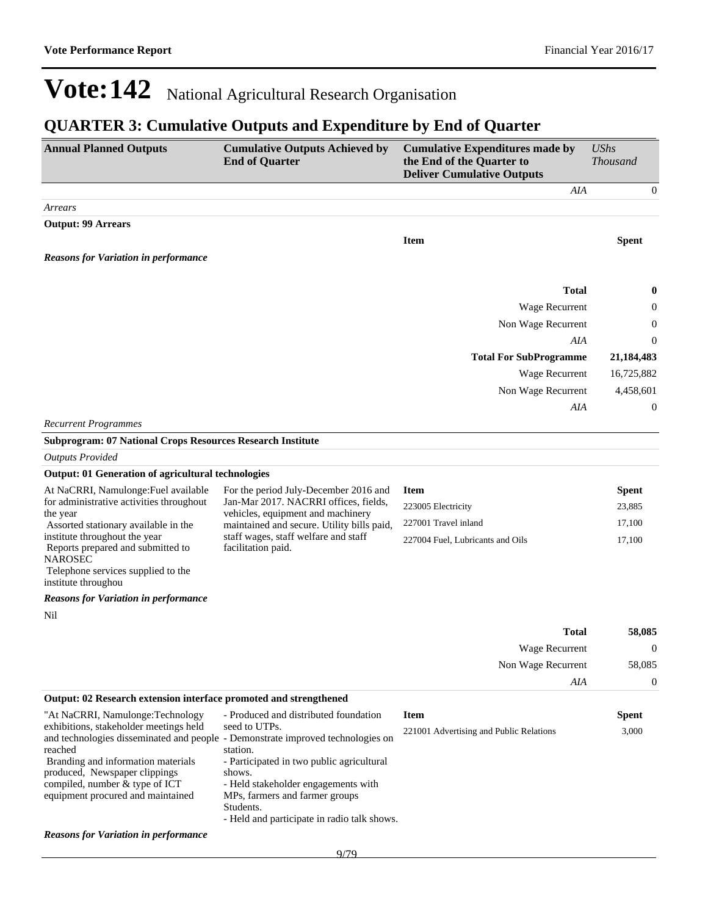# Vote:142 National Agricultural Research Organisation

## QUARTER 3: Cumulative Outputs and Expenditure by End of Quarter

| Annual Planned Outputs | Cumulative Outputs Achieved by End of Quarter | Cumulative Expenditures made by the End of the Quarter to Deliver Cumulative Outputs | *UShs Thousand* |
|---|---|---|---|
| | | *AIA* | 0 |

*Arrears*

**Output: 99 Arrears**

| | | Item | Spent |
|---|---|---|---|

***Reasons for Variation in performance***

| | |
|---|---|
| **Total** | **0** |
| Wage Recurrent | 0 |
| Non Wage Recurrent | 0 |
| *AIA* | 0 |
| **Total For SubProgramme** | **21,184,483** |
| Wage Recurrent | 16,725,882 |
| Non Wage Recurrent | 4,458,601 |
| *AIA* | 0 |

*Recurrent Programmes*

**Subprogram: 07 National Crops Resources Research Institute**

*Outputs Provided*

**Output: 01 Generation of agricultural technologies**

| Annual Planned Outputs | Cumulative Outputs Achieved by End of Quarter | Item | Spent |
|---|---|---|---|
| At NaCRRI, Namulonge:Fuel available for administrative activities throughout the year<br>Assorted stationary available in the institute throughout the year<br>Reports prepared and submitted to NAROSEC<br>Telephone services supplied to the institute throughou | For the period July-December 2016 and Jan-Mar 2017. NACRRI offices, fields, vehicles, equipment and machinery maintained and secure. Utility bills paid, staff wages, staff welfare and staff facilitation paid. | 223005 Electricity | 23,885 |
| | | 227001 Travel inland | 17,100 |
| | | 227004 Fuel, Lubricants and Oils | 17,100 |

***Reasons for Variation in performance***

Nil

| | |
|---|---|
| **Total** | **58,085** |
| Wage Recurrent | 0 |
| Non Wage Recurrent | 58,085 |
| *AIA* | 0 |

**Output: 02 Research extension interface promoted and strengthened**

| Annual Planned Outputs | Cumulative Outputs Achieved by End of Quarter | Item | Spent |
|---|---|---|---|
| "At NaCRRI, Namulonge:Technology exhibitions, stakeholder meetings held and technologies disseminated and people reached<br>Branding and information materials produced, Newspaper clippings compiled, number & type of ICT equipment procured and maintained | - Produced and distributed foundation seed to UTPs.<br>- Demonstrate improved technologies on station.<br>- Participated in two public agricultural shows.<br>- Held stakeholder engagements with MPs, farmers and farmer groups Students.<br>- Held and participate in radio talk shows. | 221001 Advertising and Public Relations | 3,000 |

***Reasons for Variation in performance***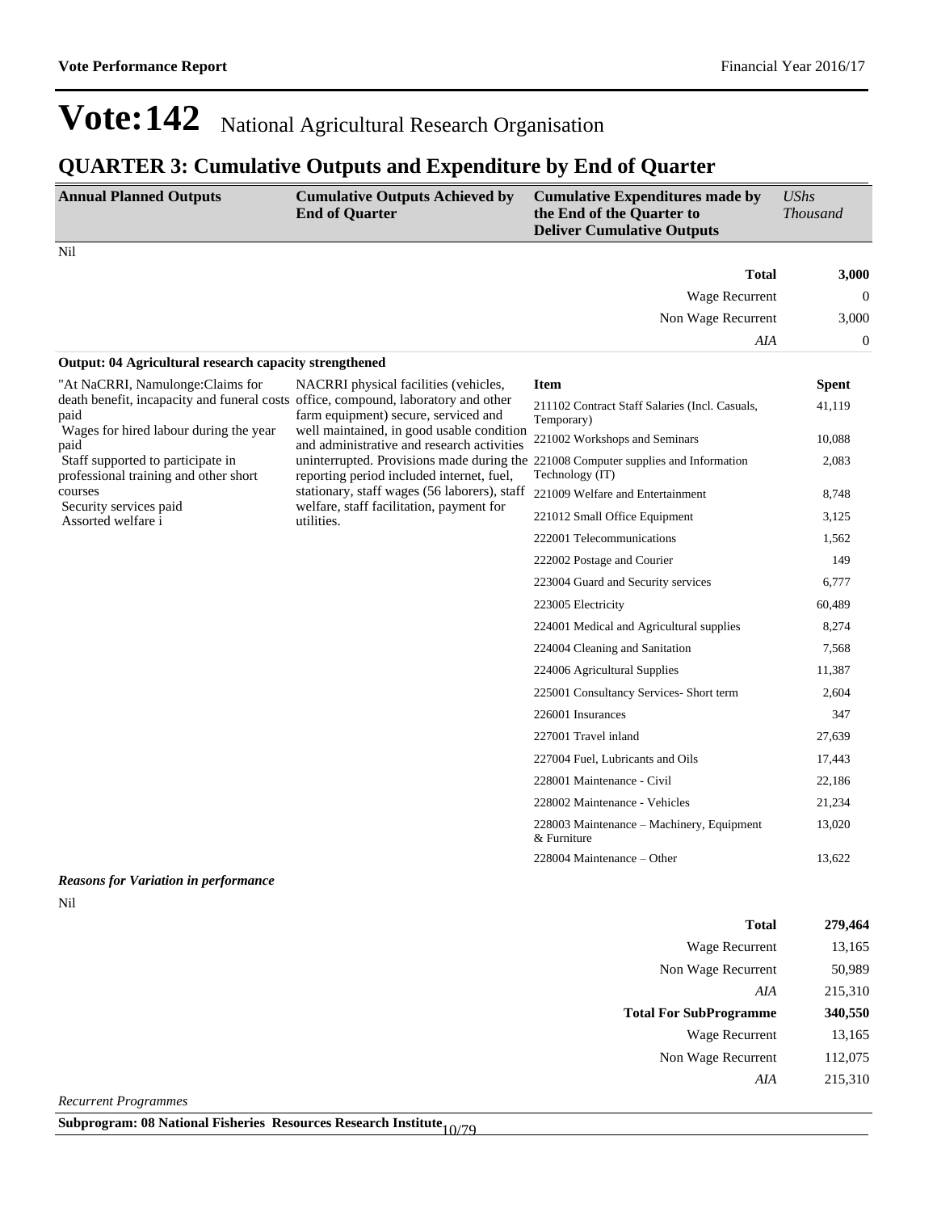# Vote:142 National Agricultural Research Organisation

## QUARTER 3: Cumulative Outputs and Expenditure by End of Quarter

| Annual Planned Outputs | Cumulative Outputs Achieved by End of Quarter | Cumulative Expenditures made by the End of the Quarter to Deliver Cumulative Outputs | UShs Thousand |
|---|---|---|---|

Nil

| | |
|---|---|
| **Total** | **3,000** |
| Wage Recurrent | 0 |
| Non Wage Recurrent | 3,000 |
| *AIA* | 0 |

**Output: 04 Agricultural research capacity strengthened**

| Annual Planned Outputs | Cumulative Outputs Achieved by End of Quarter | Item | Spent |
|---|---|---|---|
| "At NaCRRI, Namulonge:Claims for death benefit, incapacity and funeral costs paid<br>Wages for hired labour during the year paid<br>Staff supported to participate in professional training and other short courses<br>Security services paid<br>Assorted welfare i | NACRRI physical facilities (vehicles, office, compound, laboratory and other farm equipment) secure, serviced and well maintained, in good usable condition and administrative and research activities uninterrupted. Provisions made during the reporting period included internet, fuel, stationary, staff wages (56 laborers), staff welfare, staff facilitation, payment for utilities. | 211102 Contract Staff Salaries (Incl. Casuals, Temporary) | 41,119 |
| | | 221002 Workshops and Seminars | 10,088 |
| | | 221008 Computer supplies and Information Technology (IT) | 2,083 |
| | | 221009 Welfare and Entertainment | 8,748 |
| | | 221012 Small Office Equipment | 3,125 |
| | | 222001 Telecommunications | 1,562 |
| | | 222002 Postage and Courier | 149 |
| | | 223004 Guard and Security services | 6,777 |
| | | 223005 Electricity | 60,489 |
| | | 224001 Medical and Agricultural supplies | 8,274 |
| | | 224004 Cleaning and Sanitation | 7,568 |
| | | 224006 Agricultural Supplies | 11,387 |
| | | 225001 Consultancy Services- Short term | 2,604 |
| | | 226001 Insurances | 347 |
| | | 227001 Travel inland | 27,639 |
| | | 227004 Fuel, Lubricants and Oils | 17,443 |
| | | 228001 Maintenance - Civil | 22,186 |
| | | 228002 Maintenance - Vehicles | 21,234 |
| | | 228003 Maintenance – Machinery, Equipment & Furniture | 13,020 |
| | | 228004 Maintenance – Other | 13,622 |

***Reasons for Variation in performance***

Nil

| | |
|---|---|
| **Total** | **279,464** |
| Wage Recurrent | 13,165 |
| Non Wage Recurrent | 50,989 |
| *AIA* | 215,310 |
| **Total For SubProgramme** | **340,550** |
| Wage Recurrent | 13,165 |
| Non Wage Recurrent | 112,075 |
| *AIA* | 215,310 |

*Recurrent Programmes*

**Subprogram: 08 National Fisheries Resources Research Institute**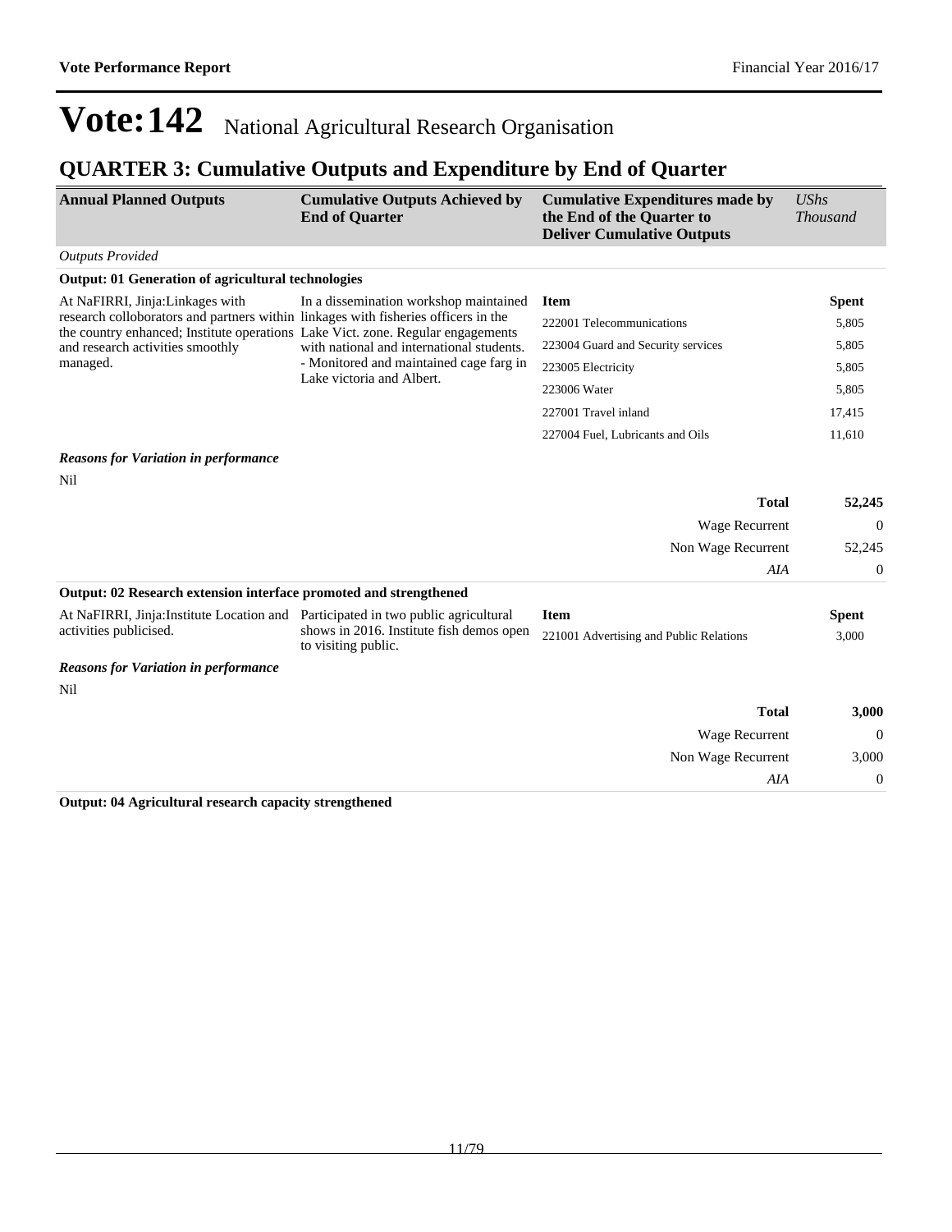# Vote:142 National Agricultural Research Organisation

## QUARTER 3: Cumulative Outputs and Expenditure by End of Quarter

| Annual Planned Outputs | Cumulative Outputs Achieved by End of Quarter | Cumulative Expenditures made by the End of the Quarter to Deliver Cumulative Outputs | *UShs Thousand* |
|---|---|---|---|

*Outputs Provided*

**Output: 01 Generation of agricultural technologies**

| Annual Planned Outputs | Cumulative Outputs Achieved by End of Quarter | Item | Spent |
|---|---|---|---|
| At NaFIRRI, Jinja:Linkages with research colloborators and partners within the country enhanced; Institute operations and research activities smoothly managed. | In a dissemination workshop maintained linkages with fisheries officers in the Lake Vict. zone. Regular engagements with national and international students. - Monitored and maintained cage farg in Lake victoria and Albert. | 222001 Telecommunications | 5,805 |
| | | 223004 Guard and Security services | 5,805 |
| | | 223005 Electricity | 5,805 |
| | | 223006 Water | 5,805 |
| | | 227001 Travel inland | 17,415 |
| | | 227004 Fuel, Lubricants and Oils | 11,610 |

***Reasons for Variation in performance***

Nil

| | |
|---|---|
| **Total** | **52,245** |
| Wage Recurrent | 0 |
| Non Wage Recurrent | 52,245 |
| *AIA* | 0 |

**Output: 02 Research extension interface promoted and strengthened**

| Annual Planned Outputs | Cumulative Outputs Achieved by End of Quarter | Item | Spent |
|---|---|---|---|
| At NaFIRRI, Jinja:Institute Location and activities publicised. | Participated in two public agricultural shows in 2016. Institute fish demos open to visiting public. | 221001 Advertising and Public Relations | 3,000 |

***Reasons for Variation in performance***

Nil

| | |
|---|---|
| **Total** | **3,000** |
| Wage Recurrent | 0 |
| Non Wage Recurrent | 3,000 |
| *AIA* | 0 |

**Output: 04 Agricultural research capacity strengthened**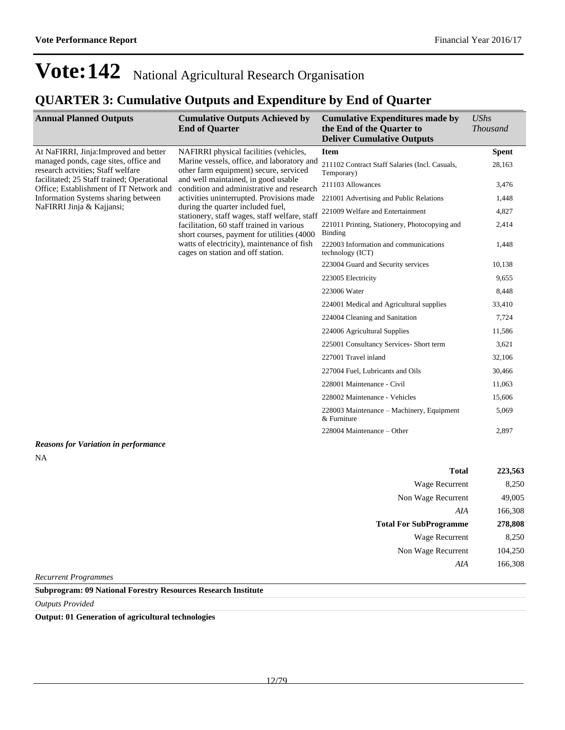# Vote:142 National Agricultural Research Organisation

## QUARTER 3: Cumulative Outputs and Expenditure by End of Quarter

| Annual Planned Outputs | Cumulative Outputs Achieved by End of Quarter | Cumulative Expenditures made by the End of the Quarter to Deliver Cumulative Outputs | *UShs Thousand* |
|---|---|---|---|
| At NaFIRRI, Jinja:Improved and better managed ponds, cage sites, office and research actvities; Staff welfare facilitated; 25 Staff trained; Operational Office; Establishment of IT Network and Information Systems sharing between NaFIRRI Jinja & Kajjansi; | NAFIRRI physical facilities (vehicles, Marine vessels, office, and laboratory and other farm equipment) secure, serviced and well maintained, in good usable condition and administrative and research activities uninterrupted. Provisions made during the quarter included fuel, stationery, staff wages, staff welfare, staff facilitation, 60 staff trained in various short courses, payment for utilities (4000 watts of electricity), maintenance of fish cages on station and off station. | **Item** | **Spent** |
| | | 211102 Contract Staff Salaries (Incl. Casuals, Temporary) | 28,163 |
| | | 211103 Allowances | 3,476 |
| | | 221001 Advertising and Public Relations | 1,448 |
| | | 221009 Welfare and Entertainment | 4,827 |
| | | 221011 Printing, Stationery, Photocopying and Binding | 2,414 |
| | | 222003 Information and communications technology (ICT) | 1,448 |
| | | 223004 Guard and Security services | 10,138 |
| | | 223005 Electricity | 9,655 |
| | | 223006 Water | 8,448 |
| | | 224001 Medical and Agricultural supplies | 33,410 |
| | | 224004 Cleaning and Sanitation | 7,724 |
| | | 224006 Agricultural Supplies | 11,586 |
| | | 225001 Consultancy Services- Short term | 3,621 |
| | | 227001 Travel inland | 32,106 |
| | | 227004 Fuel, Lubricants and Oils | 30,466 |
| | | 228001 Maintenance - Civil | 11,063 |
| | | 228002 Maintenance - Vehicles | 15,606 |
| | | 228003 Maintenance – Machinery, Equipment & Furniture | 5,069 |
| | | 228004 Maintenance – Other | 2,897 |

***Reasons for Variation in performance***

NA

| | |
|---|---|
| **Total** | **223,563** |
| Wage Recurrent | 8,250 |
| Non Wage Recurrent | 49,005 |
| *AIA* | 166,308 |
| **Total For SubProgramme** | **278,808** |
| Wage Recurrent | 8,250 |
| Non Wage Recurrent | 104,250 |
| *AIA* | 166,308 |

*Recurrent Programmes*

**Subprogram: 09 National Forestry Resources Research Institute**

*Outputs Provided*

**Output: 01 Generation of agricultural technologies**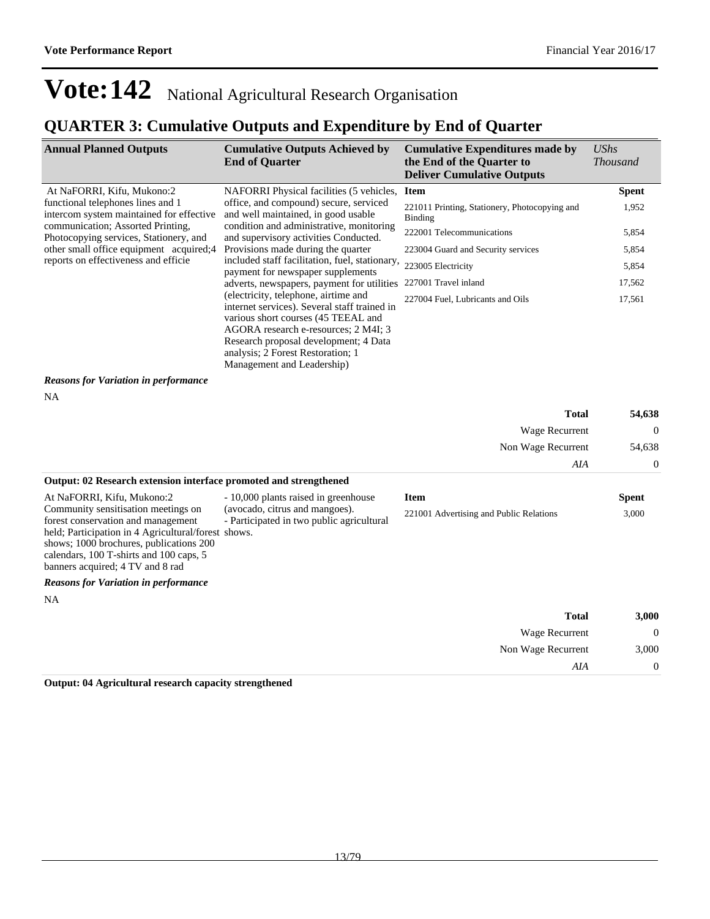# Vote:142 National Agricultural Research Organisation

## QUARTER 3: Cumulative Outputs and Expenditure by End of Quarter

| Annual Planned Outputs | Cumulative Outputs Achieved by End of Quarter | Cumulative Expenditures made by the End of the Quarter to Deliver Cumulative Outputs | *UShs Thousand* |
|---|---|---|---|
| At NaFORRI, Kifu, Mukono:2 functional telephones lines and 1 intercom system maintained for effective communication; Assorted Printing, Photocopying services, Stationery, and other small office equipment acquired;4 reports on effectiveness and efficie | NAFORRI Physical facilities (5 vehicles, office, and compound) secure, serviced and well maintained, in good usable condition and administrative, monitoring and supervisory activities Conducted. Provisions made during the quarter included staff facilitation, fuel, stationary, payment for newspaper supplements adverts, newspapers, payment for utilities (electricity, telephone, airtime and internet services). Several staff trained in various short courses (45 TEEAL and AGORA research e-resources; 2 M4I; 3 Research proposal development; 4 Data analysis; 2 Forest Restoration; 1 Management and Leadership) | **Item** | **Spent** |
| | | 221011 Printing, Stationery, Photocopying and Binding | 1,952 |
| | | 222001 Telecommunications | 5,854 |
| | | 223004 Guard and Security services | 5,854 |
| | | 223005 Electricity | 5,854 |
| | | 227001 Travel inland | 17,562 |
| | | 227004 Fuel, Lubricants and Oils | 17,561 |

***Reasons for Variation in performance***

NA

| | |
|---|---|
| **Total** | **54,638** |
| Wage Recurrent | 0 |
| Non Wage Recurrent | 54,638 |
| *AIA* | 0 |

**Output: 02 Research extension interface promoted and strengthened**

| Annual Planned Outputs | Cumulative Outputs Achieved by End of Quarter | Item | Spent |
|---|---|---|---|
| At NaFORRI, Kifu, Mukono:2 Community sensitisation meetings on forest conservation and management held; Participation in 4 Agricultural/forest shows; 1000 brochures, publications 200 calendars, 100 T-shirts and 100 caps, 5 banners acquired; 4 TV and 8 rad | - 10,000 plants raised in greenhouse (avocado, citrus and mangoes).<br>- Participated in two public agricultural shows. | 221001 Advertising and Public Relations | 3,000 |

***Reasons for Variation in performance***

NA

| | |
|---|---|
| **Total** | **3,000** |
| Wage Recurrent | 0 |
| Non Wage Recurrent | 3,000 |
| *AIA* | 0 |

**Output: 04 Agricultural research capacity strengthened**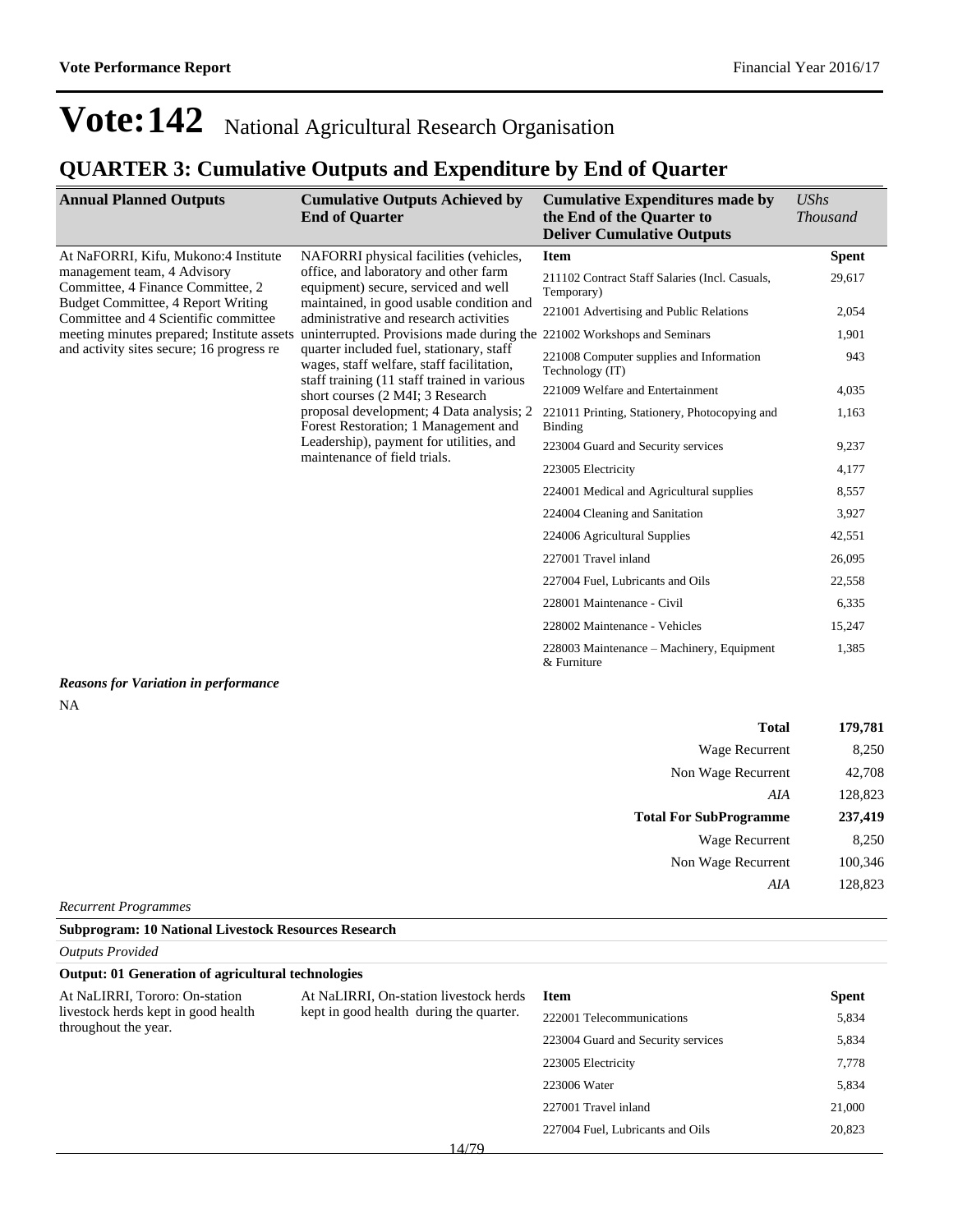# Vote:142 National Agricultural Research Organisation

## QUARTER 3: Cumulative Outputs and Expenditure by End of Quarter

| Annual Planned Outputs | Cumulative Outputs Achieved by End of Quarter | Cumulative Expenditures made by the End of the Quarter to Deliver Cumulative Outputs | *UShs Thousand* |
|---|---|---|---|
| At NaFORRI, Kifu, Mukono:4 Institute management team, 4 Advisory Committee, 4 Finance Committee, 2 Budget Committee, 4 Report Writing Committee and 4 Scientific committee meeting minutes prepared; Institute assets and activity sites secure; 16 progress re | NAFORRI physical facilities (vehicles, office, and laboratory and other farm equipment) secure, serviced and well maintained, in good usable condition and administrative and research activities uninterrupted. Provisions made during the quarter included fuel, stationary, staff wages, staff welfare, staff facilitation, staff training (11 staff trained in various short courses (2 M4I; 3 Research proposal development; 4 Data analysis; 2 Forest Restoration; 1 Management and Leadership), payment for utilities, and maintenance of field trials. | **Item** | **Spent** |
| | | 211102 Contract Staff Salaries (Incl. Casuals, Temporary) | 29,617 |
| | | 221001 Advertising and Public Relations | 2,054 |
| | | 221002 Workshops and Seminars | 1,901 |
| | | 221008 Computer supplies and Information Technology (IT) | 943 |
| | | 221009 Welfare and Entertainment | 4,035 |
| | | 221011 Printing, Stationery, Photocopying and Binding | 1,163 |
| | | 223004 Guard and Security services | 9,237 |
| | | 223005 Electricity | 4,177 |
| | | 224001 Medical and Agricultural supplies | 8,557 |
| | | 224004 Cleaning and Sanitation | 3,927 |
| | | 224006 Agricultural Supplies | 42,551 |
| | | 227001 Travel inland | 26,095 |
| | | 227004 Fuel, Lubricants and Oils | 22,558 |
| | | 228001 Maintenance - Civil | 6,335 |
| | | 228002 Maintenance - Vehicles | 15,247 |
| | | 228003 Maintenance – Machinery, Equipment & Furniture | 1,385 |

***Reasons for Variation in performance***

NA

| | |
|---|---|
| **Total** | **179,781** |
| Wage Recurrent | 8,250 |
| Non Wage Recurrent | 42,708 |
| *AIA* | 128,823 |
| **Total For SubProgramme** | **237,419** |
| Wage Recurrent | 8,250 |
| Non Wage Recurrent | 100,346 |
| *AIA* | 128,823 |

*Recurrent Programmes*

**Subprogram: 10 National Livestock Resources Research**

*Outputs Provided*

**Output: 01 Generation of agricultural technologies**

| Annual Planned Outputs | Cumulative Outputs Achieved by End of Quarter | Item | Spent |
|---|---|---|---|
| At NaLIRRI, Tororo: On-station livestock herds kept in good health throughout the year. | At NaLIRRI, On-station livestock herds kept in good health during the quarter. | 222001 Telecommunications | 5,834 |
| | | 223004 Guard and Security services | 5,834 |
| | | 223005 Electricity | 7,778 |
| | | 223006 Water | 5,834 |
| | | 227001 Travel inland | 21,000 |
| | | 227004 Fuel, Lubricants and Oils | 20,823 |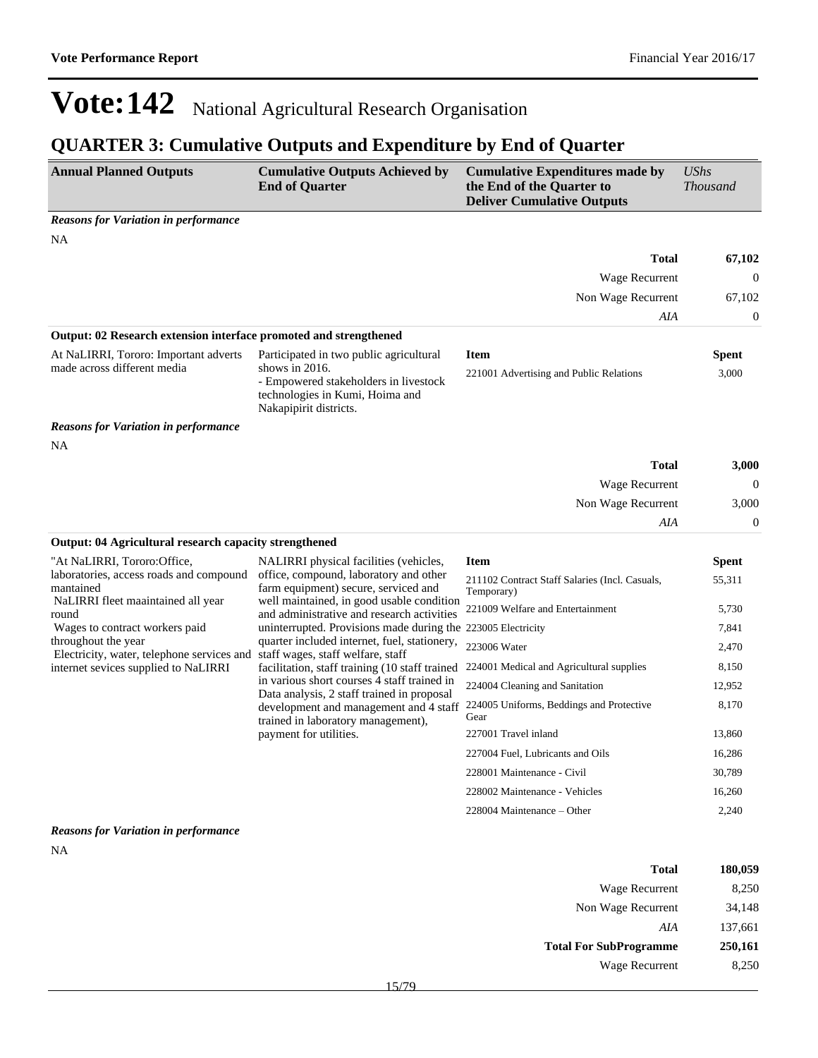# Vote:142 National Agricultural Research Organisation

## QUARTER 3: Cumulative Outputs and Expenditure by End of Quarter

| Annual Planned Outputs | Cumulative Outputs Achieved by End of Quarter | Cumulative Expenditures made by the End of the Quarter to Deliver Cumulative Outputs | *UShs Thousand* |
|---|---|---|---|

***Reasons for Variation in performance***

NA

| | |
|---|---|
| **Total** | **67,102** |
| Wage Recurrent | 0 |
| Non Wage Recurrent | 67,102 |
| *AIA* | 0 |

**Output: 02 Research extension interface promoted and strengthened**

| Annual Planned Outputs | Cumulative Outputs Achieved by End of Quarter | Item | Spent |
|---|---|---|---|
| At NaLIRRI, Tororo: Important adverts made across different media | Participated in two public agricultural shows in 2016.<br>- Empowered stakeholders in livestock technologies in Kumi, Hoima and Nakapipirit districts. | 221001 Advertising and Public Relations | 3,000 |

***Reasons for Variation in performance***

NA

| | |
|---|---|
| **Total** | **3,000** |
| Wage Recurrent | 0 |
| Non Wage Recurrent | 3,000 |
| *AIA* | 0 |

**Output: 04 Agricultural research capacity strengthened**

| Annual Planned Outputs | Cumulative Outputs Achieved by End of Quarter | Item | Spent |
|---|---|---|---|
| "At NaLIRRI, Tororo:Office, laboratories, access roads and compound mantained<br>NaLIRRI fleet maaintained all year round<br>Wages to contract workers paid throughout the year<br>Electricity, water, telephone services and internet sevices supplied to NaLIRRI | NALIRRI physical facilities (vehicles, office, compound, laboratory and other farm equipment) secure, serviced and well maintained, in good usable condition and administrative and research activities uninterrupted. Provisions made during the quarter included internet, fuel, stationery, staff wages, staff welfare, staff facilitation, staff training (10 staff trained in various short courses 4 staff trained in Data analysis, 2 staff trained in proposal development and management and 4 staff trained in laboratory management), payment for utilities. | 211102 Contract Staff Salaries (Incl. Casuals, Temporary) | 55,311 |
| | | 221009 Welfare and Entertainment | 5,730 |
| | | 223005 Electricity | 7,841 |
| | | 223006 Water | 2,470 |
| | | 224001 Medical and Agricultural supplies | 8,150 |
| | | 224004 Cleaning and Sanitation | 12,952 |
| | | 224005 Uniforms, Beddings and Protective Gear | 8,170 |
| | | 227001 Travel inland | 13,860 |
| | | 227004 Fuel, Lubricants and Oils | 16,286 |
| | | 228001 Maintenance - Civil | 30,789 |
| | | 228002 Maintenance - Vehicles | 16,260 |
| | | 228004 Maintenance – Other | 2,240 |

***Reasons for Variation in performance***

NA

| | |
|---|---|
| **Total** | **180,059** |
| Wage Recurrent | 8,250 |
| Non Wage Recurrent | 34,148 |
| *AIA* | 137,661 |
| **Total For SubProgramme** | **250,161** |
| Wage Recurrent | 8,250 |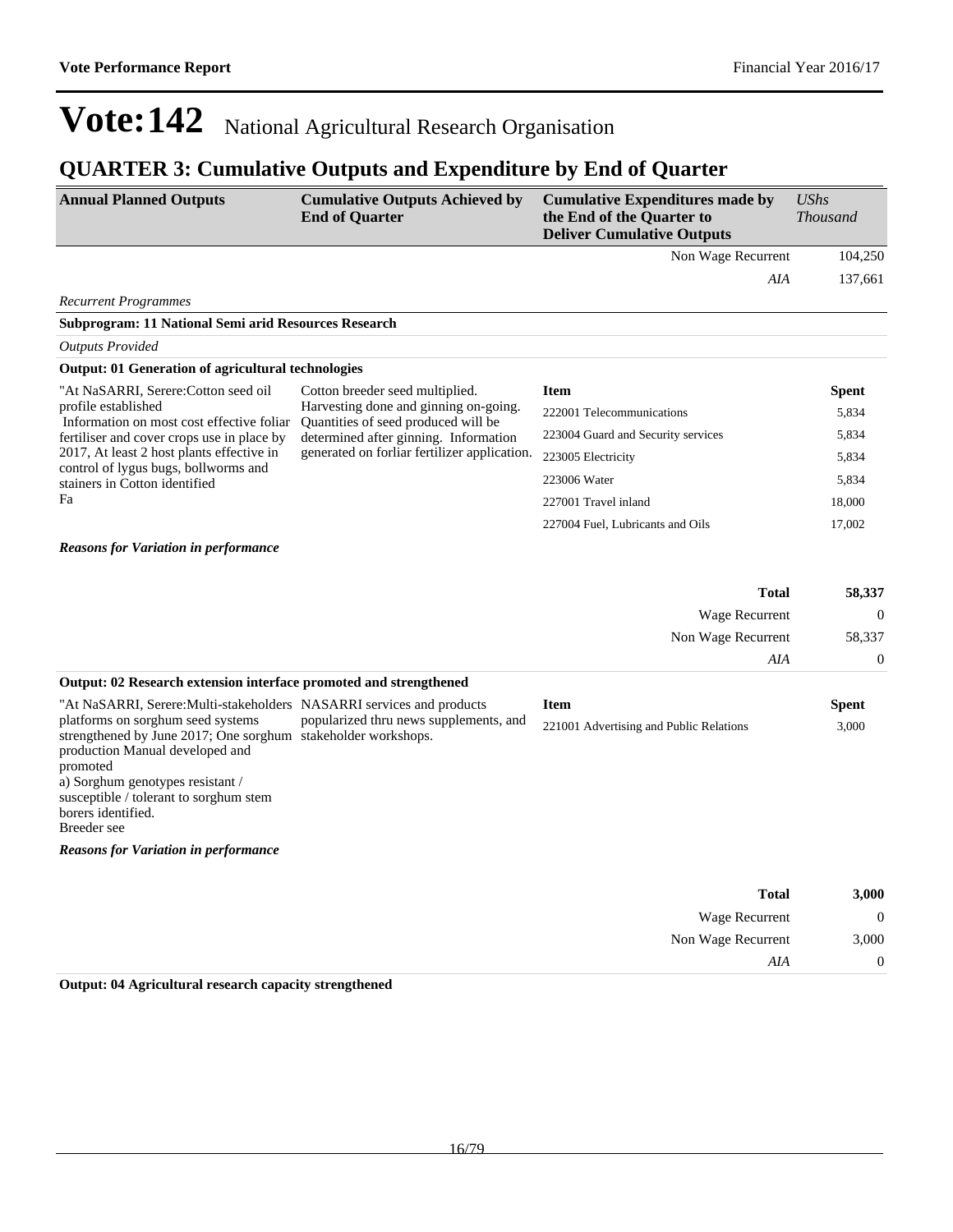# Vote:142 National Agricultural Research Organisation

## QUARTER 3: Cumulative Outputs and Expenditure by End of Quarter

| Annual Planned Outputs | Cumulative Outputs Achieved by End of Quarter | Cumulative Expenditures made by the End of the Quarter to Deliver Cumulative Outputs | *UShs Thousand* |
|---|---|---|---|
| | | Non Wage Recurrent | 104,250 |
| | | *AIA* | 137,661 |

*Recurrent Programmes*

**Subprogram: 11 National Semi arid Resources Research**

*Outputs Provided*

**Output: 01 Generation of agricultural technologies**

| Annual Planned Outputs | Cumulative Outputs Achieved by End of Quarter | Item | Spent |
|---|---|---|---|
| "At NaSARRI, Serere:Cotton seed oil profile established<br>Information on most cost effective foliar fertiliser and cover crops use in place by 2017, At least 2 host plants effective in control of lygus bugs, bollworms and stainers in Cotton identified<br>Fa | Cotton breeder seed multiplied. Harvesting done and ginning on-going. Quantities of seed produced will be determined after ginning. Information generated on forliar fertilizer application. | 222001 Telecommunications | 5,834 |
| | | 223004 Guard and Security services | 5,834 |
| | | 223005 Electricity | 5,834 |
| | | 223006 Water | 5,834 |
| | | 227001 Travel inland | 18,000 |
| | | 227004 Fuel, Lubricants and Oils | 17,002 |

***Reasons for Variation in performance***

| | |
|---|---|
| **Total** | **58,337** |
| Wage Recurrent | 0 |
| Non Wage Recurrent | 58,337 |
| *AIA* | 0 |

**Output: 02 Research extension interface promoted and strengthened**

| Annual Planned Outputs | Cumulative Outputs Achieved by End of Quarter | Item | Spent |
|---|---|---|---|
| "At NaSARRI, Serere:Multi-stakeholders platforms on sorghum seed systems strengthened by June 2017; One sorghum production Manual developed and promoted<br>a) Sorghum genotypes resistant / susceptible / tolerant to sorghum stem borers identified.<br>Breeder see | NASARRI services and products popularized thru news supplements, and stakeholder workshops. | 221001 Advertising and Public Relations | 3,000 |

***Reasons for Variation in performance***

| | |
|---|---|
| **Total** | **3,000** |
| Wage Recurrent | 0 |
| Non Wage Recurrent | 3,000 |
| *AIA* | 0 |

**Output: 04 Agricultural research capacity strengthened**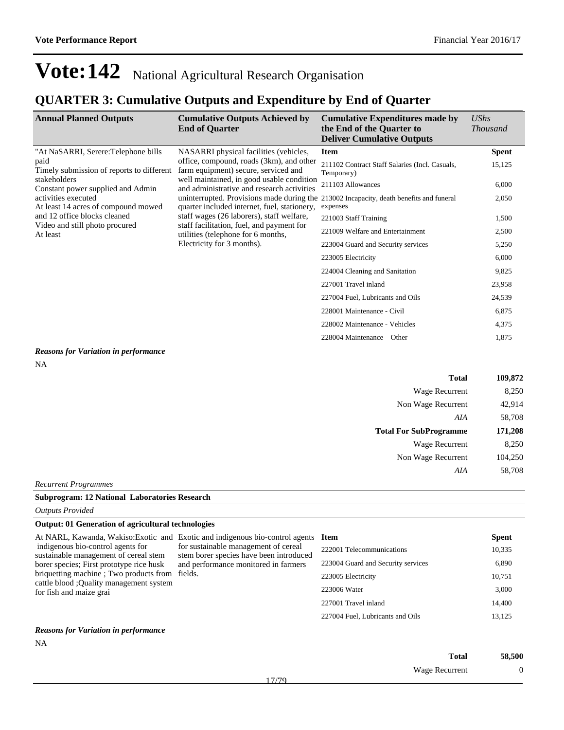# Vote:142 National Agricultural Research Organisation

## QUARTER 3: Cumulative Outputs and Expenditure by End of Quarter

| Annual Planned Outputs | Cumulative Outputs Achieved by End of Quarter | Cumulative Expenditures made by the End of the Quarter to Deliver Cumulative Outputs | *UShs Thousand* |
|---|---|---|---|
| "At NaSARRI, Serere:Telephone bills paid<br>Timely submission of reports to different stakeholders<br>Constant power supplied and Admin activities executed<br>At least 14 acres of compound mowed and 12 office blocks cleaned<br>Video and still photo procured<br>At least | NASARRI physical facilities (vehicles, office, compound, roads (3km), and other farm equipment) secure, serviced and well maintained, in good usable condition and administrative and research activities uninterrupted. Provisions made during the quarter included internet, fuel, stationery, staff wages (26 laborers), staff welfare, staff facilitation, fuel, and payment for utilities (telephone for 6 months, Electricity for 3 months). | **Item** | **Spent** |
| | | 211102 Contract Staff Salaries (Incl. Casuals, Temporary) | 15,125 |
| | | 211103 Allowances | 6,000 |
| | | 213002 Incapacity, death benefits and funeral expenses | 2,050 |
| | | 221003 Staff Training | 1,500 |
| | | 221009 Welfare and Entertainment | 2,500 |
| | | 223004 Guard and Security services | 5,250 |
| | | 223005 Electricity | 6,000 |
| | | 224004 Cleaning and Sanitation | 9,825 |
| | | 227001 Travel inland | 23,958 |
| | | 227004 Fuel, Lubricants and Oils | 24,539 |
| | | 228001 Maintenance - Civil | 6,875 |
| | | 228002 Maintenance - Vehicles | 4,375 |
| | | 228004 Maintenance – Other | 1,875 |

***Reasons for Variation in performance***

NA

| | |
|---|---|
| **Total** | **109,872** |
| Wage Recurrent | 8,250 |
| Non Wage Recurrent | 42,914 |
| *AIA* | 58,708 |
| **Total For SubProgramme** | **171,208** |
| Wage Recurrent | 8,250 |
| Non Wage Recurrent | 104,250 |
| *AIA* | 58,708 |

*Recurrent Programmes*

**Subprogram: 12 National Laboratories Research**

*Outputs Provided*

**Output: 01 Generation of agricultural technologies**

| Annual Planned Outputs | Cumulative Outputs Achieved by End of Quarter | Item | Spent |
|---|---|---|---|
| At NARL, Kawanda, Wakiso:Exotic and indigenous bio-control agents for sustainable management of cereal stem borer species; First prototype rice husk briquetting machine ; Two products from cattle blood ;Quality management system for fish and maize grai | Exotic and indigenous bio-control agents for sustainable management of cereal stem borer species have been introduced and performance monitored in farmers fields. | 222001 Telecommunications | 10,335 |
| | | 223004 Guard and Security services | 6,890 |
| | | 223005 Electricity | 10,751 |
| | | 223006 Water | 3,000 |
| | | 227001 Travel inland | 14,400 |
| | | 227004 Fuel, Lubricants and Oils | 13,125 |

***Reasons for Variation in performance***

NA

| | |
|---|---|
| **Total** | **58,500** |
| Wage Recurrent | 0 |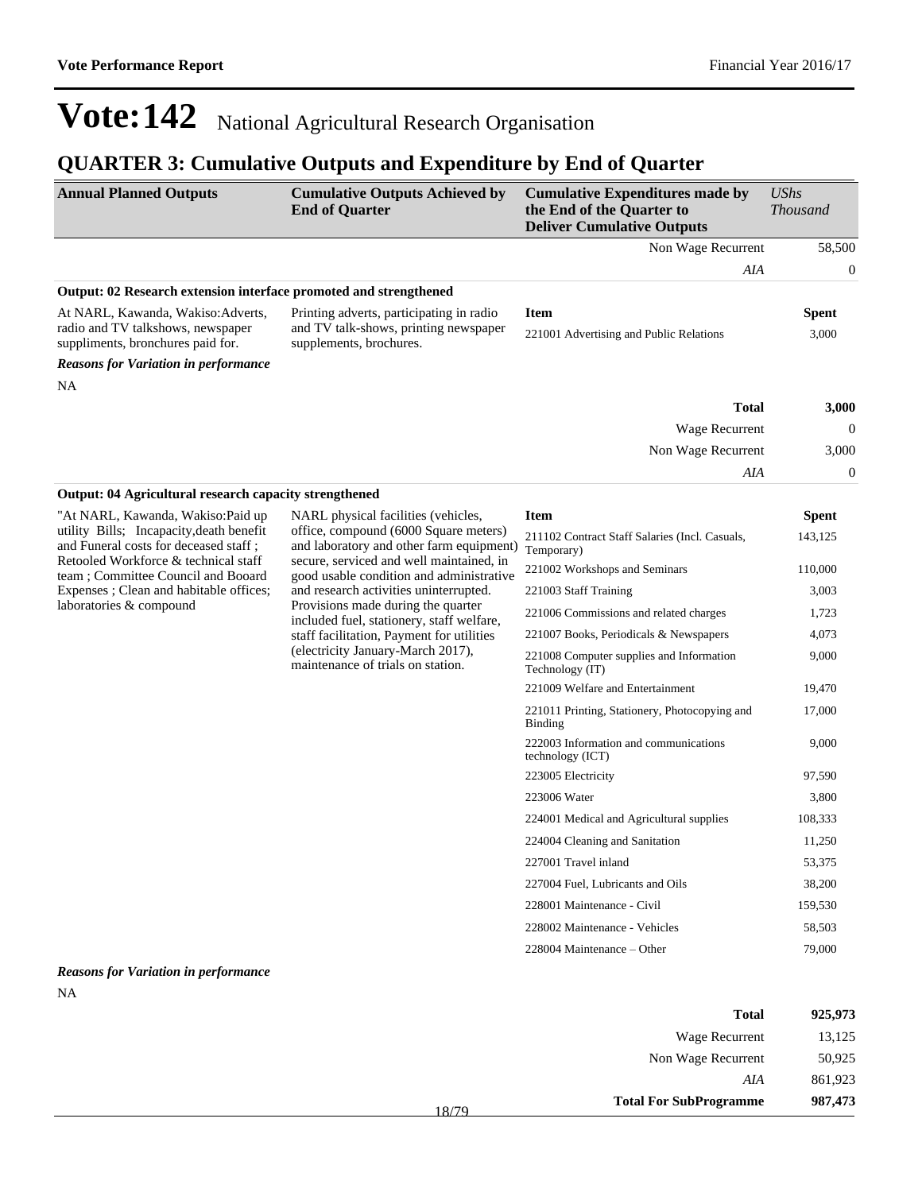# Vote:142 National Agricultural Research Organisation

## QUARTER 3: Cumulative Outputs and Expenditure by End of Quarter

| Annual Planned Outputs | Cumulative Outputs Achieved by End of Quarter | Cumulative Expenditures made by the End of the Quarter to Deliver Cumulative Outputs | UShs Thousand |
|---|---|---|---|
| | | Non Wage Recurrent | 58,500 |
| | | *AIA* | 0 |

**Output: 02 Research extension interface promoted and strengthened**

| Annual Planned Outputs | Cumulative Outputs Achieved by End of Quarter | Item | Spent |
|---|---|---|---|
| At NARL, Kawanda, Wakiso:Adverts, radio and TV talkshows, newspaper suppliments, bronchures paid for. | Printing adverts, participating in radio and TV talk-shows, printing newspaper supplements, brochures. | 221001 Advertising and Public Relations | 3,000 |

***Reasons for Variation in performance***

NA

| | |
|---|---|
| **Total** | **3,000** |
| Wage Recurrent | 0 |
| Non Wage Recurrent | 3,000 |
| *AIA* | 0 |

**Output: 04 Agricultural research capacity strengthened**

| Annual Planned Outputs | Cumulative Outputs Achieved by End of Quarter | Item | Spent |
|---|---|---|---|
| "At NARL, Kawanda, Wakiso:Paid up utility Bills; Incapacity,death benefit and Funeral costs for deceased staff ; Retooled Workforce & technical staff team ; Committee Council and Booard Expenses ; Clean and habitable offices; laboratories & compound | NARL physical facilities (vehicles, office, compound (6000 Square meters) and laboratory and other farm equipment) secure, serviced and well maintained, in good usable condition and administrative and research activities uninterrupted. Provisions made during the quarter included fuel, stationery, staff welfare, staff facilitation, Payment for utilities (electricity January-March 2017), maintenance of trials on station. | 211102 Contract Staff Salaries (Incl. Casuals, Temporary) | 143,125 |
| | | 221002 Workshops and Seminars | 110,000 |
| | | 221003 Staff Training | 3,003 |
| | | 221006 Commissions and related charges | 1,723 |
| | | 221007 Books, Periodicals & Newspapers | 4,073 |
| | | 221008 Computer supplies and Information Technology (IT) | 9,000 |
| | | 221009 Welfare and Entertainment | 19,470 |
| | | 221011 Printing, Stationery, Photocopying and Binding | 17,000 |
| | | 222003 Information and communications technology (ICT) | 9,000 |
| | | 223005 Electricity | 97,590 |
| | | 223006 Water | 3,800 |
| | | 224001 Medical and Agricultural supplies | 108,333 |
| | | 224004 Cleaning and Sanitation | 11,250 |
| | | 227001 Travel inland | 53,375 |
| | | 227004 Fuel, Lubricants and Oils | 38,200 |
| | | 228001 Maintenance - Civil | 159,530 |
| | | 228002 Maintenance - Vehicles | 58,503 |
| | | 228004 Maintenance – Other | 79,000 |

***Reasons for Variation in performance***

NA

| | |
|---|---|
| **Total** | **925,973** |
| Wage Recurrent | 13,125 |
| Non Wage Recurrent | 50,925 |
| *AIA* | 861,923 |
| **Total For SubProgramme** | **987,473** |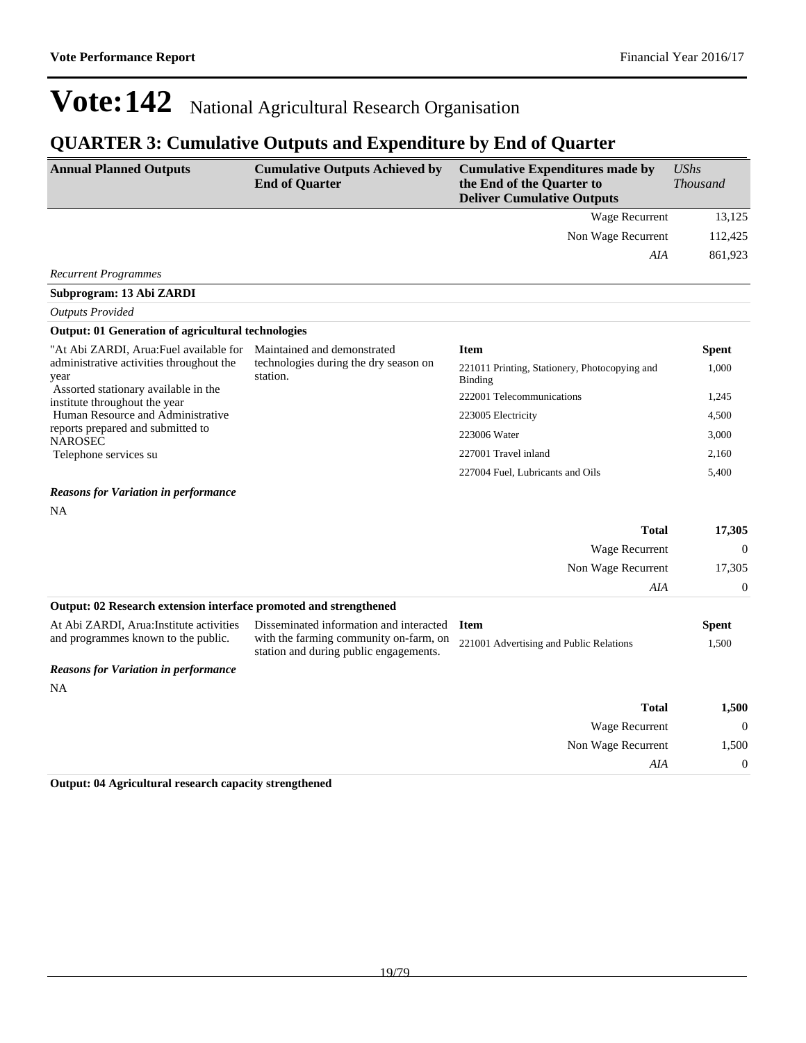# Vote:142 National Agricultural Research Organisation

## QUARTER 3: Cumulative Outputs and Expenditure by End of Quarter

| Annual Planned Outputs | Cumulative Outputs Achieved by End of Quarter | Cumulative Expenditures made by the End of the Quarter to Deliver Cumulative Outputs | *UShs Thousand* |
|---|---|---|---|
| | | Wage Recurrent | 13,125 |
| | | Non Wage Recurrent | 112,425 |
| | | *AIA* | 861,923 |

*Recurrent Programmes*

**Subprogram: 13 Abi ZARDI**

*Outputs Provided*

**Output: 01 Generation of agricultural technologies**

| Annual Planned Outputs | Cumulative Outputs Achieved by End of Quarter | Item | Spent |
|---|---|---|---|
| "At Abi ZARDI, Arua:Fuel available for administrative activities throughout the year<br>Assorted stationary available in the institute throughout the year<br>Human Resource and Administrative reports prepared and submitted to NAROSEC<br>Telephone services su | Maintained and demonstrated technologies during the dry season on station. | 221011 Printing, Stationery, Photocopying and Binding | 1,000 |
| | | 222001 Telecommunications | 1,245 |
| | | 223005 Electricity | 4,500 |
| | | 223006 Water | 3,000 |
| | | 227001 Travel inland | 2,160 |
| | | 227004 Fuel, Lubricants and Oils | 5,400 |

***Reasons for Variation in performance***

NA

| | |
|---|---|
| **Total** | **17,305** |
| Wage Recurrent | 0 |
| Non Wage Recurrent | 17,305 |
| *AIA* | 0 |

**Output: 02 Research extension interface promoted and strengthened**

| Annual Planned Outputs | Cumulative Outputs Achieved by End of Quarter | Item | Spent |
|---|---|---|---|
| At Abi ZARDI, Arua:Institute activities and programmes known to the public. | Disseminated information and interacted with the farming community on-farm, on station and during public engagements. | 221001 Advertising and Public Relations | 1,500 |

***Reasons for Variation in performance***

NA

| | |
|---|---|
| **Total** | **1,500** |
| Wage Recurrent | 0 |
| Non Wage Recurrent | 1,500 |
| *AIA* | 0 |

**Output: 04 Agricultural research capacity strengthened**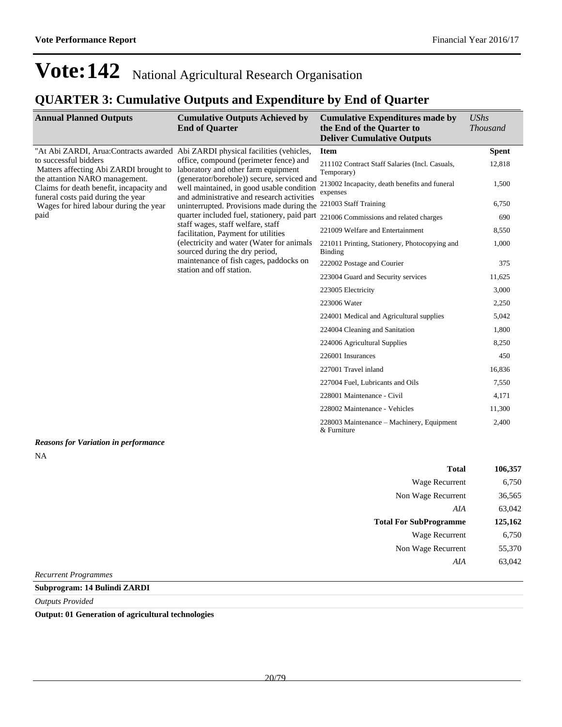# Vote:142 National Agricultural Research Organisation

## QUARTER 3: Cumulative Outputs and Expenditure by End of Quarter

| Annual Planned Outputs | Cumulative Outputs Achieved by End of Quarter | Cumulative Expenditures made by the End of the Quarter to Deliver Cumulative Outputs | *UShs Thousand* |
|---|---|---|---|
| "At Abi ZARDI, Arua:Contracts awarded to successful bidders Matters affecting Abi ZARDI brought to the attention NARO management. Claims for death benefit, incapacity and funeral costs paid during the year Wages for hired labour during the year paid | Abi ZARDI physical facilities (vehicles, office, compound (perimeter fence) and laboratory and other farm equipment (generator/borehole)) secure, serviced and well maintained, in good usable condition and administrative and research activities uninterrupted. Provisions made during the quarter included fuel, stationery, paid part staff wages, staff welfare, staff facilitation, Payment for utilities (electricity and water (Water for animals sourced during the dry period, maintenance of fish cages, paddocks on station and off station. | **Item** | **Spent** |
| | | 211102 Contract Staff Salaries (Incl. Casuals, Temporary) | 12,818 |
| | | 213002 Incapacity, death benefits and funeral expenses | 1,500 |
| | | 221003 Staff Training | 6,750 |
| | | 221006 Commissions and related charges | 690 |
| | | 221009 Welfare and Entertainment | 8,550 |
| | | 221011 Printing, Stationery, Photocopying and Binding | 1,000 |
| | | 222002 Postage and Courier | 375 |
| | | 223004 Guard and Security services | 11,625 |
| | | 223005 Electricity | 3,000 |
| | | 223006 Water | 2,250 |
| | | 224001 Medical and Agricultural supplies | 5,042 |
| | | 224004 Cleaning and Sanitation | 1,800 |
| | | 224006 Agricultural Supplies | 8,250 |
| | | 226001 Insurances | 450 |
| | | 227001 Travel inland | 16,836 |
| | | 227004 Fuel, Lubricants and Oils | 7,550 |
| | | 228001 Maintenance - Civil | 4,171 |
| | | 228002 Maintenance - Vehicles | 11,300 |
| | | 228003 Maintenance – Machinery, Equipment & Furniture | 2,400 |

***Reasons for Variation in performance***

NA

| | |
|---|---|
| **Total** | **106,357** |
| Wage Recurrent | 6,750 |
| Non Wage Recurrent | 36,565 |
| *AIA* | 63,042 |
| **Total For SubProgramme** | **125,162** |
| Wage Recurrent | 6,750 |
| Non Wage Recurrent | 55,370 |
| *AIA* | 63,042 |

*Recurrent Programmes*

**Subprogram: 14 Bulindi ZARDI**

*Outputs Provided*

**Output: 01 Generation of agricultural technologies**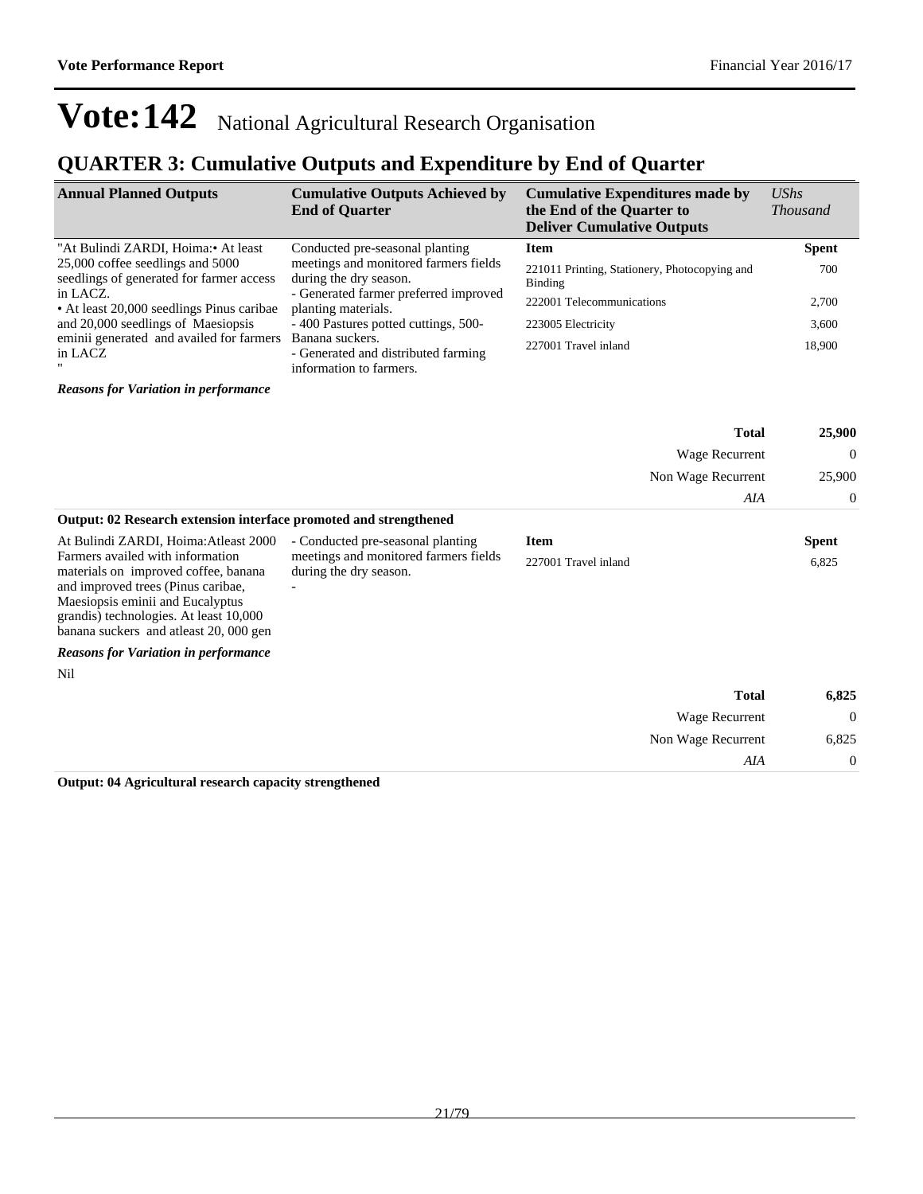# Vote:142 National Agricultural Research Organisation

## QUARTER 3: Cumulative Outputs and Expenditure by End of Quarter

| Annual Planned Outputs | Cumulative Outputs Achieved by End of Quarter | Cumulative Expenditures made by the End of the Quarter to Deliver Cumulative Outputs | *UShs Thousand* |
|---|---|---|---|
| "At Bulindi ZARDI, Hoima:• At least 25,000 coffee seedlings and 5000 seedlings of generated for farmer access in LACZ.<br>• At least 20,000 seedlings Pinus caribae and 20,000 seedlings of Maesiopsis eminii generated and availed for farmers in LACZ<br>" | Conducted pre-seasonal planting meetings and monitored farmers fields during the dry season.<br>- Generated farmer preferred improved planting materials.<br>- 400 Pastures potted cuttings, 500- Banana suckers.<br>- Generated and distributed farming information to farmers. | **Item** | **Spent** |
| | | 221011 Printing, Stationery, Photocopying and Binding | 700 |
| | | 222001 Telecommunications | 2,700 |
| | | 223005 Electricity | 3,600 |
| | | 227001 Travel inland | 18,900 |

***Reasons for Variation in performance***

| | |
|---|---|
| **Total** | **25,900** |
| Wage Recurrent | 0 |
| Non Wage Recurrent | 25,900 |
| *AIA* | 0 |

**Output: 02 Research extension interface promoted and strengthened**

| Annual Planned Outputs | Cumulative Outputs Achieved by End of Quarter | Item | Spent |
|---|---|---|---|
| At Bulindi ZARDI, Hoima:Atleast 2000 Farmers availed with information materials on improved coffee, banana and improved trees (Pinus caribae, Maesiopsis eminii and Eucalyptus grandis) technologies. At least 10,000 banana suckers and atleast 20, 000 gen | - Conducted pre-seasonal planting meetings and monitored farmers fields during the dry season.<br>- | 227001 Travel inland | 6,825 |

***Reasons for Variation in performance***

Nil

| | |
|---|---|
| **Total** | **6,825** |
| Wage Recurrent | 0 |
| Non Wage Recurrent | 6,825 |
| *AIA* | 0 |

**Output: 04 Agricultural research capacity strengthened**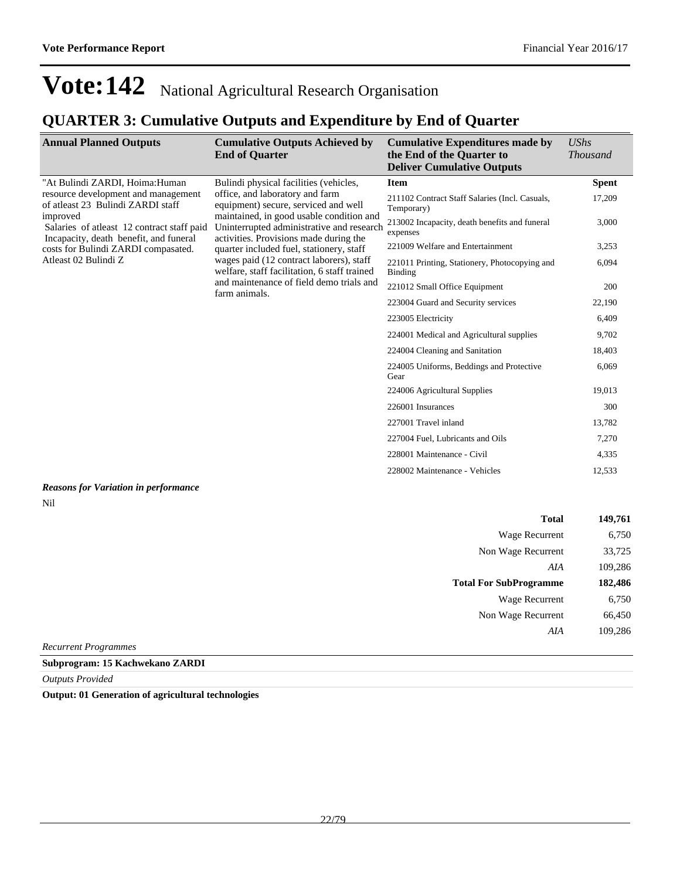# Vote:142 National Agricultural Research Organisation

## QUARTER 3: Cumulative Outputs and Expenditure by End of Quarter

| Annual Planned Outputs | Cumulative Outputs Achieved by End of Quarter | Cumulative Expenditures made by the End of the Quarter to Deliver Cumulative Outputs | *UShs Thousand* |
|---|---|---|---|
| "At Bulindi ZARDI, Hoima:Human resource development and management of atleast 23 Bulindi ZARDI staff improved Salaries of atleast 12 contract staff paid Incapacity, death benefit, and funeral costs for Bulindi ZARDI compasated. Atleast 02 Bulindi Z | Bulindi physical facilities (vehicles, office, and laboratory and farm equipment) secure, serviced and well maintained, in good usable condition and Uninterrupted administrative and research activities. Provisions made during the quarter included fuel, stationery, staff wages paid (12 contract laborers), staff welfare, staff facilitation, 6 staff trained and maintenance of field demo trials and farm animals. | **Item** | **Spent** |
| | | 211102 Contract Staff Salaries (Incl. Casuals, Temporary) | 17,209 |
| | | 213002 Incapacity, death benefits and funeral expenses | 3,000 |
| | | 221009 Welfare and Entertainment | 3,253 |
| | | 221011 Printing, Stationery, Photocopying and Binding | 6,094 |
| | | 221012 Small Office Equipment | 200 |
| | | 223004 Guard and Security services | 22,190 |
| | | 223005 Electricity | 6,409 |
| | | 224001 Medical and Agricultural supplies | 9,702 |
| | | 224004 Cleaning and Sanitation | 18,403 |
| | | 224005 Uniforms, Beddings and Protective Gear | 6,069 |
| | | 224006 Agricultural Supplies | 19,013 |
| | | 226001 Insurances | 300 |
| | | 227001 Travel inland | 13,782 |
| | | 227004 Fuel, Lubricants and Oils | 7,270 |
| | | 228001 Maintenance - Civil | 4,335 |
| | | 228002 Maintenance - Vehicles | 12,533 |

***Reasons for Variation in performance***

Nil

| | |
|---|---|
| **Total** | **149,761** |
| Wage Recurrent | 6,750 |
| Non Wage Recurrent | 33,725 |
| *AIA* | 109,286 |
| **Total For SubProgramme** | **182,486** |
| Wage Recurrent | 6,750 |
| Non Wage Recurrent | 66,450 |
| *AIA* | 109,286 |

*Recurrent Programmes*

**Subprogram: 15 Kachwekano ZARDI**

*Outputs Provided*

**Output: 01 Generation of agricultural technologies**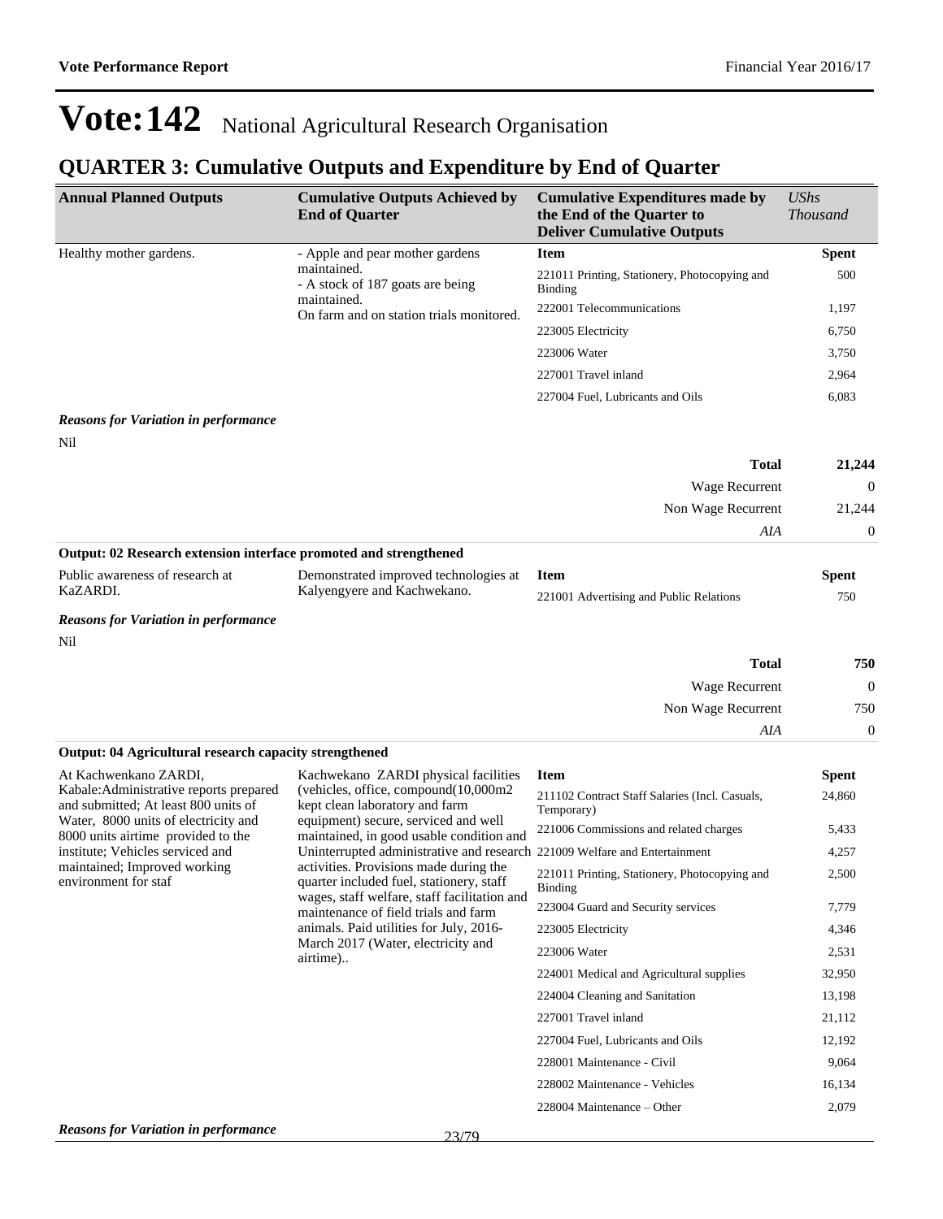# Vote:142 National Agricultural Research Organisation

## QUARTER 3: Cumulative Outputs and Expenditure by End of Quarter

| Annual Planned Outputs | Cumulative Outputs Achieved by End of Quarter | Cumulative Expenditures made by the End of the Quarter to Deliver Cumulative Outputs | *UShs Thousand* |
|---|---|---|---|
| Healthy mother gardens. | - Apple and pear mother gardens maintained.<br>- A stock of 187 goats are being maintained.<br>On farm and on station trials monitored. | **Item** | **Spent** |
| | | 221011 Printing, Stationery, Photocopying and Binding | 500 |
| | | 222001 Telecommunications | 1,197 |
| | | 223005 Electricity | 6,750 |
| | | 223006 Water | 3,750 |
| | | 227001 Travel inland | 2,964 |
| | | 227004 Fuel, Lubricants and Oils | 6,083 |

***Reasons for Variation in performance***

Nil

| | |
|---|---|
| **Total** | **21,244** |
| Wage Recurrent | 0 |
| Non Wage Recurrent | 21,244 |
| *AIA* | 0 |

**Output: 02 Research extension interface promoted and strengthened**

| Annual Planned Outputs | Cumulative Outputs Achieved by End of Quarter | Item | Spent |
|---|---|---|---|
| Public awareness of research at KaZARDI. | Demonstrated improved technologies at Kalyengyere and Kachwekano. | 221001 Advertising and Public Relations | 750 |

***Reasons for Variation in performance***

Nil

| | |
|---|---|
| **Total** | **750** |
| Wage Recurrent | 0 |
| Non Wage Recurrent | 750 |
| *AIA* | 0 |

**Output: 04 Agricultural research capacity strengthened**

| Annual Planned Outputs | Cumulative Outputs Achieved by End of Quarter | Item | Spent |
|---|---|---|---|
| At Kachwenkano ZARDI, Kabale:Administrative reports prepared and submitted; At least 800 units of Water, 8000 units of electricity and 8000 units airtime provided to the institute; Vehicles serviced and maintained; Improved working environment for staf | Kachwekano ZARDI physical facilities (vehicles, office, compound(10,000m2 kept clean laboratory and farm equipment) secure, serviced and well maintained, in good usable condition and Uninterrupted administrative and research activities. Provisions made during the quarter included fuel, stationery, staff wages, staff welfare, staff facilitation and maintenance of field trials and farm animals. Paid utilities for July, 2016-March 2017 (Water, electricity and airtime).. | 211102 Contract Staff Salaries (Incl. Casuals, Temporary) | 24,860 |
| | | 221006 Commissions and related charges | 5,433 |
| | | 221009 Welfare and Entertainment | 4,257 |
| | | 221011 Printing, Stationery, Photocopying and Binding | 2,500 |
| | | 223004 Guard and Security services | 7,779 |
| | | 223005 Electricity | 4,346 |
| | | 223006 Water | 2,531 |
| | | 224001 Medical and Agricultural supplies | 32,950 |
| | | 224004 Cleaning and Sanitation | 13,198 |
| | | 227001 Travel inland | 21,112 |
| | | 227004 Fuel, Lubricants and Oils | 12,192 |
| | | 228001 Maintenance - Civil | 9,064 |
| | | 228002 Maintenance - Vehicles | 16,134 |
| | | 228004 Maintenance – Other | 2,079 |

***Reasons for Variation in performance***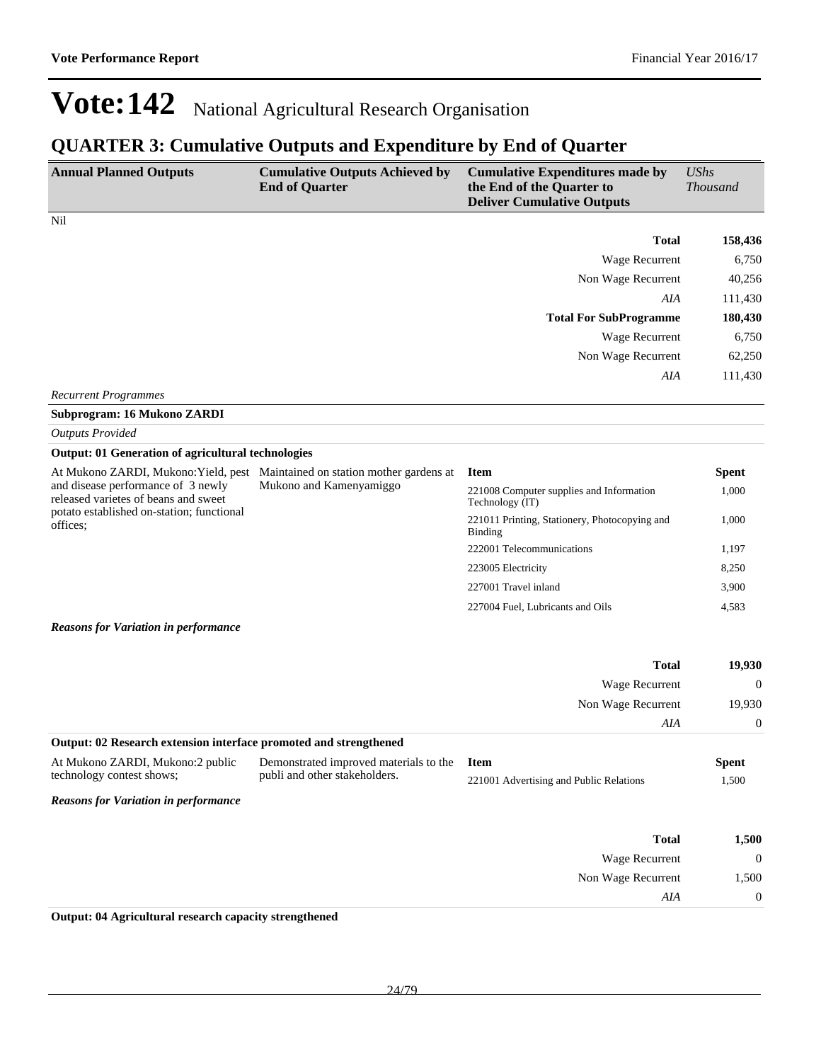# Vote:142 National Agricultural Research Organisation

## QUARTER 3: Cumulative Outputs and Expenditure by End of Quarter

| Annual Planned Outputs | Cumulative Outputs Achieved by End of Quarter | Cumulative Expenditures made by the End of the Quarter to Deliver Cumulative Outputs | *UShs Thousand* |
|---|---|---|---|
| Nil | | | |
| | | **Total** | **158,436** |
| | | Wage Recurrent | 6,750 |
| | | Non Wage Recurrent | 40,256 |
| | | *AIA* | 111,430 |
| | | **Total For SubProgramme** | **180,430** |
| | | Wage Recurrent | 6,750 |
| | | Non Wage Recurrent | 62,250 |
| | | *AIA* | 111,430 |

*Recurrent Programmes*

**Subprogram: 16 Mukono ZARDI**

*Outputs Provided*

**Output: 01 Generation of agricultural technologies**

| Annual Planned Outputs | Cumulative Outputs Achieved by End of Quarter | Item | Spent |
|---|---|---|---|
| At Mukono ZARDI, Mukono:Yield, pest and disease performance of 3 newly released varietes of beans and sweet potato established on-station; functional offices; | Maintained on station mother gardens at Mukono and Kamenyamiggo | 221008 Computer supplies and Information Technology (IT) | 1,000 |
| | | 221011 Printing, Stationery, Photocopying and Binding | 1,000 |
| | | 222001 Telecommunications | 1,197 |
| | | 223005 Electricity | 8,250 |
| | | 227001 Travel inland | 3,900 |
| | | 227004 Fuel, Lubricants and Oils | 4,583 |

***Reasons for Variation in performance***

| | |
|---|---|
| **Total** | **19,930** |
| Wage Recurrent | 0 |
| Non Wage Recurrent | 19,930 |
| *AIA* | 0 |

**Output: 02 Research extension interface promoted and strengthened**

| Annual Planned Outputs | Cumulative Outputs Achieved by End of Quarter | Item | Spent |
|---|---|---|---|
| At Mukono ZARDI, Mukono:2 public technology contest shows; | Demonstrated improved materials to the publi and other stakeholders. | 221001 Advertising and Public Relations | 1,500 |

***Reasons for Variation in performance***

| | |
|---|---|
| **Total** | **1,500** |
| Wage Recurrent | 0 |
| Non Wage Recurrent | 1,500 |
| *AIA* | 0 |

**Output: 04 Agricultural research capacity strengthened**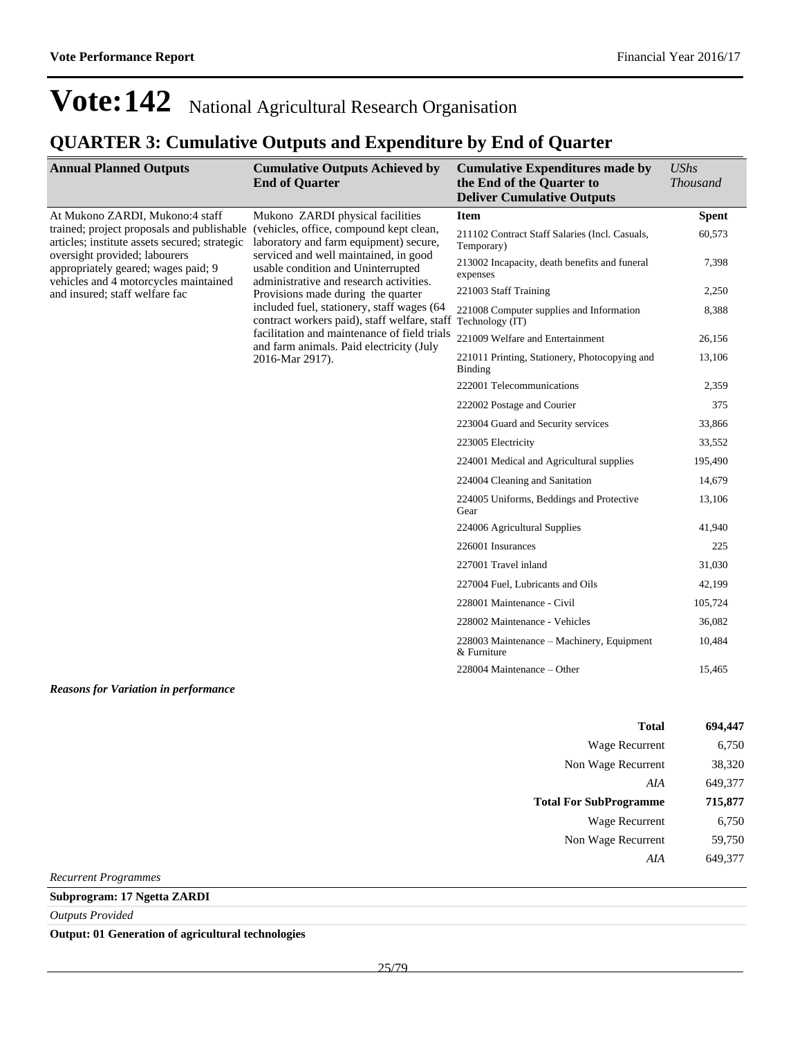# Vote:142 National Agricultural Research Organisation

## QUARTER 3: Cumulative Outputs and Expenditure by End of Quarter

| Annual Planned Outputs | Cumulative Outputs Achieved by End of Quarter | Cumulative Expenditures made by the End of the Quarter to Deliver Cumulative Outputs | *UShs Thousand* |
|---|---|---|---|
| At Mukono ZARDI, Mukono:4 staff trained; project proposals and publishable articles; institute assets secured; strategic oversight provided; labourers appropriately geared; wages paid; 9 vehicles and 4 motorcycles maintained and insured; staff welfare fac | Mukono ZARDI physical facilities (vehicles, office, compound kept clean, laboratory and farm equipment) secure, serviced and well maintained, in good usable condition and Uninterrupted administrative and research activities. Provisions made during the quarter included fuel, stationery, staff wages (64 contract workers paid), staff welfare, staff facilitation and maintenance of field trials and farm animals. Paid electricity (July 2016-Mar 2917). | **Item** | **Spent** |
| | | 211102 Contract Staff Salaries (Incl. Casuals, Temporary) | 60,573 |
| | | 213002 Incapacity, death benefits and funeral expenses | 7,398 |
| | | 221003 Staff Training | 2,250 |
| | | 221008 Computer supplies and Information Technology (IT) | 8,388 |
| | | 221009 Welfare and Entertainment | 26,156 |
| | | 221011 Printing, Stationery, Photocopying and Binding | 13,106 |
| | | 222001 Telecommunications | 2,359 |
| | | 222002 Postage and Courier | 375 |
| | | 223004 Guard and Security services | 33,866 |
| | | 223005 Electricity | 33,552 |
| | | 224001 Medical and Agricultural supplies | 195,490 |
| | | 224004 Cleaning and Sanitation | 14,679 |
| | | 224005 Uniforms, Beddings and Protective Gear | 13,106 |
| | | 224006 Agricultural Supplies | 41,940 |
| | | 226001 Insurances | 225 |
| | | 227001 Travel inland | 31,030 |
| | | 227004 Fuel, Lubricants and Oils | 42,199 |
| | | 228001 Maintenance - Civil | 105,724 |
| | | 228002 Maintenance - Vehicles | 36,082 |
| | | 228003 Maintenance – Machinery, Equipment & Furniture | 10,484 |
| | | 228004 Maintenance – Other | 15,465 |

***Reasons for Variation in performance***

| | |
|---|---|
| **Total** | **694,447** |
| Wage Recurrent | 6,750 |
| Non Wage Recurrent | 38,320 |
| *AIA* | 649,377 |
| **Total For SubProgramme** | **715,877** |
| Wage Recurrent | 6,750 |
| Non Wage Recurrent | 59,750 |
| *AIA* | 649,377 |

*Recurrent Programmes*

**Subprogram: 17 Ngetta ZARDI**

*Outputs Provided*

**Output: 01 Generation of agricultural technologies**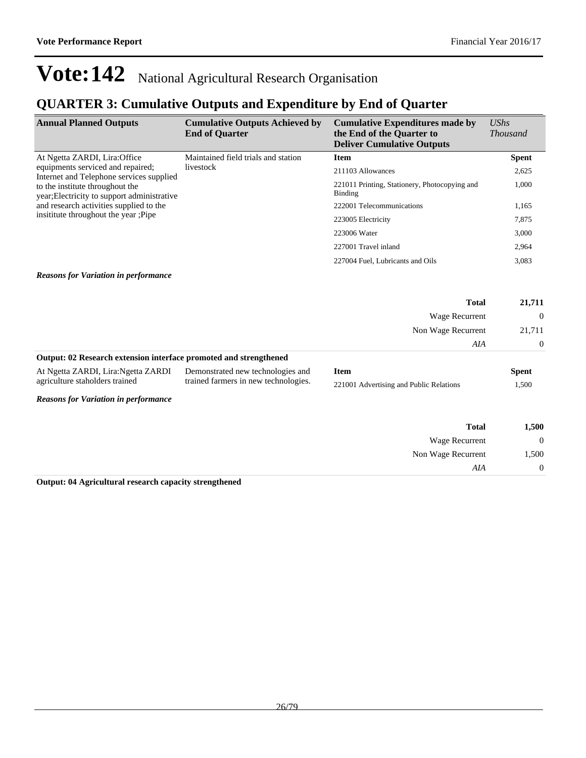# Vote:142 National Agricultural Research Organisation

## QUARTER 3: Cumulative Outputs and Expenditure by End of Quarter

| Annual Planned Outputs | Cumulative Outputs Achieved by End of Quarter | Cumulative Expenditures made by the End of the Quarter to Deliver Cumulative Outputs | *UShs Thousand* |
|---|---|---|---|
| At Ngetta ZARDI, Lira:Office equipments serviced and repaired; Internet and Telephone services supplied to the institute throughout the year;Electricity to support administrative and research activities supplied to the insititute throughout the year ;Pipe | Maintained field trials and station livestock | **Item** | **Spent** |
| | | 211103 Allowances | 2,625 |
| | | 221011 Printing, Stationery, Photocopying and Binding | 1,000 |
| | | 222001 Telecommunications | 1,165 |
| | | 223005 Electricity | 7,875 |
| | | 223006 Water | 3,000 |
| | | 227001 Travel inland | 2,964 |
| | | 227004 Fuel, Lubricants and Oils | 3,083 |

***Reasons for Variation in performance***

| | |
|---|---|
| **Total** | **21,711** |
| Wage Recurrent | 0 |
| Non Wage Recurrent | 21,711 |
| *AIA* | 0 |

**Output: 02 Research extension interface promoted and strengthened**

| Annual Planned Outputs | Cumulative Outputs Achieved by End of Quarter | Item | Spent |
|---|---|---|---|
| At Ngetta ZARDI, Lira:Ngetta ZARDI agriculture staholders trained | Demonstrated new technologies and trained farmers in new technologies. | 221001 Advertising and Public Relations | 1,500 |

***Reasons for Variation in performance***

| | |
|---|---|
| **Total** | **1,500** |
| Wage Recurrent | 0 |
| Non Wage Recurrent | 1,500 |
| *AIA* | 0 |

**Output: 04 Agricultural research capacity strengthened**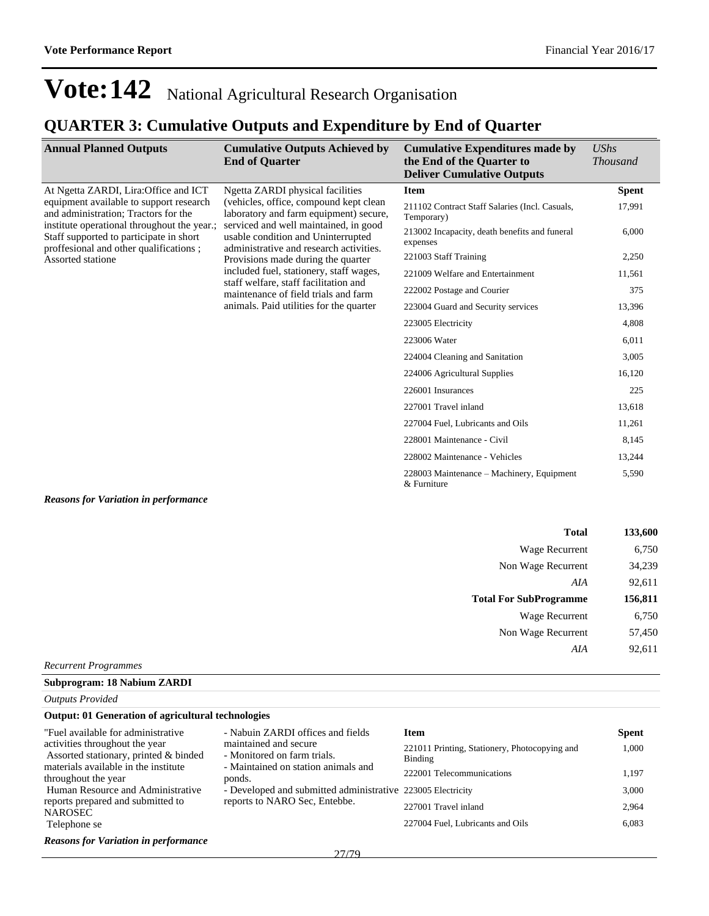# Vote:142 National Agricultural Research Organisation

## QUARTER 3: Cumulative Outputs and Expenditure by End of Quarter

| Annual Planned Outputs | Cumulative Outputs Achieved by End of Quarter | Cumulative Expenditures made by the End of the Quarter to Deliver Cumulative Outputs | *UShs Thousand* |
|---|---|---|---|
| At Ngetta ZARDI, Lira:Office and ICT equipment available to support research and administration; Tractors for the institute operational throughout the year.; Staff supported to participate in short proffesional and other qualifications ; Assorted statione | Ngetta ZARDI physical facilities (vehicles, office, compound kept clean laboratory and farm equipment) secure, serviced and well maintained, in good usable condition and Uninterrupted administrative and research activities. Provisions made during the quarter included fuel, stationery, staff wages, staff welfare, staff facilitation and maintenance of field trials and farm animals. Paid utilities for the quarter | **Item** | **Spent** |
| | | 211102 Contract Staff Salaries (Incl. Casuals, Temporary) | 17,991 |
| | | 213002 Incapacity, death benefits and funeral expenses | 6,000 |
| | | 221003 Staff Training | 2,250 |
| | | 221009 Welfare and Entertainment | 11,561 |
| | | 222002 Postage and Courier | 375 |
| | | 223004 Guard and Security services | 13,396 |
| | | 223005 Electricity | 4,808 |
| | | 223006 Water | 6,011 |
| | | 224004 Cleaning and Sanitation | 3,005 |
| | | 224006 Agricultural Supplies | 16,120 |
| | | 226001 Insurances | 225 |
| | | 227001 Travel inland | 13,618 |
| | | 227004 Fuel, Lubricants and Oils | 11,261 |
| | | 228001 Maintenance - Civil | 8,145 |
| | | 228002 Maintenance - Vehicles | 13,244 |
| | | 228003 Maintenance – Machinery, Equipment & Furniture | 5,590 |

***Reasons for Variation in performance***

| | |
|---|---|
| **Total** | **133,600** |
| Wage Recurrent | 6,750 |
| Non Wage Recurrent | 34,239 |
| *AIA* | 92,611 |
| **Total For SubProgramme** | **156,811** |
| Wage Recurrent | 6,750 |
| Non Wage Recurrent | 57,450 |
| *AIA* | 92,611 |

*Recurrent Programmes*

**Subprogram: 18 Nabium ZARDI**

*Outputs Provided*

**Output: 01 Generation of agricultural technologies**

| | | | |
|---|---|---|---|
| "Fuel available for administrative activities throughout the year<br>Assorted stationary, printed & binded materials available in the institute throughout the year<br>Human Resource and Administrative reports prepared and submitted to NAROSEC<br>Telephone se | - Nabuin ZARDI offices and fields maintained and secure<br>- Monitored on farm trials.<br>- Maintained on station animals and ponds.<br>- Developed and submitted administrative reports to NARO Sec, Entebbe. | **Item** | **Spent** |
| | | 221011 Printing, Stationery, Photocopying and Binding | 1,000 |
| | | 222001 Telecommunications | 1,197 |
| | | 223005 Electricity | 3,000 |
| | | 227001 Travel inland | 2,964 |
| | | 227004 Fuel, Lubricants and Oils | 6,083 |

***Reasons for Variation in performance***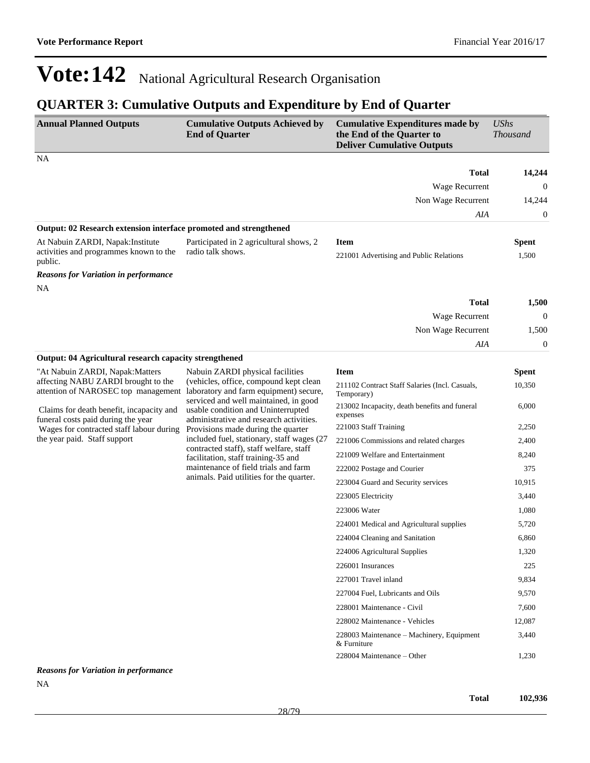# Vote:142 National Agricultural Research Organisation

## QUARTER 3: Cumulative Outputs and Expenditure by End of Quarter

| Annual Planned Outputs | Cumulative Outputs Achieved by End of Quarter | Cumulative Expenditures made by the End of the Quarter to Deliver Cumulative Outputs | *UShs Thousand* |
|---|---|---|---|

NA

| | |
|---|---|
| **Total** | **14,244** |
| Wage Recurrent | 0 |
| Non Wage Recurrent | 14,244 |
| *AIA* | 0 |

**Output: 02 Research extension interface promoted and strengthened**

| Annual Planned Outputs | Cumulative Outputs Achieved by End of Quarter | Item | Spent |
|---|---|---|---|
| At Nabuin ZARDI, Napak:Institute activities and programmes known to the public. | Participated in 2 agricultural shows, 2 radio talk shows. | 221001 Advertising and Public Relations | 1,500 |

***Reasons for Variation in performance***

NA

| | |
|---|---|
| **Total** | **1,500** |
| Wage Recurrent | 0 |
| Non Wage Recurrent | 1,500 |
| *AIA* | 0 |

**Output: 04 Agricultural research capacity strengthened**

| Annual Planned Outputs | Cumulative Outputs Achieved by End of Quarter | Item | Spent |
|---|---|---|---|
| "At Nabuin ZARDI, Napak:Matters affecting NABU ZARDI brought to the attention of NAROSEC top management<br><br>Claims for death benefit, incapacity and funeral costs paid during the year<br>Wages for contracted staff labour during the year paid. Staff support | Nabuin ZARDI physical facilities (vehicles, office, compound kept clean laboratory and farm equipment) secure, serviced and well maintained, in good usable condition and Uninterrupted administrative and research activities. Provisions made during the quarter included fuel, stationary, staff wages (27 contracted staff), staff welfare, staff facilitation, staff training-35 and maintenance of field trials and farm animals. Paid utilities for the quarter. | 211102 Contract Staff Salaries (Incl. Casuals, Temporary) | 10,350 |
| | | 213002 Incapacity, death benefits and funeral expenses | 6,000 |
| | | 221003 Staff Training | 2,250 |
| | | 221006 Commissions and related charges | 2,400 |
| | | 221009 Welfare and Entertainment | 8,240 |
| | | 222002 Postage and Courier | 375 |
| | | 223004 Guard and Security services | 10,915 |
| | | 223005 Electricity | 3,440 |
| | | 223006 Water | 1,080 |
| | | 224001 Medical and Agricultural supplies | 5,720 |
| | | 224004 Cleaning and Sanitation | 6,860 |
| | | 224006 Agricultural Supplies | 1,320 |
| | | 226001 Insurances | 225 |
| | | 227001 Travel inland | 9,834 |
| | | 227004 Fuel, Lubricants and Oils | 9,570 |
| | | 228001 Maintenance - Civil | 7,600 |
| | | 228002 Maintenance - Vehicles | 12,087 |
| | | 228003 Maintenance – Machinery, Equipment & Furniture | 3,440 |
| | | 228004 Maintenance – Other | 1,230 |

***Reasons for Variation in performance***

NA

| | |
|---|---|
| **Total** | **102,936** |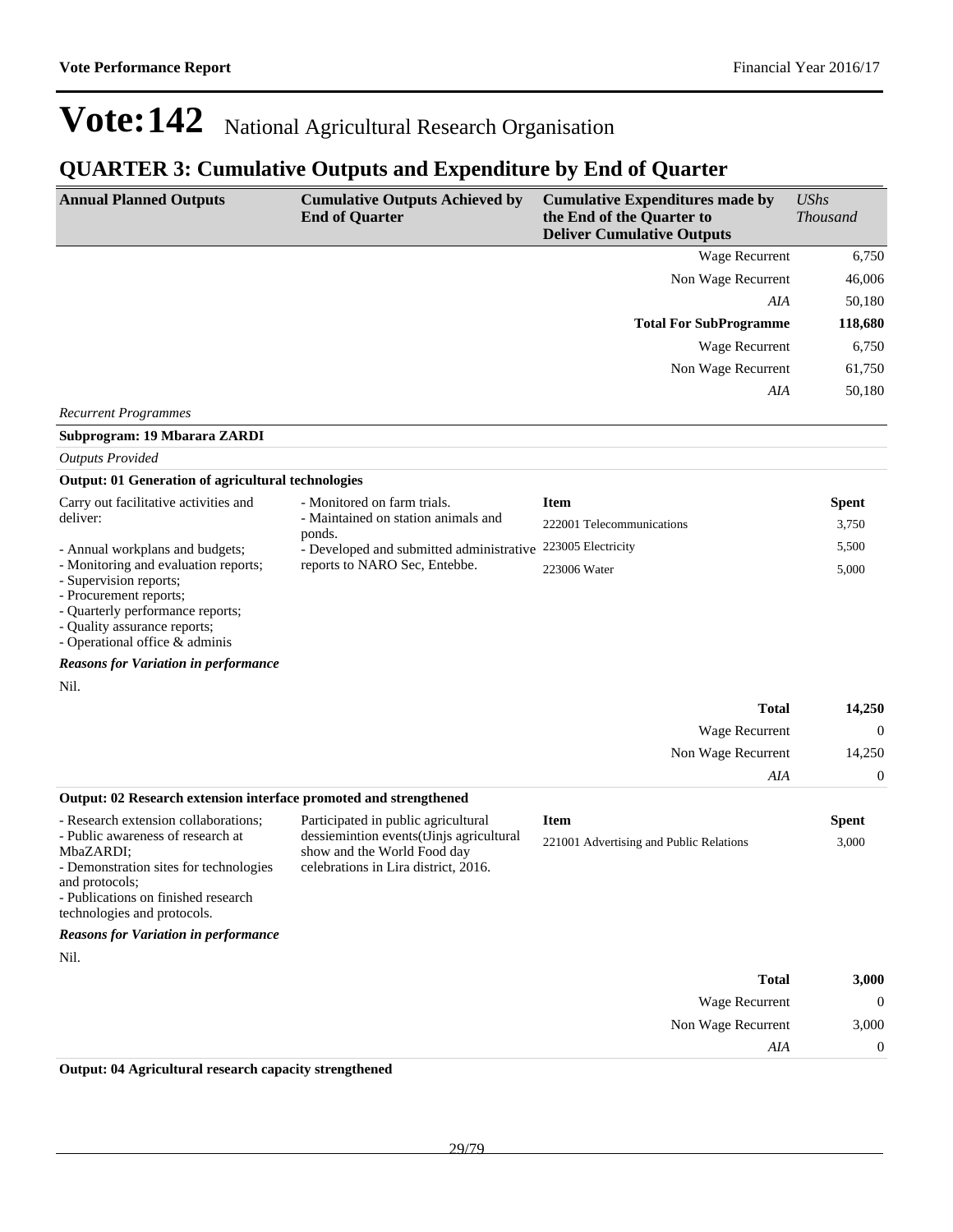# Vote:142 National Agricultural Research Organisation

## QUARTER 3: Cumulative Outputs and Expenditure by End of Quarter

| Annual Planned Outputs | Cumulative Outputs Achieved by End of Quarter | Cumulative Expenditures made by the End of the Quarter to Deliver Cumulative Outputs | *UShs Thousand* |
|---|---|---|---|
| | | Wage Recurrent | 6,750 |
| | | Non Wage Recurrent | 46,006 |
| | | *AIA* | 50,180 |
| | | **Total For SubProgramme** | **118,680** |
| | | Wage Recurrent | 6,750 |
| | | Non Wage Recurrent | 61,750 |
| | | *AIA* | 50,180 |

*Recurrent Programmes*

**Subprogram: 19 Mbarara ZARDI**

*Outputs Provided*

**Output: 01 Generation of agricultural technologies**

| Annual Planned Outputs | Cumulative Outputs Achieved by End of Quarter | Item | Spent |
|---|---|---|---|
| Carry out facilitative activities and deliver:<br>- Annual workplans and budgets;<br>- Monitoring and evaluation reports;<br>- Supervision reports;<br>- Procurement reports;<br>- Quarterly performance reports;<br>- Quality assurance reports;<br>- Operational office & adminis | - Monitored on farm trials.<br>- Maintained on station animals and ponds.<br>- Developed and submitted administrative reports to NARO Sec, Entebbe. | 222001 Telecommunications | 3,750 |
| | | 223005 Electricity | 5,500 |
| | | 223006 Water | 5,000 |

***Reasons for Variation in performance***

Nil.

| | |
|---|---|
| **Total** | **14,250** |
| Wage Recurrent | 0 |
| Non Wage Recurrent | 14,250 |
| *AIA* | 0 |

**Output: 02 Research extension interface promoted and strengthened**

| Annual Planned Outputs | Cumulative Outputs Achieved by End of Quarter | Item | Spent |
|---|---|---|---|
| - Research extension collaborations;<br>- Public awareness of research at MbaZARDI;<br>- Demonstration sites for technologies and protocols;<br>- Publications on finished research technologies and protocols. | Participated in public agricultural dessiemintion events(tJinjs agricultural show and the World Food day celebrations in Lira district, 2016. | 221001 Advertising and Public Relations | 3,000 |

***Reasons for Variation in performance***

Nil.

| | |
|---|---|
| **Total** | **3,000** |
| Wage Recurrent | 0 |
| Non Wage Recurrent | 3,000 |
| *AIA* | 0 |

**Output: 04 Agricultural research capacity strengthened**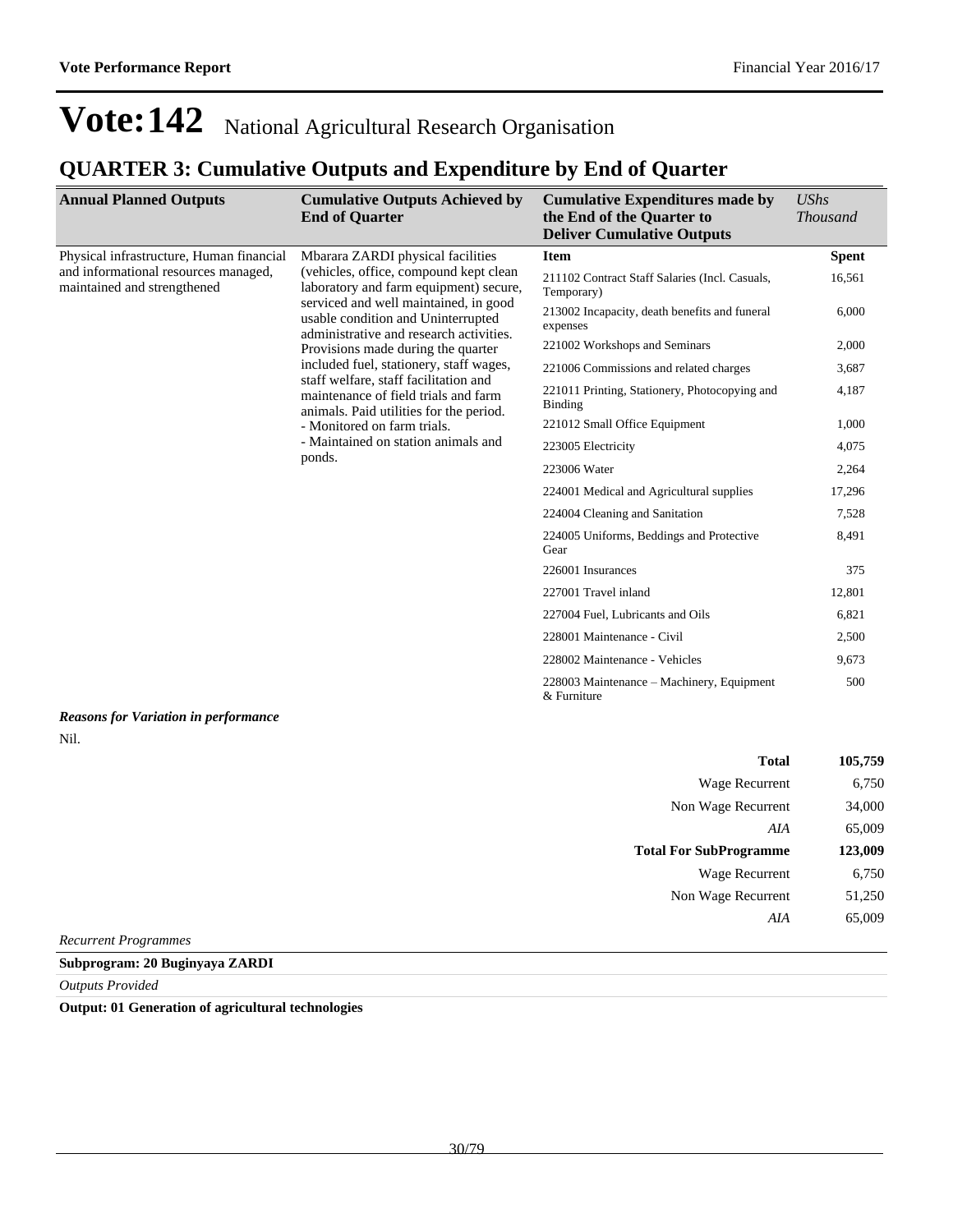# Vote:142 National Agricultural Research Organisation

## QUARTER 3: Cumulative Outputs and Expenditure by End of Quarter

| Annual Planned Outputs | Cumulative Outputs Achieved by End of Quarter | Cumulative Expenditures made by the End of the Quarter to Deliver Cumulative Outputs | *UShs Thousand* |
|---|---|---|---|
| Physical infrastructure, Human financial and informational resources managed, maintained and strengthened | Mbarara ZARDI physical facilities (vehicles, office, compound kept clean laboratory and farm equipment) secure, serviced and well maintained, in good usable condition and Uninterrupted administrative and research activities. Provisions made during the quarter included fuel, stationery, staff wages, staff welfare, staff facilitation and maintenance of field trials and farm animals. Paid utilities for the period. - Monitored on farm trials. - Maintained on station animals and ponds. | **Item** | **Spent** |
| | | 211102 Contract Staff Salaries (Incl. Casuals, Temporary) | 16,561 |
| | | 213002 Incapacity, death benefits and funeral expenses | 6,000 |
| | | 221002 Workshops and Seminars | 2,000 |
| | | 221006 Commissions and related charges | 3,687 |
| | | 221011 Printing, Stationery, Photocopying and Binding | 4,187 |
| | | 221012 Small Office Equipment | 1,000 |
| | | 223005 Electricity | 4,075 |
| | | 223006 Water | 2,264 |
| | | 224001 Medical and Agricultural supplies | 17,296 |
| | | 224004 Cleaning and Sanitation | 7,528 |
| | | 224005 Uniforms, Beddings and Protective Gear | 8,491 |
| | | 226001 Insurances | 375 |
| | | 227001 Travel inland | 12,801 |
| | | 227004 Fuel, Lubricants and Oils | 6,821 |
| | | 228001 Maintenance - Civil | 2,500 |
| | | 228002 Maintenance - Vehicles | 9,673 |
| | | 228003 Maintenance – Machinery, Equipment & Furniture | 500 |

***Reasons for Variation in performance***

Nil.

| | |
|---|---|
| **Total** | **105,759** |
| Wage Recurrent | 6,750 |
| Non Wage Recurrent | 34,000 |
| *AIA* | 65,009 |
| **Total For SubProgramme** | **123,009** |
| Wage Recurrent | 6,750 |
| Non Wage Recurrent | 51,250 |
| *AIA* | 65,009 |

*Recurrent Programmes*

**Subprogram: 20 Buginyaya ZARDI**

*Outputs Provided*

**Output: 01 Generation of agricultural technologies**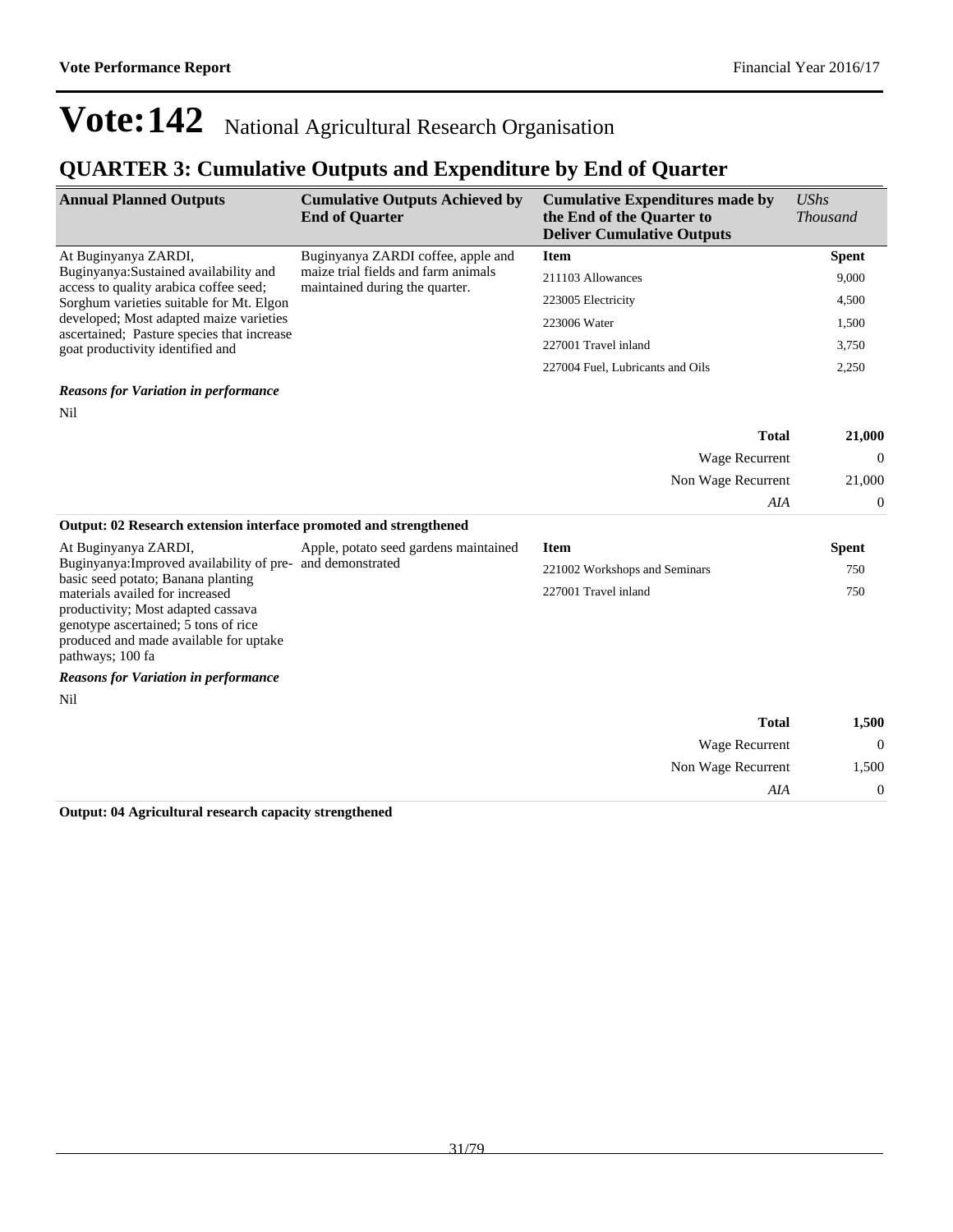# Vote:142 National Agricultural Research Organisation

## QUARTER 3: Cumulative Outputs and Expenditure by End of Quarter

| Annual Planned Outputs | Cumulative Outputs Achieved by End of Quarter | Cumulative Expenditures made by the End of the Quarter to Deliver Cumulative Outputs | *UShs Thousand* |
|---|---|---|---|
| At Buginyanya ZARDI, Buginyanya:Sustained availability and access to quality arabica coffee seed; Sorghum varieties suitable for Mt. Elgon developed; Most adapted maize varieties ascertained; Pasture species that increase goat productivity identified and | Buginyanya ZARDI coffee, apple and maize trial fields and farm animals maintained during the quarter. | **Item** | **Spent** |
| | | 211103 Allowances | 9,000 |
| | | 223005 Electricity | 4,500 |
| | | 223006 Water | 1,500 |
| | | 227001 Travel inland | 3,750 |
| | | 227004 Fuel, Lubricants and Oils | 2,250 |

***Reasons for Variation in performance***

Nil

| | |
|---|---|
| **Total** | **21,000** |
| Wage Recurrent | 0 |
| Non Wage Recurrent | 21,000 |
| *AIA* | 0 |

**Output: 02 Research extension interface promoted and strengthened**

| Annual Planned Outputs | Cumulative Outputs Achieved by End of Quarter | Item | Spent |
|---|---|---|---|
| At Buginyanya ZARDI, Buginyanya:Improved availability of pre-basic seed potato; Banana planting materials availed for increased productivity; Most adapted cassava genotype ascertained; 5 tons of rice produced and made available for uptake pathways; 100 fa | Apple, potato seed gardens maintained and demonstrated | 221002 Workshops and Seminars | 750 |
| | | 227001 Travel inland | 750 |

***Reasons for Variation in performance***

Nil

| | |
|---|---|
| **Total** | **1,500** |
| Wage Recurrent | 0 |
| Non Wage Recurrent | 1,500 |
| *AIA* | 0 |

**Output: 04 Agricultural research capacity strengthened**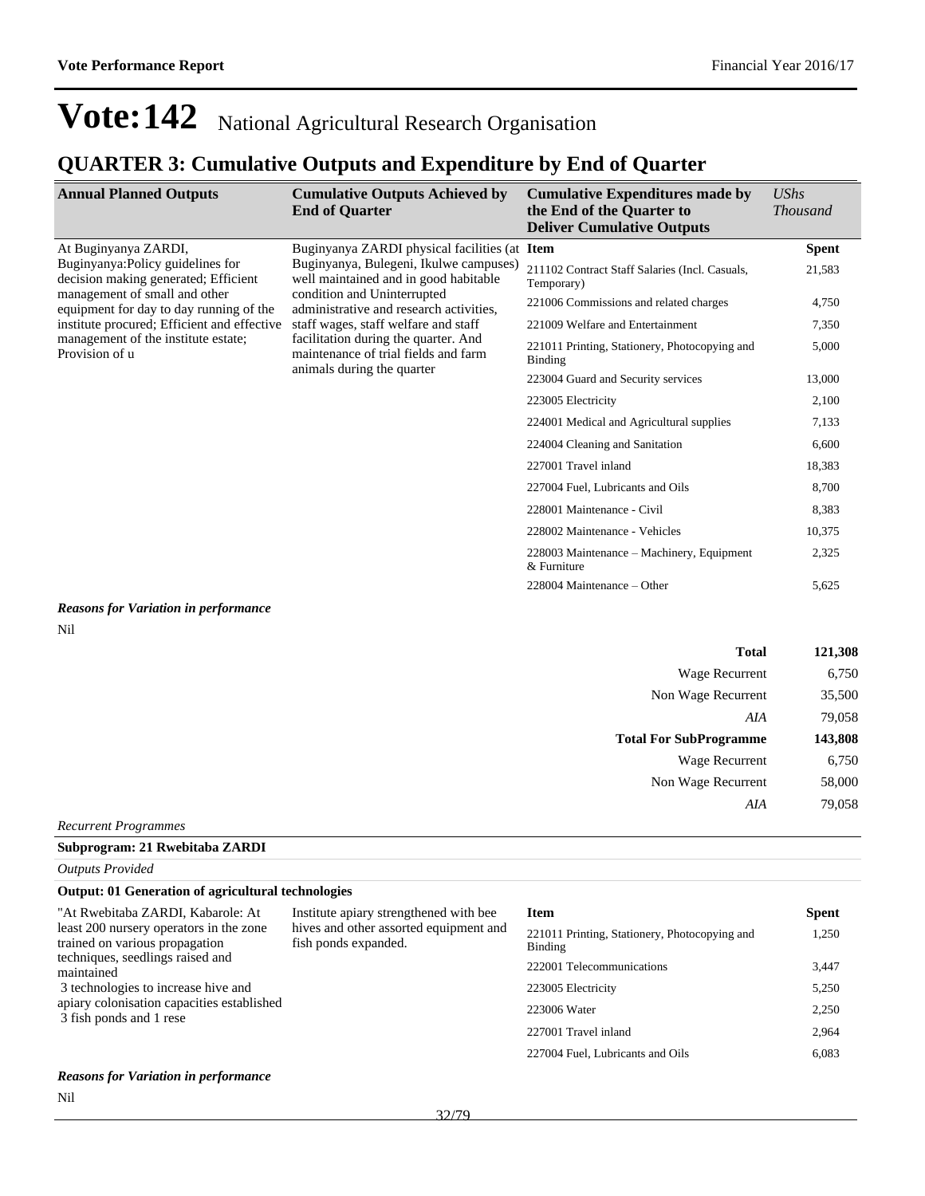# Vote:142 National Agricultural Research Organisation

## QUARTER 3: Cumulative Outputs and Expenditure by End of Quarter

| Annual Planned Outputs | Cumulative Outputs Achieved by End of Quarter | Cumulative Expenditures made by the End of the Quarter to Deliver Cumulative Outputs | UShs Thousand |
|---|---|---|---|
| At Buginyanya ZARDI, Buginyanya:Policy guidelines for decision making generated; Efficient management of small and other equipment for day to day running of the institute procured; Efficient and effective management of the institute estate; Provision of u | Buginyanya ZARDI physical facilities (at Buginyanya, Bulegeni, Ikulwe campuses) well maintained and in good habitable condition and Uninterrupted administrative and research activities, staff wages, staff welfare and staff facilitation during the quarter. And maintenance of trial fields and farm animals during the quarter | **Item** | **Spent** |
| | | 211102 Contract Staff Salaries (Incl. Casuals, Temporary) | 21,583 |
| | | 221006 Commissions and related charges | 4,750 |
| | | 221009 Welfare and Entertainment | 7,350 |
| | | 221011 Printing, Stationery, Photocopying and Binding | 5,000 |
| | | 223004 Guard and Security services | 13,000 |
| | | 223005 Electricity | 2,100 |
| | | 224001 Medical and Agricultural supplies | 7,133 |
| | | 224004 Cleaning and Sanitation | 6,600 |
| | | 227001 Travel inland | 18,383 |
| | | 227004 Fuel, Lubricants and Oils | 8,700 |
| | | 228001 Maintenance - Civil | 8,383 |
| | | 228002 Maintenance - Vehicles | 10,375 |
| | | 228003 Maintenance – Machinery, Equipment & Furniture | 2,325 |
| | | 228004 Maintenance – Other | 5,625 |

***Reasons for Variation in performance***

Nil

| | |
|---|---|
| **Total** | **121,308** |
| Wage Recurrent | 6,750 |
| Non Wage Recurrent | 35,500 |
| *AIA* | 79,058 |
| **Total For SubProgramme** | **143,808** |
| Wage Recurrent | 6,750 |
| Non Wage Recurrent | 58,000 |
| *AIA* | 79,058 |

*Recurrent Programmes*

**Subprogram: 21 Rwebitaba ZARDI**

*Outputs Provided*

**Output: 01 Generation of agricultural technologies**

| Annual Planned Outputs | Cumulative Outputs Achieved by End of Quarter | Item | Spent |
|---|---|---|---|
| "At Rwebitaba ZARDI, Kabarole: At least 200 nursery operators in the zone trained on various propagation techniques, seedlings raised and maintained<br>3 technologies to increase hive and apiary colonisation capacities established<br>3 fish ponds and 1 rese | Institute apiary strengthened with bee hives and other assorted equipment and fish ponds expanded. | 221011 Printing, Stationery, Photocopying and Binding | 1,250 |
| | | 222001 Telecommunications | 3,447 |
| | | 223005 Electricity | 5,250 |
| | | 223006 Water | 2,250 |
| | | 227001 Travel inland | 2,964 |
| | | 227004 Fuel, Lubricants and Oils | 6,083 |

***Reasons for Variation in performance***

Nil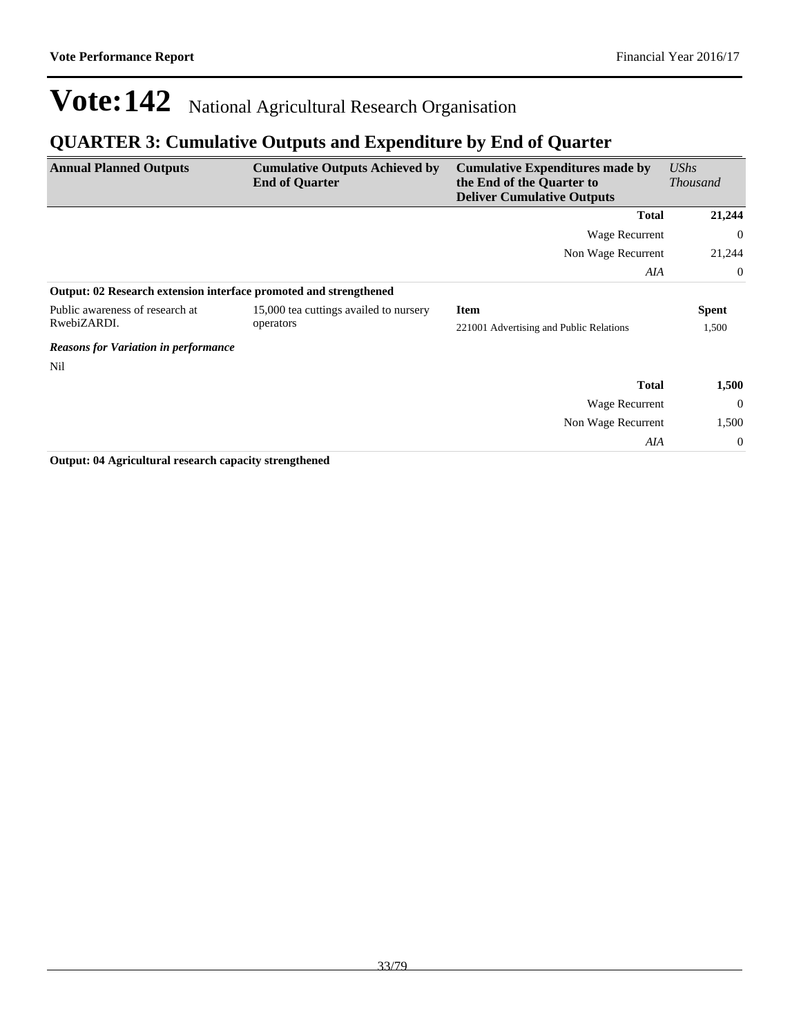# Vote:142 National Agricultural Research Organisation

## QUARTER 3: Cumulative Outputs and Expenditure by End of Quarter

| Annual Planned Outputs | Cumulative Outputs Achieved by End of Quarter | Cumulative Expenditures made by the End of the Quarter to Deliver Cumulative Outputs | *UShs Thousand* |
|---|---|---|---|
| | | **Total** | **21,244** |
| | | Wage Recurrent | 0 |
| | | Non Wage Recurrent | 21,244 |
| | | *AIA* | 0 |
| **Output: 02 Research extension interface promoted and strengthened** | | | |
| Public awareness of research at RwebiZARDI. | 15,000 tea cuttings availed to nursery operators | **Item** | **Spent** |
| | | 221001 Advertising and Public Relations | 1,500 |
| ***Reasons for Variation in performance*** | | | |
| Nil | | | |
| | | **Total** | **1,500** |
| | | Wage Recurrent | 0 |
| | | Non Wage Recurrent | 1,500 |
| | | *AIA* | 0 |

**Output: 04 Agricultural research capacity strengthened**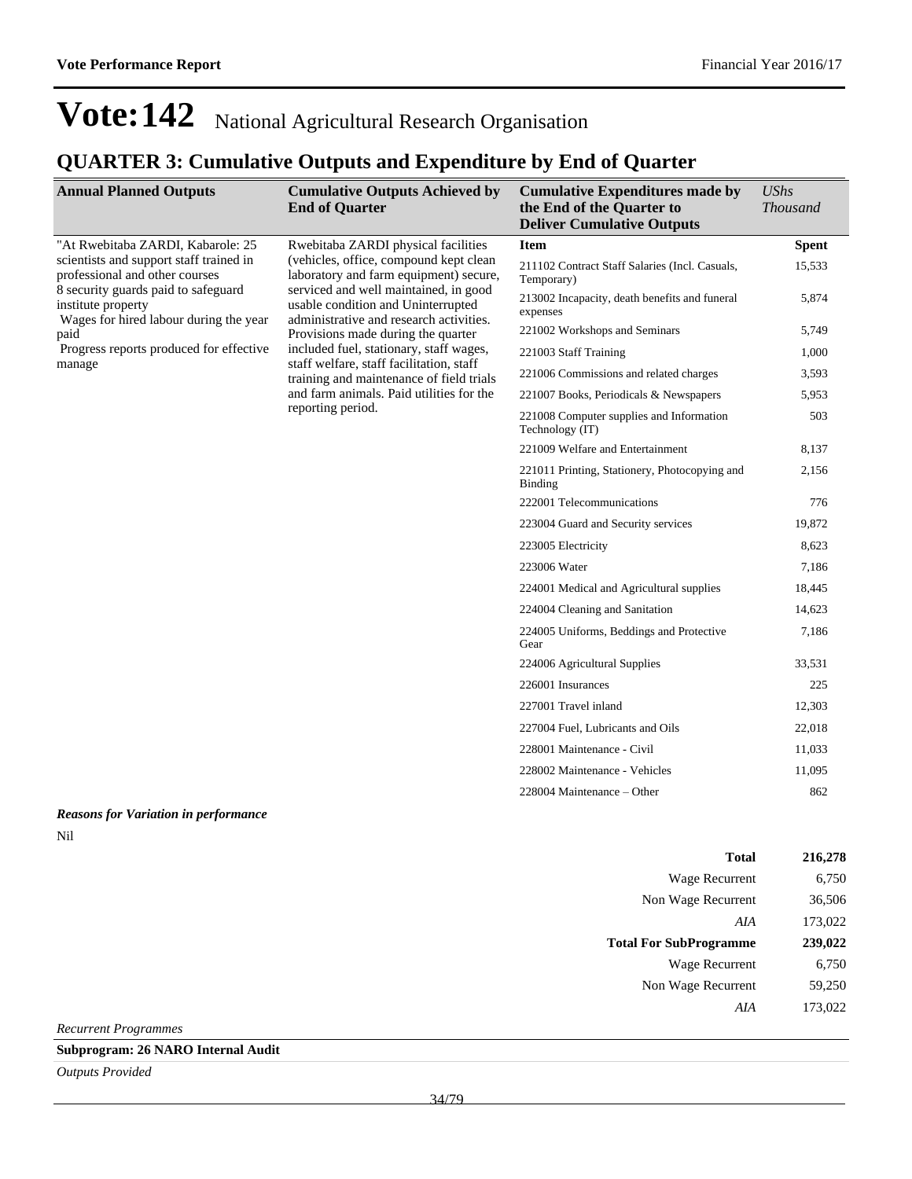# Vote:142 National Agricultural Research Organisation

## QUARTER 3: Cumulative Outputs and Expenditure by End of Quarter

| Annual Planned Outputs | Cumulative Outputs Achieved by End of Quarter | Cumulative Expenditures made by the End of the Quarter to Deliver Cumulative Outputs | *UShs Thousand* |
|---|---|---|---|
| "At Rwebitaba ZARDI, Kabarole: 25 scientists and support staff trained in professional and other courses<br>8 security guards paid to safeguard institute property<br>Wages for hired labour during the year paid<br>Progress reports produced for effective manage | Rwebitaba ZARDI physical facilities (vehicles, office, compound kept clean laboratory and farm equipment) secure, serviced and well maintained, in good usable condition and Uninterrupted administrative and research activities. Provisions made during the quarter included fuel, stationary, staff wages, staff welfare, staff facilitation, staff training and maintenance of field trials and farm animals. Paid utilities for the reporting period. | **Item** | **Spent** |
| | | 211102 Contract Staff Salaries (Incl. Casuals, Temporary) | 15,533 |
| | | 213002 Incapacity, death benefits and funeral expenses | 5,874 |
| | | 221002 Workshops and Seminars | 5,749 |
| | | 221003 Staff Training | 1,000 |
| | | 221006 Commissions and related charges | 3,593 |
| | | 221007 Books, Periodicals & Newspapers | 5,953 |
| | | 221008 Computer supplies and Information Technology (IT) | 503 |
| | | 221009 Welfare and Entertainment | 8,137 |
| | | 221011 Printing, Stationery, Photocopying and Binding | 2,156 |
| | | 222001 Telecommunications | 776 |
| | | 223004 Guard and Security services | 19,872 |
| | | 223005 Electricity | 8,623 |
| | | 223006 Water | 7,186 |
| | | 224001 Medical and Agricultural supplies | 18,445 |
| | | 224004 Cleaning and Sanitation | 14,623 |
| | | 224005 Uniforms, Beddings and Protective Gear | 7,186 |
| | | 224006 Agricultural Supplies | 33,531 |
| | | 226001 Insurances | 225 |
| | | 227001 Travel inland | 12,303 |
| | | 227004 Fuel, Lubricants and Oils | 22,018 |
| | | 228001 Maintenance - Civil | 11,033 |
| | | 228002 Maintenance - Vehicles | 11,095 |
| | | 228004 Maintenance – Other | 862 |

***Reasons for Variation in performance***

Nil

| | |
|---|---|
| **Total** | **216,278** |
| Wage Recurrent | 6,750 |
| Non Wage Recurrent | 36,506 |
| *AIA* | 173,022 |
| **Total For SubProgramme** | **239,022** |
| Wage Recurrent | 6,750 |
| Non Wage Recurrent | 59,250 |
| *AIA* | 173,022 |

*Recurrent Programmes*

**Subprogram: 26 NARO Internal Audit**

*Outputs Provided*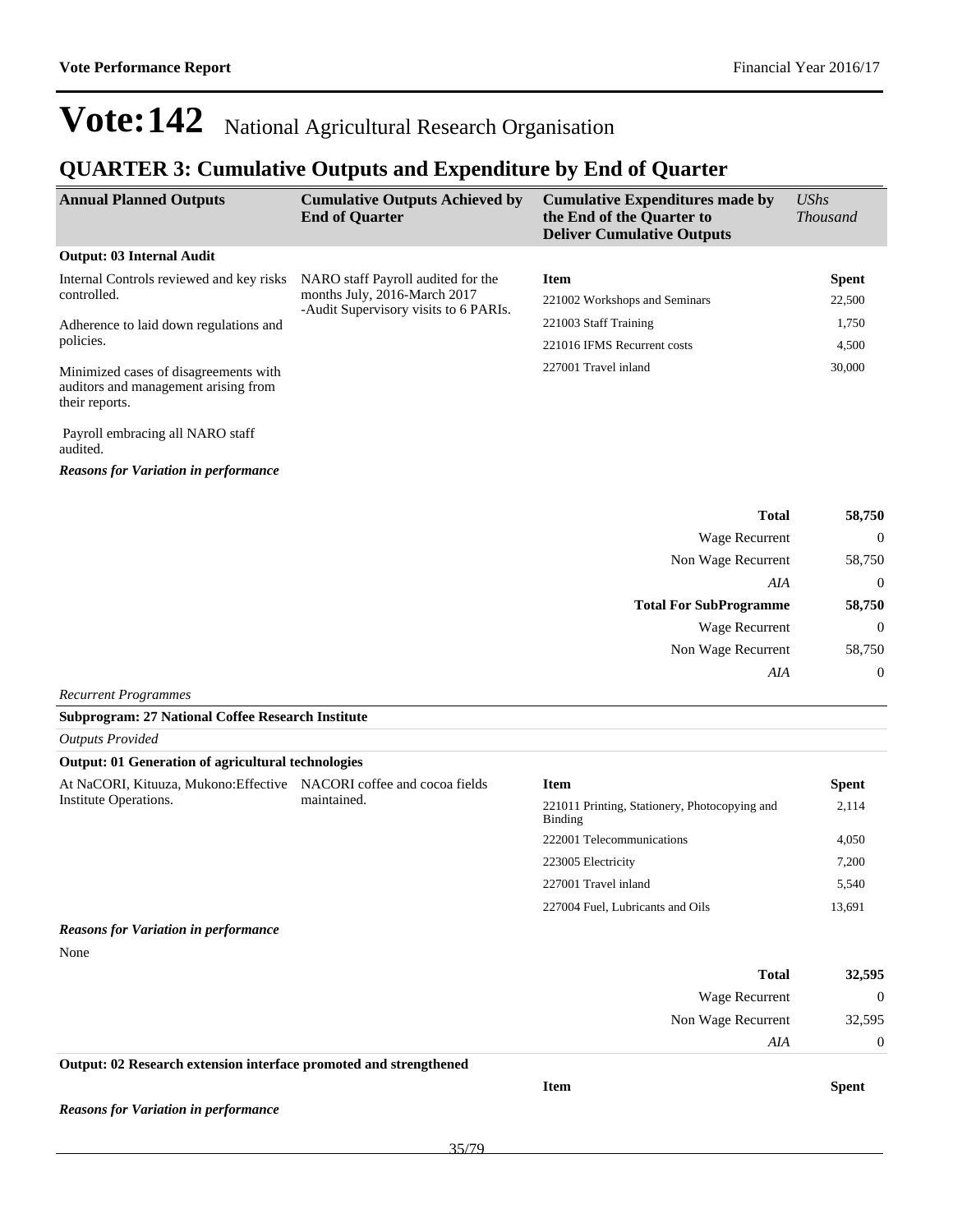# Vote:142 National Agricultural Research Organisation

## QUARTER 3: Cumulative Outputs and Expenditure by End of Quarter

| Annual Planned Outputs | Cumulative Outputs Achieved by End of Quarter | Cumulative Expenditures made by the End of the Quarter to Deliver Cumulative Outputs | *UShs Thousand* |
|---|---|---|---|

**Output: 03 Internal Audit**

| Annual Planned Outputs | Cumulative Outputs Achieved by End of Quarter | Item | Spent |
|---|---|---|---|
| Internal Controls reviewed and key risks controlled.<br><br>Adherence to laid down regulations and policies.<br><br>Minimized cases of disagreements with auditors and management arising from their reports.<br><br>Payroll embracing all NARO staff audited. | NARO staff Payroll audited for the months July, 2016-March 2017<br>-Audit Supervisory visits to 6 PARIs. | 221002 Workshops and Seminars | 22,500 |
| | | 221003 Staff Training | 1,750 |
| | | 221016 IFMS Recurrent costs | 4,500 |
| | | 227001 Travel inland | 30,000 |

***Reasons for Variation in performance***

| | |
|---|---|
| **Total** | **58,750** |
| Wage Recurrent | 0 |
| Non Wage Recurrent | 58,750 |
| *AIA* | 0 |
| **Total For SubProgramme** | **58,750** |
| Wage Recurrent | 0 |
| Non Wage Recurrent | 58,750 |
| *AIA* | 0 |

*Recurrent Programmes*

**Subprogram: 27 National Coffee Research Institute**

*Outputs Provided*

**Output: 01 Generation of agricultural technologies**

| Annual Planned Outputs | Cumulative Outputs Achieved by End of Quarter | Item | Spent |
|---|---|---|---|
| At NaCORI, Kituuza, Mukono:Effective Institute Operations. | NACORI coffee and cocoa fields maintained. | 221011 Printing, Stationery, Photocopying and Binding | 2,114 |
| | | 222001 Telecommunications | 4,050 |
| | | 223005 Electricity | 7,200 |
| | | 227001 Travel inland | 5,540 |
| | | 227004 Fuel, Lubricants and Oils | 13,691 |

***Reasons for Variation in performance***

None

| | |
|---|---|
| **Total** | **32,595** |
| Wage Recurrent | 0 |
| Non Wage Recurrent | 32,595 |
| *AIA* | 0 |

**Output: 02 Research extension interface promoted and strengthened**

| Item | Spent |
|---|---|

***Reasons for Variation in performance***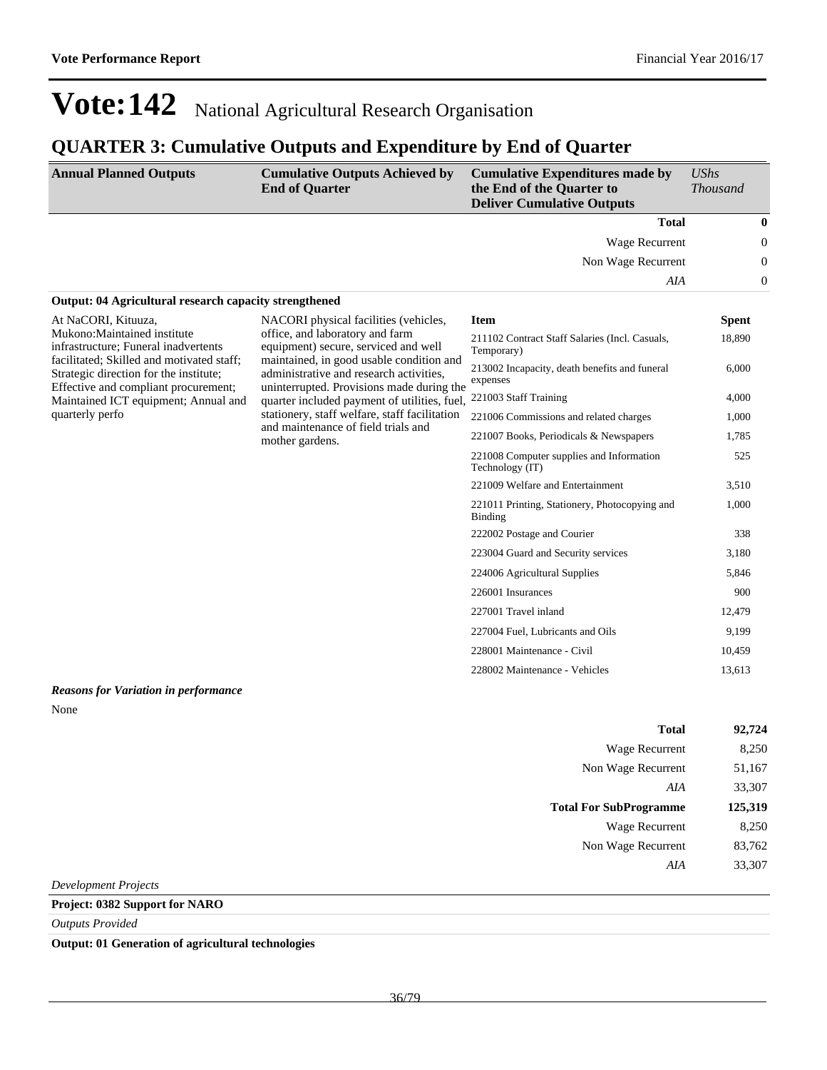# Vote:142 National Agricultural Research Organisation

## QUARTER 3: Cumulative Outputs and Expenditure by End of Quarter

| Annual Planned Outputs | Cumulative Outputs Achieved by End of Quarter | Cumulative Expenditures made by the End of the Quarter to Deliver Cumulative Outputs | *UShs Thousand* |
|---|---|---|---|
| | | **Total** | **0** |
| | | Wage Recurrent | 0 |
| | | Non Wage Recurrent | 0 |
| | | *AIA* | 0 |

**Output: 04 Agricultural research capacity strengthened**

| Annual Planned Outputs | Cumulative Outputs Achieved by End of Quarter | Item | Spent |
|---|---|---|---|
| At NaCORI, Kituuza, Mukono:Maintained institute infrastructure; Funeral inadvertents facilitated; Skilled and motivated staff; Strategic direction for the institute; Effective and compliant procurement; Maintained ICT equipment; Annual and quarterly perfo | NACORI physical facilities (vehicles, office, and laboratory and farm equipment) secure, serviced and well maintained, in good usable condition and administrative and research activities, uninterrupted. Provisions made during the quarter included payment of utilities, fuel, stationery, staff welfare, staff facilitation and maintenance of field trials and mother gardens. | 211102 Contract Staff Salaries (Incl. Casuals, Temporary) | 18,890 |
| | | 213002 Incapacity, death benefits and funeral expenses | 6,000 |
| | | 221003 Staff Training | 4,000 |
| | | 221006 Commissions and related charges | 1,000 |
| | | 221007 Books, Periodicals & Newspapers | 1,785 |
| | | 221008 Computer supplies and Information Technology (IT) | 525 |
| | | 221009 Welfare and Entertainment | 3,510 |
| | | 221011 Printing, Stationery, Photocopying and Binding | 1,000 |
| | | 222002 Postage and Courier | 338 |
| | | 223004 Guard and Security services | 3,180 |
| | | 224006 Agricultural Supplies | 5,846 |
| | | 226001 Insurances | 900 |
| | | 227001 Travel inland | 12,479 |
| | | 227004 Fuel, Lubricants and Oils | 9,199 |
| | | 228001 Maintenance - Civil | 10,459 |
| | | 228002 Maintenance - Vehicles | 13,613 |

***Reasons for Variation in performance***

None

| | |
|---|---|
| **Total** | **92,724** |
| Wage Recurrent | 8,250 |
| Non Wage Recurrent | 51,167 |
| *AIA* | 33,307 |
| **Total For SubProgramme** | **125,319** |
| Wage Recurrent | 8,250 |
| Non Wage Recurrent | 83,762 |
| *AIA* | 33,307 |

*Development Projects*

**Project: 0382 Support for NARO**

*Outputs Provided*

**Output: 01 Generation of agricultural technologies**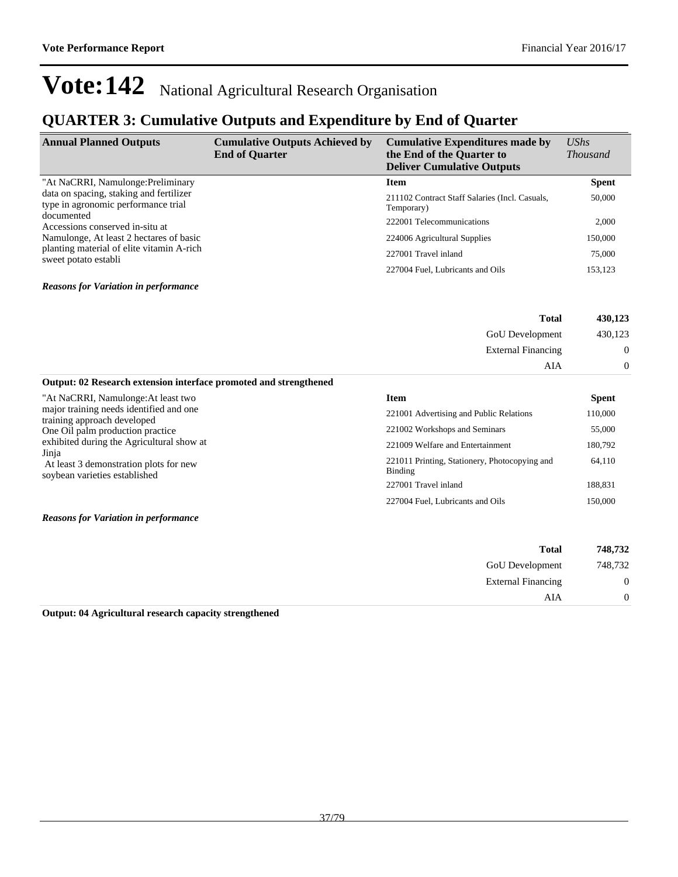# Vote:142 National Agricultural Research Organisation

## QUARTER 3: Cumulative Outputs and Expenditure by End of Quarter

| Annual Planned Outputs | Cumulative Outputs Achieved by End of Quarter | Cumulative Expenditures made by the End of the Quarter to Deliver Cumulative Outputs | *UShs Thousand* |
|---|---|---|---|
| "At NaCRRI, Namulonge:Preliminary data on spacing, staking and fertilizer type in agronomic performance trial documented<br>Accessions conserved in-situ at Namulonge, At least 2 hectares of basic planting material of elite vitamin A-rich sweet potato establi | | **Item** | **Spent** |
| | | 211102 Contract Staff Salaries (Incl. Casuals, Temporary) | 50,000 |
| | | 222001 Telecommunications | 2,000 |
| | | 224006 Agricultural Supplies | 150,000 |
| | | 227001 Travel inland | 75,000 |
| | | 227004 Fuel, Lubricants and Oils | 153,123 |

***Reasons for Variation in performance***

| | |
|---|---|
| **Total** | **430,123** |
| GoU Development | 430,123 |
| External Financing | 0 |
| AIA | 0 |

**Output: 02 Research extension interface promoted and strengthened**

| Annual Planned Outputs | Cumulative Outputs Achieved by End of Quarter | Item | Spent |
|---|---|---|---|
| "At NaCRRI, Namulonge:At least two major training needs identified and one training approach developed<br>One Oil palm production practice exhibited during the Agricultural show at Jinja<br>At least 3 demonstration plots for new soybean varieties established | | 221001 Advertising and Public Relations | 110,000 |
| | | 221002 Workshops and Seminars | 55,000 |
| | | 221009 Welfare and Entertainment | 180,792 |
| | | 221011 Printing, Stationery, Photocopying and Binding | 64,110 |
| | | 227001 Travel inland | 188,831 |
| | | 227004 Fuel, Lubricants and Oils | 150,000 |

***Reasons for Variation in performance***

| | |
|---|---|
| **Total** | **748,732** |
| GoU Development | 748,732 |
| External Financing | 0 |
| AIA | 0 |

**Output: 04 Agricultural research capacity strengthened**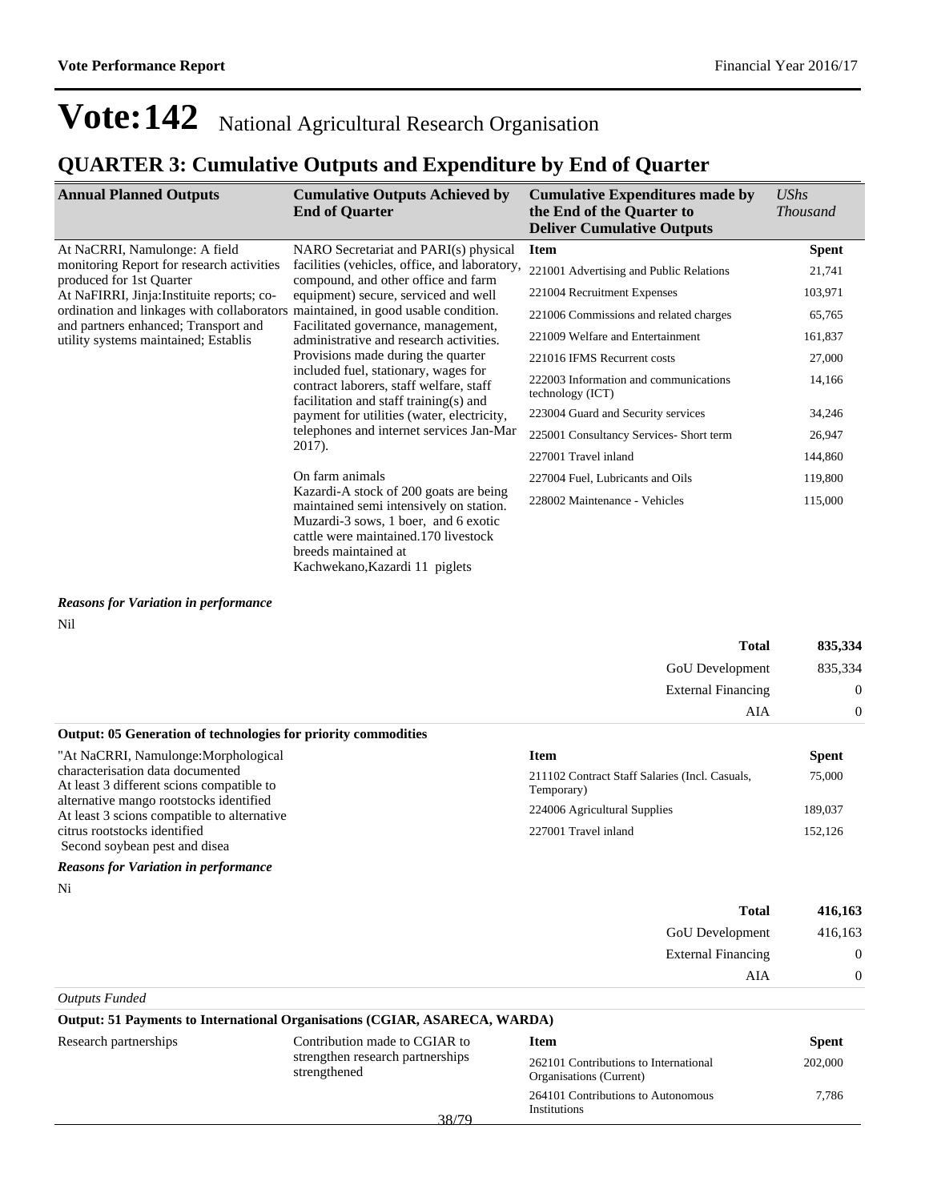# Vote:142 National Agricultural Research Organisation

## QUARTER 3: Cumulative Outputs and Expenditure by End of Quarter

| Annual Planned Outputs | Cumulative Outputs Achieved by End of Quarter | Cumulative Expenditures made by the End of the Quarter to Deliver Cumulative Outputs | *UShs Thousand* |
|---|---|---|---|
| At NaCRRI, Namulonge: A field monitoring Report for research activities produced for 1st Quarter<br>At NaFIRRI, Jinja:Instituite reports; co-ordination and linkages with collaborators and partners enhanced; Transport and utility systems maintained; Establis | NARO Secretariat and PARI(s) physical facilities (vehicles, office, and laboratory, compound, and other office and farm equipment) secure, serviced and well maintained, in good usable condition. Facilitated governance, management, administrative and research activities. Provisions made during the quarter included fuel, stationary, wages for contract laborers, staff welfare, staff facilitation and staff training(s) and payment for utilities (water, electricity, telephones and internet services Jan-Mar 2017).<br><br>On farm animals<br>Kazardi-A stock of 200 goats are being maintained semi intensively on station. Muzardi-3 sows, 1 boer, and 6 exotic cattle were maintained.170 livestock breeds maintained at Kachwekano,Kazardi 11 piglets | **Item** | **Spent** |
| | | 221001 Advertising and Public Relations | 21,741 |
| | | 221004 Recruitment Expenses | 103,971 |
| | | 221006 Commissions and related charges | 65,765 |
| | | 221009 Welfare and Entertainment | 161,837 |
| | | 221016 IFMS Recurrent costs | 27,000 |
| | | 222003 Information and communications technology (ICT) | 14,166 |
| | | 223004 Guard and Security services | 34,246 |
| | | 225001 Consultancy Services- Short term | 26,947 |
| | | 227001 Travel inland | 144,860 |
| | | 227004 Fuel, Lubricants and Oils | 119,800 |
| | | 228002 Maintenance - Vehicles | 115,000 |

***Reasons for Variation in performance***

Nil

| | |
|---|---|
| **Total** | **835,334** |
| GoU Development | 835,334 |
| External Financing | 0 |
| AIA | 0 |

**Output: 05 Generation of technologies for priority commodities**

| Annual Planned Outputs | Cumulative Outputs Achieved by End of Quarter | Item | Spent |
|---|---|---|---|
| "At NaCRRI, Namulonge:Morphological characterisation data documented<br>At least 3 different scions compatible to alternative mango rootstocks identified<br>At least 3 scions compatible to alternative citrus rootstocks identified<br>Second soybean pest and disea | | 211102 Contract Staff Salaries (Incl. Casuals, Temporary) | 75,000 |
| | | 224006 Agricultural Supplies | 189,037 |
| | | 227001 Travel inland | 152,126 |

***Reasons for Variation in performance***

Ni

| | |
|---|---|
| **Total** | **416,163** |
| GoU Development | 416,163 |
| External Financing | 0 |
| AIA | 0 |

*Outputs Funded*

**Output: 51 Payments to International Organisations (CGIAR, ASARECA, WARDA)**

| Annual Planned Outputs | Cumulative Outputs Achieved by End of Quarter | Item | Spent |
|---|---|---|---|
| Research partnerships | Contribution made to CGIAR to strengthen research partnerships strengthened | 262101 Contributions to International Organisations (Current) | 202,000 |
| | | 264101 Contributions to Autonomous Institutions | 7,786 |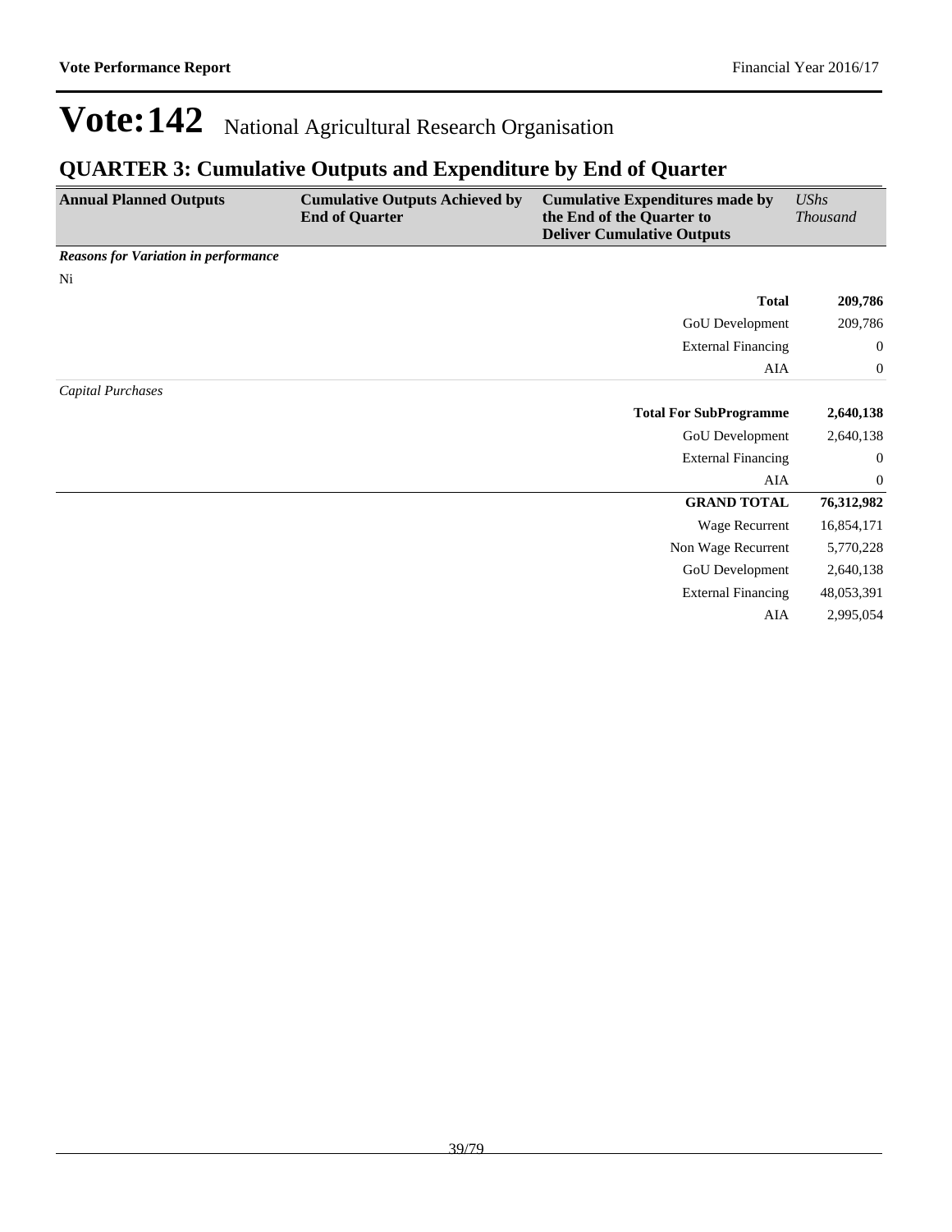# Vote:142 National Agricultural Research Organisation

## QUARTER 3: Cumulative Outputs and Expenditure by End of Quarter

| Annual Planned Outputs | Cumulative Outputs Achieved by End of Quarter | Cumulative Expenditures made by the End of the Quarter to Deliver Cumulative Outputs | *UShs Thousand* |
|---|---|---|---|
| ***Reasons for Variation in performance*** | | | |
| Ni | | | |
| | | **Total** | **209,786** |
| | | GoU Development | 209,786 |
| | | External Financing | 0 |
| | | AIA | 0 |
| *Capital Purchases* | | | |
| | | **Total For SubProgramme** | **2,640,138** |
| | | GoU Development | 2,640,138 |
| | | External Financing | 0 |
| | | AIA | 0 |
| | | **GRAND TOTAL** | **76,312,982** |
| | | Wage Recurrent | 16,854,171 |
| | | Non Wage Recurrent | 5,770,228 |
| | | GoU Development | 2,640,138 |
| | | External Financing | 48,053,391 |
| | | AIA | 2,995,054 |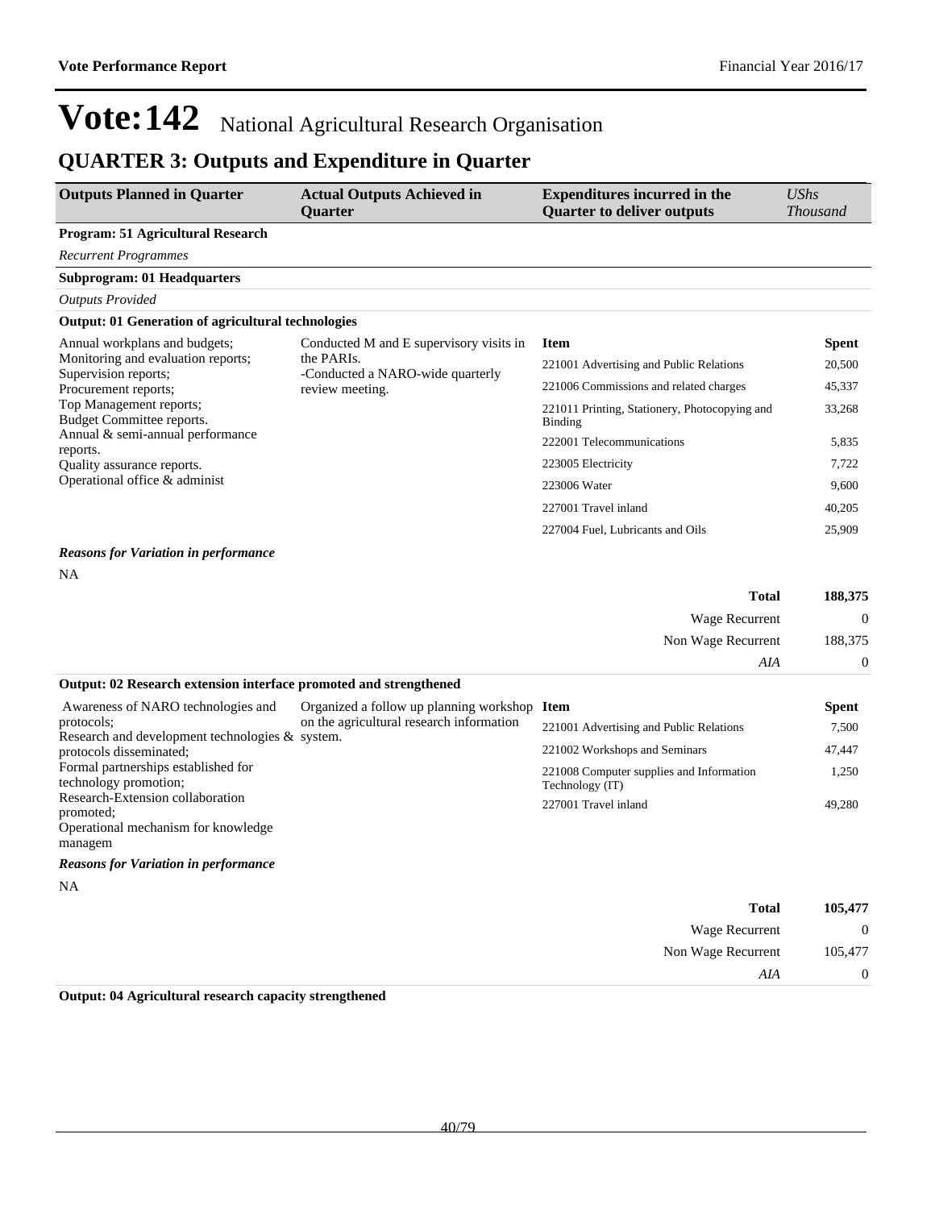# Vote:142 National Agricultural Research Organisation

## QUARTER 3: Outputs and Expenditure in Quarter

| Outputs Planned in Quarter | Actual Outputs Achieved in Quarter | Expenditures incurred in the Quarter to deliver outputs | *UShs Thousand* |
|---|---|---|---|

**Program: 51 Agricultural Research**

*Recurrent Programmes*

**Subprogram: 01 Headquarters**

*Outputs Provided*

**Output: 01 Generation of agricultural technologies**

| Outputs Planned in Quarter | Actual Outputs Achieved in Quarter | Item | Spent |
|---|---|---|---|
| Annual workplans and budgets;<br>Monitoring and evaluation reports;<br>Supervision reports;<br>Procurement reports;<br>Top Management reports;<br>Budget Committee reports.<br>Annual & semi-annual performance reports.<br>Quality assurance reports.<br>Operational office & administ | Conducted M and E supervisory visits in the PARIs.<br>-Conducted a NARO-wide quarterly review meeting. | 221001 Advertising and Public Relations | 20,500 |
| | | 221006 Commissions and related charges | 45,337 |
| | | 221011 Printing, Stationery, Photocopying and Binding | 33,268 |
| | | 222001 Telecommunications | 5,835 |
| | | 223005 Electricity | 7,722 |
| | | 223006 Water | 9,600 |
| | | 227001 Travel inland | 40,205 |
| | | 227004 Fuel, Lubricants and Oils | 25,909 |

***Reasons for Variation in performance***

NA

| | |
|---|---|
| **Total** | **188,375** |
| Wage Recurrent | 0 |
| Non Wage Recurrent | 188,375 |
| *AIA* | 0 |

**Output: 02 Research extension interface promoted and strengthened**

| Outputs Planned in Quarter | Actual Outputs Achieved in Quarter | Item | Spent |
|---|---|---|---|
| Awareness of NARO technologies and protocols;<br>Research and development technologies & protocols disseminated;<br>Formal partnerships established for technology promotion;<br>Research-Extension collaboration promoted;<br>Operational mechanism for knowledge managem | Organized a follow up planning workshop on the agricultural research information system. | 221001 Advertising and Public Relations | 7,500 |
| | | 221002 Workshops and Seminars | 47,447 |
| | | 221008 Computer supplies and Information Technology (IT) | 1,250 |
| | | 227001 Travel inland | 49,280 |

***Reasons for Variation in performance***

NA

| | |
|---|---|
| **Total** | **105,477** |
| Wage Recurrent | 0 |
| Non Wage Recurrent | 105,477 |
| *AIA* | 0 |

**Output: 04 Agricultural research capacity strengthened**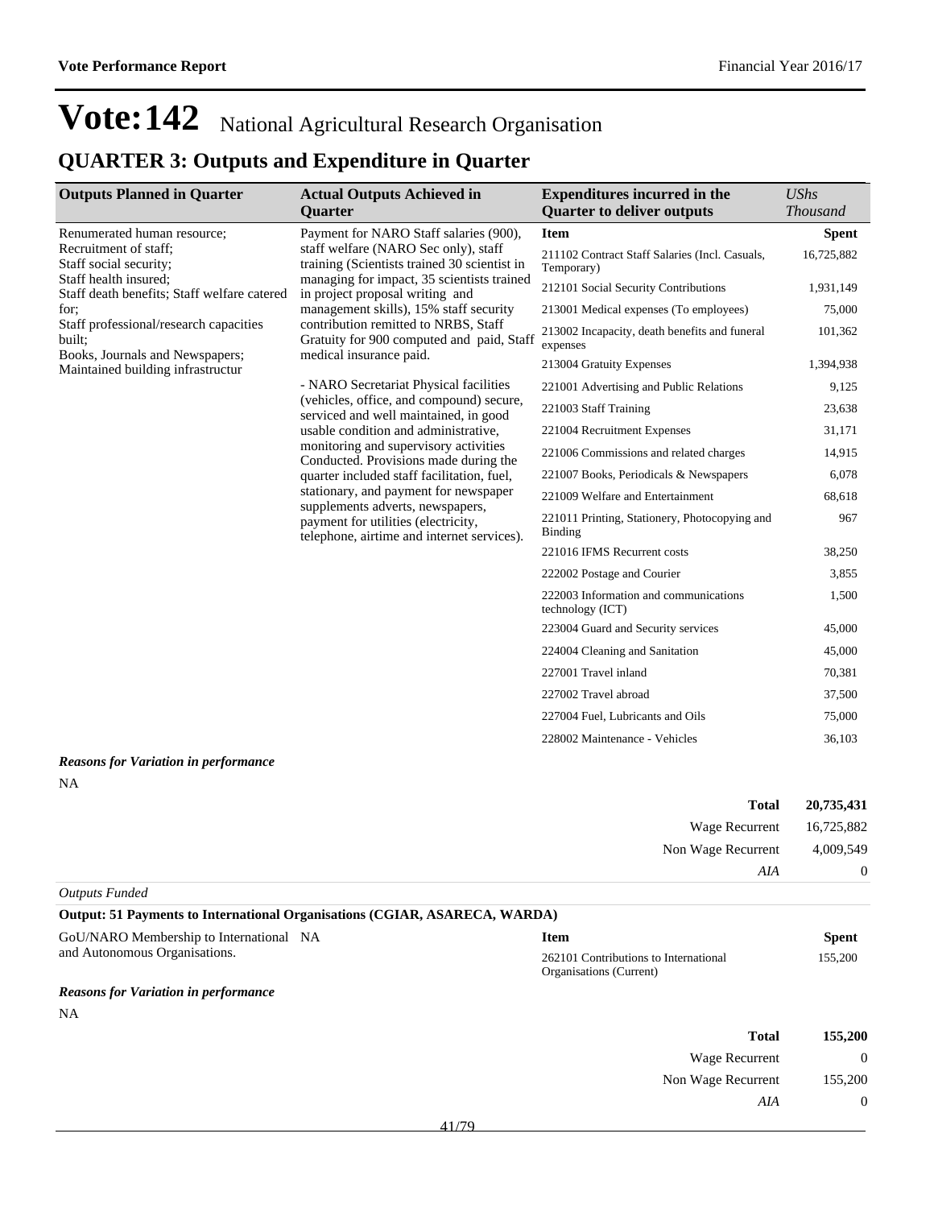# Vote:142 National Agricultural Research Organisation

## QUARTER 3: Outputs and Expenditure in Quarter

| Outputs Planned in Quarter | Actual Outputs Achieved in Quarter | Expenditures incurred in the Quarter to deliver outputs | *UShs Thousand* |
|---|---|---|---|
| Renumerated human resource;<br>Recruitment of staff;<br>Staff social security;<br>Staff health insured;<br>Staff death benefits; Staff welfare catered for;<br>Staff professional/research capacities built;<br>Books, Journals and Newspapers;<br>Maintained building infrastructur | Payment for NARO Staff salaries (900), staff welfare (NARO Sec only), staff training (Scientists trained 30 scientist in managing for impact, 35 scientists trained in project proposal writing and management skills), 15% staff security contribution remitted to NRBS, Staff Gratuity for 900 computed and paid, Staff medical insurance paid.<br><br>- NARO Secretariat Physical facilities (vehicles, office, and compound) secure, serviced and well maintained, in good usable condition and administrative, monitoring and supervisory activities Conducted. Provisions made during the quarter included staff facilitation, fuel, stationary, and payment for newspaper supplements adverts, newspapers, payment for utilities (electricity, telephone, airtime and internet services). | **Item** | **Spent** |
| | | 211102 Contract Staff Salaries (Incl. Casuals, Temporary) | 16,725,882 |
| | | 212101 Social Security Contributions | 1,931,149 |
| | | 213001 Medical expenses (To employees) | 75,000 |
| | | 213002 Incapacity, death benefits and funeral expenses | 101,362 |
| | | 213004 Gratuity Expenses | 1,394,938 |
| | | 221001 Advertising and Public Relations | 9,125 |
| | | 221003 Staff Training | 23,638 |
| | | 221004 Recruitment Expenses | 31,171 |
| | | 221006 Commissions and related charges | 14,915 |
| | | 221007 Books, Periodicals & Newspapers | 6,078 |
| | | 221009 Welfare and Entertainment | 68,618 |
| | | 221011 Printing, Stationery, Photocopying and Binding | 967 |
| | | 221016 IFMS Recurrent costs | 38,250 |
| | | 222002 Postage and Courier | 3,855 |
| | | 222003 Information and communications technology (ICT) | 1,500 |
| | | 223004 Guard and Security services | 45,000 |
| | | 224004 Cleaning and Sanitation | 45,000 |
| | | 227001 Travel inland | 70,381 |
| | | 227002 Travel abroad | 37,500 |
| | | 227004 Fuel, Lubricants and Oils | 75,000 |
| | | 228002 Maintenance - Vehicles | 36,103 |

***Reasons for Variation in performance***

NA

| | |
|---|---|
| **Total** | **20,735,431** |
| Wage Recurrent | 16,725,882 |
| Non Wage Recurrent | 4,009,549 |
| *AIA* | 0 |

*Outputs Funded*

**Output: 51 Payments to International Organisations (CGIAR, ASARECA, WARDA)**

| | | | |
|---|---|---|---|
| GoU/NARO Membership to International and Autonomous Organisations. | NA | **Item** | **Spent** |
| | | 262101 Contributions to International Organisations (Current) | 155,200 |

***Reasons for Variation in performance***

NA

| | |
|---|---|
| **Total** | **155,200** |
| Wage Recurrent | 0 |
| Non Wage Recurrent | 155,200 |
| *AIA* | 0 |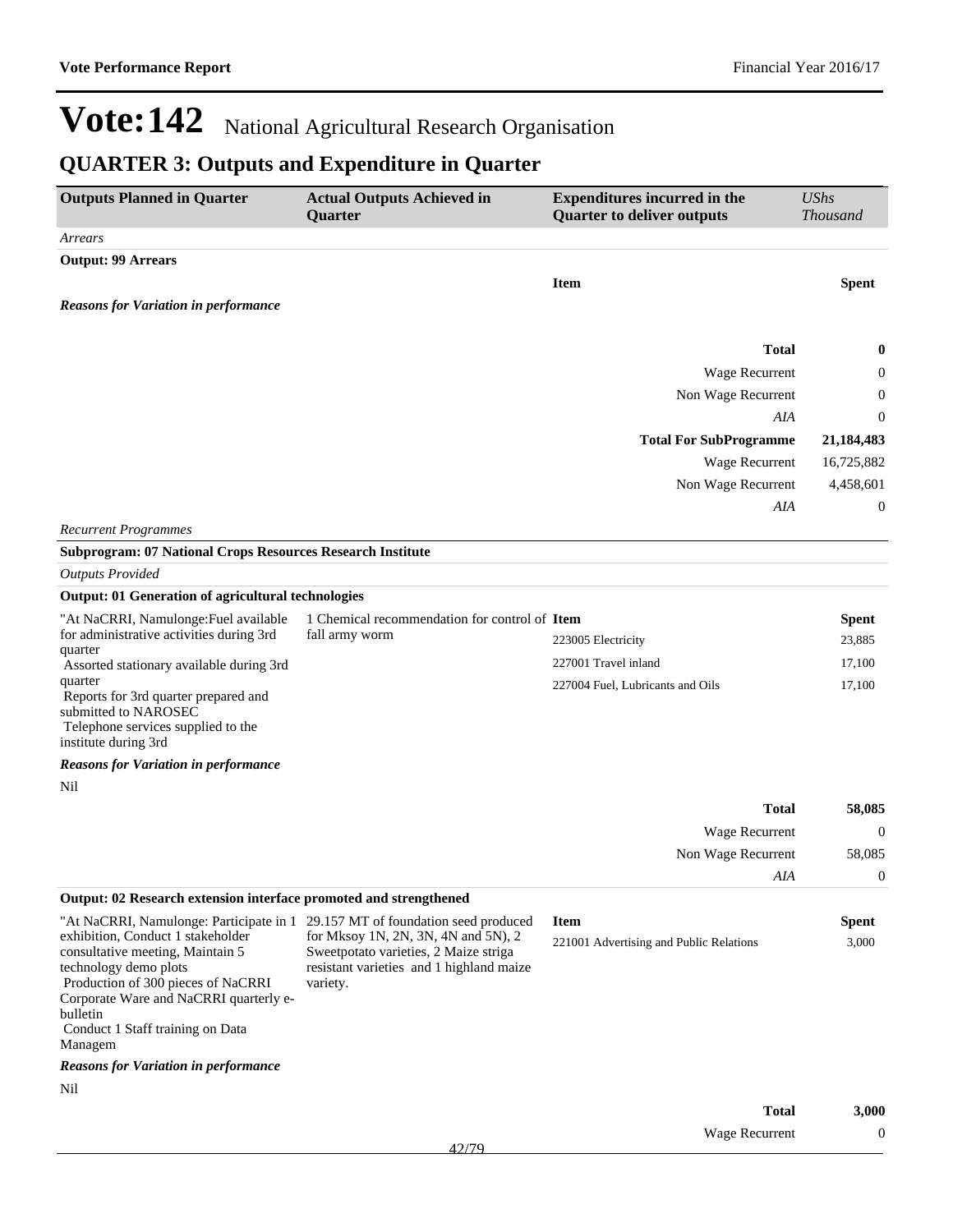# Vote:142 National Agricultural Research Organisation

## QUARTER 3: Outputs and Expenditure in Quarter

| Outputs Planned in Quarter | Actual Outputs Achieved in Quarter | Expenditures incurred in the Quarter to deliver outputs | *UShs Thousand* |
|---|---|---|---|

*Arrears*

**Output: 99 Arrears**

| Item | Spent |
|---|---|

***Reasons for Variation in performance***

| | |
|---|---|
| **Total** | **0** |
| Wage Recurrent | 0 |
| Non Wage Recurrent | 0 |
| *AIA* | 0 |
| **Total For SubProgramme** | **21,184,483** |
| Wage Recurrent | 16,725,882 |
| Non Wage Recurrent | 4,458,601 |
| *AIA* | 0 |

*Recurrent Programmes*

**Subprogram: 07 National Crops Resources Research Institute**

*Outputs Provided*

**Output: 01 Generation of agricultural technologies**

"At NaCRRI, Namulonge:Fuel available for administrative activities during 3rd quarter
Assorted stationary available during 3rd quarter
Reports for 3rd quarter prepared and submitted to NAROSEC
Telephone services supplied to the institute during 3rd

1 Chemical recommendation for control of fall army worm

| Item | Spent |
|---|---|
| 223005 Electricity | 23,885 |
| 227001 Travel inland | 17,100 |
| 227004 Fuel, Lubricants and Oils | 17,100 |

***Reasons for Variation in performance***

Nil

| | |
|---|---|
| **Total** | **58,085** |
| Wage Recurrent | 0 |
| Non Wage Recurrent | 58,085 |
| *AIA* | 0 |

**Output: 02 Research extension interface promoted and strengthened**

"At NaCRRI, Namulonge: Participate in 1 exhibition, Conduct 1 stakeholder consultative meeting, Maintain 5 technology demo plots
Production of 300 pieces of NaCRRI Corporate Ware and NaCRRI quarterly e-bulletin
Conduct 1 Staff training on Data Managem

29.157 MT of foundation seed produced for Mksoy 1N, 2N, 3N, 4N and 5N), 2 Sweetpotato varieties, 2 Maize striga resistant varieties and 1 highland maize variety.

| Item | Spent |
|---|---|
| 221001 Advertising and Public Relations | 3,000 |

***Reasons for Variation in performance***

Nil

| | |
|---|---|
| **Total** | **3,000** |
| Wage Recurrent | 0 |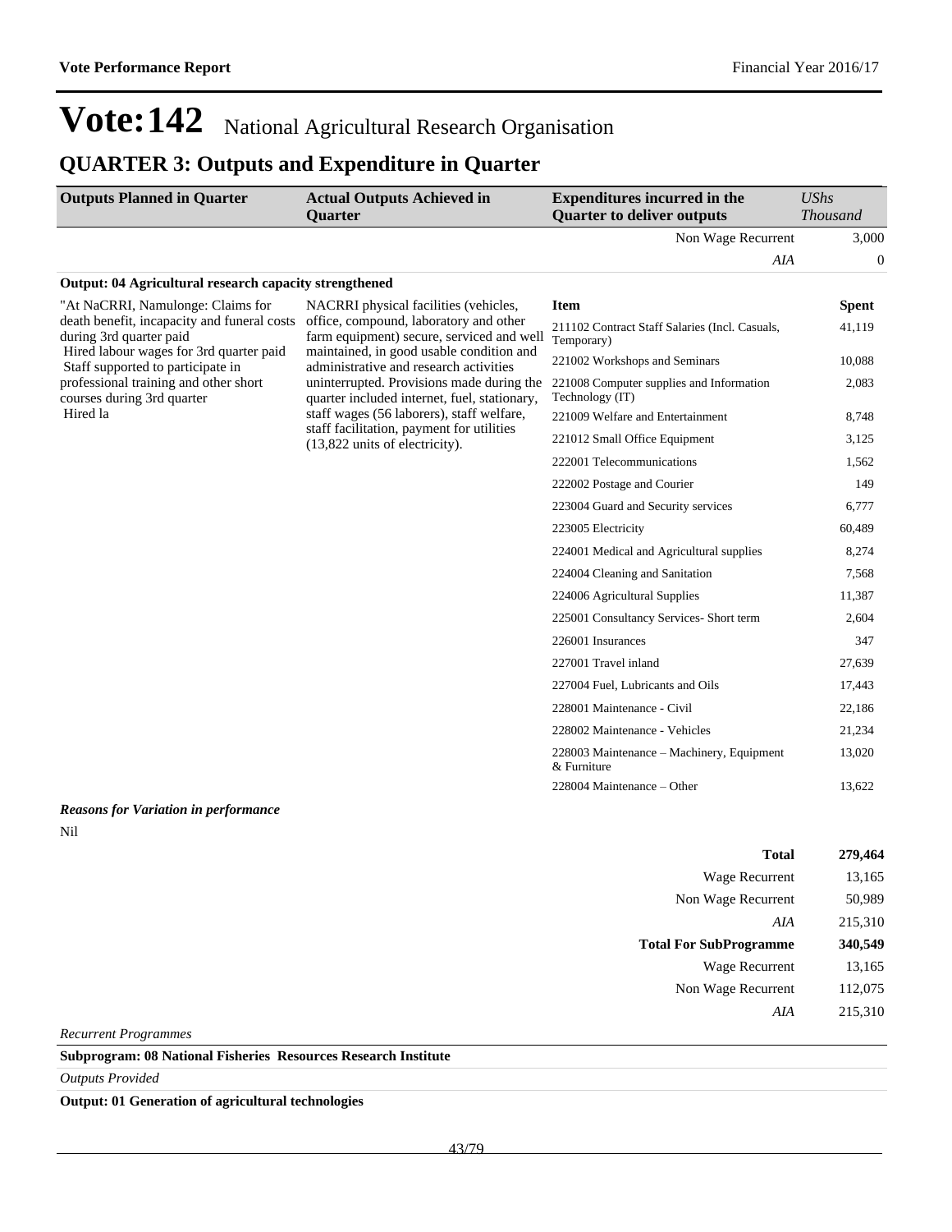# Vote:142 National Agricultural Research Organisation

## QUARTER 3: Outputs and Expenditure in Quarter

| Outputs Planned in Quarter | Actual Outputs Achieved in Quarter | Expenditures incurred in the Quarter to deliver outputs | *UShs Thousand* |
|---|---|---|---|
| | | Non Wage Recurrent | 3,000 |
| | | *AIA* | 0 |

**Output: 04 Agricultural research capacity strengthened**

| Outputs Planned in Quarter | Actual Outputs Achieved in Quarter | Item | Spent |
|---|---|---|---|
| "At NaCRRI, Namulonge: Claims for death benefit, incapacity and funeral costs during 3rd quarter paid<br>Hired labour wages for 3rd quarter paid<br>Staff supported to participate in professional training and other short courses during 3rd quarter<br>Hired la | NACRRI physical facilities (vehicles, office, compound, laboratory and other farm equipment) secure, serviced and well maintained, in good usable condition and administrative and research activities uninterrupted. Provisions made during the quarter included internet, fuel, stationary, staff wages (56 laborers), staff welfare, staff facilitation, payment for utilities (13,822 units of electricity). | 211102 Contract Staff Salaries (Incl. Casuals, Temporary) | 41,119 |
| | | 221002 Workshops and Seminars | 10,088 |
| | | 221008 Computer supplies and Information Technology (IT) | 2,083 |
| | | 221009 Welfare and Entertainment | 8,748 |
| | | 221012 Small Office Equipment | 3,125 |
| | | 222001 Telecommunications | 1,562 |
| | | 222002 Postage and Courier | 149 |
| | | 223004 Guard and Security services | 6,777 |
| | | 223005 Electricity | 60,489 |
| | | 224001 Medical and Agricultural supplies | 8,274 |
| | | 224004 Cleaning and Sanitation | 7,568 |
| | | 224006 Agricultural Supplies | 11,387 |
| | | 225001 Consultancy Services- Short term | 2,604 |
| | | 226001 Insurances | 347 |
| | | 227001 Travel inland | 27,639 |
| | | 227004 Fuel, Lubricants and Oils | 17,443 |
| | | 228001 Maintenance - Civil | 22,186 |
| | | 228002 Maintenance - Vehicles | 21,234 |
| | | 228003 Maintenance – Machinery, Equipment & Furniture | 13,020 |
| | | 228004 Maintenance – Other | 13,622 |

***Reasons for Variation in performance***

Nil

| | |
|---|---|
| **Total** | **279,464** |
| Wage Recurrent | 13,165 |
| Non Wage Recurrent | 50,989 |
| *AIA* | 215,310 |
| **Total For SubProgramme** | **340,549** |
| Wage Recurrent | 13,165 |
| Non Wage Recurrent | 112,075 |
| *AIA* | 215,310 |

*Recurrent Programmes*

**Subprogram: 08 National Fisheries Resources Research Institute**

*Outputs Provided*

**Output: 01 Generation of agricultural technologies**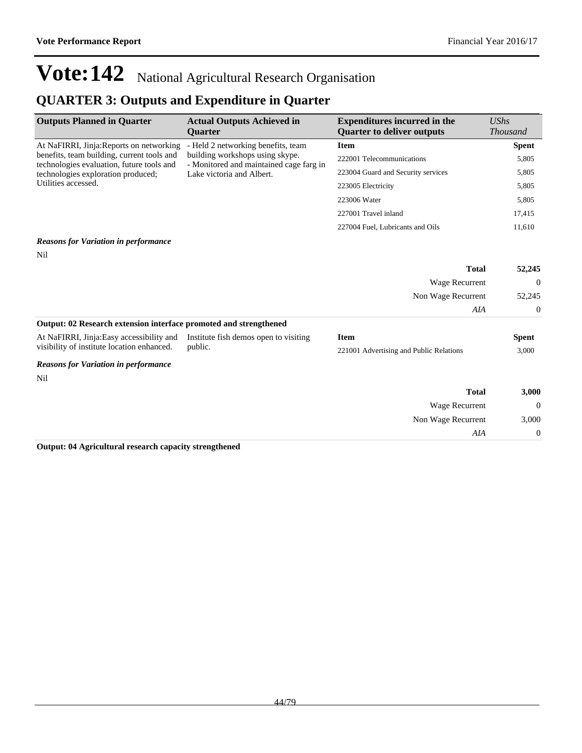# Vote:142 National Agricultural Research Organisation

## QUARTER 3: Outputs and Expenditure in Quarter

| Outputs Planned in Quarter | Actual Outputs Achieved in Quarter | Expenditures incurred in the Quarter to deliver outputs | *UShs Thousand* |
|---|---|---|---|
| At NaFIRRI, Jinja:Reports on networking benefits, team building, current tools and technologies evaluation, future tools and technologies exploration produced; Utilities accessed. | - Held 2 networking benefits, team building workshops using skype.<br>- Monitored and maintained cage farg in Lake victoria and Albert. | **Item** | **Spent** |
| | | 222001 Telecommunications | 5,805 |
| | | 223004 Guard and Security services | 5,805 |
| | | 223005 Electricity | 5,805 |
| | | 223006 Water | 5,805 |
| | | 227001 Travel inland | 17,415 |
| | | 227004 Fuel, Lubricants and Oils | 11,610 |

***Reasons for Variation in performance***

Nil

| | |
|---|---|
| **Total** | **52,245** |
| Wage Recurrent | 0 |
| Non Wage Recurrent | 52,245 |
| *AIA* | 0 |

**Output: 02 Research extension interface promoted and strengthened**

| Outputs Planned in Quarter | Actual Outputs Achieved in Quarter | Item | Spent |
|---|---|---|---|
| At NaFIRRI, Jinja:Easy accessibility and visibility of institute location enhanced. | Institute fish demos open to visiting public. | 221001 Advertising and Public Relations | 3,000 |

***Reasons for Variation in performance***

Nil

| | |
|---|---|
| **Total** | **3,000** |
| Wage Recurrent | 0 |
| Non Wage Recurrent | 3,000 |
| *AIA* | 0 |

**Output: 04 Agricultural research capacity strengthened**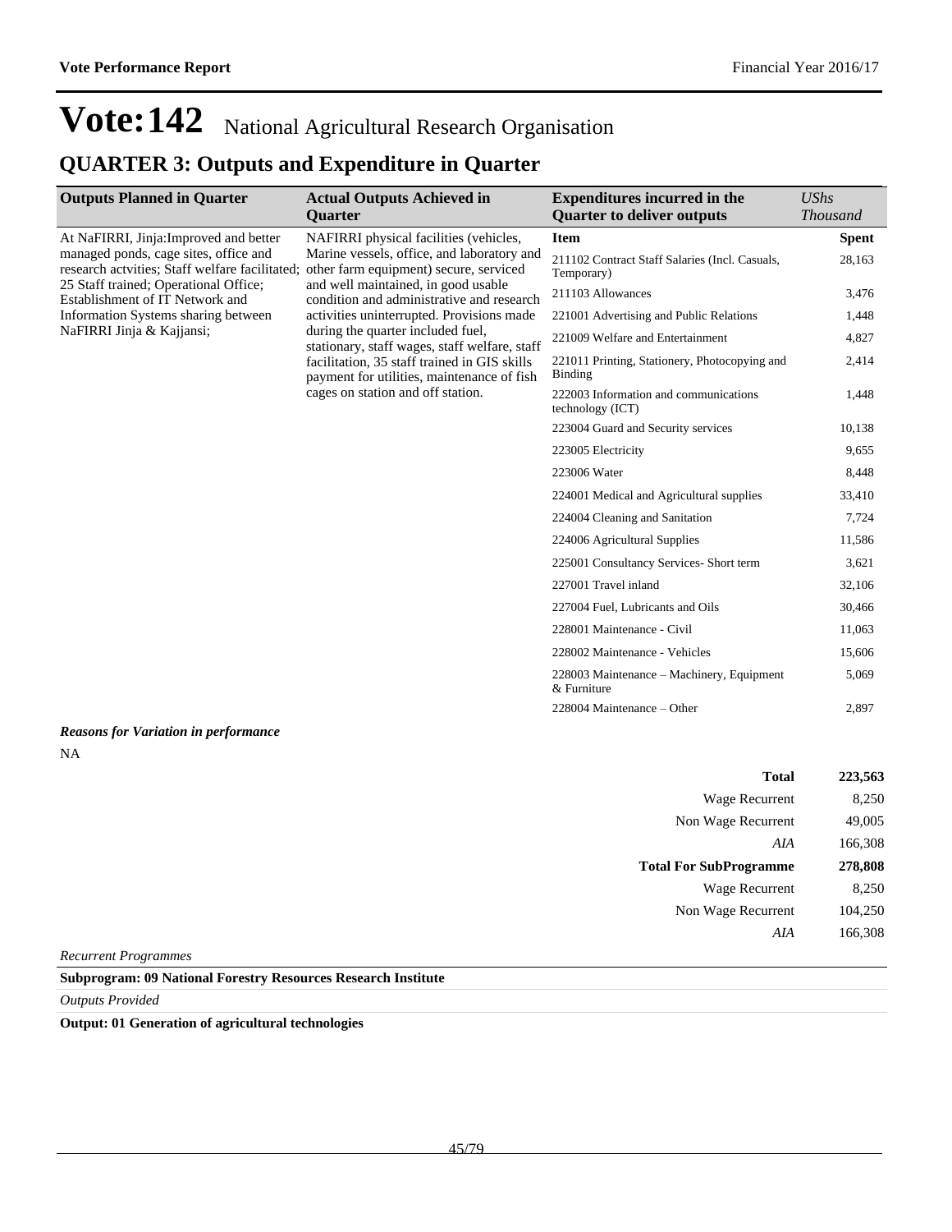# Vote:142 National Agricultural Research Organisation

## QUARTER 3: Outputs and Expenditure in Quarter

| Outputs Planned in Quarter | Actual Outputs Achieved in Quarter | Expenditures incurred in the Quarter to deliver outputs | *UShs Thousand* |
|---|---|---|---|
| At NaFIRRI, Jinja:Improved and better managed ponds, cage sites, office and research actvities; Staff welfare facilitated; 25 Staff trained; Operational Office; Establishment of IT Network and Information Systems sharing between NaFIRRI Jinja & Kajjansi; | NAFIRRI physical facilities (vehicles, Marine vessels, office, and laboratory and other farm equipment) secure, serviced and well maintained, in good usable condition and administrative and research activities uninterrupted. Provisions made during the quarter included fuel, stationary, staff wages, staff welfare, staff facilitation, 35 staff trained in GIS skills payment for utilities, maintenance of fish cages on station and off station. | **Item** | **Spent** |
| | | 211102 Contract Staff Salaries (Incl. Casuals, Temporary) | 28,163 |
| | | 211103 Allowances | 3,476 |
| | | 221001 Advertising and Public Relations | 1,448 |
| | | 221009 Welfare and Entertainment | 4,827 |
| | | 221011 Printing, Stationery, Photocopying and Binding | 2,414 |
| | | 222003 Information and communications technology (ICT) | 1,448 |
| | | 223004 Guard and Security services | 10,138 |
| | | 223005 Electricity | 9,655 |
| | | 223006 Water | 8,448 |
| | | 224001 Medical and Agricultural supplies | 33,410 |
| | | 224004 Cleaning and Sanitation | 7,724 |
| | | 224006 Agricultural Supplies | 11,586 |
| | | 225001 Consultancy Services- Short term | 3,621 |
| | | 227001 Travel inland | 32,106 |
| | | 227004 Fuel, Lubricants and Oils | 30,466 |
| | | 228001 Maintenance - Civil | 11,063 |
| | | 228002 Maintenance - Vehicles | 15,606 |
| | | 228003 Maintenance – Machinery, Equipment & Furniture | 5,069 |
| | | 228004 Maintenance – Other | 2,897 |

***Reasons for Variation in performance***

NA

| | |
|---|---|
| **Total** | **223,563** |
| Wage Recurrent | 8,250 |
| Non Wage Recurrent | 49,005 |
| *AIA* | 166,308 |
| **Total For SubProgramme** | **278,808** |
| Wage Recurrent | 8,250 |
| Non Wage Recurrent | 104,250 |
| *AIA* | 166,308 |

*Recurrent Programmes*

**Subprogram: 09 National Forestry Resources Research Institute**

*Outputs Provided*

**Output: 01 Generation of agricultural technologies**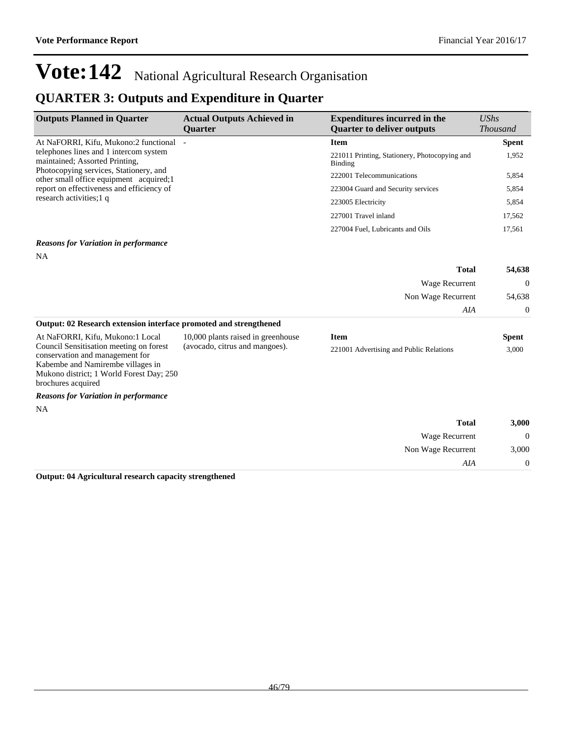# Vote:142 National Agricultural Research Organisation

## QUARTER 3: Outputs and Expenditure in Quarter

| Outputs Planned in Quarter | Actual Outputs Achieved in Quarter | Expenditures incurred in the Quarter to deliver outputs | *UShs Thousand* |
|---|---|---|---|
| At NaFORRI, Kifu, Mukono:2 functional telephones lines and 1 intercom system maintained; Assorted Printing, Photocopying services, Stationery, and other small office equipment acquired;1 report on effectiveness and efficiency of research activities;1 q | - | **Item** | **Spent** |
| | | 221011 Printing, Stationery, Photocopying and Binding | 1,952 |
| | | 222001 Telecommunications | 5,854 |
| | | 223004 Guard and Security services | 5,854 |
| | | 223005 Electricity | 5,854 |
| | | 227001 Travel inland | 17,562 |
| | | 227004 Fuel, Lubricants and Oils | 17,561 |

***Reasons for Variation in performance***

NA

| | |
|---|---|
| **Total** | **54,638** |
| Wage Recurrent | 0 |
| Non Wage Recurrent | 54,638 |
| *AIA* | 0 |

**Output: 02 Research extension interface promoted and strengthened**

| Outputs Planned in Quarter | Actual Outputs Achieved in Quarter | Expenditures incurred in the Quarter to deliver outputs | *UShs Thousand* |
|---|---|---|---|
| At NaFORRI, Kifu, Mukono:1 Local Council Sensitisation meeting on forest conservation and management for Kabembe and Namirembe villages in Mukono district; 1 World Forest Day; 250 brochures acquired | 10,000 plants raised in greenhouse (avocado, citrus and mangoes). | **Item** | **Spent** |
| | | 221001 Advertising and Public Relations | 3,000 |

***Reasons for Variation in performance***

NA

| | |
|---|---|
| **Total** | **3,000** |
| Wage Recurrent | 0 |
| Non Wage Recurrent | 3,000 |
| *AIA* | 0 |

**Output: 04 Agricultural research capacity strengthened**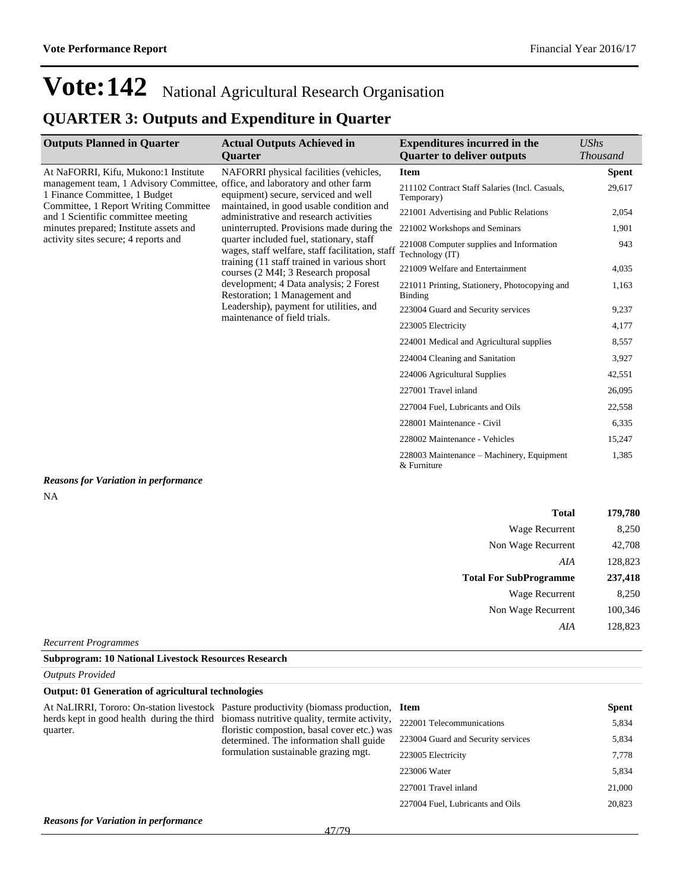# Vote:142 National Agricultural Research Organisation

## QUARTER 3: Outputs and Expenditure in Quarter

| Outputs Planned in Quarter | Actual Outputs Achieved in Quarter | Expenditures incurred in the Quarter to deliver outputs | *UShs Thousand* |
|---|---|---|---|
| At NaFORRI, Kifu, Mukono:1 Institute management team, 1 Advisory Committee, 1 Finance Committee, 1 Budget Committee, 1 Report Writing Committee and 1 Scientific committee meeting minutes prepared; Institute assets and activity sites secure; 4 reports and | NAFORRI physical facilities (vehicles, office, and laboratory and other farm equipment) secure, serviced and well maintained, in good usable condition and administrative and research activities uninterrupted. Provisions made during the quarter included fuel, stationary, staff wages, staff welfare, staff facilitation, staff training (11 staff trained in various short courses (2 M4I; 3 Research proposal development; 4 Data analysis; 2 Forest Restoration; 1 Management and Leadership), payment for utilities, and maintenance of field trials. | **Item** | **Spent** |
| | | 211102 Contract Staff Salaries (Incl. Casuals, Temporary) | 29,617 |
| | | 221001 Advertising and Public Relations | 2,054 |
| | | 221002 Workshops and Seminars | 1,901 |
| | | 221008 Computer supplies and Information Technology (IT) | 943 |
| | | 221009 Welfare and Entertainment | 4,035 |
| | | 221011 Printing, Stationery, Photocopying and Binding | 1,163 |
| | | 223004 Guard and Security services | 9,237 |
| | | 223005 Electricity | 4,177 |
| | | 224001 Medical and Agricultural supplies | 8,557 |
| | | 224004 Cleaning and Sanitation | 3,927 |
| | | 224006 Agricultural Supplies | 42,551 |
| | | 227001 Travel inland | 26,095 |
| | | 227004 Fuel, Lubricants and Oils | 22,558 |
| | | 228001 Maintenance - Civil | 6,335 |
| | | 228002 Maintenance - Vehicles | 15,247 |
| | | 228003 Maintenance – Machinery, Equipment & Furniture | 1,385 |

***Reasons for Variation in performance***

NA

| | |
|---|---|
| **Total** | **179,780** |
| Wage Recurrent | 8,250 |
| Non Wage Recurrent | 42,708 |
| *AIA* | 128,823 |
| **Total For SubProgramme** | **237,418** |
| Wage Recurrent | 8,250 |
| Non Wage Recurrent | 100,346 |
| *AIA* | 128,823 |

*Recurrent Programmes*

**Subprogram: 10 National Livestock Resources Research**

*Outputs Provided*

**Output: 01 Generation of agricultural technologies**

| Outputs Planned in Quarter | Actual Outputs Achieved in Quarter | Item | Spent |
|---|---|---|---|
| At NaLIRRI, Tororo: On-station livestock herds kept in good health during the third quarter. | Pasture productivity (biomass production, biomass nutritive quality, termite activity, floristic compostion, basal cover etc.) was determined. The information shall guide formulation sustainable grazing mgt. | 222001 Telecommunications | 5,834 |
| | | 223004 Guard and Security services | 5,834 |
| | | 223005 Electricity | 7,778 |
| | | 223006 Water | 5,834 |
| | | 227001 Travel inland | 21,000 |
| | | 227004 Fuel, Lubricants and Oils | 20,823 |

***Reasons for Variation in performance***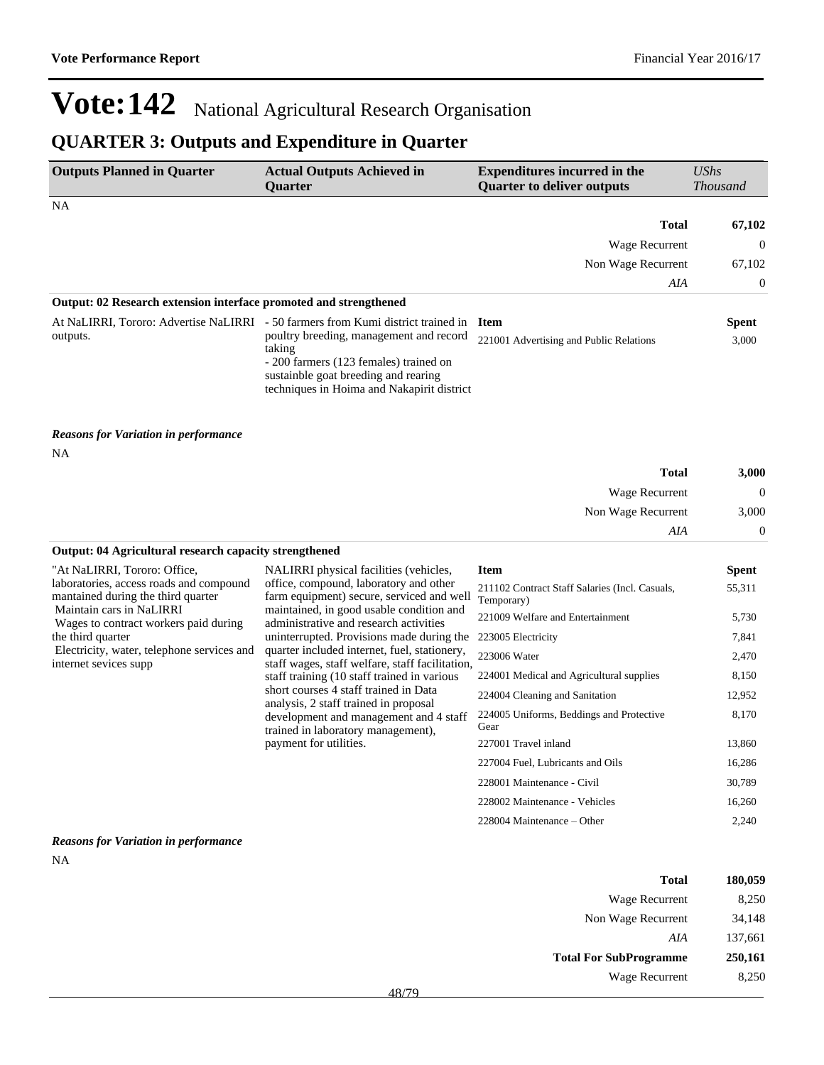# Vote:142 National Agricultural Research Organisation

## QUARTER 3: Outputs and Expenditure in Quarter

| Outputs Planned in Quarter | Actual Outputs Achieved in Quarter | Expenditures incurred in the Quarter to deliver outputs | *UShs Thousand* |
|---|---|---|---|
| NA | | | |
| | | **Total** | **67,102** |
| | | Wage Recurrent | 0 |
| | | Non Wage Recurrent | 67,102 |
| | | *AIA* | 0 |

**Output: 02 Research extension interface promoted and strengthened**

| Outputs Planned in Quarter | Actual Outputs Achieved in Quarter | Item | Spent |
|---|---|---|---|
| At NaLIRRI, Tororo: Advertise NaLIRRI outputs. | - 50 farmers from Kumi district trained in poultry breeding, management and record taking<br>- 200 farmers (123 females) trained on sustainble goat breeding and rearing techniques in Hoima and Nakapirit district | 221001 Advertising and Public Relations | 3,000 |

***Reasons for Variation in performance***

NA

| | |
|---|---|
| **Total** | **3,000** |
| Wage Recurrent | 0 |
| Non Wage Recurrent | 3,000 |
| *AIA* | 0 |

**Output: 04 Agricultural research capacity strengthened**

| Outputs Planned in Quarter | Actual Outputs Achieved in Quarter | Item | Spent |
|---|---|---|---|
| "At NaLIRRI, Tororo: Office, laboratories, access roads and compound mantained during the third quarter<br>Maintain cars in NaLIRRI<br>Wages to contract workers paid during the third quarter<br>Electricity, water, telephone services and internet sevices supp | NALIRRI physical facilities (vehicles, office, compound, laboratory and other farm equipment) secure, serviced and well maintained, in good usable condition and administrative and research activities uninterrupted. Provisions made during the quarter included internet, fuel, stationery, staff wages, staff welfare, staff facilitation, staff training (10 staff trained in various short courses 4 staff trained in Data analysis, 2 staff trained in proposal development and management and 4 staff trained in laboratory management), payment for utilities. | 211102 Contract Staff Salaries (Incl. Casuals, Temporary) | 55,311 |
| | | 221009 Welfare and Entertainment | 5,730 |
| | | 223005 Electricity | 7,841 |
| | | 223006 Water | 2,470 |
| | | 224001 Medical and Agricultural supplies | 8,150 |
| | | 224004 Cleaning and Sanitation | 12,952 |
| | | 224005 Uniforms, Beddings and Protective Gear | 8,170 |
| | | 227001 Travel inland | 13,860 |
| | | 227004 Fuel, Lubricants and Oils | 16,286 |
| | | 228001 Maintenance - Civil | 30,789 |
| | | 228002 Maintenance - Vehicles | 16,260 |
| | | 228004 Maintenance – Other | 2,240 |

***Reasons for Variation in performance***

NA

| | |
|---|---|
| **Total** | **180,059** |
| Wage Recurrent | 8,250 |
| Non Wage Recurrent | 34,148 |
| *AIA* | 137,661 |
| **Total For SubProgramme** | **250,161** |
| Wage Recurrent | 8,250 |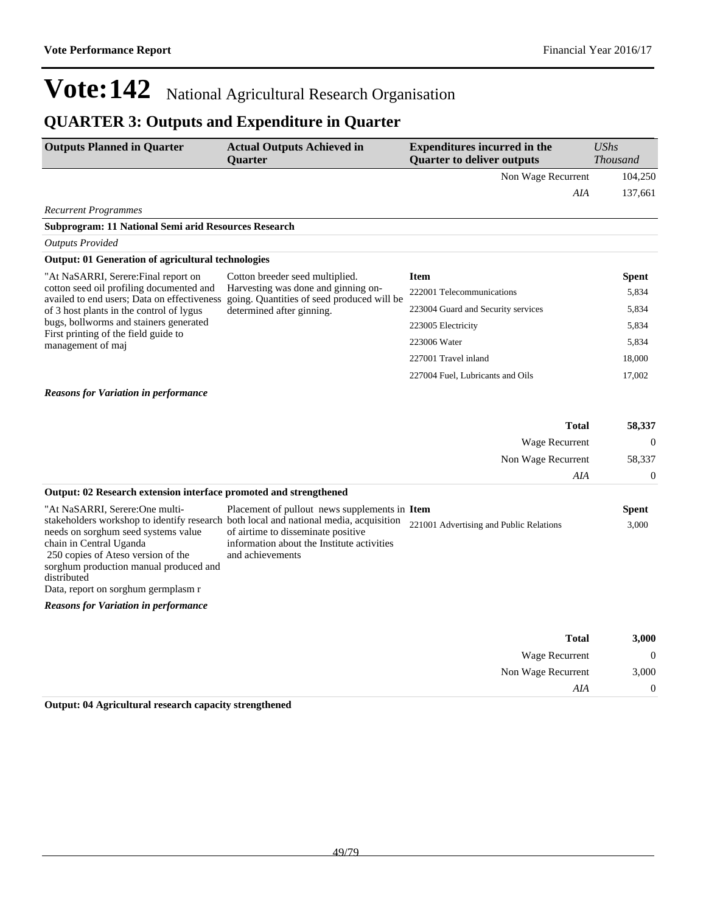# Vote:142 National Agricultural Research Organisation

## QUARTER 3: Outputs and Expenditure in Quarter

| Outputs Planned in Quarter | Actual Outputs Achieved in Quarter | Expenditures incurred in the Quarter to deliver outputs | *UShs Thousand* |
|---|---|---|---|
| | | Non Wage Recurrent | 104,250 |
| | | *AIA* | 137,661 |

*Recurrent Programmes*

**Subprogram: 11 National Semi arid Resources Research**

*Outputs Provided*

**Output: 01 Generation of agricultural technologies**

| Outputs Planned in Quarter | Actual Outputs Achieved in Quarter | Item | Spent |
|---|---|---|---|
| "At NaSARRI, Serere:Final report on cotton seed oil profiling documented and availed to end users; Data on effectiveness of 3 host plants in the control of lygus bugs, bollworms and stainers generated First printing of the field guide to management of maj | Cotton breeder seed multiplied. Harvesting was done and ginning on-going. Quantities of seed produced will be determined after ginning. | 222001 Telecommunications | 5,834 |
| | | 223004 Guard and Security services | 5,834 |
| | | 223005 Electricity | 5,834 |
| | | 223006 Water | 5,834 |
| | | 227001 Travel inland | 18,000 |
| | | 227004 Fuel, Lubricants and Oils | 17,002 |

***Reasons for Variation in performance***

| | |
|---|---|
| **Total** | **58,337** |
| Wage Recurrent | 0 |
| Non Wage Recurrent | 58,337 |
| *AIA* | 0 |

**Output: 02 Research extension interface promoted and strengthened**

| Outputs Planned in Quarter | Actual Outputs Achieved in Quarter | Item | Spent |
|---|---|---|---|
| "At NaSARRI, Serere:One multi-stakeholders workshop to identify research needs on sorghum seed systems value chain in Central Uganda<br>250 copies of Ateso version of the sorghum production manual produced and distributed<br>Data, report on sorghum germplasm r | Placement of pullout news supplements in both local and national media, acquisition of airtime to disseminate positive information about the Institute activities and achievements | 221001 Advertising and Public Relations | 3,000 |

***Reasons for Variation in performance***

| | |
|---|---|
| **Total** | **3,000** |
| Wage Recurrent | 0 |
| Non Wage Recurrent | 3,000 |
| *AIA* | 0 |

**Output: 04 Agricultural research capacity strengthened**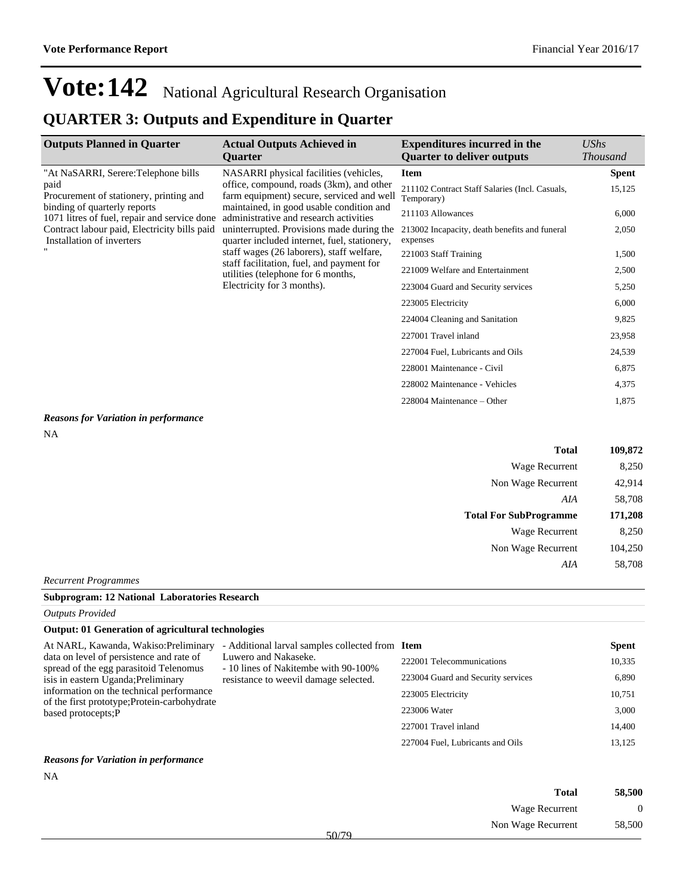# Vote:142 National Agricultural Research Organisation

## QUARTER 3: Outputs and Expenditure in Quarter

| Outputs Planned in Quarter | Actual Outputs Achieved in Quarter | Expenditures incurred in the Quarter to deliver outputs | UShs Thousand |
|---|---|---|---|
| "At NaSARRI, Serere:Telephone bills paid<br>Procurement of stationery, printing and binding of quarterly reports<br>1071 litres of fuel, repair and service done<br>Contract labour paid, Electricity bills paid<br>Installation of inverters<br>" | NASARRI physical facilities (vehicles, office, compound, roads (3km), and other farm equipment) secure, serviced and well maintained, in good usable condition and administrative and research activities uninterrupted. Provisions made during the quarter included internet, fuel, stationery, staff wages (26 laborers), staff welfare, staff facilitation, fuel, and payment for utilities (telephone for 6 months, Electricity for 3 months). | **Item** | **Spent** |
| | | 211102 Contract Staff Salaries (Incl. Casuals, Temporary) | 15,125 |
| | | 211103 Allowances | 6,000 |
| | | 213002 Incapacity, death benefits and funeral expenses | 2,050 |
| | | 221003 Staff Training | 1,500 |
| | | 221009 Welfare and Entertainment | 2,500 |
| | | 223004 Guard and Security services | 5,250 |
| | | 223005 Electricity | 6,000 |
| | | 224004 Cleaning and Sanitation | 9,825 |
| | | 227001 Travel inland | 23,958 |
| | | 227004 Fuel, Lubricants and Oils | 24,539 |
| | | 228001 Maintenance - Civil | 6,875 |
| | | 228002 Maintenance - Vehicles | 4,375 |
| | | 228004 Maintenance – Other | 1,875 |

***Reasons for Variation in performance***

NA

| | |
|---|---|
| **Total** | **109,872** |
| Wage Recurrent | 8,250 |
| Non Wage Recurrent | 42,914 |
| *AIA* | 58,708 |
| **Total For SubProgramme** | **171,208** |
| Wage Recurrent | 8,250 |
| Non Wage Recurrent | 104,250 |
| *AIA* | 58,708 |

*Recurrent Programmes*

**Subprogram: 12 National Laboratories Research**

*Outputs Provided*

**Output: 01 Generation of agricultural technologies**

| Outputs Planned in Quarter | Actual Outputs Achieved in Quarter | Item | Spent |
|---|---|---|---|
| At NARL, Kawanda, Wakiso:Preliminary data on level of persistence and rate of spread of the egg parasitoid Telenomus isis in eastern Uganda;Preliminary information on the technical performance of the first prototype;Protein-carbohydrate based protocepts;P | - Additional larval samples collected from Luwero and Nakaseke.<br>- 10 lines of Nakitembe with 90-100% resistance to weevil damage selected. | 222001 Telecommunications | 10,335 |
| | | 223004 Guard and Security services | 6,890 |
| | | 223005 Electricity | 10,751 |
| | | 223006 Water | 3,000 |
| | | 227001 Travel inland | 14,400 |
| | | 227004 Fuel, Lubricants and Oils | 13,125 |

***Reasons for Variation in performance***

NA

| | |
|---|---|
| **Total** | **58,500** |
| Wage Recurrent | 0 |
| Non Wage Recurrent | 58,500 |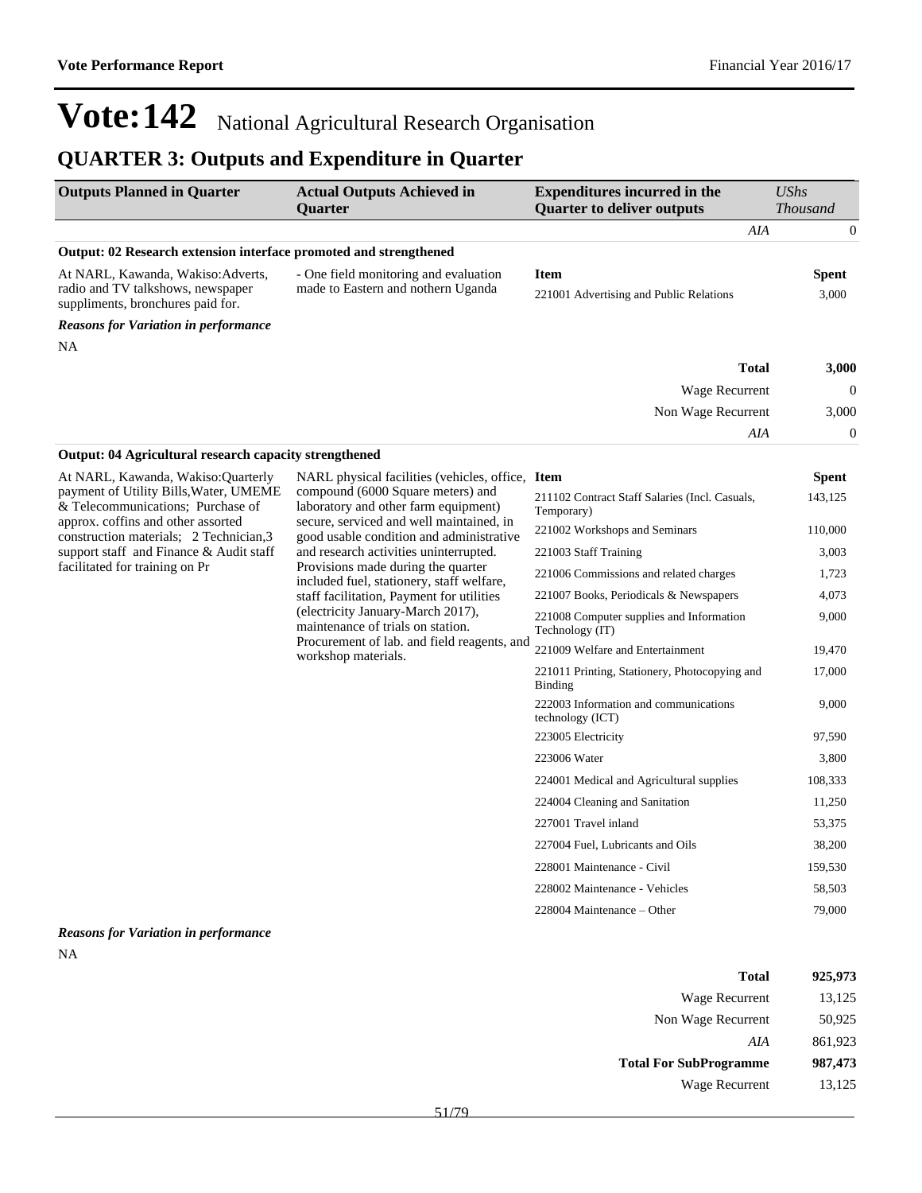# Vote:142 National Agricultural Research Organisation

## QUARTER 3: Outputs and Expenditure in Quarter

| Outputs Planned in Quarter | Actual Outputs Achieved in Quarter | Expenditures incurred in the Quarter to deliver outputs | *UShs Thousand* |
|---|---|---|---|
| | | *AIA* | 0 |

**Output: 02 Research extension interface promoted and strengthened**

| Outputs Planned in Quarter | Actual Outputs Achieved in Quarter | Item | Spent |
|---|---|---|---|
| At NARL, Kawanda, Wakiso:Adverts, radio and TV talkshows, newspaper suppliments, bronchures paid for. | - One field monitoring and evaluation made to Eastern and northern Uganda | 221001 Advertising and Public Relations | 3,000 |

***Reasons for Variation in performance***

NA

| | |
|---|---|
| **Total** | **3,000** |
| Wage Recurrent | 0 |
| Non Wage Recurrent | 3,000 |
| *AIA* | 0 |

**Output: 04 Agricultural research capacity strengthened**

| Outputs Planned in Quarter | Actual Outputs Achieved in Quarter | Item | Spent |
|---|---|---|---|
| At NARL, Kawanda, Wakiso:Quarterly payment of Utility Bills,Water, UMEME & Telecommunications; Purchase of approx. coffins and other assorted construction materials; 2 Technician,3 support staff and Finance & Audit staff facilitated for training on Pr | NARL physical facilities (vehicles, office, compound (6000 Square meters) and laboratory and other farm equipment) secure, serviced and well maintained, in good usable condition and administrative and research activities uninterrupted. Provisions made during the quarter included fuel, stationery, staff welfare, staff facilitation, Payment for utilities (electricity January-March 2017), maintenance of trials on station. Procurement of lab. and field reagents, and workshop materials. | 211102 Contract Staff Salaries (Incl. Casuals, Temporary) | 143,125 |
| | | 221002 Workshops and Seminars | 110,000 |
| | | 221003 Staff Training | 3,003 |
| | | 221006 Commissions and related charges | 1,723 |
| | | 221007 Books, Periodicals & Newspapers | 4,073 |
| | | 221008 Computer supplies and Information Technology (IT) | 9,000 |
| | | 221009 Welfare and Entertainment | 19,470 |
| | | 221011 Printing, Stationery, Photocopying and Binding | 17,000 |
| | | 222003 Information and communications technology (ICT) | 9,000 |
| | | 223005 Electricity | 97,590 |
| | | 223006 Water | 3,800 |
| | | 224001 Medical and Agricultural supplies | 108,333 |
| | | 224004 Cleaning and Sanitation | 11,250 |
| | | 227001 Travel inland | 53,375 |
| | | 227004 Fuel, Lubricants and Oils | 38,200 |
| | | 228001 Maintenance - Civil | 159,530 |
| | | 228002 Maintenance - Vehicles | 58,503 |
| | | 228004 Maintenance – Other | 79,000 |

***Reasons for Variation in performance***

NA

| | |
|---|---|
| **Total** | **925,973** |
| Wage Recurrent | 13,125 |
| Non Wage Recurrent | 50,925 |
| *AIA* | 861,923 |
| **Total For SubProgramme** | **987,473** |
| Wage Recurrent | 13,125 |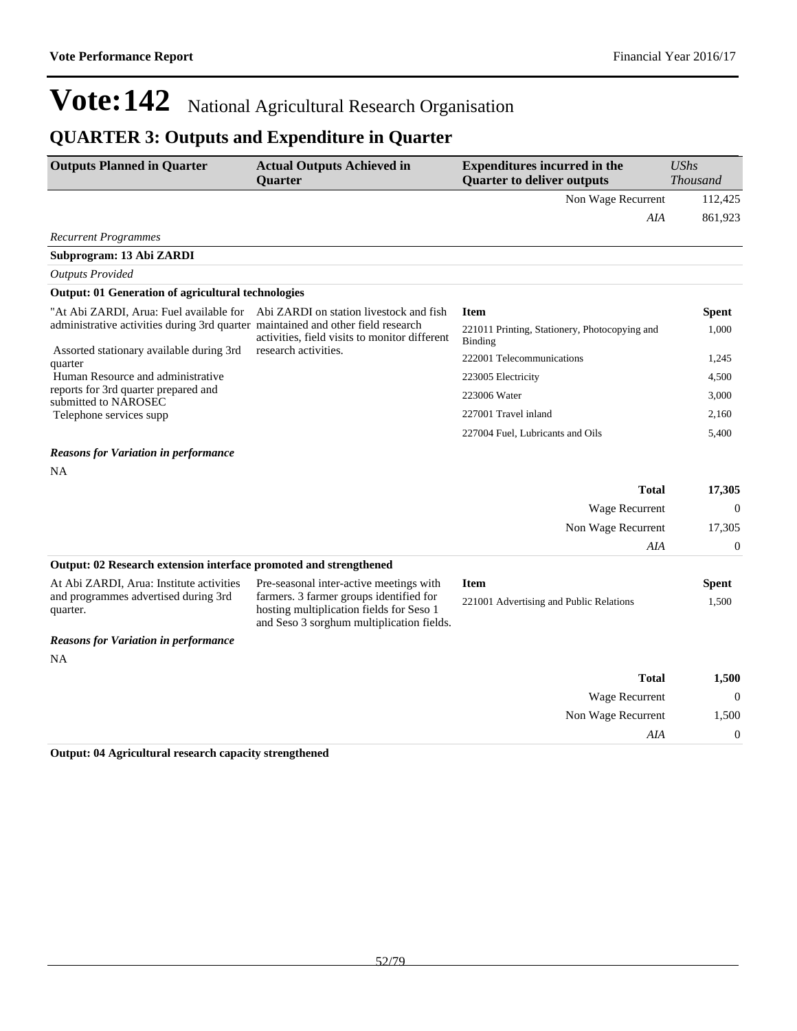# Vote:142 National Agricultural Research Organisation

## QUARTER 3: Outputs and Expenditure in Quarter

| Outputs Planned in Quarter | Actual Outputs Achieved in Quarter | Expenditures incurred in the Quarter to deliver outputs | UShs Thousand |
|---|---|---|---|
| | | Non Wage Recurrent | 112,425 |
| | | *AIA* | 861,923 |

*Recurrent Programmes*

**Subprogram: 13 Abi ZARDI**

*Outputs Provided*

**Output: 01 Generation of agricultural technologies**

| Outputs Planned in Quarter | Actual Outputs Achieved in Quarter | Item | Spent |
|---|---|---|---|
| "At Abi ZARDI, Arua: Fuel available for administrative activities during 3rd quarter<br>Assorted stationary available during 3rd quarter<br>Human Resource and administrative reports for 3rd quarter prepared and submitted to NAROSEC<br>Telephone services supp | Abi ZARDI on station livestock and fish maintained and other field research activities, field visits to monitor different research activities. | 221011 Printing, Stationery, Photocopying and Binding | 1,000 |
| | | 222001 Telecommunications | 1,245 |
| | | 223005 Electricity | 4,500 |
| | | 223006 Water | 3,000 |
| | | 227001 Travel inland | 2,160 |
| | | 227004 Fuel, Lubricants and Oils | 5,400 |

***Reasons for Variation in performance***

NA

| | |
|---|---|
| **Total** | **17,305** |
| Wage Recurrent | 0 |
| Non Wage Recurrent | 17,305 |
| *AIA* | 0 |

**Output: 02 Research extension interface promoted and strengthened**

| Outputs Planned in Quarter | Actual Outputs Achieved in Quarter | Item | Spent |
|---|---|---|---|
| At Abi ZARDI, Arua: Institute activities and programmes advertised during 3rd quarter. | Pre-seasonal inter-active meetings with farmers. 3 farmer groups identified for hosting multiplication fields for Seso 1 and Seso 3 sorghum multiplication fields. | 221001 Advertising and Public Relations | 1,500 |

***Reasons for Variation in performance***

NA

| | |
|---|---|
| **Total** | **1,500** |
| Wage Recurrent | 0 |
| Non Wage Recurrent | 1,500 |
| *AIA* | 0 |

**Output: 04 Agricultural research capacity strengthened**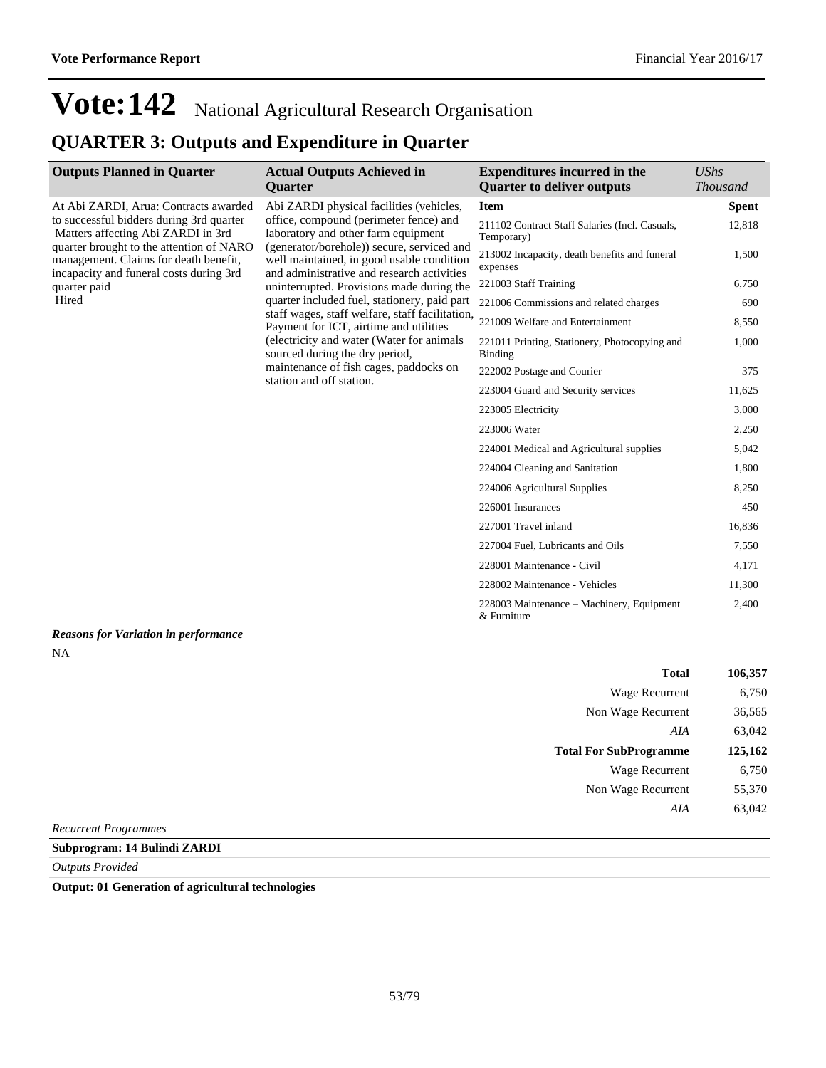# Vote:142 National Agricultural Research Organisation

## QUARTER 3: Outputs and Expenditure in Quarter

| Outputs Planned in Quarter | Actual Outputs Achieved in Quarter | Expenditures incurred in the Quarter to deliver outputs | *UShs Thousand* |
|---|---|---|---|
| At Abi ZARDI, Arua: Contracts awarded to successful bidders during 3rd quarter Matters affecting Abi ZARDI in 3rd quarter brought to the attention of NARO management. Claims for death benefit, incapacity and funeral costs during 3rd quarter paid Hired | Abi ZARDI physical facilities (vehicles, office, compound (perimeter fence) and laboratory and other farm equipment (generator/borehole)) secure, serviced and well maintained, in good usable condition and administrative and research activities uninterrupted. Provisions made during the quarter included fuel, stationery, paid part staff wages, staff welfare, staff facilitation, Payment for ICT, airtime and utilities (electricity and water (Water for animals sourced during the dry period, maintenance of fish cages, paddocks on station and off station. | **Item** | **Spent** |
| | | 211102 Contract Staff Salaries (Incl. Casuals, Temporary) | 12,818 |
| | | 213002 Incapacity, death benefits and funeral expenses | 1,500 |
| | | 221003 Staff Training | 6,750 |
| | | 221006 Commissions and related charges | 690 |
| | | 221009 Welfare and Entertainment | 8,550 |
| | | 221011 Printing, Stationery, Photocopying and Binding | 1,000 |
| | | 222002 Postage and Courier | 375 |
| | | 223004 Guard and Security services | 11,625 |
| | | 223005 Electricity | 3,000 |
| | | 223006 Water | 2,250 |
| | | 224001 Medical and Agricultural supplies | 5,042 |
| | | 224004 Cleaning and Sanitation | 1,800 |
| | | 224006 Agricultural Supplies | 8,250 |
| | | 226001 Insurances | 450 |
| | | 227001 Travel inland | 16,836 |
| | | 227004 Fuel, Lubricants and Oils | 7,550 |
| | | 228001 Maintenance - Civil | 4,171 |
| | | 228002 Maintenance - Vehicles | 11,300 |
| | | 228003 Maintenance – Machinery, Equipment & Furniture | 2,400 |

***Reasons for Variation in performance***

NA

| | |
|---|---|
| **Total** | **106,357** |
| Wage Recurrent | 6,750 |
| Non Wage Recurrent | 36,565 |
| *AIA* | 63,042 |
| **Total For SubProgramme** | **125,162** |
| Wage Recurrent | 6,750 |
| Non Wage Recurrent | 55,370 |
| *AIA* | 63,042 |

*Recurrent Programmes*

**Subprogram: 14 Bulindi ZARDI**

*Outputs Provided*

**Output: 01 Generation of agricultural technologies**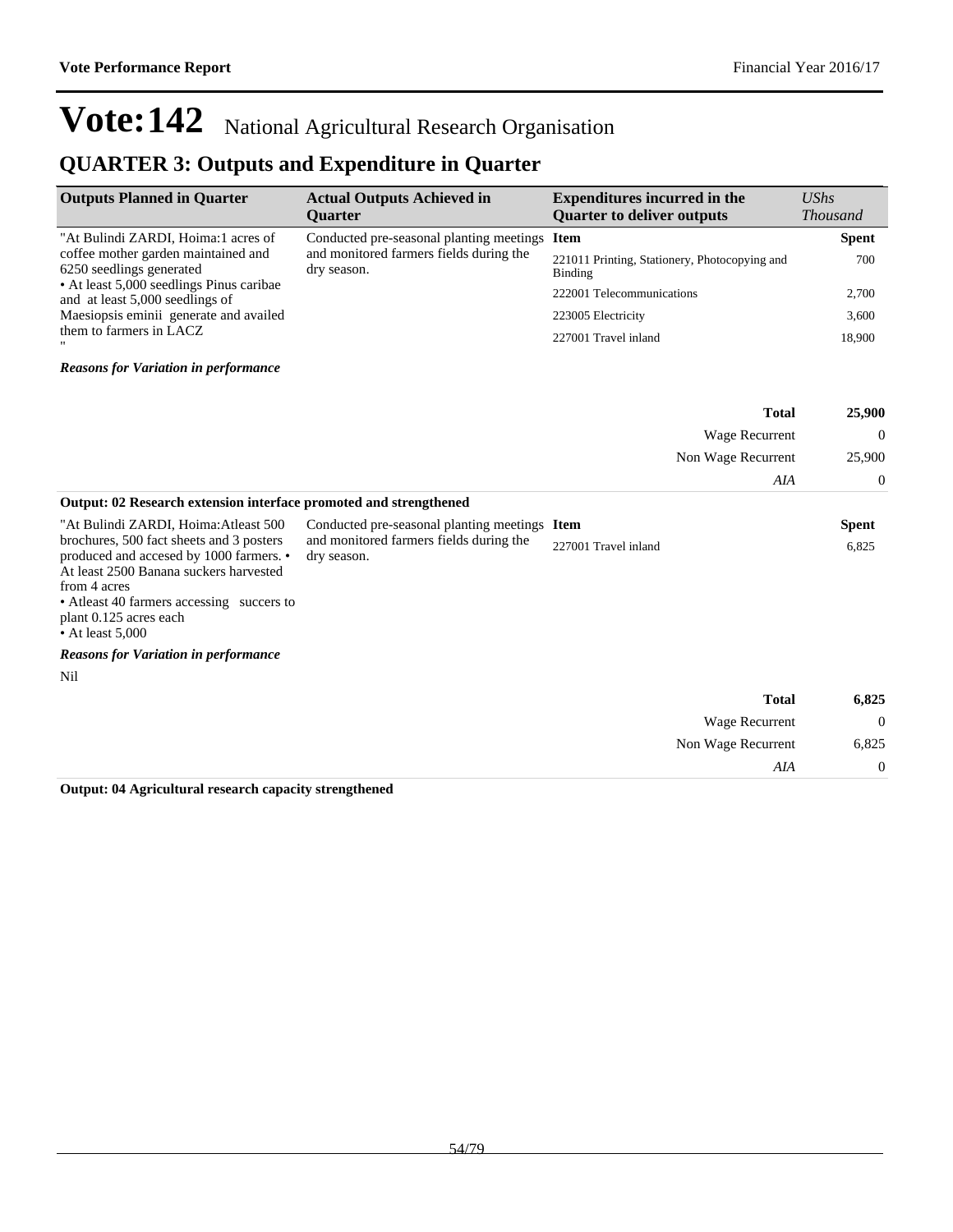# Vote:142 National Agricultural Research Organisation

## QUARTER 3: Outputs and Expenditure in Quarter

| Outputs Planned in Quarter | Actual Outputs Achieved in Quarter | Expenditures incurred in the Quarter to deliver outputs | *UShs Thousand* |
|---|---|---|---|
| "At Bulindi ZARDI, Hoima:1 acres of coffee mother garden maintained and 6250 seedlings generated<br>• At least 5,000 seedlings Pinus caribae and at least 5,000 seedlings of Maesiopsis eminii generate and availed them to farmers in LACZ<br>" | Conducted pre-seasonal planting meetings and monitored farmers fields during the dry season. | **Item** | **Spent** |
| | | 221011 Printing, Stationery, Photocopying and Binding | 700 |
| | | 222001 Telecommunications | 2,700 |
| | | 223005 Electricity | 3,600 |
| | | 227001 Travel inland | 18,900 |

***Reasons for Variation in performance***

| | |
|---|---|
| **Total** | **25,900** |
| Wage Recurrent | 0 |
| Non Wage Recurrent | 25,900 |
| *AIA* | 0 |

**Output: 02 Research extension interface promoted and strengthened**

| Outputs Planned in Quarter | Actual Outputs Achieved in Quarter | Expenditures incurred in the Quarter to deliver outputs | *UShs Thousand* |
|---|---|---|---|
| "At Bulindi ZARDI, Hoima:Atleast 500 brochures, 500 fact sheets and 3 posters produced and accesed by 1000 farmers. • At least 2500 Banana suckers harvested from 4 acres<br>• Atleast 40 farmers accessing succers to plant 0.125 acres each<br>• At least 5,000 | Conducted pre-seasonal planting meetings and monitored farmers fields during the dry season. | **Item** | **Spent** |
| | | 227001 Travel inland | 6,825 |

***Reasons for Variation in performance***

Nil

| | |
|---|---|
| **Total** | **6,825** |
| Wage Recurrent | 0 |
| Non Wage Recurrent | 6,825 |
| *AIA* | 0 |

**Output: 04 Agricultural research capacity strengthened**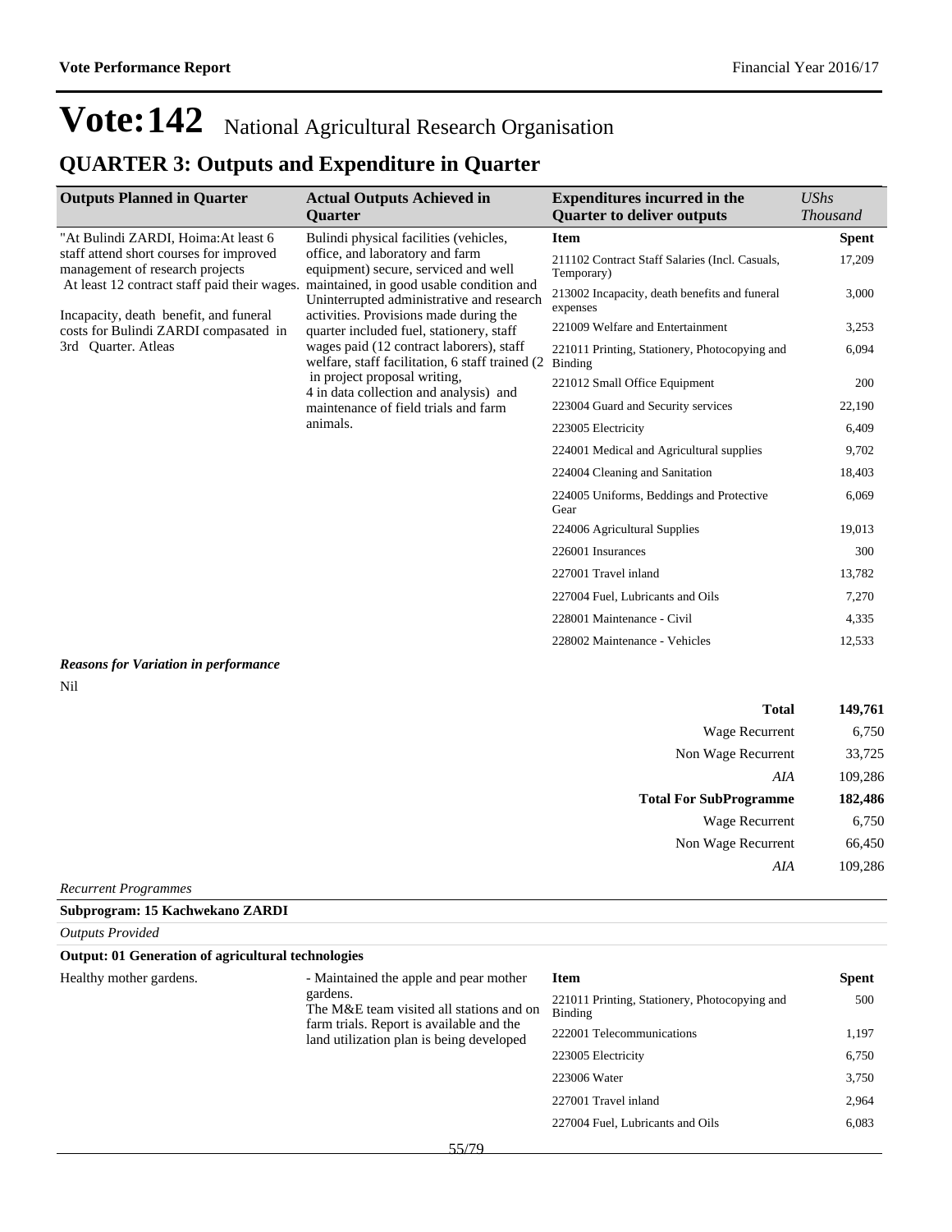# Vote:142 National Agricultural Research Organisation

## QUARTER 3: Outputs and Expenditure in Quarter

| Outputs Planned in Quarter | Actual Outputs Achieved in Quarter | Expenditures incurred in the Quarter to deliver outputs | *UShs Thousand* |
|---|---|---|---|
| "At Bulindi ZARDI, Hoima:At least 6 staff attend short courses for improved management of research projects At least 12 contract staff paid their wages. Incapacity, death benefit, and funeral costs for Bulindi ZARDI compasated in 3rd Quarter. Atleas | Bulindi physical facilities (vehicles, office, and laboratory and farm equipment) secure, serviced and well maintained, in good usable condition and Uninterrupted administrative and research activities. Provisions made during the quarter included fuel, stationery, staff wages paid (12 contract laborers), staff welfare, staff facilitation, 6 staff trained (2 in project proposal writing, 4 in data collection and analysis) and maintenance of field trials and farm animals. | **Item** | **Spent** |
| | | 211102 Contract Staff Salaries (Incl. Casuals, Temporary) | 17,209 |
| | | 213002 Incapacity, death benefits and funeral expenses | 3,000 |
| | | 221009 Welfare and Entertainment | 3,253 |
| | | 221011 Printing, Stationery, Photocopying and Binding | 6,094 |
| | | 221012 Small Office Equipment | 200 |
| | | 223004 Guard and Security services | 22,190 |
| | | 223005 Electricity | 6,409 |
| | | 224001 Medical and Agricultural supplies | 9,702 |
| | | 224004 Cleaning and Sanitation | 18,403 |
| | | 224005 Uniforms, Beddings and Protective Gear | 6,069 |
| | | 224006 Agricultural Supplies | 19,013 |
| | | 226001 Insurances | 300 |
| | | 227001 Travel inland | 13,782 |
| | | 227004 Fuel, Lubricants and Oils | 7,270 |
| | | 228001 Maintenance - Civil | 4,335 |
| | | 228002 Maintenance - Vehicles | 12,533 |

***Reasons for Variation in performance***

Nil

| | |
|---|---|
| **Total** | **149,761** |
| Wage Recurrent | 6,750 |
| Non Wage Recurrent | 33,725 |
| *AIA* | 109,286 |
| **Total For SubProgramme** | **182,486** |
| Wage Recurrent | 6,750 |
| Non Wage Recurrent | 66,450 |
| *AIA* | 109,286 |

*Recurrent Programmes*

**Subprogram: 15 Kachwekano ZARDI**

*Outputs Provided*

**Output: 01 Generation of agricultural technologies**

| | | | |
|---|---|---|---|
| Healthy mother gardens. | - Maintained the apple and pear mother gardens. The M&E team visited all stations and on farm trials. Report is available and the land utilization plan is being developed | **Item** | **Spent** |
| | | 221011 Printing, Stationery, Photocopying and Binding | 500 |
| | | 222001 Telecommunications | 1,197 |
| | | 223005 Electricity | 6,750 |
| | | 223006 Water | 3,750 |
| | | 227001 Travel inland | 2,964 |
| | | 227004 Fuel, Lubricants and Oils | 6,083 |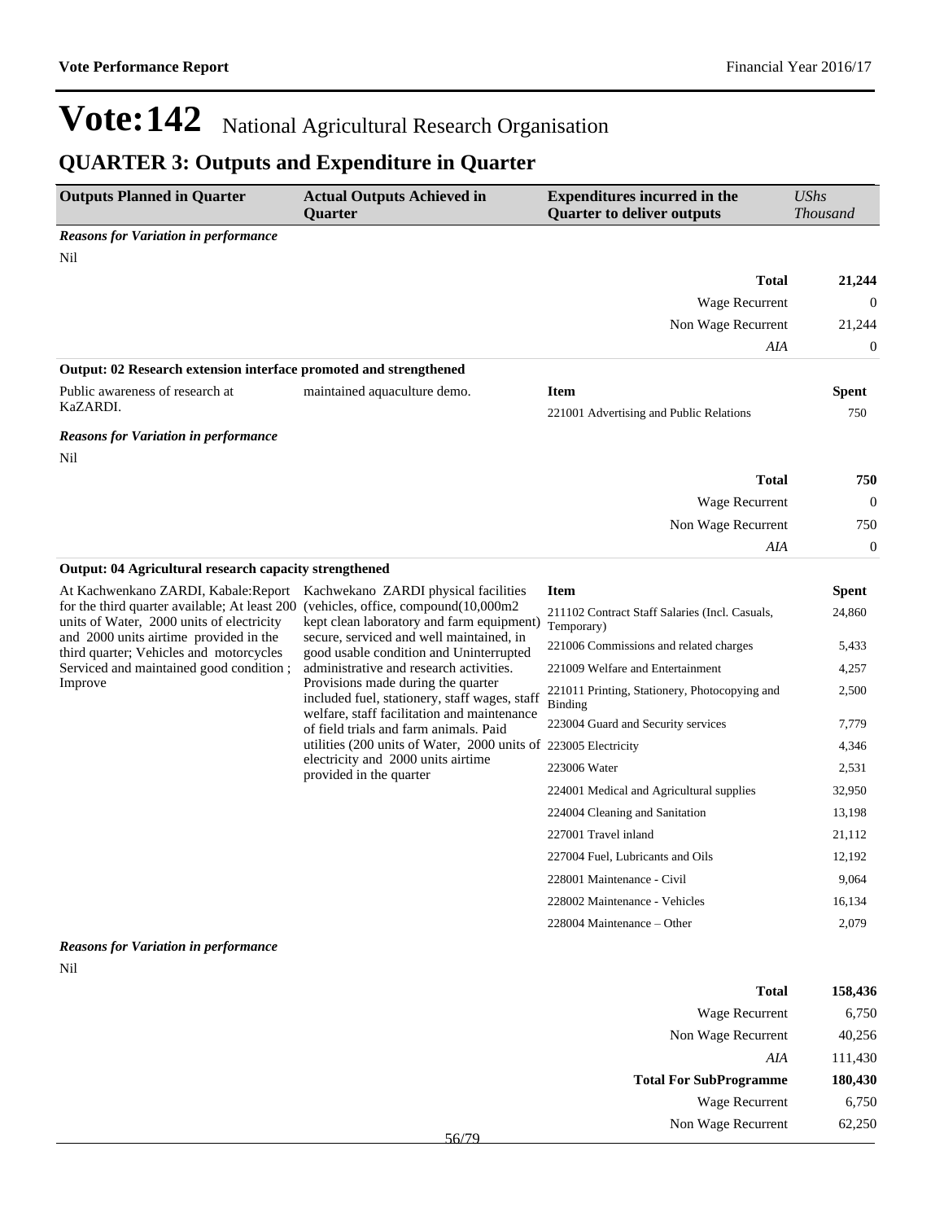# Vote:142 National Agricultural Research Organisation

## QUARTER 3: Outputs and Expenditure in Quarter

| Outputs Planned in Quarter | Actual Outputs Achieved in Quarter | Expenditures incurred in the Quarter to deliver outputs | UShs Thousand |
|---|---|---|---|

*Reasons for Variation in performance*

Nil

| | |
|---|---|
| **Total** | **21,244** |
| Wage Recurrent | 0 |
| Non Wage Recurrent | 21,244 |
| *AIA* | 0 |

**Output: 02 Research extension interface promoted and strengthened**

| Outputs Planned in Quarter | Actual Outputs Achieved in Quarter | Item | Spent |
|---|---|---|---|
| Public awareness of research at KaZARDI. | maintained aquaculture demo. | 221001 Advertising and Public Relations | 750 |

*Reasons for Variation in performance*

Nil

| | |
|---|---|
| **Total** | **750** |
| Wage Recurrent | 0 |
| Non Wage Recurrent | 750 |
| *AIA* | 0 |

**Output: 04 Agricultural research capacity strengthened**

| Outputs Planned in Quarter | Actual Outputs Achieved in Quarter | Item | Spent |
|---|---|---|---|
| At Kachwenkano ZARDI, Kabale:Report for the third quarter available; At least 200 units of Water, 2000 units of electricity and 2000 units airtime provided in the third quarter; Vehicles and motorcycles Serviced and maintained good condition ; Improve | Kachwekano ZARDI physical facilities (vehicles, office, compound(10,000m2 kept clean laboratory and farm equipment) secure, serviced and well maintained, in good usable condition and Uninterrupted administrative and research activities. Provisions made during the quarter included fuel, stationery, staff wages, staff welfare, staff facilitation and maintenance of field trials and farm animals. Paid utilities (200 units of Water, 2000 units of electricity and 2000 units airtime provided in the quarter | 211102 Contract Staff Salaries (Incl. Casuals, Temporary) | 24,860 |
| | | 221006 Commissions and related charges | 5,433 |
| | | 221009 Welfare and Entertainment | 4,257 |
| | | 221011 Printing, Stationery, Photocopying and Binding | 2,500 |
| | | 223004 Guard and Security services | 7,779 |
| | | 223005 Electricity | 4,346 |
| | | 223006 Water | 2,531 |
| | | 224001 Medical and Agricultural supplies | 32,950 |
| | | 224004 Cleaning and Sanitation | 13,198 |
| | | 227001 Travel inland | 21,112 |
| | | 227004 Fuel, Lubricants and Oils | 12,192 |
| | | 228001 Maintenance - Civil | 9,064 |
| | | 228002 Maintenance - Vehicles | 16,134 |
| | | 228004 Maintenance – Other | 2,079 |

*Reasons for Variation in performance*

Nil

| | |
|---|---|
| **Total** | **158,436** |
| Wage Recurrent | 6,750 |
| Non Wage Recurrent | 40,256 |
| *AIA* | 111,430 |
| **Total For SubProgramme** | **180,430** |
| Wage Recurrent | 6,750 |
| Non Wage Recurrent | 62,250 |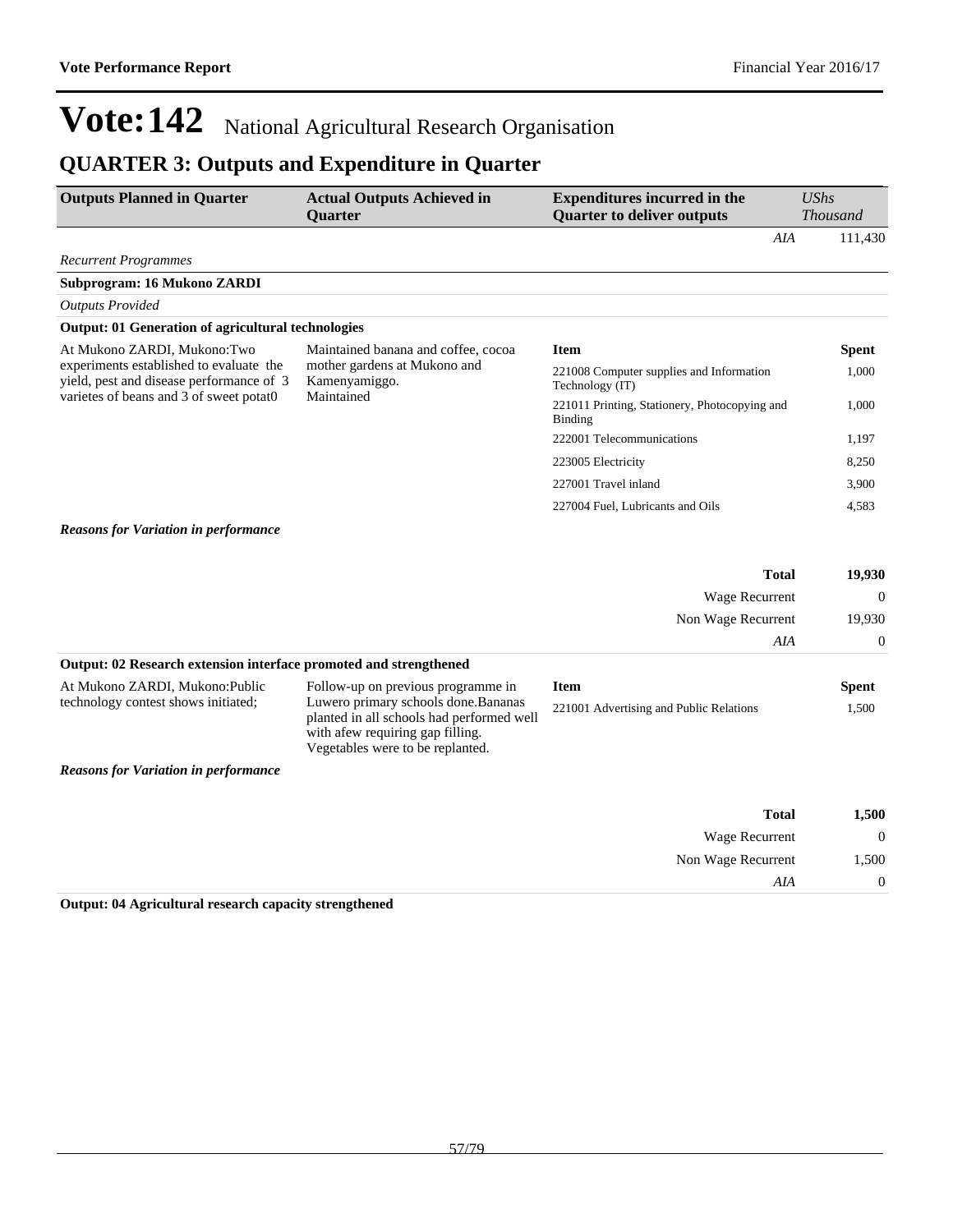# Vote:142 National Agricultural Research Organisation

## QUARTER 3: Outputs and Expenditure in Quarter

| Outputs Planned in Quarter | Actual Outputs Achieved in Quarter | Expenditures incurred in the Quarter to deliver outputs | UShs Thousand |
|---|---|---|---|
| | | *AIA* | 111,430 |

*Recurrent Programmes*

**Subprogram: 16 Mukono ZARDI**

*Outputs Provided*

**Output: 01 Generation of agricultural technologies**

| Outputs Planned in Quarter | Actual Outputs Achieved in Quarter | Item | Spent |
|---|---|---|---|
| At Mukono ZARDI, Mukono:Two experiments established to evaluate the yield, pest and disease performance of 3 varietes of beans and 3 of sweet potat0 | Maintained banana and coffee, cocoa mother gardens at Mukono and Kamenyamiggo. Maintained | 221008 Computer supplies and Information Technology (IT) | 1,000 |
| | | 221011 Printing, Stationery, Photocopying and Binding | 1,000 |
| | | 222001 Telecommunications | 1,197 |
| | | 223005 Electricity | 8,250 |
| | | 227001 Travel inland | 3,900 |
| | | 227004 Fuel, Lubricants and Oils | 4,583 |

***Reasons for Variation in performance***

| | |
|---|---|
| **Total** | **19,930** |
| Wage Recurrent | 0 |
| Non Wage Recurrent | 19,930 |
| *AIA* | 0 |

**Output: 02 Research extension interface promoted and strengthened**

| Outputs Planned in Quarter | Actual Outputs Achieved in Quarter | Item | Spent |
|---|---|---|---|
| At Mukono ZARDI, Mukono:Public technology contest shows initiated; | Follow-up on previous programme in Luwero primary schools done.Bananas planted in all schools had performed well with afew requiring gap filling. Vegetables were to be replanted. | 221001 Advertising and Public Relations | 1,500 |

***Reasons for Variation in performance***

| | |
|---|---|
| **Total** | **1,500** |
| Wage Recurrent | 0 |
| Non Wage Recurrent | 1,500 |
| *AIA* | 0 |

**Output: 04 Agricultural research capacity strengthened**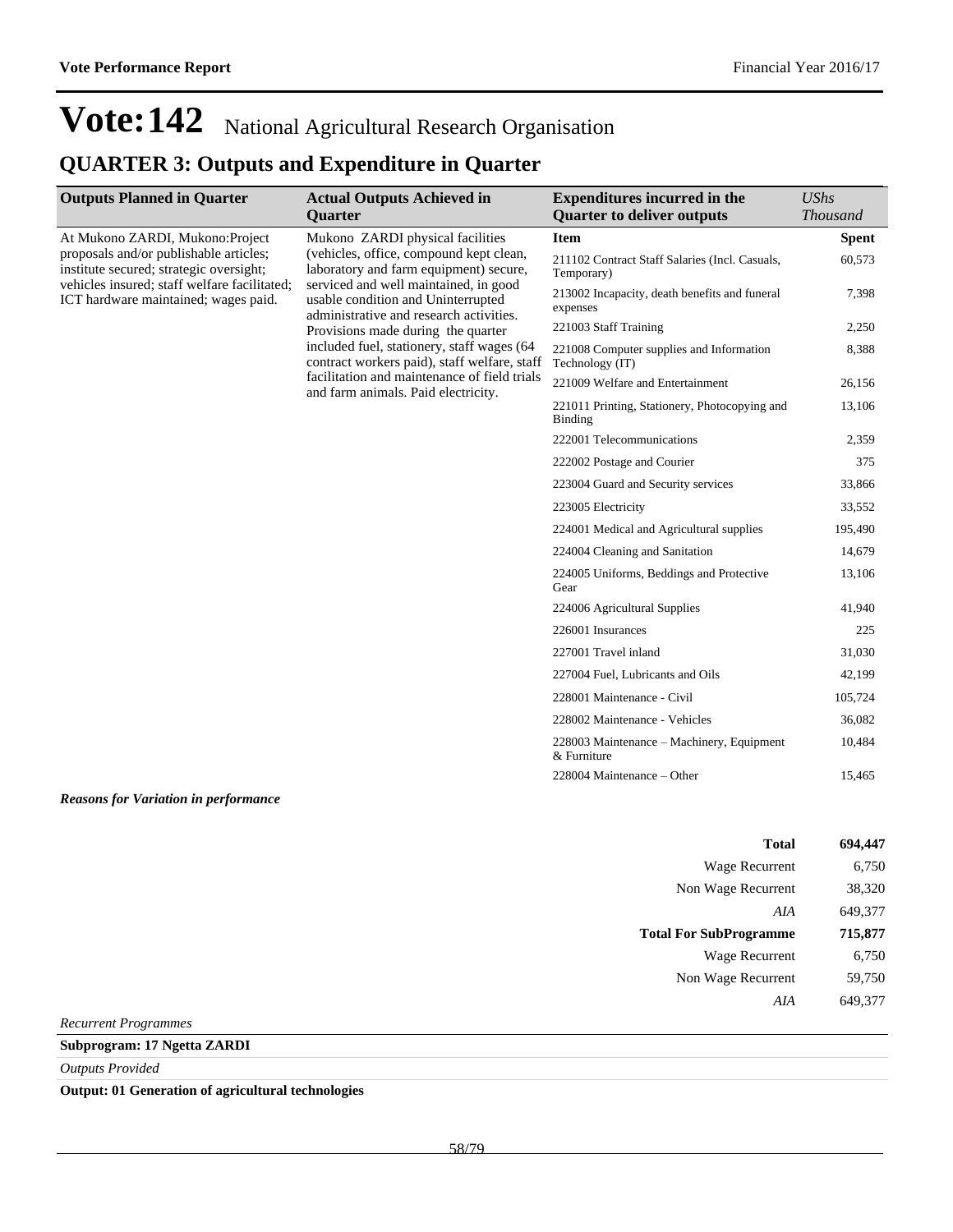# Vote:142 National Agricultural Research Organisation

## QUARTER 3: Outputs and Expenditure in Quarter

| Outputs Planned in Quarter | Actual Outputs Achieved in Quarter | Expenditures incurred in the Quarter to deliver outputs | *UShs Thousand* |
|---|---|---|---|
| At Mukono ZARDI, Mukono:Project proposals and/or publishable articles; institute secured; strategic oversight; vehicles insured; staff welfare facilitated; ICT hardware maintained; wages paid. | Mukono ZARDI physical facilities (vehicles, office, compound kept clean, laboratory and farm equipment) secure, serviced and well maintained, in good usable condition and Uninterrupted administrative and research activities. Provisions made during the quarter included fuel, stationery, staff wages (64 contract workers paid), staff welfare, staff facilitation and maintenance of field trials and farm animals. Paid electricity. | **Item** | **Spent** |
| | | 211102 Contract Staff Salaries (Incl. Casuals, Temporary) | 60,573 |
| | | 213002 Incapacity, death benefits and funeral expenses | 7,398 |
| | | 221003 Staff Training | 2,250 |
| | | 221008 Computer supplies and Information Technology (IT) | 8,388 |
| | | 221009 Welfare and Entertainment | 26,156 |
| | | 221011 Printing, Stationery, Photocopying and Binding | 13,106 |
| | | 222001 Telecommunications | 2,359 |
| | | 222002 Postage and Courier | 375 |
| | | 223004 Guard and Security services | 33,866 |
| | | 223005 Electricity | 33,552 |
| | | 224001 Medical and Agricultural supplies | 195,490 |
| | | 224004 Cleaning and Sanitation | 14,679 |
| | | 224005 Uniforms, Beddings and Protective Gear | 13,106 |
| | | 224006 Agricultural Supplies | 41,940 |
| | | 226001 Insurances | 225 |
| | | 227001 Travel inland | 31,030 |
| | | 227004 Fuel, Lubricants and Oils | 42,199 |
| | | 228001 Maintenance - Civil | 105,724 |
| | | 228002 Maintenance - Vehicles | 36,082 |
| | | 228003 Maintenance – Machinery, Equipment & Furniture | 10,484 |
| | | 228004 Maintenance – Other | 15,465 |

***Reasons for Variation in performance***

| | |
|---|---|
| **Total** | **694,447** |
| Wage Recurrent | 6,750 |
| Non Wage Recurrent | 38,320 |
| *AIA* | 649,377 |
| **Total For SubProgramme** | **715,877** |
| Wage Recurrent | 6,750 |
| Non Wage Recurrent | 59,750 |
| *AIA* | 649,377 |

*Recurrent Programmes*

**Subprogram: 17 Ngetta ZARDI**

*Outputs Provided*

**Output: 01 Generation of agricultural technologies**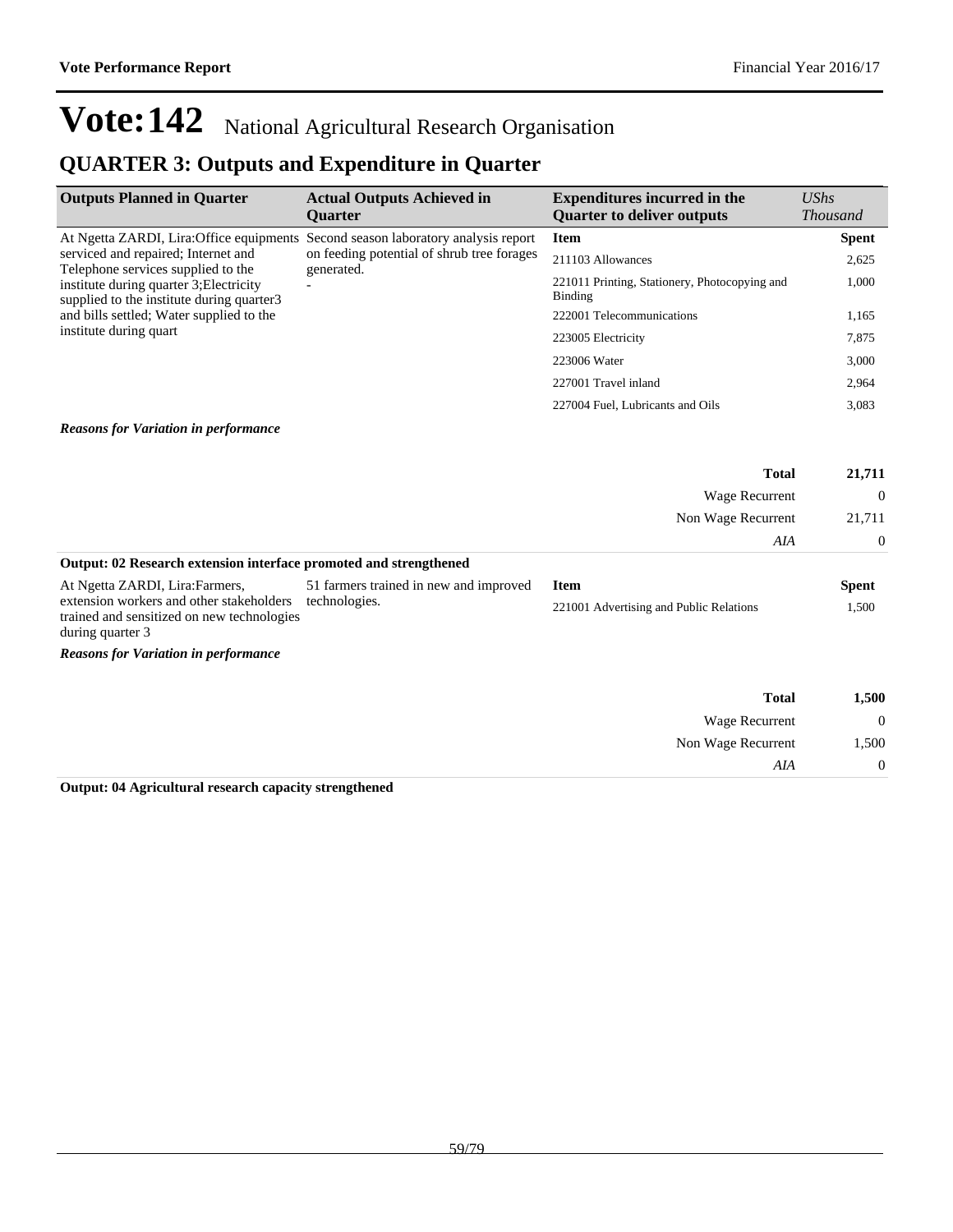# Vote:142 National Agricultural Research Organisation

## QUARTER 3: Outputs and Expenditure in Quarter

| Outputs Planned in Quarter | Actual Outputs Achieved in Quarter | Expenditures incurred in the Quarter to deliver outputs | *UShs Thousand* |
|---|---|---|---|
| At Ngetta ZARDI, Lira:Office equipments serviced and repaired; Internet and Telephone services supplied to the institute during quarter 3;Electricity supplied to the institute during quarter3 and bills settled; Water supplied to the institute during quart | Second season laboratory analysis report on feeding potential of shrub tree forages generated.<br>- | **Item** | **Spent** |
| | | 211103 Allowances | 2,625 |
| | | 221011 Printing, Stationery, Photocopying and Binding | 1,000 |
| | | 222001 Telecommunications | 1,165 |
| | | 223005 Electricity | 7,875 |
| | | 223006 Water | 3,000 |
| | | 227001 Travel inland | 2,964 |
| | | 227004 Fuel, Lubricants and Oils | 3,083 |

***Reasons for Variation in performance***

| | |
|---|---|
| **Total** | **21,711** |
| Wage Recurrent | 0 |
| Non Wage Recurrent | 21,711 |
| *AIA* | 0 |

**Output: 02 Research extension interface promoted and strengthened**

| Outputs Planned in Quarter | Actual Outputs Achieved in Quarter | Item | Spent |
|---|---|---|---|
| At Ngetta ZARDI, Lira:Farmers, extension workers and other stakeholders trained and sensitized on new technologies during quarter 3 | 51 farmers trained in new and improved technologies. | 221001 Advertising and Public Relations | 1,500 |

***Reasons for Variation in performance***

| | |
|---|---|
| **Total** | **1,500** |
| Wage Recurrent | 0 |
| Non Wage Recurrent | 1,500 |
| *AIA* | 0 |

**Output: 04 Agricultural research capacity strengthened**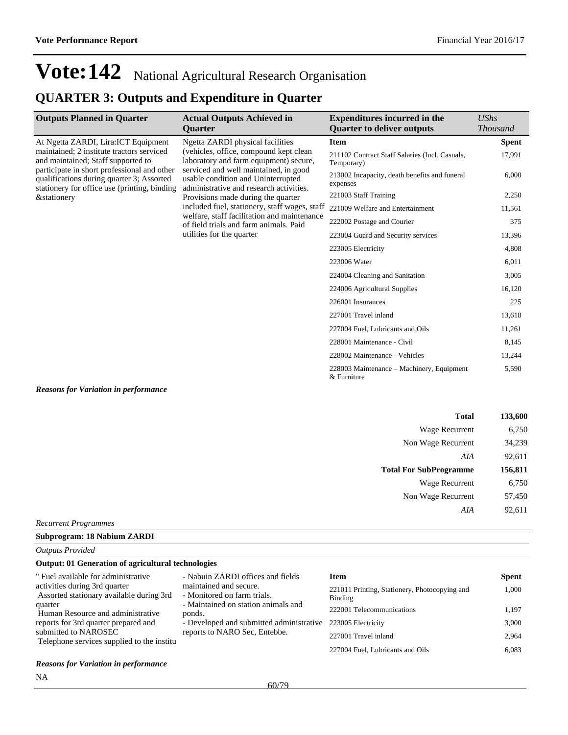# Vote:142 National Agricultural Research Organisation

## QUARTER 3: Outputs and Expenditure in Quarter

| Outputs Planned in Quarter | Actual Outputs Achieved in Quarter | Expenditures incurred in the Quarter to deliver outputs | UShs Thousand |
|---|---|---|---|
| At Ngetta ZARDI, Lira:ICT Equipment maintained; 2 institute tractors serviced and maintained; Staff supported to participate in short professional and other qualifications during quarter 3; Assorted stationery for office use (printing, binding &stationery | Ngetta ZARDI physical facilities (vehicles, office, compound kept clean laboratory and farm equipment) secure, serviced and well maintained, in good usable condition and Uninterrupted administrative and research activities. Provisions made during the quarter included fuel, stationery, staff wages, staff welfare, staff facilitation and maintenance of field trials and farm animals. Paid utilities for the quarter | **Item** | **Spent** |
| | | 211102 Contract Staff Salaries (Incl. Casuals, Temporary) | 17,991 |
| | | 213002 Incapacity, death benefits and funeral expenses | 6,000 |
| | | 221003 Staff Training | 2,250 |
| | | 221009 Welfare and Entertainment | 11,561 |
| | | 222002 Postage and Courier | 375 |
| | | 223004 Guard and Security services | 13,396 |
| | | 223005 Electricity | 4,808 |
| | | 223006 Water | 6,011 |
| | | 224004 Cleaning and Sanitation | 3,005 |
| | | 224006 Agricultural Supplies | 16,120 |
| | | 226001 Insurances | 225 |
| | | 227001 Travel inland | 13,618 |
| | | 227004 Fuel, Lubricants and Oils | 11,261 |
| | | 228001 Maintenance - Civil | 8,145 |
| | | 228002 Maintenance - Vehicles | 13,244 |
| | | 228003 Maintenance – Machinery, Equipment & Furniture | 5,590 |

***Reasons for Variation in performance***

| | |
|---|---|
| **Total** | **133,600** |
| Wage Recurrent | 6,750 |
| Non Wage Recurrent | 34,239 |
| *AIA* | 92,611 |
| **Total For SubProgramme** | **156,811** |
| Wage Recurrent | 6,750 |
| Non Wage Recurrent | 57,450 |
| *AIA* | 92,611 |

*Recurrent Programmes*

**Subprogram: 18 Nabium ZARDI**

*Outputs Provided*

**Output: 01 Generation of agricultural technologies**

| Outputs Planned in Quarter | Actual Outputs Achieved in Quarter | Item | Spent |
|---|---|---|---|
| " Fuel available for administrative activities during 3rd quarter<br>Assorted stationary available during 3rd quarter<br>Human Resource and administrative reports for 3rd quarter prepared and submitted to NAROSEC<br>Telephone services supplied to the institu | - Nabuin ZARDI offices and fields maintained and secure.<br>- Monitored on farm trials.<br>- Maintained on station animals and ponds.<br>- Developed and submitted administrative reports to NARO Sec, Entebbe. | 221011 Printing, Stationery, Photocopying and Binding | 1,000 |
| | | 222001 Telecommunications | 1,197 |
| | | 223005 Electricity | 3,000 |
| | | 227001 Travel inland | 2,964 |
| | | 227004 Fuel, Lubricants and Oils | 6,083 |

***Reasons for Variation in performance***

NA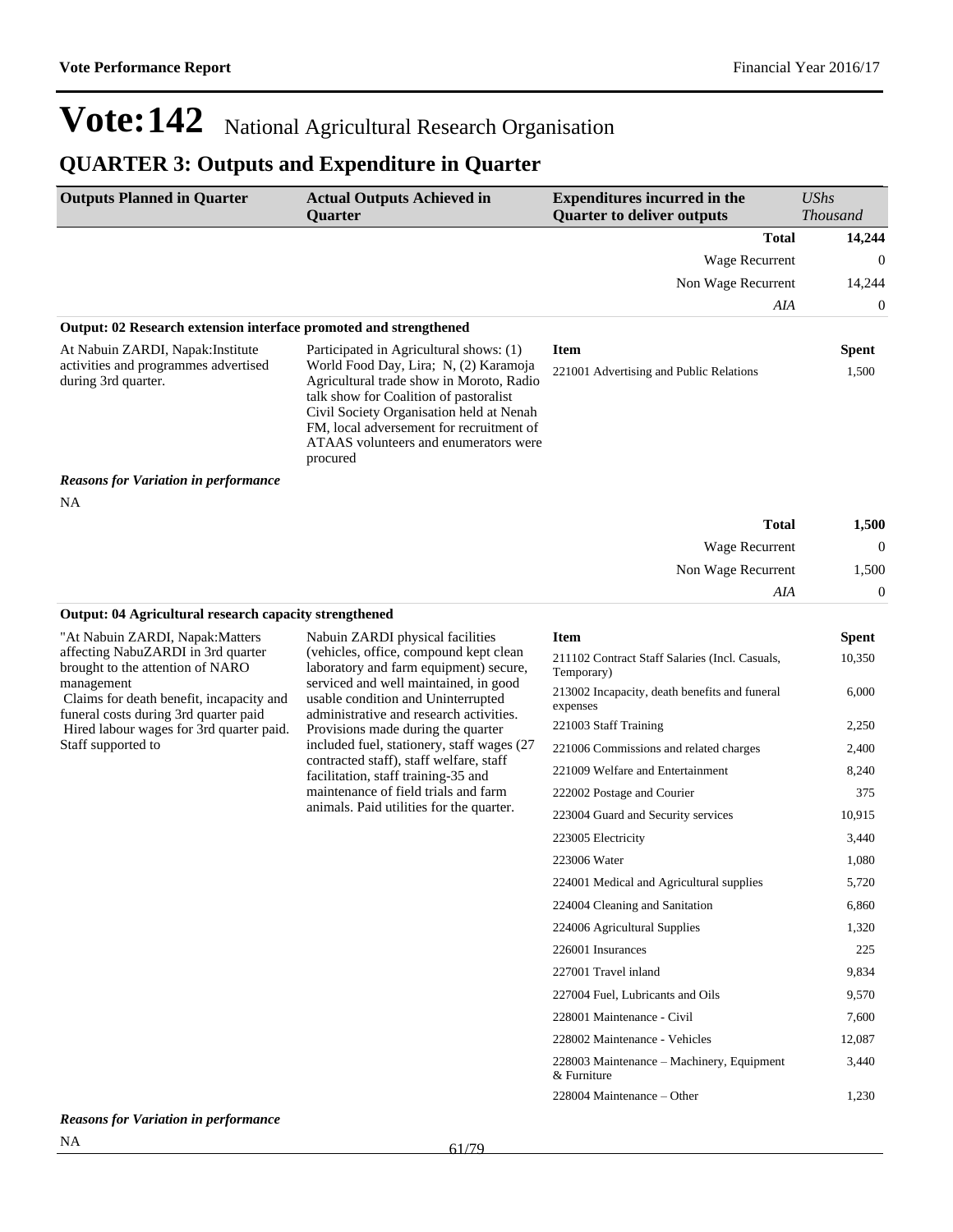# Vote:142 National Agricultural Research Organisation

## QUARTER 3: Outputs and Expenditure in Quarter

| Outputs Planned in Quarter | Actual Outputs Achieved in Quarter | Expenditures incurred in the Quarter to deliver outputs | *UShs Thousand* |
|---|---|---|---|
| | | **Total** | **14,244** |
| | | Wage Recurrent | 0 |
| | | Non Wage Recurrent | 14,244 |
| | | *AIA* | 0 |

**Output: 02 Research extension interface promoted and strengthened**

| Outputs Planned in Quarter | Actual Outputs Achieved in Quarter | Item | Spent |
|---|---|---|---|
| At Nabuin ZARDI, Napak:Institute activities and programmes advertised during 3rd quarter. | Participated in Agricultural shows: (1) World Food Day, Lira; N, (2) Karamoja Agricultural trade show in Moroto, Radio talk show for Coalition of pastoralist Civil Society Organisation held at Nenah FM, local adversement for recruitment of ATAAS volunteers and enumerators were procured | 221001 Advertising and Public Relations | 1,500 |

***Reasons for Variation in performance***

NA

| | |
|---|---|
| **Total** | **1,500** |
| Wage Recurrent | 0 |
| Non Wage Recurrent | 1,500 |
| *AIA* | 0 |

**Output: 04 Agricultural research capacity strengthened**

| Outputs Planned in Quarter | Actual Outputs Achieved in Quarter | Item | Spent |
|---|---|---|---|
| "At Nabuin ZARDI, Napak:Matters affecting NabuZARDI in 3rd quarter brought to the attention of NARO management<br>Claims for death benefit, incapacity and funeral costs during 3rd quarter paid<br>Hired labour wages for 3rd quarter paid. Staff supported to | Nabuin ZARDI physical facilities (vehicles, office, compound kept clean laboratory and farm equipment) secure, serviced and well maintained, in good usable condition and Uninterrupted administrative and research activities. Provisions made during the quarter included fuel, stationery, staff wages (27 contracted staff), staff welfare, staff facilitation, staff training-35 and maintenance of field trials and farm animals. Paid utilities for the quarter. | 211102 Contract Staff Salaries (Incl. Casuals, Temporary) | 10,350 |
| | | 213002 Incapacity, death benefits and funeral expenses | 6,000 |
| | | 221003 Staff Training | 2,250 |
| | | 221006 Commissions and related charges | 2,400 |
| | | 221009 Welfare and Entertainment | 8,240 |
| | | 222002 Postage and Courier | 375 |
| | | 223004 Guard and Security services | 10,915 |
| | | 223005 Electricity | 3,440 |
| | | 223006 Water | 1,080 |
| | | 224001 Medical and Agricultural supplies | 5,720 |
| | | 224004 Cleaning and Sanitation | 6,860 |
| | | 224006 Agricultural Supplies | 1,320 |
| | | 226001 Insurances | 225 |
| | | 227001 Travel inland | 9,834 |
| | | 227004 Fuel, Lubricants and Oils | 9,570 |
| | | 228001 Maintenance - Civil | 7,600 |
| | | 228002 Maintenance - Vehicles | 12,087 |
| | | 228003 Maintenance – Machinery, Equipment & Furniture | 3,440 |
| | | 228004 Maintenance – Other | 1,230 |

***Reasons for Variation in performance***

NA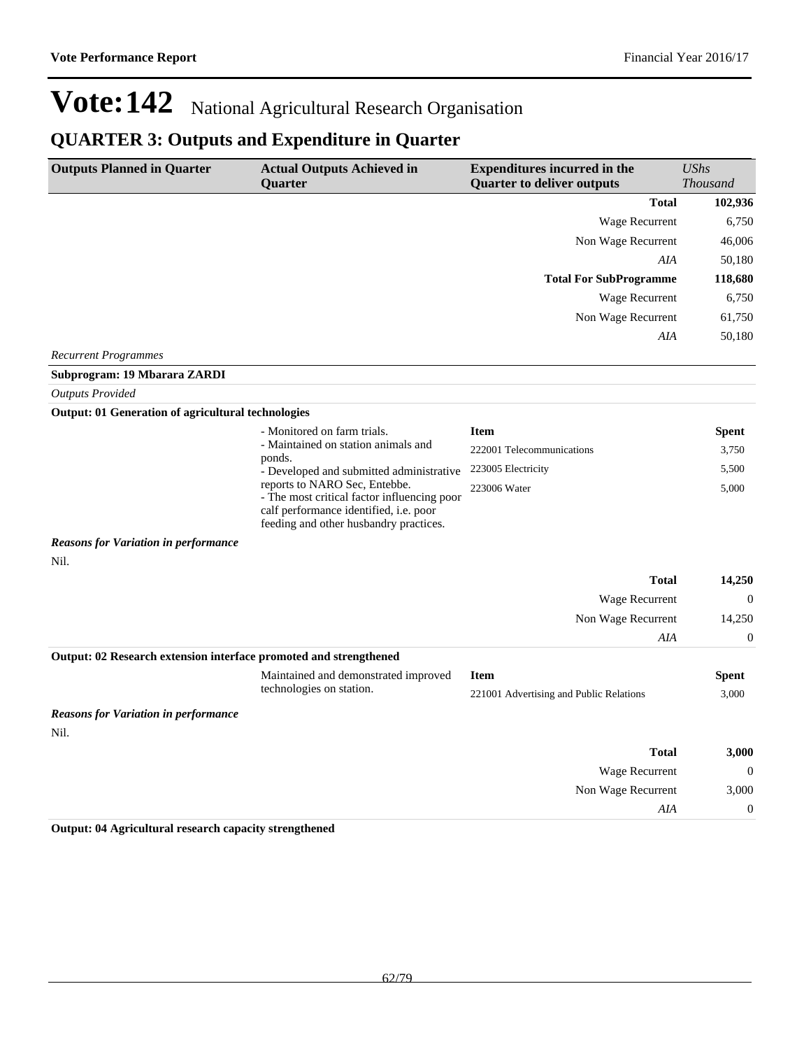# Vote:142 National Agricultural Research Organisation

## QUARTER 3: Outputs and Expenditure in Quarter

| Outputs Planned in Quarter | Actual Outputs Achieved in Quarter | Expenditures incurred in the Quarter to deliver outputs | *UShs Thousand* |
|---|---|---|---|
| | | **Total** | **102,936** |
| | | Wage Recurrent | 6,750 |
| | | Non Wage Recurrent | 46,006 |
| | | *AIA* | 50,180 |
| | | **Total For SubProgramme** | **118,680** |
| | | Wage Recurrent | 6,750 |
| | | Non Wage Recurrent | 61,750 |
| | | *AIA* | 50,180 |

*Recurrent Programmes*

**Subprogram: 19 Mbarara ZARDI**

*Outputs Provided*

**Output: 01 Generation of agricultural technologies**

| Outputs Planned in Quarter | Actual Outputs Achieved in Quarter | Item | Spent |
|---|---|---|---|
| | - Monitored on farm trials.<br>- Maintained on station animals and ponds.<br>- Developed and submitted administrative reports to NARO Sec, Entebbe.<br>- The most critical factor influencing poor calf performance identified, i.e. poor feeding and other husbandry practices. | 222001 Telecommunications | 3,750 |
| | | 223005 Electricity | 5,500 |
| | | 223006 Water | 5,000 |

***Reasons for Variation in performance***

Nil.

| | |
|---|---|
| **Total** | **14,250** |
| Wage Recurrent | 0 |
| Non Wage Recurrent | 14,250 |
| *AIA* | 0 |

**Output: 02 Research extension interface promoted and strengthened**

| Outputs Planned in Quarter | Actual Outputs Achieved in Quarter | Item | Spent |
|---|---|---|---|
| | Maintained and demonstrated improved technologies on station. | 221001 Advertising and Public Relations | 3,000 |

***Reasons for Variation in performance***

Nil.

| | |
|---|---|
| **Total** | **3,000** |
| Wage Recurrent | 0 |
| Non Wage Recurrent | 3,000 |
| *AIA* | 0 |

**Output: 04 Agricultural research capacity strengthened**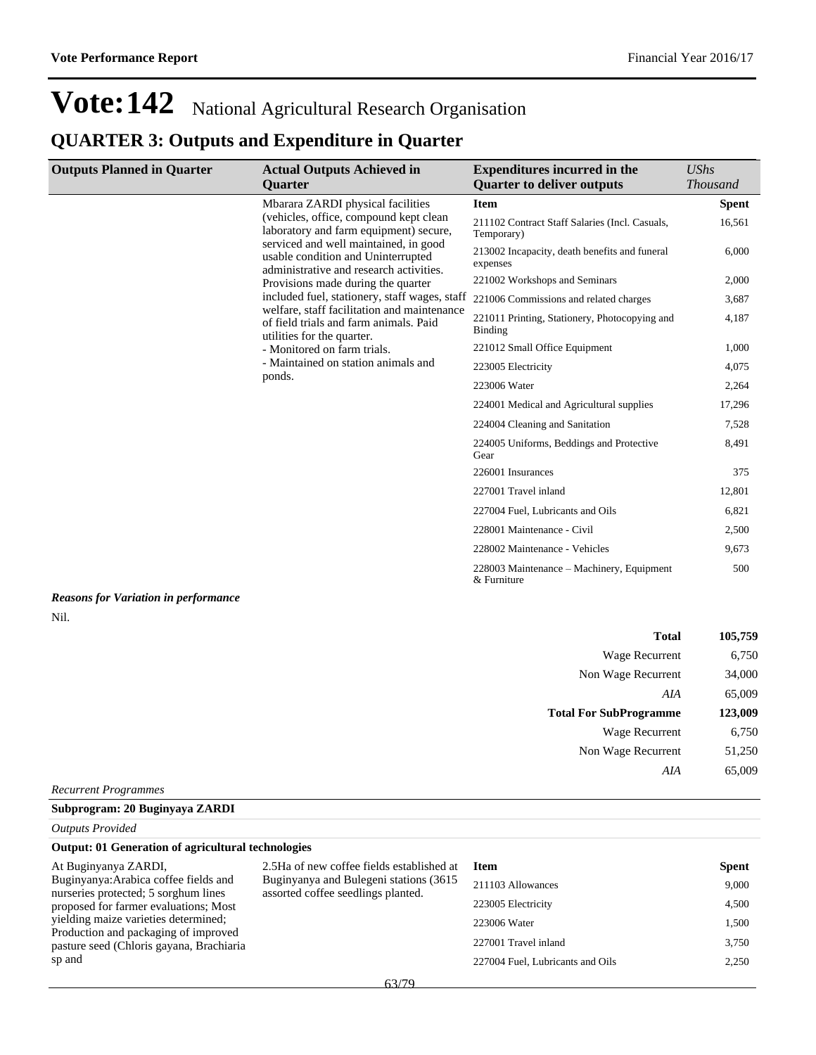# Vote:142 National Agricultural Research Organisation

## QUARTER 3: Outputs and Expenditure in Quarter

| Outputs Planned in Quarter | Actual Outputs Achieved in Quarter | Expenditures incurred in the Quarter to deliver outputs | *UShs Thousand* |
|---|---|---|---|
| | Mbarara ZARDI physical facilities (vehicles, office, compound kept clean laboratory and farm equipment) secure, serviced and well maintained, in good usable condition and Uninterrupted administrative and research activities. Provisions made during the quarter included fuel, stationery, staff wages, staff welfare, staff facilitation and maintenance of field trials and farm animals. Paid utilities for the quarter.<br>- Monitored on farm trials.<br>- Maintained on station animals and ponds. | **Item** | **Spent** |
| | | 211102 Contract Staff Salaries (Incl. Casuals, Temporary) | 16,561 |
| | | 213002 Incapacity, death benefits and funeral expenses | 6,000 |
| | | 221002 Workshops and Seminars | 2,000 |
| | | 221006 Commissions and related charges | 3,687 |
| | | 221011 Printing, Stationery, Photocopying and Binding | 4,187 |
| | | 221012 Small Office Equipment | 1,000 |
| | | 223005 Electricity | 4,075 |
| | | 223006 Water | 2,264 |
| | | 224001 Medical and Agricultural supplies | 17,296 |
| | | 224004 Cleaning and Sanitation | 7,528 |
| | | 224005 Uniforms, Beddings and Protective Gear | 8,491 |
| | | 226001 Insurances | 375 |
| | | 227001 Travel inland | 12,801 |
| | | 227004 Fuel, Lubricants and Oils | 6,821 |
| | | 228001 Maintenance - Civil | 2,500 |
| | | 228002 Maintenance - Vehicles | 9,673 |
| | | 228003 Maintenance – Machinery, Equipment & Furniture | 500 |

***Reasons for Variation in performance***

Nil.

| | |
|---|---|
| **Total** | **105,759** |
| Wage Recurrent | 6,750 |
| Non Wage Recurrent | 34,000 |
| *AIA* | 65,009 |
| **Total For SubProgramme** | **123,009** |
| Wage Recurrent | 6,750 |
| Non Wage Recurrent | 51,250 |
| *AIA* | 65,009 |

*Recurrent Programmes*

**Subprogram: 20 Buginyaya ZARDI**

*Outputs Provided*

**Output: 01 Generation of agricultural technologies**

| Outputs Planned in Quarter | Actual Outputs Achieved in Quarter | Expenditures incurred in the Quarter to deliver outputs | *UShs Thousand* |
|---|---|---|---|
| At Buginyanya ZARDI, Buginyanya:Arabica coffee fields and nurseries protected; 5 sorghum lines proposed for farmer evaluations; Most yielding maize varieties determined; Production and packaging of improved pasture seed (Chloris gayana, Brachiaria sp and | 2.5Ha of new coffee fields established at Buginyanya and Bulegeni stations (3615 assorted coffee seedlings planted. | **Item** | **Spent** |
| | | 211103 Allowances | 9,000 |
| | | 223005 Electricity | 4,500 |
| | | 223006 Water | 1,500 |
| | | 227001 Travel inland | 3,750 |
| | | 227004 Fuel, Lubricants and Oils | 2,250 |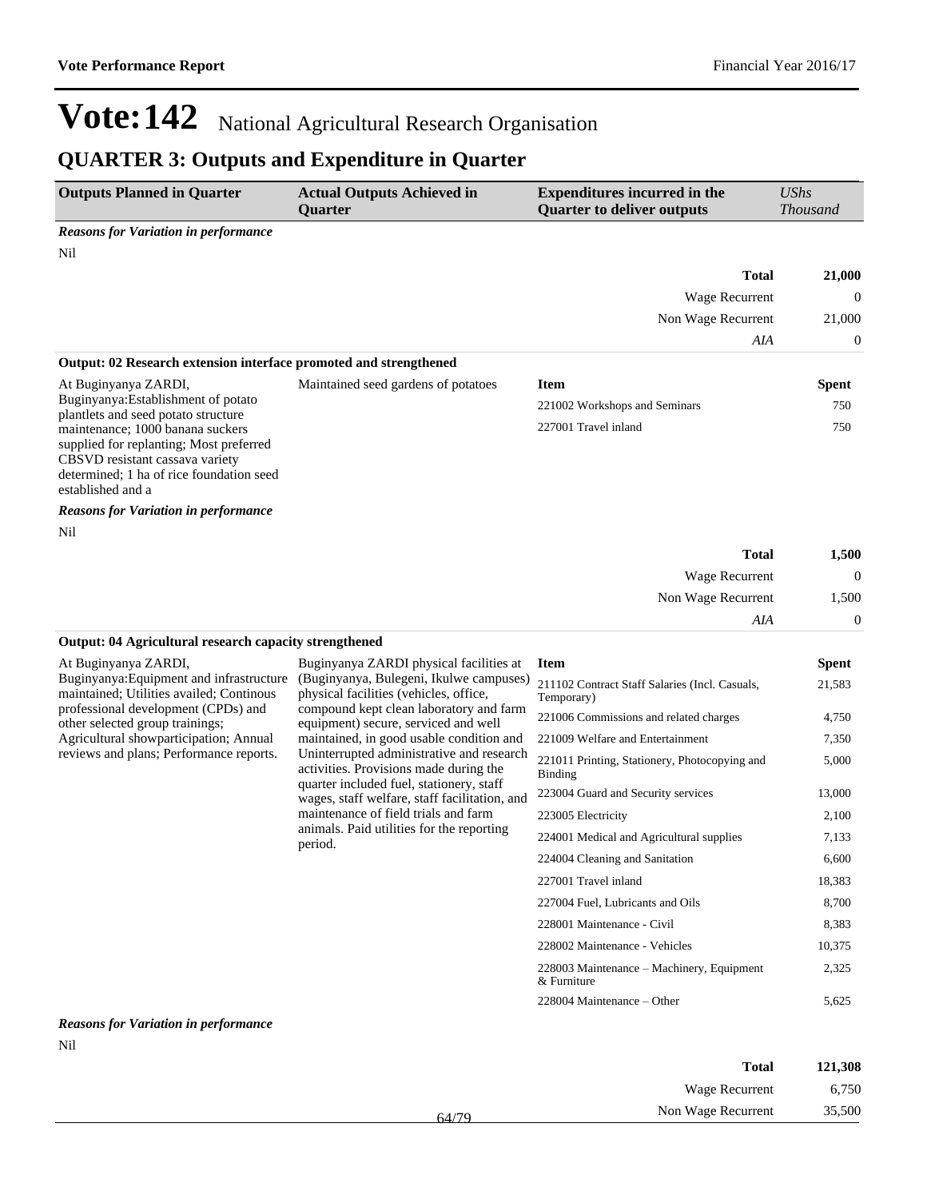# Vote:142 National Agricultural Research Organisation

## QUARTER 3: Outputs and Expenditure in Quarter

| Outputs Planned in Quarter | Actual Outputs Achieved in Quarter | Expenditures incurred in the Quarter to deliver outputs | *UShs Thousand* |
|---|---|---|---|

***Reasons for Variation in performance***

Nil

| | |
|---|---|
| **Total** | **21,000** |
| Wage Recurrent | 0 |
| Non Wage Recurrent | 21,000 |
| *AIA* | 0 |

**Output: 02 Research extension interface promoted and strengthened**

| Outputs Planned in Quarter | Actual Outputs Achieved in Quarter | Item | Spent |
|---|---|---|---|
| At Buginyanya ZARDI, Buginyanya:Establishment of potato plantlets and seed potato structure maintenance; 1000 banana suckers supplied for replanting; Most preferred CBSVD resistant cassava variety determined; 1 ha of rice foundation seed established and a | Maintained seed gardens of potatoes | 221002 Workshops and Seminars | 750 |
| | | 227001 Travel inland | 750 |

***Reasons for Variation in performance***

Nil

| | |
|---|---|
| **Total** | **1,500** |
| Wage Recurrent | 0 |
| Non Wage Recurrent | 1,500 |
| *AIA* | 0 |

**Output: 04 Agricultural research capacity strengthened**

| Outputs Planned in Quarter | Actual Outputs Achieved in Quarter | Item | Spent |
|---|---|---|---|
| At Buginyanya ZARDI, Buginyanya:Equipment and infrastructure maintained; Utilities availed; Continous professional development (CPDs) and other selected group trainings; Agricultural showparticipation; Annual reviews and plans; Performance reports. | Buginyanya ZARDI physical facilities at (Buginyanya, Bulegeni, Ikulwe campuses) physical facilities (vehicles, office, compound kept clean laboratory and farm equipment) secure, serviced and well maintained, in good usable condition and Uninterrupted administrative and research activities. Provisions made during the quarter included fuel, stationery, staff wages, staff welfare, staff facilitation, and maintenance of field trials and farm animals. Paid utilities for the reporting period. | 211102 Contract Staff Salaries (Incl. Casuals, Temporary) | 21,583 |
| | | 221006 Commissions and related charges | 4,750 |
| | | 221009 Welfare and Entertainment | 7,350 |
| | | 221011 Printing, Stationery, Photocopying and Binding | 5,000 |
| | | 223004 Guard and Security services | 13,000 |
| | | 223005 Electricity | 2,100 |
| | | 224001 Medical and Agricultural supplies | 7,133 |
| | | 224004 Cleaning and Sanitation | 6,600 |
| | | 227001 Travel inland | 18,383 |
| | | 227004 Fuel, Lubricants and Oils | 8,700 |
| | | 228001 Maintenance - Civil | 8,383 |
| | | 228002 Maintenance - Vehicles | 10,375 |
| | | 228003 Maintenance – Machinery, Equipment & Furniture | 2,325 |
| | | 228004 Maintenance – Other | 5,625 |

***Reasons for Variation in performance***

Nil

| | |
|---|---|
| **Total** | **121,308** |
| Wage Recurrent | 6,750 |
| Non Wage Recurrent | 35,500 |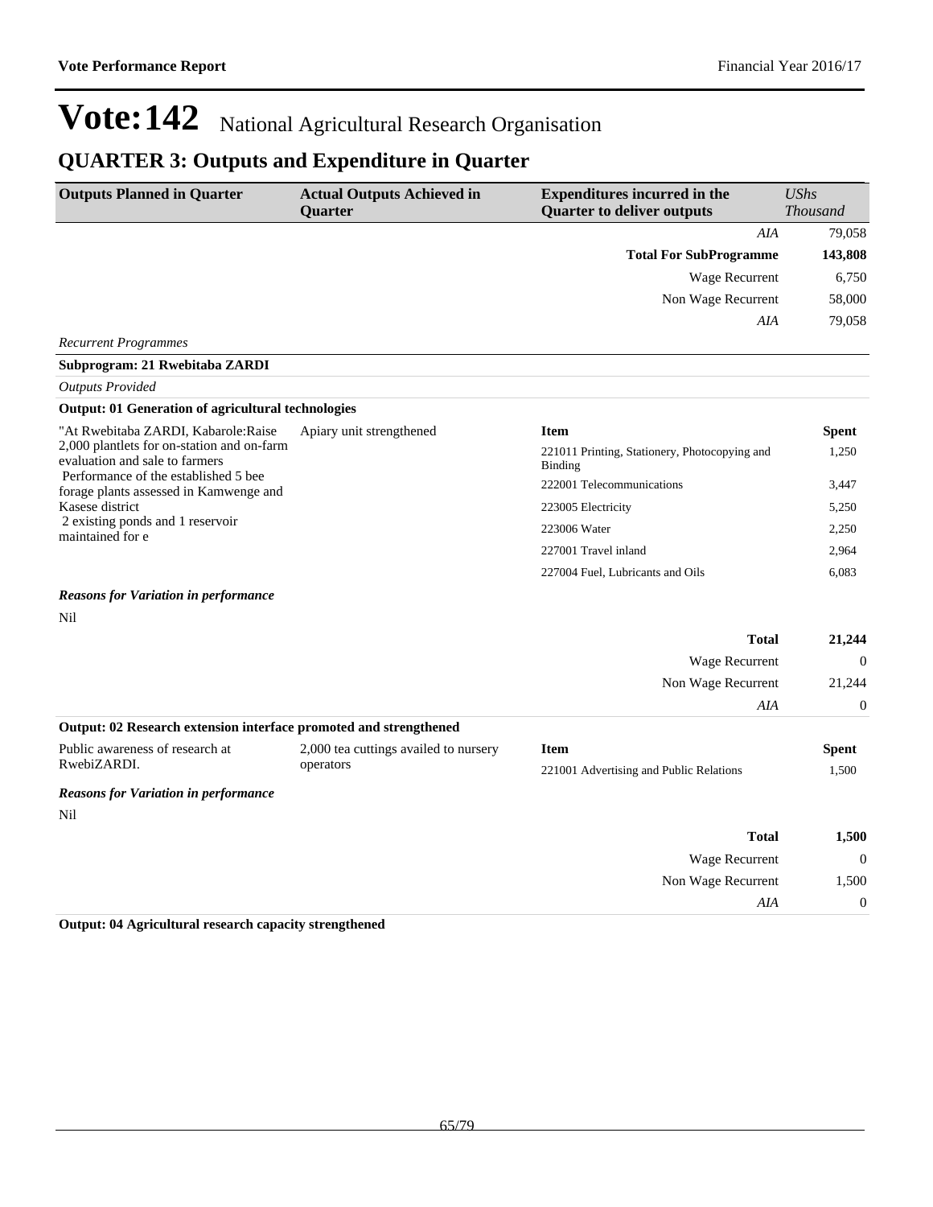# Vote:142 National Agricultural Research Organisation

## QUARTER 3: Outputs and Expenditure in Quarter

| Outputs Planned in Quarter | Actual Outputs Achieved in Quarter | Expenditures incurred in the Quarter to deliver outputs | *UShs Thousand* |
|---|---|---|---|
| | | *AIA* | 79,058 |
| | | **Total For SubProgramme** | **143,808** |
| | | Wage Recurrent | 6,750 |
| | | Non Wage Recurrent | 58,000 |
| | | *AIA* | 79,058 |

*Recurrent Programmes*

**Subprogram: 21 Rwebitaba ZARDI**

*Outputs Provided*

**Output: 01 Generation of agricultural technologies**

| Outputs Planned in Quarter | Actual Outputs Achieved in Quarter | Item | Spent |
|---|---|---|---|
| "At Rwebitaba ZARDI, Kabarole:Raise 2,000 plantlets for on-station and on-farm evaluation and sale to farmers<br>Performance of the established 5 bee forage plants assessed in Kamwenge and Kasese district<br>2 existing ponds and 1 reservoir maintained for e | Apiary unit strengthened | 221011 Printing, Stationery, Photocopying and Binding | 1,250 |
| | | 222001 Telecommunications | 3,447 |
| | | 223005 Electricity | 5,250 |
| | | 223006 Water | 2,250 |
| | | 227001 Travel inland | 2,964 |
| | | 227004 Fuel, Lubricants and Oils | 6,083 |

***Reasons for Variation in performance***

Nil

| | |
|---|---|
| **Total** | **21,244** |
| Wage Recurrent | 0 |
| Non Wage Recurrent | 21,244 |
| *AIA* | 0 |

**Output: 02 Research extension interface promoted and strengthened**

| Outputs Planned in Quarter | Actual Outputs Achieved in Quarter | Item | Spent |
|---|---|---|---|
| Public awareness of research at RwebiZARDI. | 2,000 tea cuttings availed to nursery operators | 221001 Advertising and Public Relations | 1,500 |

***Reasons for Variation in performance***

Nil

| | |
|---|---|
| **Total** | **1,500** |
| Wage Recurrent | 0 |
| Non Wage Recurrent | 1,500 |
| *AIA* | 0 |

**Output: 04 Agricultural research capacity strengthened**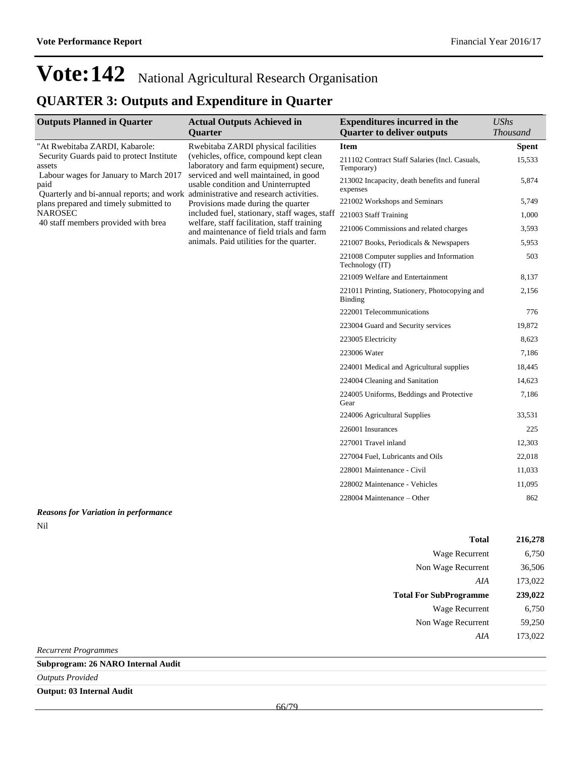# Vote:142 National Agricultural Research Organisation

## QUARTER 3: Outputs and Expenditure in Quarter

| Outputs Planned in Quarter | Actual Outputs Achieved in Quarter | Expenditures incurred in the Quarter to deliver outputs | *UShs Thousand* |
|---|---|---|---|
| "At Rwebitaba ZARDI, Kabarole:<br>Security Guards paid to protect Institute assets<br>Labour wages for January to March 2017 paid<br>Quarterly and bi-annual reports; and work plans prepared and timely submitted to NAROSEC<br>40 staff members provided with brea | Rwebitaba ZARDI physical facilities (vehicles, office, compound kept clean laboratory and farm equipment) secure, serviced and well maintained, in good usable condition and Uninterrupted administrative and research activities. Provisions made during the quarter included fuel, stationary, staff wages, staff welfare, staff facilitation, staff training and maintenance of field trials and farm animals. Paid utilities for the quarter. | **Item** | **Spent** |
| | | 211102 Contract Staff Salaries (Incl. Casuals, Temporary) | 15,533 |
| | | 213002 Incapacity, death benefits and funeral expenses | 5,874 |
| | | 221002 Workshops and Seminars | 5,749 |
| | | 221003 Staff Training | 1,000 |
| | | 221006 Commissions and related charges | 3,593 |
| | | 221007 Books, Periodicals & Newspapers | 5,953 |
| | | 221008 Computer supplies and Information Technology (IT) | 503 |
| | | 221009 Welfare and Entertainment | 8,137 |
| | | 221011 Printing, Stationery, Photocopying and Binding | 2,156 |
| | | 222001 Telecommunications | 776 |
| | | 223004 Guard and Security services | 19,872 |
| | | 223005 Electricity | 8,623 |
| | | 223006 Water | 7,186 |
| | | 224001 Medical and Agricultural supplies | 18,445 |
| | | 224004 Cleaning and Sanitation | 14,623 |
| | | 224005 Uniforms, Beddings and Protective Gear | 7,186 |
| | | 224006 Agricultural Supplies | 33,531 |
| | | 226001 Insurances | 225 |
| | | 227001 Travel inland | 12,303 |
| | | 227004 Fuel, Lubricants and Oils | 22,018 |
| | | 228001 Maintenance - Civil | 11,033 |
| | | 228002 Maintenance - Vehicles | 11,095 |
| | | 228004 Maintenance – Other | 862 |

***Reasons for Variation in performance***

Nil

| | |
|---|---|
| **Total** | **216,278** |
| Wage Recurrent | 6,750 |
| Non Wage Recurrent | 36,506 |
| *AIA* | 173,022 |
| **Total For SubProgramme** | **239,022** |
| Wage Recurrent | 6,750 |
| Non Wage Recurrent | 59,250 |
| *AIA* | 173,022 |

*Recurrent Programmes*

**Subprogram: 26 NARO Internal Audit**

*Outputs Provided*

**Output: 03 Internal Audit**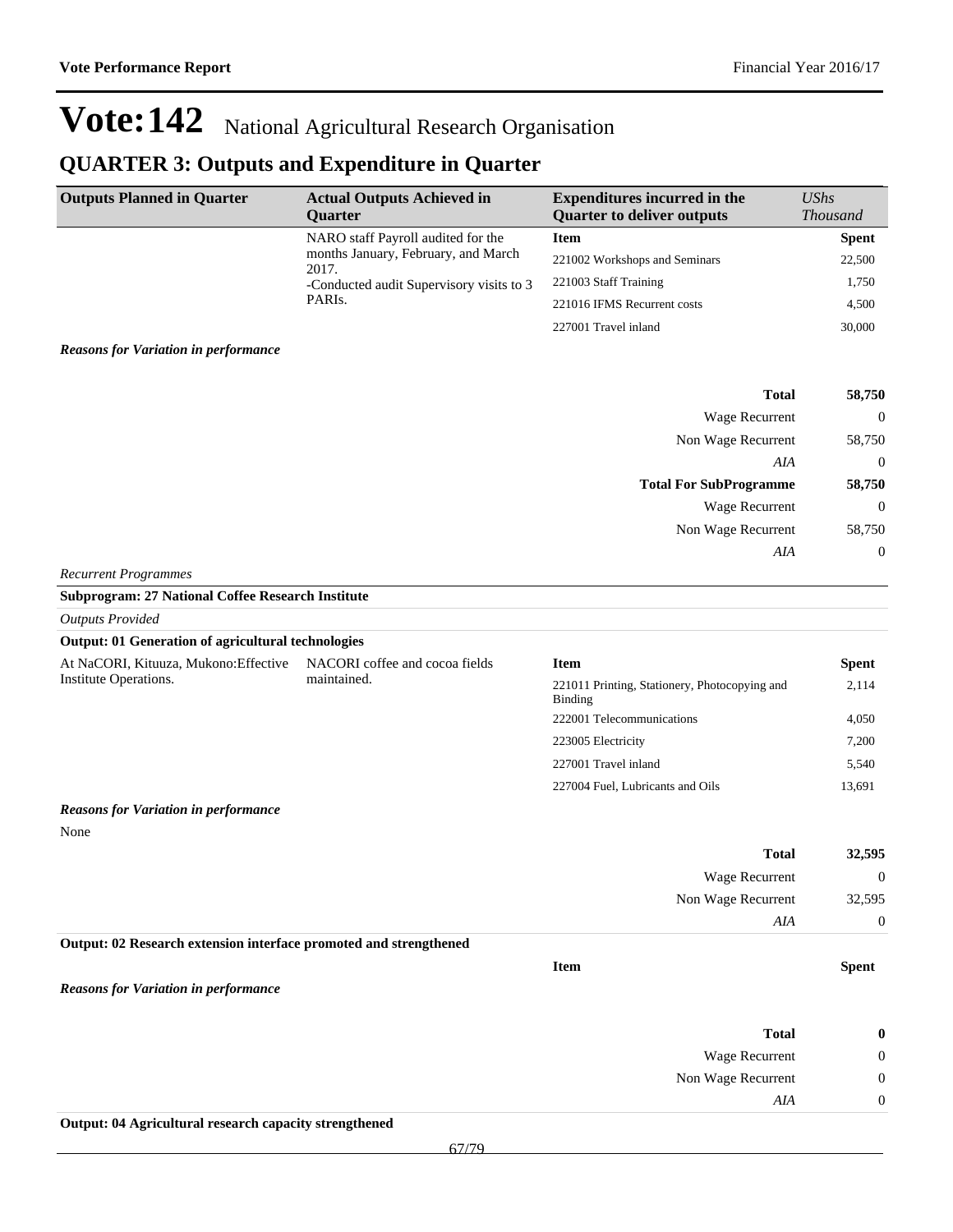# Vote:142 National Agricultural Research Organisation

## QUARTER 3: Outputs and Expenditure in Quarter

| Outputs Planned in Quarter | Actual Outputs Achieved in Quarter | Expenditures incurred in the Quarter to deliver outputs | *UShs Thousand* |
|---|---|---|---|
| | NARO staff Payroll audited for the months January, February, and March 2017.<br>-Conducted audit Supervisory visits to 3 PARIs. | **Item** | **Spent** |
| | | 221002 Workshops and Seminars | 22,500 |
| | | 221003 Staff Training | 1,750 |
| | | 221016 IFMS Recurrent costs | 4,500 |
| | | 227001 Travel inland | 30,000 |

***Reasons for Variation in performance***

| | |
|---|---|
| **Total** | **58,750** |
| Wage Recurrent | 0 |
| Non Wage Recurrent | 58,750 |
| *AIA* | 0 |
| **Total For SubProgramme** | **58,750** |
| Wage Recurrent | 0 |
| Non Wage Recurrent | 58,750 |
| *AIA* | 0 |

*Recurrent Programmes*

**Subprogram: 27 National Coffee Research Institute**

*Outputs Provided*

**Output: 01 Generation of agricultural technologies**

| Outputs Planned in Quarter | Actual Outputs Achieved in Quarter | Item | Spent |
|---|---|---|---|
| At NaCORI, Kituuza, Mukono:Effective Institute Operations. | NACORI coffee and cocoa fields maintained. | 221011 Printing, Stationery, Photocopying and Binding | 2,114 |
| | | 222001 Telecommunications | 4,050 |
| | | 223005 Electricity | 7,200 |
| | | 227001 Travel inland | 5,540 |
| | | 227004 Fuel, Lubricants and Oils | 13,691 |

***Reasons for Variation in performance***

None

| | |
|---|---|
| **Total** | **32,595** |
| Wage Recurrent | 0 |
| Non Wage Recurrent | 32,595 |
| *AIA* | 0 |

**Output: 02 Research extension interface promoted and strengthened**

| Item | Spent |
|---|---|

***Reasons for Variation in performance***

| | |
|---|---|
| **Total** | **0** |
| Wage Recurrent | 0 |
| Non Wage Recurrent | 0 |
| *AIA* | 0 |

**Output: 04 Agricultural research capacity strengthened**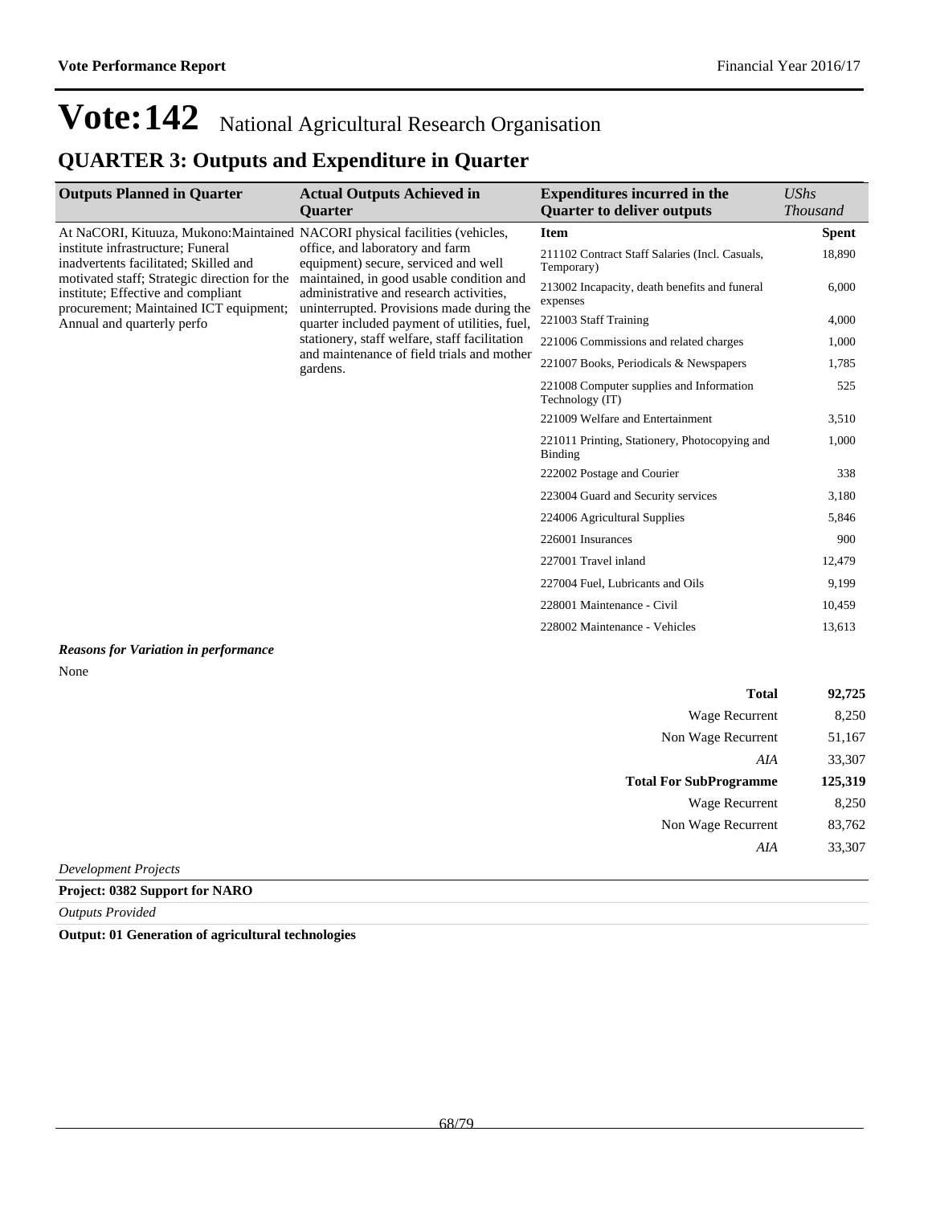# Vote:142 National Agricultural Research Organisation

## QUARTER 3: Outputs and Expenditure in Quarter

| Outputs Planned in Quarter | Actual Outputs Achieved in Quarter | Expenditures incurred in the Quarter to deliver outputs | *UShs Thousand* |
|---|---|---|---|
| At NaCORI, Kituuza, Mukono:Maintained institute infrastructure; Funeral inadvertents facilitated; Skilled and motivated staff; Strategic direction for the institute; Effective and compliant procurement; Maintained ICT equipment; Annual and quarterly perfo | NACORI physical facilities (vehicles, office, and laboratory and farm equipment) secure, serviced and well maintained, in good usable condition and administrative and research activities, uninterrupted. Provisions made during the quarter included payment of utilities, fuel, stationery, staff welfare, staff facilitation and maintenance of field trials and mother gardens. | **Item** | **Spent** |
| | | 211102 Contract Staff Salaries (Incl. Casuals, Temporary) | 18,890 |
| | | 213002 Incapacity, death benefits and funeral expenses | 6,000 |
| | | 221003 Staff Training | 4,000 |
| | | 221006 Commissions and related charges | 1,000 |
| | | 221007 Books, Periodicals & Newspapers | 1,785 |
| | | 221008 Computer supplies and Information Technology (IT) | 525 |
| | | 221009 Welfare and Entertainment | 3,510 |
| | | 221011 Printing, Stationery, Photocopying and Binding | 1,000 |
| | | 222002 Postage and Courier | 338 |
| | | 223004 Guard and Security services | 3,180 |
| | | 224006 Agricultural Supplies | 5,846 |
| | | 226001 Insurances | 900 |
| | | 227001 Travel inland | 12,479 |
| | | 227004 Fuel, Lubricants and Oils | 9,199 |
| | | 228001 Maintenance - Civil | 10,459 |
| | | 228002 Maintenance - Vehicles | 13,613 |

***Reasons for Variation in performance***

None

| | |
|---|---|
| **Total** | **92,725** |
| Wage Recurrent | 8,250 |
| Non Wage Recurrent | 51,167 |
| *AIA* | 33,307 |
| **Total For SubProgramme** | **125,319** |
| Wage Recurrent | 8,250 |
| Non Wage Recurrent | 83,762 |
| *AIA* | 33,307 |

*Development Projects*

**Project: 0382 Support for NARO**

*Outputs Provided*

**Output: 01 Generation of agricultural technologies**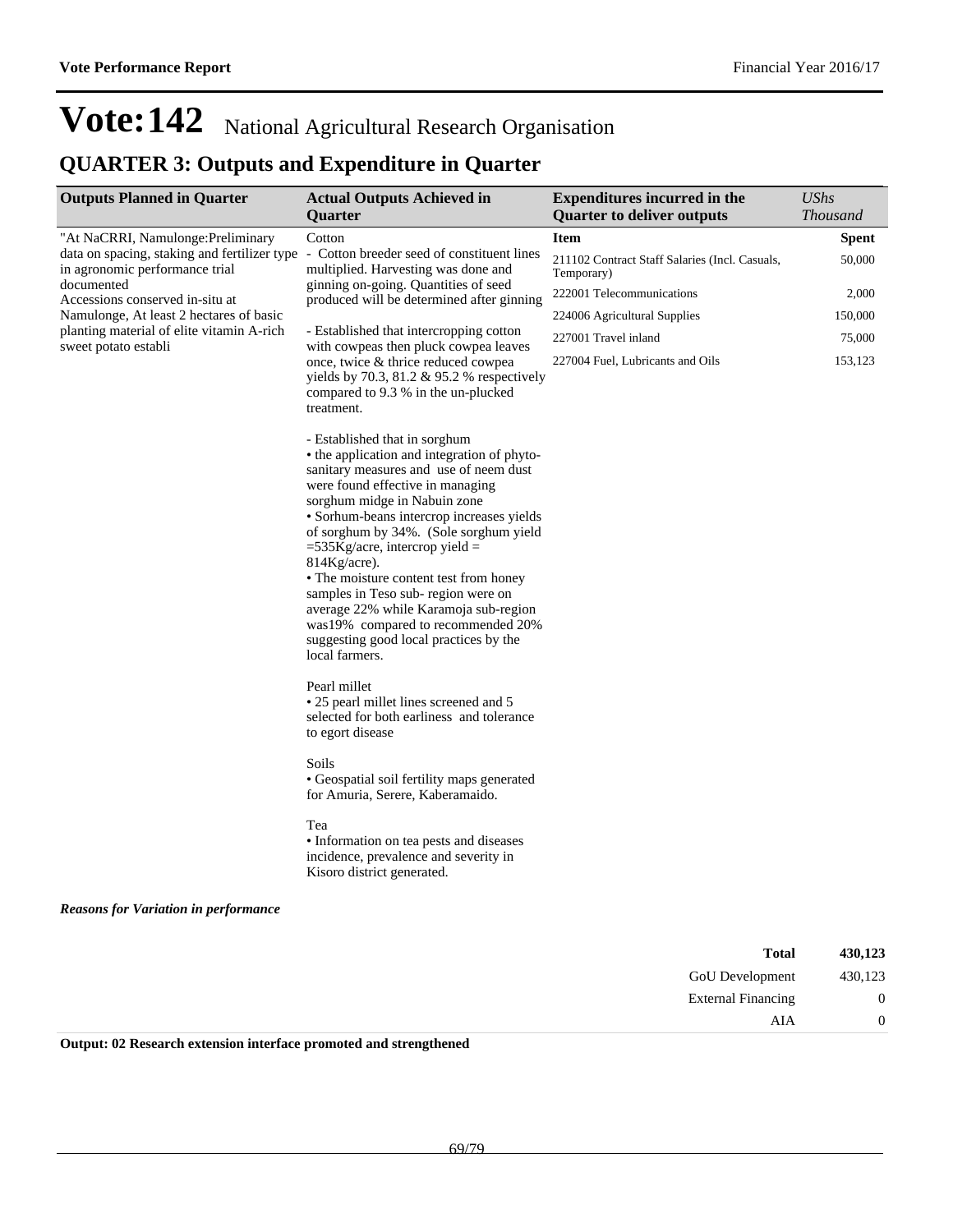# Vote:142 National Agricultural Research Organisation

## QUARTER 3: Outputs and Expenditure in Quarter

| Outputs Planned in Quarter | Actual Outputs Achieved in Quarter | Expenditures incurred in the Quarter to deliver outputs | *UShs Thousand* |
|---|---|---|---|
| "At NaCRRI, Namulonge:Preliminary data on spacing, staking and fertilizer type in agronomic performance trial documented<br>Accessions conserved in-situ at Namulonge, At least 2 hectares of basic planting material of elite vitamin A-rich sweet potato establi | Cotton<br>- Cotton breeder seed of constituent lines multiplied. Harvesting was done and ginning on-going. Quantities of seed produced will be determined after ginning<br><br>- Established that intercropping cotton with cowpeas then pluck cowpea leaves once, twice & thrice reduced cowpea yields by 70.3, 81.2 & 95.2 % respectively compared to 9.3 % in the un-plucked treatment.<br><br>- Established that in sorghum<br>• the application and integration of phyto-sanitary measures and use of neem dust were found effective in managing sorghum midge in Nabuin zone<br>• Sorhum-beans intercrop increases yields of sorghum by 34%. (Sole sorghum yield =535Kg/acre, intercrop yield = 814Kg/acre).<br>• The moisture content test from honey samples in Teso sub- region were on average 22% while Karamoja sub-region was19% compared to recommended 20% suggesting good local practices by the local farmers.<br><br>Pearl millet<br>• 25 pearl millet lines screened and 5 selected for both earliness and tolerance to egort disease<br><br>Soils<br>• Geospatial soil fertility maps generated for Amuria, Serere, Kaberamaido.<br><br>Tea<br>• Information on tea pests and diseases incidence, prevalence and severity in Kisoro district generated. | **Item** | **Spent** |
| | | 211102 Contract Staff Salaries (Incl. Casuals, Temporary) | 50,000 |
| | | 222001 Telecommunications | 2,000 |
| | | 224006 Agricultural Supplies | 150,000 |
| | | 227001 Travel inland | 75,000 |
| | | 227004 Fuel, Lubricants and Oils | 153,123 |

***Reasons for Variation in performance***

| | |
|---|---|
| **Total** | **430,123** |
| GoU Development | 430,123 |
| External Financing | 0 |
| AIA | 0 |

**Output: 02 Research extension interface promoted and strengthened**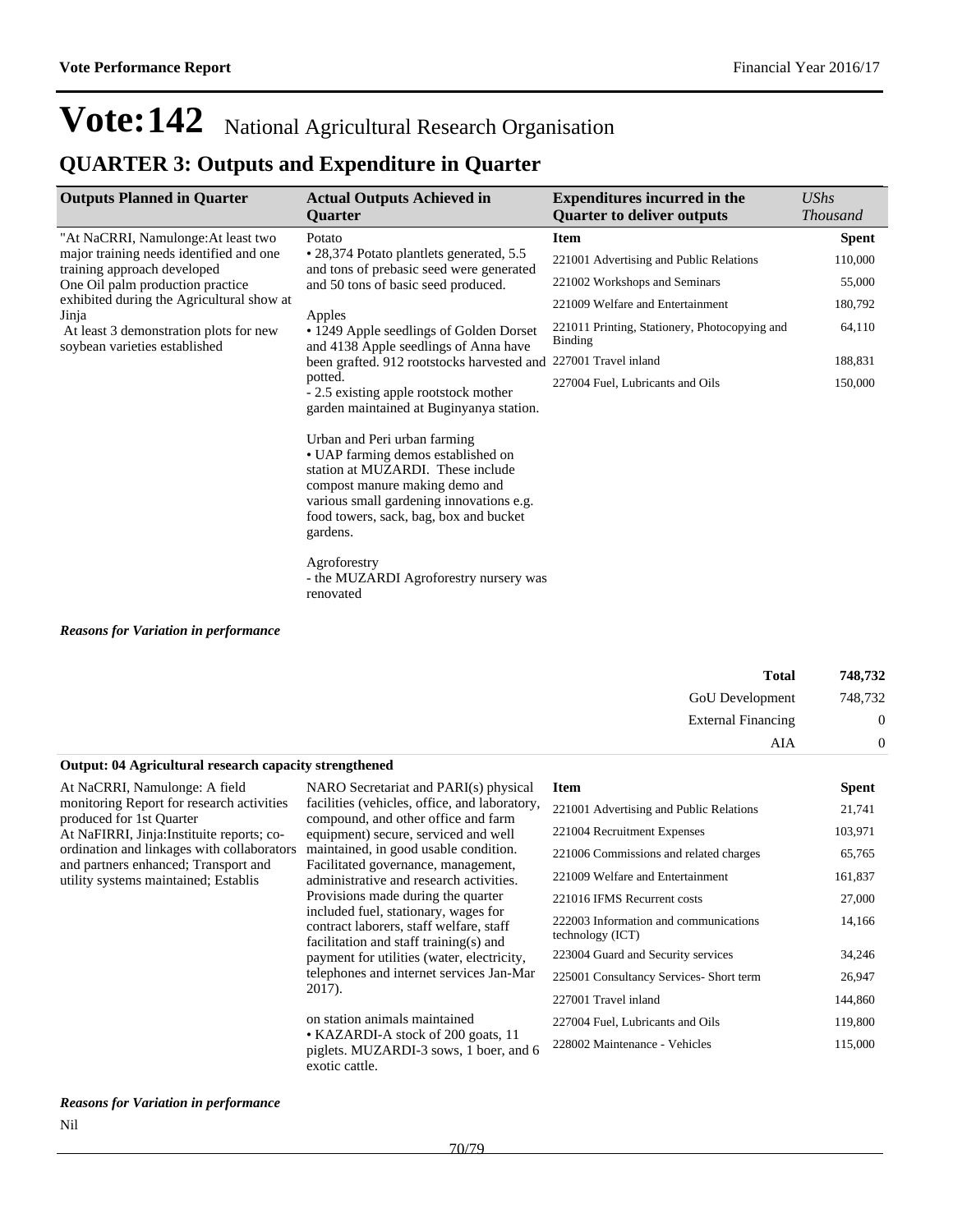# Vote:142 National Agricultural Research Organisation

## QUARTER 3: Outputs and Expenditure in Quarter

| Outputs Planned in Quarter | Actual Outputs Achieved in Quarter | Expenditures incurred in the Quarter to deliver outputs | *UShs Thousand* |
|---|---|---|---|
| "At NaCRRI, Namulonge:At least two major training needs identified and one training approach developed<br>One Oil palm production practice exhibited during the Agricultural show at Jinja<br>At least 3 demonstration plots for new soybean varieties established | Potato<br>• 28,374 Potato plantlets generated, 5.5 and tons of prebasic seed were generated and 50 tons of basic seed produced.<br><br>Apples<br>• 1249 Apple seedlings of Golden Dorset and 4138 Apple seedlings of Anna have been grafted. 912 rootstocks harvested and potted.<br>- 2.5 existing apple rootstock mother garden maintained at Buginyanya station.<br><br>Urban and Peri urban farming<br>• UAP farming demos established on station at MUZARDI. These include compost manure making demo and various small gardening innovations e.g. food towers, sack, bag, box and bucket gardens.<br><br>Agroforestry<br>- the MUZARDI Agroforestry nursery was renovated | **Item** | **Spent** |
| | | 221001 Advertising and Public Relations | 110,000 |
| | | 221002 Workshops and Seminars | 55,000 |
| | | 221009 Welfare and Entertainment | 180,792 |
| | | 221011 Printing, Stationery, Photocopying and Binding | 64,110 |
| | | 227001 Travel inland | 188,831 |
| | | 227004 Fuel, Lubricants and Oils | 150,000 |

***Reasons for Variation in performance***

| | |
|---|---|
| **Total** | **748,732** |
| GoU Development | 748,732 |
| External Financing | 0 |
| AIA | 0 |

**Output: 04 Agricultural research capacity strengthened**

| Outputs Planned in Quarter | Actual Outputs Achieved in Quarter | Item | Spent |
|---|---|---|---|
| At NaCRRI, Namulonge: A field monitoring Report for research activities produced for 1st Quarter<br>At NaFIRRI, Jinja:Instituite reports; co-ordination and linkages with collaborators and partners enhanced; Transport and utility systems maintained; Establis | NARO Secretariat and PARI(s) physical facilities (vehicles, office, and laboratory, compound, and other office and farm equipment) secure, serviced and well maintained, in good usable condition. Facilitated governance, management, administrative and research activities. Provisions made during the quarter included fuel, stationary, wages for contract laborers, staff welfare, staff facilitation and staff training(s) and payment for utilities (water, electricity, telephones and internet services Jan-Mar 2017).<br><br>on station animals maintained<br>• KAZARDI-A stock of 200 goats, 11 piglets. MUZARDI-3 sows, 1 boer, and 6 exotic cattle. | 221001 Advertising and Public Relations | 21,741 |
| | | 221004 Recruitment Expenses | 103,971 |
| | | 221006 Commissions and related charges | 65,765 |
| | | 221009 Welfare and Entertainment | 161,837 |
| | | 221016 IFMS Recurrent costs | 27,000 |
| | | 222003 Information and communications technology (ICT) | 14,166 |
| | | 223004 Guard and Security services | 34,246 |
| | | 225001 Consultancy Services- Short term | 26,947 |
| | | 227001 Travel inland | 144,860 |
| | | 227004 Fuel, Lubricants and Oils | 119,800 |
| | | 228002 Maintenance - Vehicles | 115,000 |

***Reasons for Variation in performance***

Nil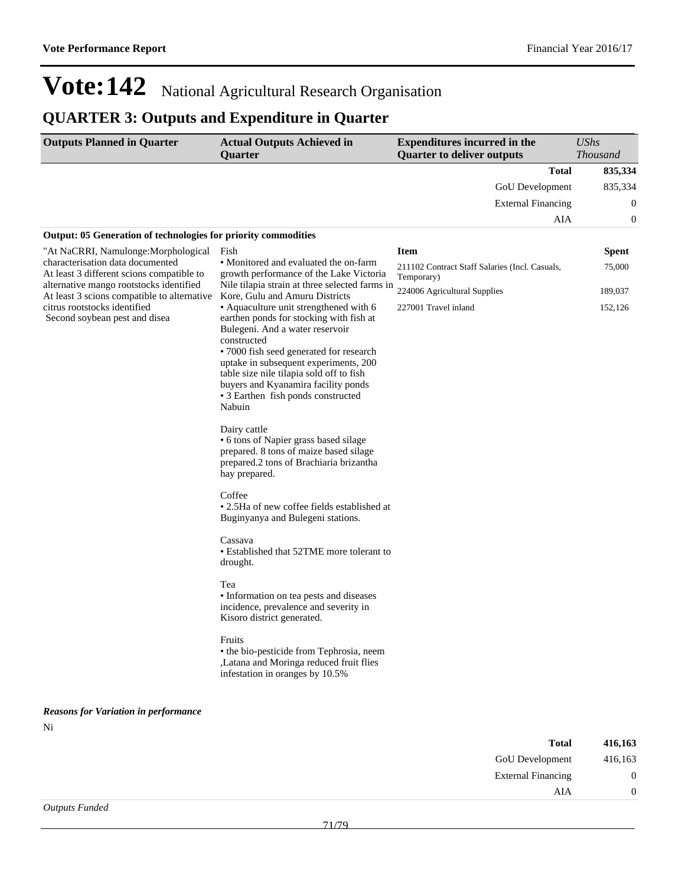# Vote:142 National Agricultural Research Organisation

## QUARTER 3: Outputs and Expenditure in Quarter

| Outputs Planned in Quarter | Actual Outputs Achieved in Quarter | Expenditures incurred in the Quarter to deliver outputs | *UShs Thousand* |
|---|---|---|---|
| | | **Total** | **835,334** |
| | | GoU Development | 835,334 |
| | | External Financing | 0 |
| | | AIA | 0 |

**Output: 05 Generation of technologies for priority commodities**

| Outputs Planned in Quarter | Actual Outputs Achieved in Quarter | Item | Spent |
|---|---|---|---|
| "At NaCRRI, Namulonge:Morphological characterisation data documented<br>At least 3 different scions compatible to alternative mango rootstocks identified<br>At least 3 scions compatible to alternative citrus rootstocks identified<br>Second soybean pest and disea | Fish<br>• Monitored and evaluated the on-farm growth performance of the Lake Victoria Nile tilapia strain at three selected farms in Kore, Gulu and Amuru Districts<br>• Aquaculture unit strengthened with 6 earthen ponds for stocking with fish at Bulegeni. And a water reservoir constructed<br>• 7000 fish seed generated for research uptake in subsequent experiments, 200 table size nile tilapia sold off to fish buyers and Kyanamira facility ponds<br>• 3 Earthen fish ponds constructed Nabuin<br><br>Dairy cattle<br>• 6 tons of Napier grass based silage prepared. 8 tons of maize based silage prepared.2 tons of Brachiaria brizantha hay prepared.<br><br>Coffee<br>• 2.5Ha of new coffee fields established at Buginyanya and Bulegeni stations.<br><br>Cassava<br>• Established that 52TME more tolerant to drought.<br><br>Tea<br>• Information on tea pests and diseases incidence, prevalence and severity in Kisoro district generated.<br><br>Fruits<br>• the bio-pesticide from Tephrosia, neem ,Latana and Moringa reduced fruit flies infestation in oranges by 10.5% | 211102 Contract Staff Salaries (Incl. Casuals, Temporary) | 75,000 |
| | | 224006 Agricultural Supplies | 189,037 |
| | | 227001 Travel inland | 152,126 |

***Reasons for Variation in performance***

Ni

| | |
|---|---|
| **Total** | **416,163** |
| GoU Development | 416,163 |
| External Financing | 0 |
| AIA | 0 |

*Outputs Funded*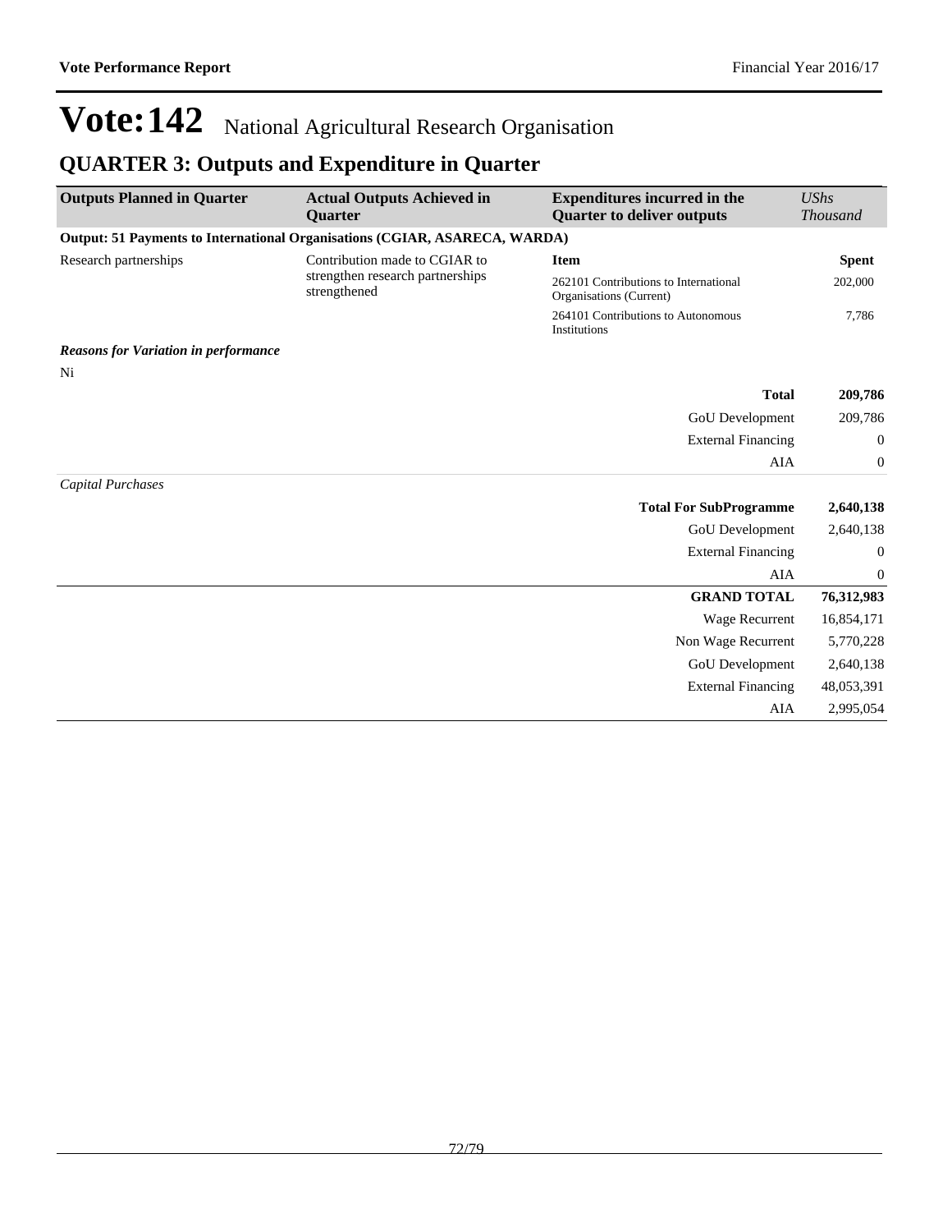# Vote:142 National Agricultural Research Organisation

## QUARTER 3: Outputs and Expenditure in Quarter

| Outputs Planned in Quarter | Actual Outputs Achieved in Quarter | Expenditures incurred in the Quarter to deliver outputs | *UShs Thousand* |
|---|---|---|---|
| **Output: 51 Payments to International Organisations (CGIAR, ASARECA, WARDA)** | | | |
| Research partnerships | Contribution made to CGIAR to strengthen research partnerships strengthened | **Item** | **Spent** |
| | | 262101 Contributions to International Organisations (Current) | 202,000 |
| | | 264101 Contributions to Autonomous Institutions | 7,786 |
| ***Reasons for Variation in performance*** | | | |
| Ni | | | |
| | | **Total** | **209,786** |
| | | GoU Development | 209,786 |
| | | External Financing | 0 |
| | | AIA | 0 |
| *Capital Purchases* | | | |
| | | **Total For SubProgramme** | **2,640,138** |
| | | GoU Development | 2,640,138 |
| | | External Financing | 0 |
| | | AIA | 0 |
| | | **GRAND TOTAL** | **76,312,983** |
| | | Wage Recurrent | 16,854,171 |
| | | Non Wage Recurrent | 5,770,228 |
| | | GoU Development | 2,640,138 |
| | | External Financing | 48,053,391 |
| | | AIA | 2,995,054 |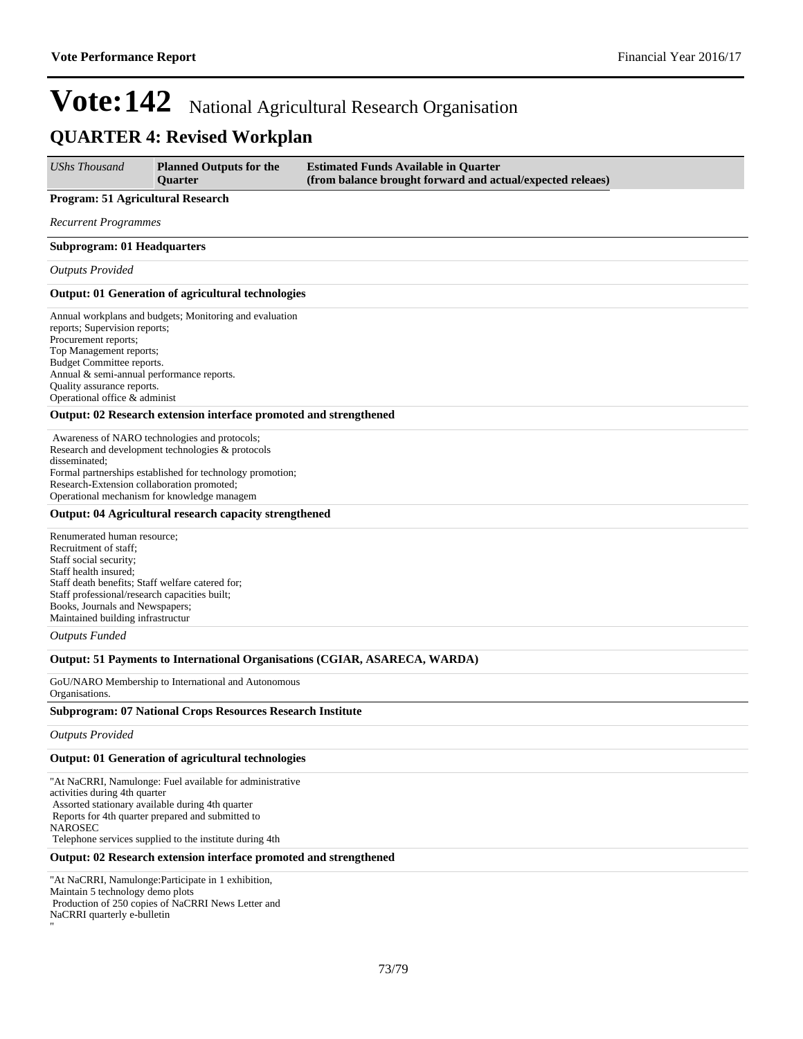# Vote:142 National Agricultural Research Organisation

## QUARTER 4: Revised Workplan

| *UShs Thousand* | **Planned Outputs for the Quarter** | **Estimated Funds Available in Quarter (from balance brought forward and actual/expected releaes)** |
|---|---|---|

**Program: 51 Agricultural Research**

*Recurrent Programmes*

**Subprogram: 01 Headquarters**

*Outputs Provided*

**Output: 01 Generation of agricultural technologies**

Annual workplans and budgets; Monitoring and evaluation reports; Supervision reports;
Procurement reports;
Top Management reports;
Budget Committee reports.
Annual & semi-annual performance reports.
Quality assurance reports.
Operational office & administ

**Output: 02 Research extension interface promoted and strengthened**

Awareness of NARO technologies and protocols;
Research and development technologies & protocols disseminated;
Formal partnerships established for technology promotion;
Research-Extension collaboration promoted;
Operational mechanism for knowledge managem

**Output: 04 Agricultural research capacity strengthened**

Renumerated human resource;
Recruitment of staff;
Staff social security;
Staff health insured;
Staff death benefits; Staff welfare catered for;
Staff professional/research capacities built;
Books, Journals and Newspapers;
Maintained building infrastructur

*Outputs Funded*

**Output: 51 Payments to International Organisations (CGIAR, ASARECA, WARDA)**

GoU/NARO Membership to International and Autonomous Organisations.

**Subprogram: 07 National Crops Resources Research Institute**

*Outputs Provided*

**Output: 01 Generation of agricultural technologies**

"At NaCRRI, Namulonge: Fuel available for administrative activities during 4th quarter
Assorted stationary available during 4th quarter
Reports for 4th quarter prepared and submitted to NAROSEC
Telephone services supplied to the institute during 4th

**Output: 02 Research extension interface promoted and strengthened**

"At NaCRRI, Namulonge:Participate in 1 exhibition,
Maintain 5 technology demo plots
Production of 250 copies of NaCRRI News Letter and NaCRRI quarterly e-bulletin
"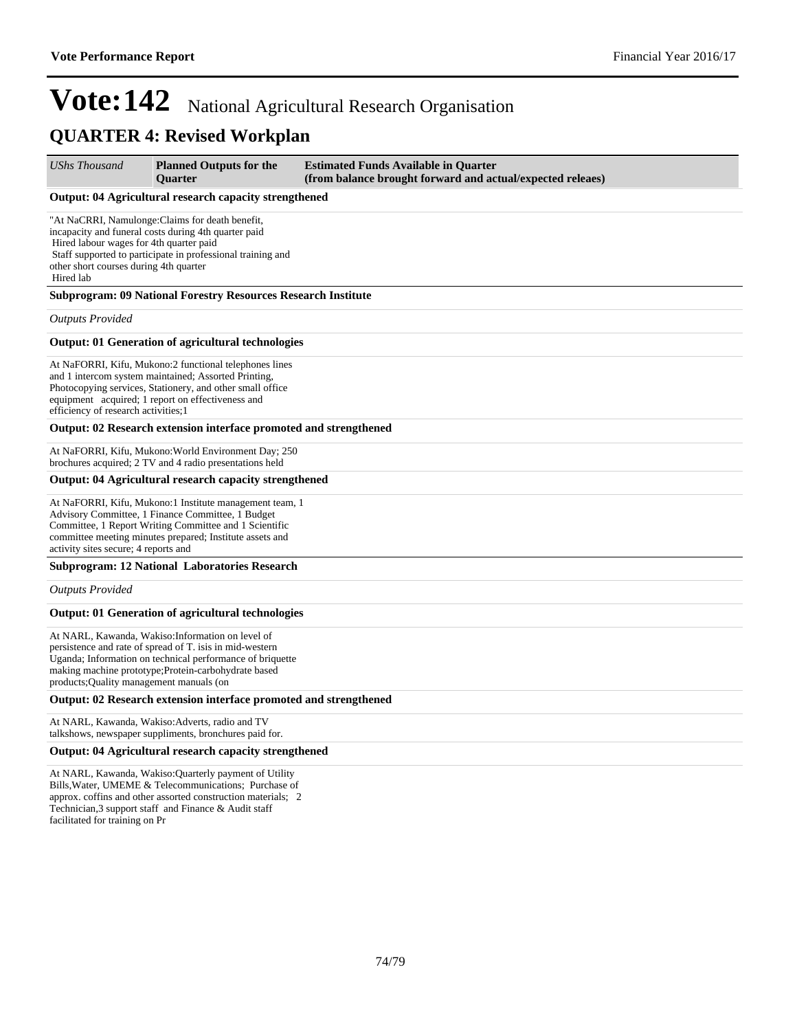# Vote:142 National Agricultural Research Organisation

## QUARTER 4: Revised Workplan

| *UShs Thousand* | **Planned Outputs for the Quarter** | **Estimated Funds Available in Quarter (from balance brought forward and actual/expected releaes)** |
|---|---|---|

**Output: 04 Agricultural research capacity strengthened**

"At NaCRRI, Namulonge:Claims for death benefit, incapacity and funeral costs during 4th quarter paid
Hired labour wages for 4th quarter paid
Staff supported to participate in professional training and other short courses during 4th quarter
Hired lab

**Subprogram: 09 National Forestry Resources Research Institute**

*Outputs Provided*

**Output: 01 Generation of agricultural technologies**

At NaFORRI, Kifu, Mukono:2 functional telephones lines and 1 intercom system maintained; Assorted Printing, Photocopying services, Stationery, and other small office equipment acquired; 1 report on effectiveness and efficiency of research activities;1

**Output: 02 Research extension interface promoted and strengthened**

At NaFORRI, Kifu, Mukono:World Environment Day; 250 brochures acquired; 2 TV and 4 radio presentations held

**Output: 04 Agricultural research capacity strengthened**

At NaFORRI, Kifu, Mukono:1 Institute management team, 1 Advisory Committee, 1 Finance Committee, 1 Budget Committee, 1 Report Writing Committee and 1 Scientific committee meeting minutes prepared; Institute assets and activity sites secure; 4 reports and

**Subprogram: 12 National Laboratories Research**

*Outputs Provided*

**Output: 01 Generation of agricultural technologies**

At NARL, Kawanda, Wakiso:Information on level of persistence and rate of spread of T. isis in mid-western Uganda; Information on technical performance of briquette making machine prototype;Protein-carbohydrate based products;Quality management manuals (on

**Output: 02 Research extension interface promoted and strengthened**

At NARL, Kawanda, Wakiso:Adverts, radio and TV talkshows, newspaper suppliments, bronchures paid for.

**Output: 04 Agricultural research capacity strengthened**

At NARL, Kawanda, Wakiso:Quarterly payment of Utility Bills,Water, UMEME & Telecommunications; Purchase of approx. coffins and other assorted construction materials; 2 Technician,3 support staff and Finance & Audit staff facilitated for training on Pr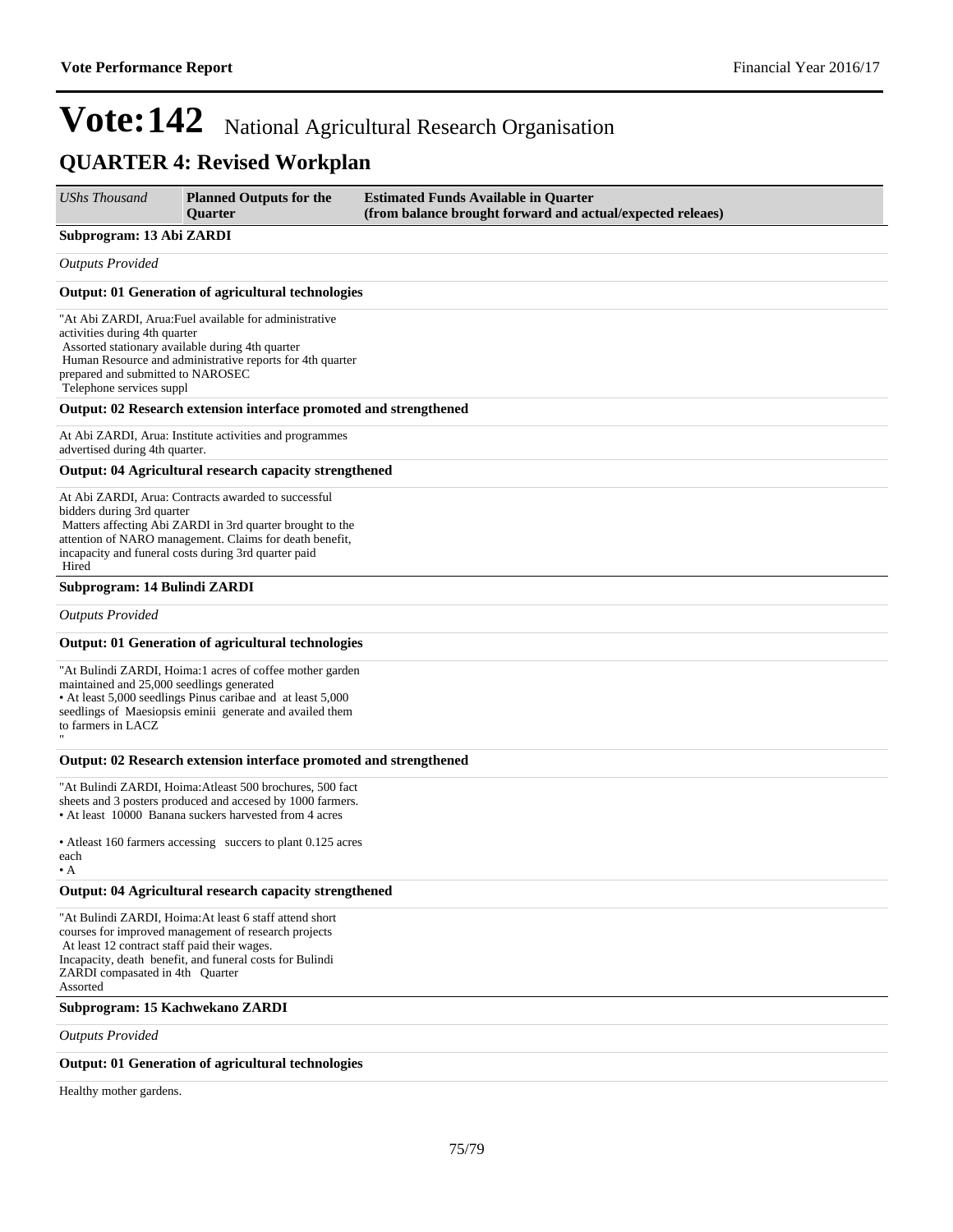# Vote:142 National Agricultural Research Organisation

## QUARTER 4: Revised Workplan

| *UShs Thousand* | **Planned Outputs for the Quarter** | **Estimated Funds Available in Quarter (from balance brought forward and actual/expected releaes)** |
|---|---|---|

**Subprogram: 13 Abi ZARDI**

*Outputs Provided*

**Output: 01 Generation of agricultural technologies**

"At Abi ZARDI, Arua:Fuel available for administrative activities during 4th quarter
Assorted stationary available during 4th quarter
Human Resource and administrative reports for 4th quarter prepared and submitted to NAROSEC
Telephone services suppl

**Output: 02 Research extension interface promoted and strengthened**

At Abi ZARDI, Arua: Institute activities and programmes advertised during 4th quarter.

**Output: 04 Agricultural research capacity strengthened**

At Abi ZARDI, Arua: Contracts awarded to successful bidders during 3rd quarter
Matters affecting Abi ZARDI in 3rd quarter brought to the attention of NARO management. Claims for death benefit, incapacity and funeral costs during 3rd quarter paid
Hired

**Subprogram: 14 Bulindi ZARDI**

*Outputs Provided*

**Output: 01 Generation of agricultural technologies**

"At Bulindi ZARDI, Hoima:1 acres of coffee mother garden maintained and 25,000 seedlings generated
• At least 5,000 seedlings Pinus caribae and at least 5,000 seedlings of Maesiopsis eminii generate and availed them to farmers in LACZ
"

**Output: 02 Research extension interface promoted and strengthened**

"At Bulindi ZARDI, Hoima:Atleast 500 brochures, 500 fact sheets and 3 posters produced and accesed by 1000 farmers.
• At least 10000 Banana suckers harvested from 4 acres

• Atleast 160 farmers accessing succers to plant 0.125 acres each
• A

**Output: 04 Agricultural research capacity strengthened**

"At Bulindi ZARDI, Hoima:At least 6 staff attend short courses for improved management of research projects
At least 12 contract staff paid their wages.
Incapacity, death benefit, and funeral costs for Bulindi ZARDI compasated in 4th Quarter
Assorted

**Subprogram: 15 Kachwekano ZARDI**

*Outputs Provided*

**Output: 01 Generation of agricultural technologies**

Healthy mother gardens.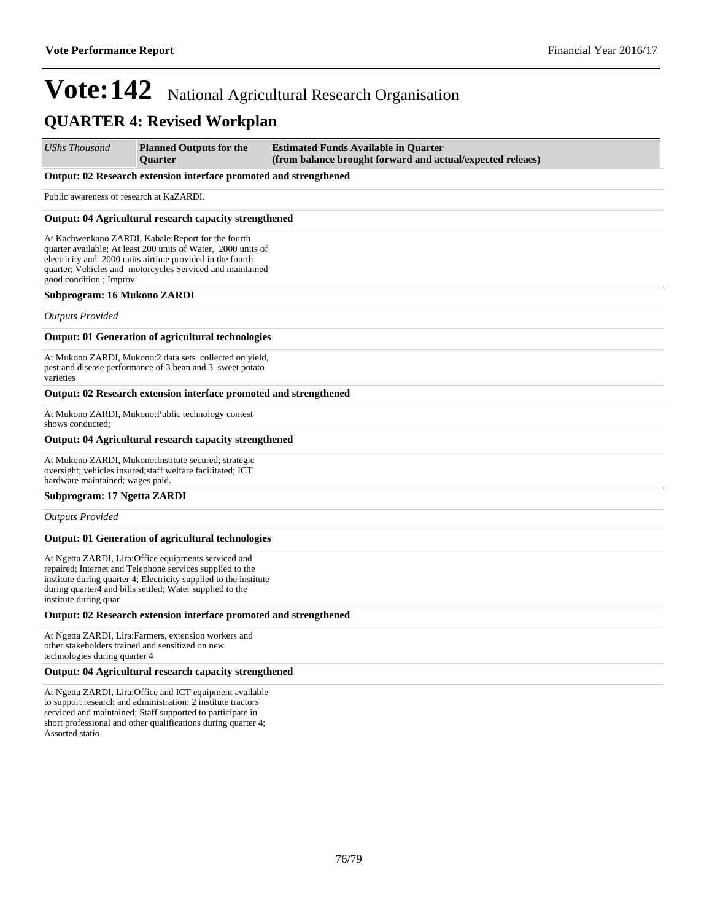# Vote:142 National Agricultural Research Organisation

## QUARTER 4: Revised Workplan

| *UShs Thousand* | **Planned Outputs for the Quarter** | **Estimated Funds Available in Quarter (from balance brought forward and actual/expected releaes)** |
|---|---|---|

**Output: 02 Research extension interface promoted and strengthened**

Public awareness of research at KaZARDI.

**Output: 04 Agricultural research capacity strengthened**

At Kachwenkano ZARDI, Kabale:Report for the fourth quarter available; At least 200 units of Water, 2000 units of electricity and 2000 units airtime provided in the fourth quarter; Vehicles and motorcycles Serviced and maintained good condition ; Improv

**Subprogram: 16 Mukono ZARDI**

*Outputs Provided*

**Output: 01 Generation of agricultural technologies**

At Mukono ZARDI, Mukono:2 data sets collected on yield, pest and disease performance of 3 bean and 3 sweet potato varieties

**Output: 02 Research extension interface promoted and strengthened**

At Mukono ZARDI, Mukono:Public technology contest shows conducted;

**Output: 04 Agricultural research capacity strengthened**

At Mukono ZARDI, Mukono:Institute secured; strategic oversight; vehicles insured;staff welfare facilitated; ICT hardware maintained; wages paid.

**Subprogram: 17 Ngetta ZARDI**

*Outputs Provided*

**Output: 01 Generation of agricultural technologies**

At Ngetta ZARDI, Lira:Office equipments serviced and repaired; Internet and Telephone services supplied to the institute during quarter 4; Electricity supplied to the institute during quarter4 and bills settled; Water supplied to the institute during quar

**Output: 02 Research extension interface promoted and strengthened**

At Ngetta ZARDI, Lira:Farmers, extension workers and other stakeholders trained and sensitized on new technologies during quarter 4

**Output: 04 Agricultural research capacity strengthened**

At Ngetta ZARDI, Lira:Office and ICT equipment available to support research and administration; 2 institute tractors serviced and maintained; Staff supported to participate in short professional and other qualifications during quarter 4; Assorted statio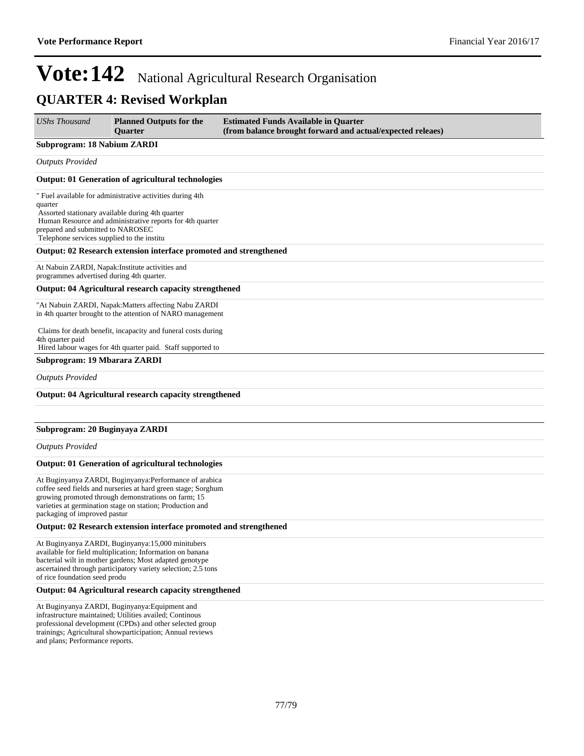# Vote:142 National Agricultural Research Organisation

## QUARTER 4: Revised Workplan

| UShs Thousand | Planned Outputs for the Quarter | Estimated Funds Available in Quarter (from balance brought forward and actual/expected releaes) |
|---|---|---|

**Subprogram: 18 Nabium ZARDI**

*Outputs Provided*

**Output: 01 Generation of agricultural technologies**

" Fuel available for administrative activities during 4th quarter
Assorted stationary available during 4th quarter
Human Resource and administrative reports for 4th quarter prepared and submitted to NAROSEC
Telephone services supplied to the institu

**Output: 02 Research extension interface promoted and strengthened**

At Nabuin ZARDI, Napak:Institute activities and programmes advertised during 4th quarter.

**Output: 04 Agricultural research capacity strengthened**

"At Nabuin ZARDI, Napak:Matters affecting Nabu ZARDI in 4th quarter brought to the attention of NARO management

Claims for death benefit, incapacity and funeral costs during 4th quarter paid
Hired labour wages for 4th quarter paid. Staff supported to

**Subprogram: 19 Mbarara ZARDI**

*Outputs Provided*

**Output: 04 Agricultural research capacity strengthened**

**Subprogram: 20 Buginyaya ZARDI**

*Outputs Provided*

**Output: 01 Generation of agricultural technologies**

At Buginyanya ZARDI, Buginyanya:Performance of arabica coffee seed fields and nurseries at hard green stage; Sorghum growing promoted through demonstrations on farm; 15 varieties at germination stage on station; Production and packaging of improved pastur

**Output: 02 Research extension interface promoted and strengthened**

At Buginyanya ZARDI, Buginyanya:15,000 minitubers available for field multiplication; Information on banana bacterial wilt in mother gardens; Most adapted genotype ascertained through participatory variety selection; 2.5 tons of rice foundation seed produ

**Output: 04 Agricultural research capacity strengthened**

At Buginyanya ZARDI, Buginyanya:Equipment and infrastructure maintained; Utilities availed; Continous professional development (CPDs) and other selected group trainings; Agricultural showparticipation; Annual reviews and plans; Performance reports.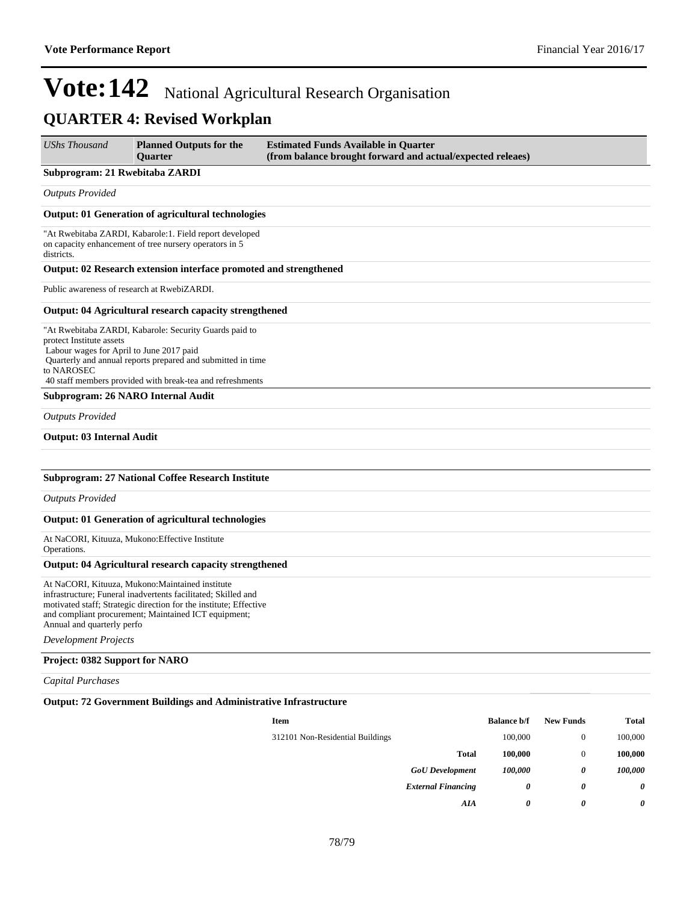# Vote:142 National Agricultural Research Organisation

## QUARTER 4: Revised Workplan

| *UShs Thousand* | **Planned Outputs for the Quarter** | **Estimated Funds Available in Quarter (from balance brought forward and actual/expected releaes)** |
|---|---|---|

**Subprogram: 21 Rwebitaba ZARDI**

*Outputs Provided*

**Output: 01 Generation of agricultural technologies**

"At Rwebitaba ZARDI, Kabarole:1. Field report developed on capacity enhancement of tree nursery operators in 5 districts.

**Output: 02 Research extension interface promoted and strengthened**

Public awareness of research at RwebiZARDI.

**Output: 04 Agricultural research capacity strengthened**

"At Rwebitaba ZARDI, Kabarole: Security Guards paid to protect Institute assets
Labour wages for April to June 2017 paid
Quarterly and annual reports prepared and submitted in time to NAROSEC
40 staff members provided with break-tea and refreshments

**Subprogram: 26 NARO Internal Audit**

*Outputs Provided*

**Output: 03 Internal Audit**

**Subprogram: 27 National Coffee Research Institute**

*Outputs Provided*

**Output: 01 Generation of agricultural technologies**

At NaCORI, Kituuza, Mukono:Effective Institute Operations.

**Output: 04 Agricultural research capacity strengthened**

At NaCORI, Kituuza, Mukono:Maintained institute infrastructure; Funeral inadvertents facilitated; Skilled and motivated staff; Strategic direction for the institute; Effective and compliant procurement; Maintained ICT equipment; Annual and quarterly perfo

*Development Projects*

**Project: 0382 Support for NARO**

*Capital Purchases*

**Output: 72 Government Buildings and Administrative Infrastructure**

| **Item** | **Balance b/f** | **New Funds** | **Total** |
|---|---|---|---|
| 312101 Non-Residential Buildings | 100,000 | 0 | 100,000 |
| **Total** | **100,000** | 0 | **100,000** |
| ***GoU Development*** | ***100,000*** | ***0*** | ***100,000*** |
| ***External Financing*** | ***0*** | ***0*** | ***0*** |
| ***AIA*** | ***0*** | ***0*** | ***0*** |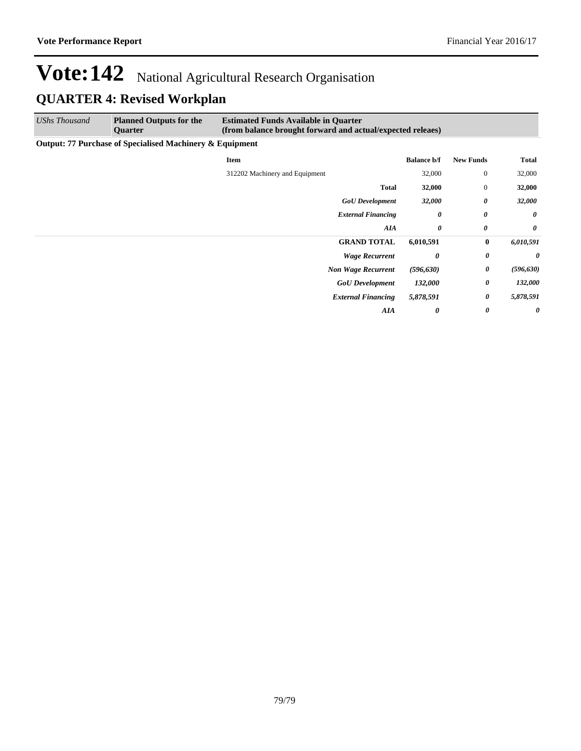# Vote:142 National Agricultural Research Organisation

## QUARTER 4: Revised Workplan

| *UShs Thousand* | **Planned Outputs for the Quarter** | **Estimated Funds Available in Quarter (from balance brought forward and actual/expected releaes)** | | | |
|---|---|---|---|---|---|
| **Output: 77 Purchase of Specialised Machinery & Equipment** | | | | | |
| | | **Item** | **Balance b/f** | **New Funds** | **Total** |
| | | 312202 Machinery and Equipment | 32,000 | 0 | 32,000 |
| | | **Total** | **32,000** | 0 | **32,000** |
| | | ***GoU Development*** | ***32,000*** | ***0*** | ***32,000*** |
| | | ***External Financing*** | ***0*** | ***0*** | ***0*** |
| | | ***AIA*** | ***0*** | ***0*** | ***0*** |
| | | **GRAND TOTAL** | **6,010,591** | **0** | ***6,010,591*** |
| | | ***Wage Recurrent*** | ***0*** | ***0*** | ***0*** |
| | | ***Non Wage Recurrent*** | ***(596,630)*** | ***0*** | ***(596,630)*** |
| | | ***GoU Development*** | ***132,000*** | ***0*** | ***132,000*** |
| | | ***External Financing*** | ***5,878,591*** | ***0*** | ***5,878,591*** |
| | | ***AIA*** | ***0*** | ***0*** | ***0*** |